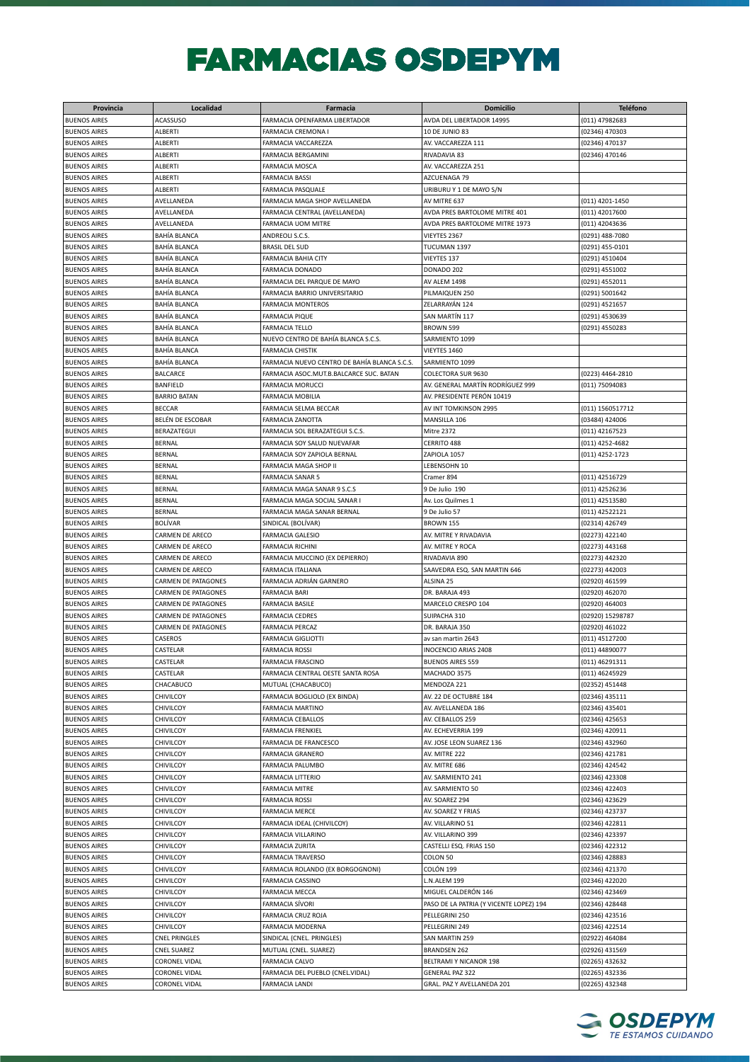# FARMACIAS OSDEPYM

| Provincia | Localidad | Farmacia | Domicilio | Teléfono |
|---|---|---|---|---|
| BUENOS AIRES | ACASSUSO | FARMACIA OPENFARMA LIBERTADOR | AVDA DEL LIBERTADOR 14995 | (011) 47982683 |
| BUENOS AIRES | ALBERTI | FARMACIA CREMONA I | 10 DE JUNIO 83 | (02346) 470303 |
| BUENOS AIRES | ALBERTI | FARMACIA VACCAREZZA | AV. VACCAREZZA 111 | (02346) 470137 |
| BUENOS AIRES | ALBERTI | FARMACIA BERGAMINI | RIVADAVIA 83 | (02346) 470146 |
| BUENOS AIRES | ALBERTI | FARMACIA MOSCA | AV. VACCAREZZA 251 | |
| BUENOS AIRES | ALBERTI | FARMACIA BASSI | AZCUENAGA 79 | |
| BUENOS AIRES | ALBERTI | FARMACIA PASQUALE | URIBURU Y 1 DE MAYO S/N | |
| BUENOS AIRES | AVELLANEDA | FARMACIA MAGA SHOP AVELLANEDA | AV MITRE 637 | (011) 4201-1450 |
| BUENOS AIRES | AVELLANEDA | FARMACIA CENTRAL (AVELLANEDA) | AVDA PRES BARTOLOME MITRE 401 | (011) 42017600 |
| BUENOS AIRES | AVELLANEDA | FARMACIA UOM MITRE | AVDA PRES BARTOLOME MITRE 1973 | (011) 42043636 |
| BUENOS AIRES | BAHÍA BLANCA | ANDREOLI S.C.S. | VIEYTES 2367 | (0291) 488-7080 |
| BUENOS AIRES | BAHÍA BLANCA | BRASIL DEL SUD | TUCUMAN 1397 | (0291) 455-0101 |
| BUENOS AIRES | BAHÍA BLANCA | FARMACIA BAHIA CITY | VIEYTES 137 | (0291) 4510404 |
| BUENOS AIRES | BAHÍA BLANCA | FARMACIA DONADO | DONADO 202 | (0291) 4551002 |
| BUENOS AIRES | BAHÍA BLANCA | FARMACIA DEL PARQUE DE MAYO | AV ALEM 1498 | (0291) 4552011 |
| BUENOS AIRES | BAHÍA BLANCA | FARMACIA BARRIO UNIVERSITARIO | PILMAIQUEN 250 | (0291) 5001642 |
| BUENOS AIRES | BAHÍA BLANCA | FARMACIA MONTEROS | ZELARRAYÁN 124 | (0291) 4521657 |
| BUENOS AIRES | BAHÍA BLANCA | FARMACIA PIQUE | SAN MARTÍN 117 | (0291) 4530639 |
| BUENOS AIRES | BAHÍA BLANCA | FARMACIA TELLO | BROWN 599 | (0291) 4550283 |
| BUENOS AIRES | BAHÍA BLANCA | NUEVO CENTRO DE BAHÍA BLANCA S.C.S. | SARMIENTO 1099 | |
| BUENOS AIRES | BAHÍA BLANCA | FARMACIA CHISTIK | VIEYTES 1460 | |
| BUENOS AIRES | BAHÍA BLANCA | FARMACIA NUEVO CENTRO DE BAHÍA BLANCA S.C.S. | SARMIENTO 1099 | |
| BUENOS AIRES | BALCARCE | FARMACIA ASOC.MUT.B.BALCARCE SUC. BATAN | COLECTORA SUR 9630 | (0223) 4464-2810 |
| BUENOS AIRES | BANFIELD | FARMACIA MORUCCI | AV. GENERAL MARTÍN RODRÍGUEZ 999 | (011) 75094083 |
| BUENOS AIRES | BARRIO BATAN | FARMACIA MOBILIA | AV. PRESIDENTE PERÓN 10419 | |
| BUENOS AIRES | BECCAR | FARMACIA SELMA BECCAR | AV INT TOMKINSON 2995 | (011) 1560517712 |
| BUENOS AIRES | BELÉN DE ESCOBAR | FARMACIA ZANOTTA | MANSILLA 106 | (03484) 424006 |
| BUENOS AIRES | BERAZATEGUI | FARMACIA SOL BERAZATEGUI S.C.S. | Mitre 2372 | (011) 42167523 |
| BUENOS AIRES | BERNAL | FARMACIA SOY SALUD NUEVAFAR | CERRITO 488 | (011) 4252-4682 |
| BUENOS AIRES | BERNAL | FARMACIA SOY ZAPIOLA BERNAL | ZAPIOLA 1057 | (011) 4252-1723 |
| BUENOS AIRES | BERNAL | FARMACIA MAGA SHOP II | LEBENSOHN 10 | |
| BUENOS AIRES | BERNAL | FARMACIA SANAR 5 | Cramer 894 | (011) 42516729 |
| BUENOS AIRES | BERNAL | FARMACIA MAGA SANAR 9 S.C.S | 9 De Julio 190 | (011) 42526236 |
| BUENOS AIRES | BERNAL | FARMACIA MAGA SOCIAL SANAR I | Av. Los Quilmes 1 | (011) 42513580 |
| BUENOS AIRES | BERNAL | FARMACIA MAGA SANAR BERNAL | 9 De Julio 57 | (011) 42522121 |
| BUENOS AIRES | BOLÍVAR | SINDICAL (BOLÍVAR) | BROWN 155 | (02314) 426749 |
| BUENOS AIRES | CARMEN DE ARECO | FARMACIA GALESIO | AV. MITRE Y RIVADAVIA | (02273) 422140 |
| BUENOS AIRES | CARMEN DE ARECO | FARMACIA RICHINI | AV. MITRE Y ROCA | (02273) 443168 |
| BUENOS AIRES | CARMEN DE ARECO | FARMACIA MUCCINO (EX DEPIERRO) | RIVADAVIA 890 | (02273) 442320 |
| BUENOS AIRES | CARMEN DE ARECO | FARMACIA ITALIANA | SAAVEDRA ESQ. SAN MARTIN 646 | (02273) 442003 |
| BUENOS AIRES | CARMEN DE PATAGONES | FARMACIA ADRIÁN GARNERO | ALSINA 25 | (02920) 461599 |
| BUENOS AIRES | CARMEN DE PATAGONES | FARMACIA BARI | DR. BARAJA 493 | (02920) 462070 |
| BUENOS AIRES | CARMEN DE PATAGONES | FARMACIA BASILE | MARCELO CRESPO 104 | (02920) 464003 |
| BUENOS AIRES | CARMEN DE PATAGONES | FARMACIA CEDRES | SUIPACHA 310 | (02920) 15298787 |
| BUENOS AIRES | CARMEN DE PATAGONES | FARMACIA PERCAZ | DR. BARAJA 350 | (02920) 461022 |
| BUENOS AIRES | CASEROS | FARMACIA GIGLIOTTI | av san martin 2643 | (011) 45127200 |
| BUENOS AIRES | CASTELAR | FARMACIA ROSSI | INOCENCIO ARIAS 2408 | (011) 44890077 |
| BUENOS AIRES | CASTELAR | FARMACIA FRASCINO | BUENOS AIRES 559 | (011) 46291311 |
| BUENOS AIRES | CASTELAR | FARMACIA CENTRAL OESTE SANTA ROSA | MACHADO 3575 | (011) 46245929 |
| BUENOS AIRES | CHACABUCO | MUTUAL (CHACABUCO) | MENDOZA 221 | (02352) 451448 |
| BUENOS AIRES | CHIVILCOY | FARMACIA BOGLIOLO (EX BINDA) | AV. 22 DE OCTUBRE 184 | (02346) 435111 |
| BUENOS AIRES | CHIVILCOY | FARMACIA MARTINO | AV. AVELLANEDA 186 | (02346) 435401 |
| BUENOS AIRES | CHIVILCOY | FARMACIA CEBALLOS | AV. CEBALLOS 259 | (02346) 425653 |
| BUENOS AIRES | CHIVILCOY | FARMACIA FRENKIEL | AV. ECHEVERRIA 199 | (02346) 420911 |
| BUENOS AIRES | CHIVILCOY | FARMACIA DE FRANCESCO | AV. JOSE LEON SUAREZ 136 | (02346) 432960 |
| BUENOS AIRES | CHIVILCOY | FARMACIA GRANERO | AV. MITRE 222 | (02346) 421781 |
| BUENOS AIRES | CHIVILCOY | FARMACIA PALUMBO | AV. MITRE 686 | (02346) 424542 |
| BUENOS AIRES | CHIVILCOY | FARMACIA LITTERIO | AV. SARMIENTO 241 | (02346) 423308 |
| BUENOS AIRES | CHIVILCOY | FARMACIA MITRE | AV. SARMIENTO 50 | (02346) 422403 |
| BUENOS AIRES | CHIVILCOY | FARMACIA ROSSI | AV. SOAREZ 294 | (02346) 423629 |
| BUENOS AIRES | CHIVILCOY | FARMACIA MERCE | AV. SOAREZ Y FRIAS | (02346) 423737 |
| BUENOS AIRES | CHIVILCOY | FARMACIA IDEAL (CHIVILCOY) | AV. VILLARINO 51 | (02346) 422811 |
| BUENOS AIRES | CHIVILCOY | FARMACIA VILLARINO | AV. VILLARINO 399 | (02346) 423397 |
| BUENOS AIRES | CHIVILCOY | FARMACIA ZURITA | CASTELLI ESQ. FRIAS 150 | (02346) 422312 |
| BUENOS AIRES | CHIVILCOY | FARMACIA TRAVERSO | COLON 50 | (02346) 428883 |
| BUENOS AIRES | CHIVILCOY | FARMACIA ROLANDO (EX BORGOGNONI) | COLÓN 199 | (02346) 421370 |
| BUENOS AIRES | CHIVILCOY | FARMACIA CASSINO | L.N.ALEM 199 | (02346) 422020 |
| BUENOS AIRES | CHIVILCOY | FARMACIA MECCA | MIGUEL CALDERÓN 146 | (02346) 423469 |
| BUENOS AIRES | CHIVILCOY | FARMACIA SÍVORI | PASO DE LA PATRIA (Y VICENTE LOPEZ) 194 | (02346) 428448 |
| BUENOS AIRES | CHIVILCOY | FARMACIA CRUZ ROJA | PELLEGRINI 250 | (02346) 423516 |
| BUENOS AIRES | CHIVILCOY | FARMACIA MODERNA | PELLEGRINI 249 | (02346) 422514 |
| BUENOS AIRES | CNEL PRINGLES | SINDICAL (CNEL. PRINGLES) | SAN MARTIN 259 | (02922) 464084 |
| BUENOS AIRES | CNEL SUAREZ | MUTUAL (CNEL. SUAREZ) | BRANDSEN 262 | (02926) 431569 |
| BUENOS AIRES | CORONEL VIDAL | FARMACIA CALVO | BELTRAMI Y NICANOR 198 | (02265) 432632 |
| BUENOS AIRES | CORONEL VIDAL | FARMACIA DEL PUEBLO (CNEL.VIDAL) | GENERAL PAZ 322 | (02265) 432336 |
| BUENOS AIRES | CORONEL VIDAL | FARMACIA LANDI | GRAL. PAZ Y AVELLANEDA 201 | (02265) 432348 |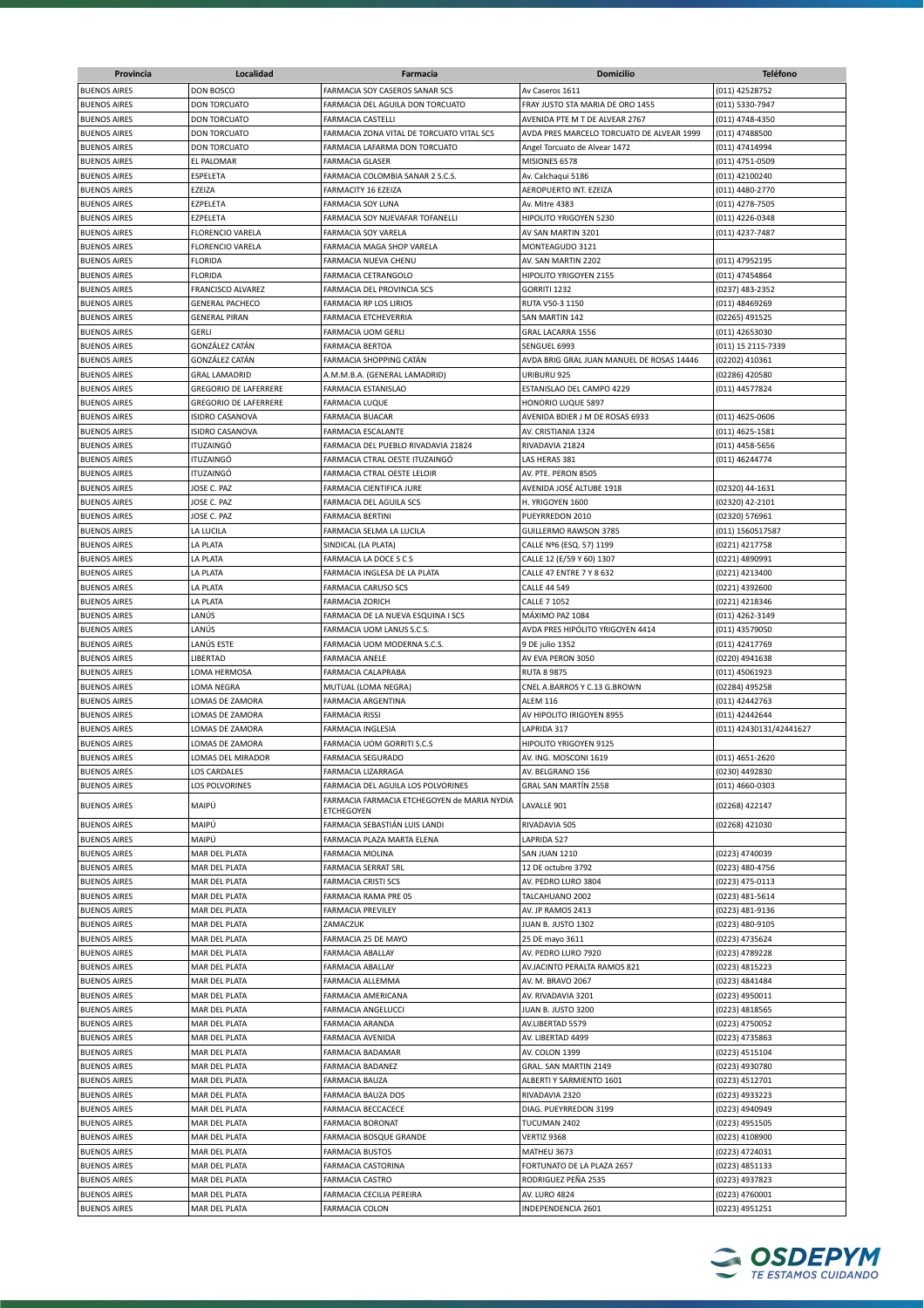| Provincia | Localidad | Farmacia | Domicilio | Teléfono |
|---|---|---|---|---|
| BUENOS AIRES | DON BOSCO | FARMACIA SOY CASEROS SANAR SCS | Av Caseros 1611 | (011) 42528752 |
| BUENOS AIRES | DON TORCUATO | FARMACIA DEL AGUILA DON TORCUATO | FRAY JUSTO STA MARIA DE ORO 1455 | (011) 5330-7947 |
| BUENOS AIRES | DON TORCUATO | FARMACIA CASTELLI | AVENIDA PTE M T DE ALVEAR 2767 | (011) 4748-4350 |
| BUENOS AIRES | DON TORCUATO | FARMACIA ZONA VITAL DE TORCUATO VITAL SCS | AVDA PRES MARCELO TORCUATO DE ALVEAR 1999 | (011) 47488500 |
| BUENOS AIRES | DON TORCUATO | FARMACIA LAFARMA DON TORCUATO | Angel Torcuato de Alvear 1472 | (011) 47414994 |
| BUENOS AIRES | EL PALOMAR | FARMACIA GLASER | MISIONES 6578 | (011) 4751-0509 |
| BUENOS AIRES | ESPELETA | FARMACIA COLOMBIA SANAR 2 S.C.S. | Av. Calchaqui 5186 | (011) 42100240 |
| BUENOS AIRES | EZEIZA | FARMACITY 16 EZEIZA | AEROPUERTO INT. EZEIZA | (011) 4480-2770 |
| BUENOS AIRES | EZPELETA | FARMACIA SOY LUNA | Av. Mitre 4383 | (011) 4278-7505 |
| BUENOS AIRES | EZPELETA | FARMACIA SOY NUEVAFAR TOFANELLI | HIPOLITO YRIGOYEN 5230 | (011) 4226-0348 |
| BUENOS AIRES | FLORENCIO VARELA | FARMACIA SOY VARELA | AV SAN MARTIN 3201 | (011) 4237-7487 |
| BUENOS AIRES | FLORENCIO VARELA | FARMACIA MAGA SHOP VARELA | MONTEAGUDO 3121 | |
| BUENOS AIRES | FLORIDA | FARMACIA NUEVA CHENU | AV. SAN MARTIN 2202 | (011) 47952195 |
| BUENOS AIRES | FLORIDA | FARMACIA CETRANGOLO | HIPOLITO YRIGOYEN 2155 | (011) 47454864 |
| BUENOS AIRES | FRANCISCO ALVAREZ | FARMACIA DEL PROVINCIA SCS | GORRITI 1232 | (0237) 483-2352 |
| BUENOS AIRES | GENERAL PACHECO | FARMACIA RP LOS LIRIOS | RUTA V50-3 1150 | (011) 48469269 |
| BUENOS AIRES | GENERAL PIRAN | FARMACIA ETCHEVERRIA | SAN MARTIN 142 | (02265) 491525 |
| BUENOS AIRES | GERLI | FARMACIA UOM GERLI | GRAL LACARRA 1556 | (011) 42653030 |
| BUENOS AIRES | GONZÁLEZ CATÁN | FARMACIA BERTOA | SENGUEL 6993 | (011) 15 2115-7339 |
| BUENOS AIRES | GONZÁLEZ CATÁN | FARMACIA SHOPPING CATÁN | AVDA BRIG GRAL JUAN MANUEL DE ROSAS 14446 | (02202) 410361 |
| BUENOS AIRES | GRAL LAMADRID | A.M.M.B.A. (GENERAL LAMADRID) | URIBURU 925 | (02286) 420580 |
| BUENOS AIRES | GREGORIO DE LAFERRERE | FARMACIA ESTANISLAO | ESTANISLAO DEL CAMPO 4229 | (011) 44577824 |
| BUENOS AIRES | GREGORIO DE LAFERRERE | FARMACIA LUQUE | HONORIO LUQUE 5897 | |
| BUENOS AIRES | ISIDRO CASANOVA | FARMACIA BUACAR | AVENIDA BDIER J M DE ROSAS 6933 | (011) 4625-0606 |
| BUENOS AIRES | ISIDRO CASANOVA | FARMACIA ESCALANTE | AV. CRISTIANIA 1324 | (011) 4625-1581 |
| BUENOS AIRES | ITUZAINGÓ | FARMACIA DEL PUEBLO RIVADAVIA 21824 | RIVADAVIA 21824 | (011) 4458-5656 |
| BUENOS AIRES | ITUZAINGÓ | FARMACIA CTRAL OESTE ITUZAINGÓ | LAS HERAS 381 | (011) 46244774 |
| BUENOS AIRES | ITUZAINGÓ | FARMACIA CTRAL OESTE LELOIR | AV. PTE. PERON 8505 | |
| BUENOS AIRES | JOSE C. PAZ | FARMACIA CIENTIFICA JURE | AVENIDA JOSÉ ALTUBE 1918 | (02320) 44-1631 |
| BUENOS AIRES | JOSE C. PAZ | FARMACIA DEL AGUILA SCS | H. YRIGOYEN 1600 | (02320) 42-2101 |
| BUENOS AIRES | JOSE C. PAZ | FARMACIA BERTINI | PUEYRREDON 2010 | (02320) 576961 |
| BUENOS AIRES | LA LUCILA | FARMACIA SELMA LA LUCILA | GUILLERMO RAWSON 3785 | (011) 1560517587 |
| BUENOS AIRES | LA PLATA | SINDICAL (LA PLATA) | CALLE Nº6 (ESQ. 57) 1199 | (0221) 4217758 |
| BUENOS AIRES | LA PLATA | FARMACIA LA DOCE S C S | CALLE 12 (E/59 Y 60) 1307 | (0221) 4890991 |
| BUENOS AIRES | LA PLATA | FARMACIA INGLESA DE LA PLATA | CALLE 47 ENTRE 7 Y 8 632 | (0221) 4213400 |
| BUENOS AIRES | LA PLATA | FARMACIA CARUSO SCS | CALLE 44 549 | (0221) 4392600 |
| BUENOS AIRES | LA PLATA | FARMACIA ZORICH | CALLE 7 1052 | (0221) 4218346 |
| BUENOS AIRES | LANÚS | FARMACIA DE LA NUEVA ESQUINA I SCS | MÁXIMO PAZ 1084 | (011) 4262-3149 |
| BUENOS AIRES | LANÚS | FARMACIA UOM LANUS S.C.S. | AVDA PRES HIPÓLITO YRIGOYEN 4414 | (011) 43579050 |
| BUENOS AIRES | LANÚS ESTE | FARMACIA UOM MODERNA S.C.S. | 9 DE julio 1352 | (011) 42417769 |
| BUENOS AIRES | LIBERTAD | FARMACIA ANELE | AV EVA PERON 3050 | (0220) 4941638 |
| BUENOS AIRES | LOMA HERMOSA | FARMACIA CALAPRABA | RUTA 8 9875 | (011) 45061923 |
| BUENOS AIRES | LOMA NEGRA | MUTUAL (LOMA NEGRA) | CNEL A.BARROS Y C.13 G.BROWN | (02284) 495258 |
| BUENOS AIRES | LOMAS DE ZAMORA | FARMACIA ARGENTINA | ALEM 116 | (011) 42442763 |
| BUENOS AIRES | LOMAS DE ZAMORA | FARMACIA RISSI | AV HIPOLITO IRIGOYEN 8955 | (011) 42442644 |
| BUENOS AIRES | LOMAS DE ZAMORA | FARMACIA INGLESIA | LAPRIDA 317 | (011) 42430131/42441627 |
| BUENOS AIRES | LOMAS DE ZAMORA | FARMACIA UOM GORRITI S.C.S | HIPOLITO YRIGOYEN 9125 | |
| BUENOS AIRES | LOMAS DEL MIRADOR | FARMACIA SEGURADO | AV. ING. MOSCONI 1619 | (011) 4651-2620 |
| BUENOS AIRES | LOS CARDALES | FARMACIA LIZARRAGA | AV. BELGRANO 156 | (0230) 4492830 |
| BUENOS AIRES | LOS POLVORINES | FARMACIA DEL AGUILA LOS POLVORINES | GRAL SAN MARTÍN 2558 | (011) 4660-0303 |
| BUENOS AIRES | MAIPÚ | FARMACIA FARMACIA ETCHEGOYEN de MARIA NYDIA ETCHEGOYEN | LAVALLE 901 | (02268) 422147 |
| BUENOS AIRES | MAIPÚ | FARMACIA SEBASTIÁN LUIS LANDI | RIVADAVIA 505 | (02268) 421030 |
| BUENOS AIRES | MAIPÚ | FARMACIA PLAZA MARTA ELENA | LAPRIDA 527 | |
| BUENOS AIRES | MAR DEL PLATA | FARMACIA MOLINA | SAN JUAN 1210 | (0223) 4740039 |
| BUENOS AIRES | MAR DEL PLATA | FARMACIA SERRAT SRL | 12 DE octubre 3792 | (0223) 480-4756 |
| BUENOS AIRES | MAR DEL PLATA | FARMACIA CRISTI SCS | AV. PEDRO LURO 3804 | (0223) 475-0113 |
| BUENOS AIRES | MAR DEL PLATA | FARMACIA RAMA PRE 05 | TALCAHUANO 2002 | (0223) 481-5614 |
| BUENOS AIRES | MAR DEL PLATA | FARMACIA PREVILEY | AV. JP RAMOS 2413 | (0223) 481-9136 |
| BUENOS AIRES | MAR DEL PLATA | ZAMACZUK | JUAN B. JUSTO 1302 | (0223) 480-9105 |
| BUENOS AIRES | MAR DEL PLATA | FARMACIA 25 DE MAYO | 25 DE mayo 3611 | (0223) 4735624 |
| BUENOS AIRES | MAR DEL PLATA | FARMACIA ABALLAY | AV. PEDRO LURO 7920 | (0223) 4789228 |
| BUENOS AIRES | MAR DEL PLATA | FARMACIA ABALLAY | AV.JACINTO PERALTA RAMOS 821 | (0223) 4815223 |
| BUENOS AIRES | MAR DEL PLATA | FARMACIA ALLEMMA | AV. M. BRAVO 2067 | (0223) 4841484 |
| BUENOS AIRES | MAR DEL PLATA | FARMACIA AMERICANA | AV. RIVADAVIA 3201 | (0223) 4950011 |
| BUENOS AIRES | MAR DEL PLATA | FARMACIA ANGELUCCI | JUAN B. JUSTO 3200 | (0223) 4818565 |
| BUENOS AIRES | MAR DEL PLATA | FARMACIA ARANDA | AV.LIBERTAD 5579 | (0223) 4750052 |
| BUENOS AIRES | MAR DEL PLATA | FARMACIA AVENIDA | AV. LIBERTAD 4499 | (0223) 4735863 |
| BUENOS AIRES | MAR DEL PLATA | FARMACIA BADAMAR | AV. COLON 1399 | (0223) 4515104 |
| BUENOS AIRES | MAR DEL PLATA | FARMACIA BADANEZ | GRAL. SAN MARTIN 2149 | (0223) 4930780 |
| BUENOS AIRES | MAR DEL PLATA | FARMACIA BAUZA | ALBERTI Y SARMIENTO 1601 | (0223) 4512701 |
| BUENOS AIRES | MAR DEL PLATA | FARMACIA BAUZA DOS | RIVADAVIA 2320 | (0223) 4933223 |
| BUENOS AIRES | MAR DEL PLATA | FARMACIA BECCACECE | DIAG. PUEYRREDON 3199 | (0223) 4940949 |
| BUENOS AIRES | MAR DEL PLATA | FARMACIA BORONAT | TUCUMAN 2402 | (0223) 4951505 |
| BUENOS AIRES | MAR DEL PLATA | FARMACIA BOSQUE GRANDE | VERTIZ 9368 | (0223) 4108900 |
| BUENOS AIRES | MAR DEL PLATA | FARMACIA BUSTOS | MATHEU 3673 | (0223) 4724031 |
| BUENOS AIRES | MAR DEL PLATA | FARMACIA CASTORINA | FORTUNATO DE LA PLAZA 2657 | (0223) 4851133 |
| BUENOS AIRES | MAR DEL PLATA | FARMACIA CASTRO | RODRIGUEZ PEÑA 2535 | (0223) 4937823 |
| BUENOS AIRES | MAR DEL PLATA | FARMACIA CECILIA PEREIRA | AV. LURO 4824 | (0223) 4760001 |
| BUENOS AIRES | MAR DEL PLATA | FARMACIA COLON | INDEPENDENCIA 2601 | (0223) 4951251 |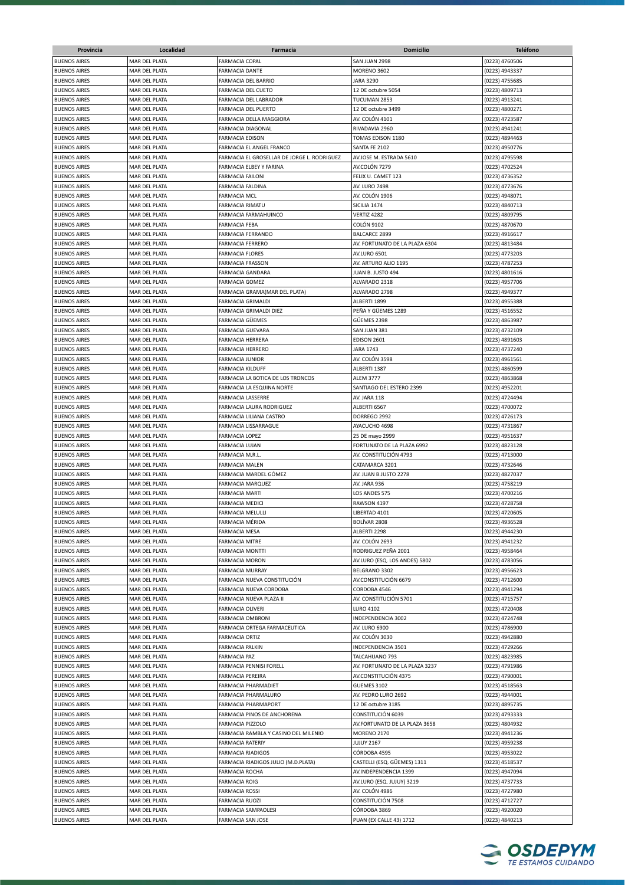| Provincia | Localidad | Farmacia | Domicilio | Teléfono |
|---|---|---|---|---|
| BUENOS AIRES | MAR DEL PLATA | FARMACIA COPAL | SAN JUAN 2998 | (0223) 4760506 |
| BUENOS AIRES | MAR DEL PLATA | FARMACIA DANTE | MORENO 3602 | (0223) 4943337 |
| BUENOS AIRES | MAR DEL PLATA | FARMACIA DEL BARRIO | JARA 3290 | (0223) 4755685 |
| BUENOS AIRES | MAR DEL PLATA | FARMACIA DEL CUETO | 12 DE octubre 5054 | (0223) 4809713 |
| BUENOS AIRES | MAR DEL PLATA | FARMACIA DEL LABRADOR | TUCUMAN 2853 | (0223) 4913241 |
| BUENOS AIRES | MAR DEL PLATA | FARMACIA DEL PUERTO | 12 DE octubre 3499 | (0223) 4800271 |
| BUENOS AIRES | MAR DEL PLATA | FARMACIA DELLA MAGGIORA | AV. COLÓN 4101 | (0223) 4723587 |
| BUENOS AIRES | MAR DEL PLATA | FARMACIA DIAGONAL | RIVADAVIA 2960 | (0223) 4941241 |
| BUENOS AIRES | MAR DEL PLATA | FARMACIA EDISON | TOMAS EDISON 1180 | (0223) 4894463 |
| BUENOS AIRES | MAR DEL PLATA | FARMACIA EL ANGEL FRANCO | SANTA FE 2102 | (0223) 4950776 |
| BUENOS AIRES | MAR DEL PLATA | FARMACIA EL GROSELLAR DE JORGE L. RODRIGUEZ | AV.JOSE M. ESTRADA 5610 | (0223) 4795598 |
| BUENOS AIRES | MAR DEL PLATA | FARMACIA ELBEY Y FARINA | AV.COLÓN 7279 | (0223) 4702524 |
| BUENOS AIRES | MAR DEL PLATA | FARMACIA FAILONI | FELIX U. CAMET 123 | (0223) 4736352 |
| BUENOS AIRES | MAR DEL PLATA | FARMACIA FALDINA | AV. LURO 7498 | (0223) 4773676 |
| BUENOS AIRES | MAR DEL PLATA | FARMACIA MCL | AV. COLÓN 1906 | (0223) 4948071 |
| BUENOS AIRES | MAR DEL PLATA | FARMACIA RIMATU | SICILIA 1474 | (0223) 4840713 |
| BUENOS AIRES | MAR DEL PLATA | FARMACIA FARMAHUINCO | VERTIZ 4282 | (0223) 4809795 |
| BUENOS AIRES | MAR DEL PLATA | FARMACIA FEBA | COLÓN 9102 | (0223) 4870670 |
| BUENOS AIRES | MAR DEL PLATA | FARMACIA FERRANDO | BALCARCE 2899 | (0223) 4916617 |
| BUENOS AIRES | MAR DEL PLATA | FARMACIA FERRERO | AV. FORTUNATO DE LA PLAZA 6304 | (0223) 4813484 |
| BUENOS AIRES | MAR DEL PLATA | FARMACIA FLORES | AV.LURO 6501 | (0223) 4773203 |
| BUENOS AIRES | MAR DEL PLATA | FARMACIA FRASSON | AV. ARTURO ALIO 1195 | (0223) 4787253 |
| BUENOS AIRES | MAR DEL PLATA | FARMACIA GANDARA | JUAN B. JUSTO 494 | (0223) 4801616 |
| BUENOS AIRES | MAR DEL PLATA | FARMACIA GOMEZ | ALVARADO 2318 | (0223) 4957706 |
| BUENOS AIRES | MAR DEL PLATA | FARMACIA GRAMA(MAR DEL PLATA) | ALVARADO 2798 | (0223) 4949377 |
| BUENOS AIRES | MAR DEL PLATA | FARMACIA GRIMALDI | ALBERTI 1899 | (0223) 4955388 |
| BUENOS AIRES | MAR DEL PLATA | FARMACIA GRIMALDI DIEZ | PEÑA Y GÜEMES 1289 | (0223) 4516552 |
| BUENOS AIRES | MAR DEL PLATA | FARMACIA GÜEMES | GÜEMES 2398 | (0223) 4863987 |
| BUENOS AIRES | MAR DEL PLATA | FARMACIA GUEVARA | SAN JUAN 381 | (0223) 4732109 |
| BUENOS AIRES | MAR DEL PLATA | FARMACIA HERRERA | EDISON 2601 | (0223) 4891603 |
| BUENOS AIRES | MAR DEL PLATA | FARMACIA HERRERO | JARA 1743 | (0223) 4737240 |
| BUENOS AIRES | MAR DEL PLATA | FARMACIA JUNIOR | AV. COLÓN 3598 | (0223) 4961561 |
| BUENOS AIRES | MAR DEL PLATA | FARMACIA KILDUFF | ALBERTI 1387 | (0223) 4860599 |
| BUENOS AIRES | MAR DEL PLATA | FARMACIA LA BOTICA DE LOS TRONCOS | ALEM 3777 | (0223) 4863868 |
| BUENOS AIRES | MAR DEL PLATA | FARMACIA LA ESQUINA NORTE | SANTIAGO DEL ESTERO 2399 | (0223) 4952201 |
| BUENOS AIRES | MAR DEL PLATA | FARMACIA LASSERRE | AV. JARA 118 | (0223) 4724494 |
| BUENOS AIRES | MAR DEL PLATA | FARMACIA LAURA RODRIGUEZ | ALBERTI 6567 | (0223) 4700072 |
| BUENOS AIRES | MAR DEL PLATA | FARMACIA LILIANA CASTRO | DORREGO 2992 | (0223) 4726173 |
| BUENOS AIRES | MAR DEL PLATA | FARMACIA LISSARRAGUE | AYACUCHO 4698 | (0223) 4731867 |
| BUENOS AIRES | MAR DEL PLATA | FARMACIA LOPEZ | 25 DE mayo 2999 | (0223) 4951637 |
| BUENOS AIRES | MAR DEL PLATA | FARMACIA LUJAN | FORTUNATO DE LA PLAZA 6992 | (0223) 4823128 |
| BUENOS AIRES | MAR DEL PLATA | FARMACIA M.R.L. | AV. CONSTITUCIÓN 4793 | (0223) 4713000 |
| BUENOS AIRES | MAR DEL PLATA | FARMACIA MALEN | CATAMARCA 3201 | (0223) 4732646 |
| BUENOS AIRES | MAR DEL PLATA | FARMACIA MARDEL GÓMEZ | AV. JUAN B.JUSTO 2278 | (0223) 4827037 |
| BUENOS AIRES | MAR DEL PLATA | FARMACIA MARQUEZ | AV. JARA 936 | (0223) 4758219 |
| BUENOS AIRES | MAR DEL PLATA | FARMACIA MARTI | LOS ANDES 575 | (0223) 4700216 |
| BUENOS AIRES | MAR DEL PLATA | FARMACIA MEDICI | RAWSON 4197 | (0223) 4728758 |
| BUENOS AIRES | MAR DEL PLATA | FARMACIA MELULLI | LIBERTAD 4101 | (0223) 4720605 |
| BUENOS AIRES | MAR DEL PLATA | FARMACIA MÉRIDA | BOLÍVAR 2808 | (0223) 4936528 |
| BUENOS AIRES | MAR DEL PLATA | FARMACIA MESA | ALBERTI 2298 | (0223) 4944230 |
| BUENOS AIRES | MAR DEL PLATA | FARMACIA MITRE | AV. COLÓN 2693 | (0223) 4941232 |
| BUENOS AIRES | MAR DEL PLATA | FARMACIA MONTTI | RODRIGUEZ PEÑA 2001 | (0223) 4958464 |
| BUENOS AIRES | MAR DEL PLATA | FARMACIA MORON | AV.LURO (ESQ. LOS ANDES) 5802 | (0223) 4783056 |
| BUENOS AIRES | MAR DEL PLATA | FARMACIA MURRAY | BELGRANO 3302 | (0223) 4956623 |
| BUENOS AIRES | MAR DEL PLATA | FARMACIA NUEVA CONSTITUCIÓN | AV.CONSTITUCIÓN 6679 | (0223) 4712600 |
| BUENOS AIRES | MAR DEL PLATA | FARMACIA NUEVA CORDOBA | CORDOBA 4546 | (0223) 4941294 |
| BUENOS AIRES | MAR DEL PLATA | FARMACIA NUEVA PLAZA II | AV. CONSTITUCIÓN 5701 | (0223) 4715757 |
| BUENOS AIRES | MAR DEL PLATA | FARMACIA OLIVERI | LURO 4102 | (0223) 4720408 |
| BUENOS AIRES | MAR DEL PLATA | FARMACIA OMBRONI | INDEPENDENCIA 3002 | (0223) 4724748 |
| BUENOS AIRES | MAR DEL PLATA | FARMACIA ORTEGA FARMACEUTICA | AV. LURO 6900 | (0223) 4786900 |
| BUENOS AIRES | MAR DEL PLATA | FARMACIA ORTIZ | AV. COLÓN 3030 | (0223) 4942880 |
| BUENOS AIRES | MAR DEL PLATA | FARMACIA PALKIN | INDEPENDENCIA 3501 | (0223) 4729266 |
| BUENOS AIRES | MAR DEL PLATA | FARMACIA PAZ | TALCAHUANO 793 | (0223) 4823985 |
| BUENOS AIRES | MAR DEL PLATA | FARMACIA PENNISI FORELL | AV. FORTUNATO DE LA PLAZA 3237 | (0223) 4791986 |
| BUENOS AIRES | MAR DEL PLATA | FARMACIA PEREIRA | AV.CONSTITUCIÓN 4375 | (0223) 4790001 |
| BUENOS AIRES | MAR DEL PLATA | FARMACIA PHARMADIET | GUEMES 3102 | (0223) 4518563 |
| BUENOS AIRES | MAR DEL PLATA | FARMACIA PHARMALURO | AV. PEDRO LURO 2692 | (0223) 4944001 |
| BUENOS AIRES | MAR DEL PLATA | FARMACIA PHARMAPORT | 12 DE octubre 3185 | (0223) 4895735 |
| BUENOS AIRES | MAR DEL PLATA | FARMACIA PINOS DE ANCHORENA | CONSTITUCIÓN 6039 | (0223) 4793333 |
| BUENOS AIRES | MAR DEL PLATA | FARMACIA PIZZOLO | AV.FORTUNATO DE LA PLAZA 3658 | (0223) 4804932 |
| BUENOS AIRES | MAR DEL PLATA | FARMACIA RAMBLA Y CASINO DEL MILENIO | MORENO 2170 | (0223) 4941236 |
| BUENOS AIRES | MAR DEL PLATA | FARMACIA RATERIY | JUJUY 2167 | (0223) 4959238 |
| BUENOS AIRES | MAR DEL PLATA | FARMACIA RIADIGOS | CÓRDOBA 4595 | (0223) 4953022 |
| BUENOS AIRES | MAR DEL PLATA | FARMACIA RIADIGOS JULIO (M.D.PLATA) | CASTELLI (ESQ. GÜEMES) 1311 | (0223) 4518537 |
| BUENOS AIRES | MAR DEL PLATA | FARMACIA ROCHA | AV.INDEPENDENCIA 1399 | (0223) 4947094 |
| BUENOS AIRES | MAR DEL PLATA | FARMACIA ROIG | AV.LURO (ESQ. JUJUY) 3219 | (0223) 4737733 |
| BUENOS AIRES | MAR DEL PLATA | FARMACIA ROSSI | AV. COLÓN 4986 | (0223) 4727980 |
| BUENOS AIRES | MAR DEL PLATA | FARMACIA RUOZI | CONSTITUCIÓN 7508 | (0223) 4712727 |
| BUENOS AIRES | MAR DEL PLATA | FARMACIA SAMPAOLESI | CÓRDOBA 3869 | (0223) 4920020 |
| BUENOS AIRES | MAR DEL PLATA | FARMACIA SAN JOSE | PUAN (EX CALLE 43) 1712 | (0223) 4840213 |

OSDEPYM TE ESTAMOS CUIDANDO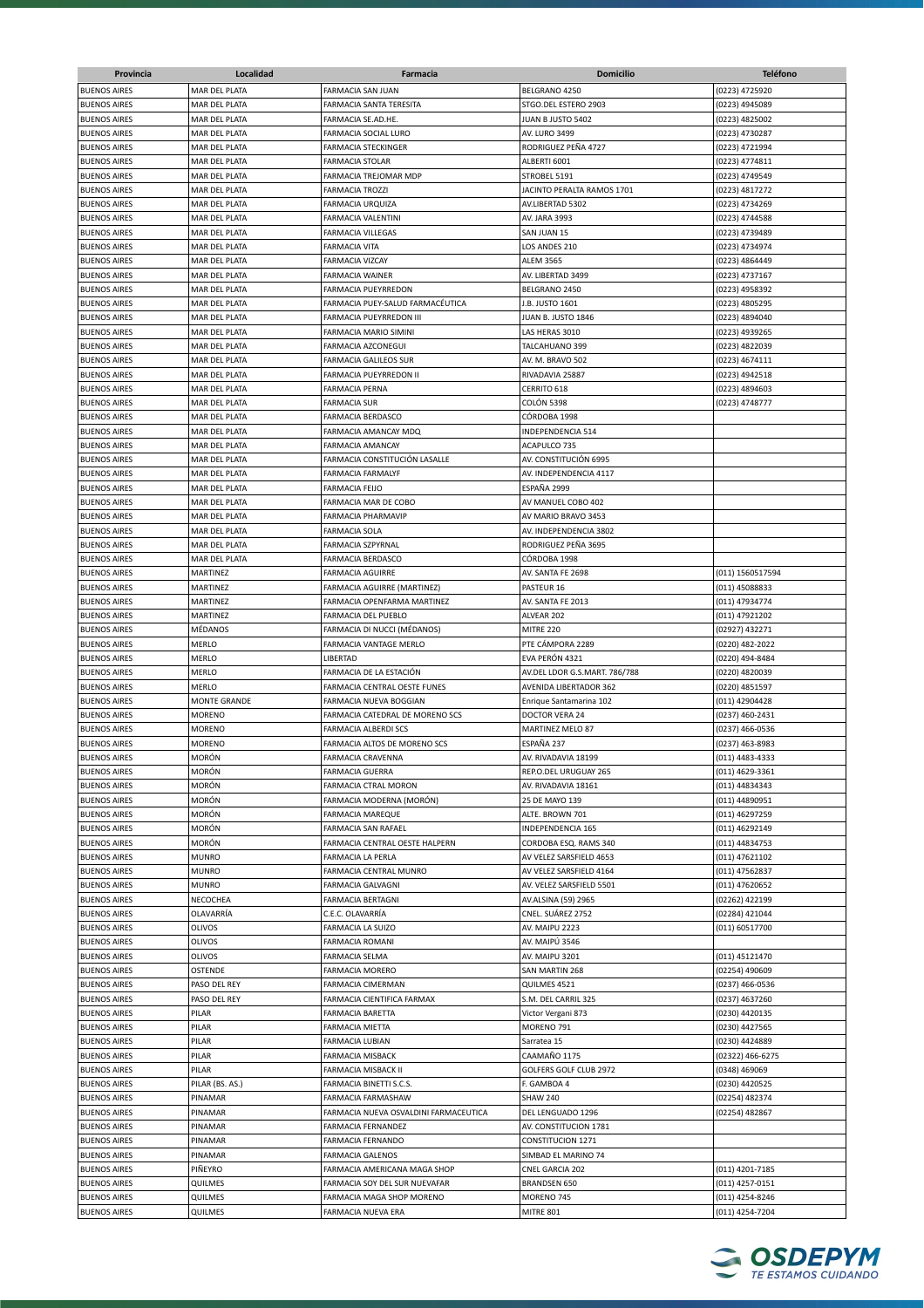| Provincia | Localidad | Farmacia | Domicilio | Teléfono |
|---|---|---|---|---|
| BUENOS AIRES | MAR DEL PLATA | FARMACIA SAN JUAN | BELGRANO 4250 | (0223) 4725920 |
| BUENOS AIRES | MAR DEL PLATA | FARMACIA SANTA TERESITA | STGO.DEL ESTERO 2903 | (0223) 4945089 |
| BUENOS AIRES | MAR DEL PLATA | FARMACIA SE.AD.HE. | JUAN B JUSTO 5402 | (0223) 4825002 |
| BUENOS AIRES | MAR DEL PLATA | FARMACIA SOCIAL LURO | AV. LURO 3499 | (0223) 4730287 |
| BUENOS AIRES | MAR DEL PLATA | FARMACIA STECKINGER | RODRIGUEZ PEÑA 4727 | (0223) 4721994 |
| BUENOS AIRES | MAR DEL PLATA | FARMACIA STOLAR | ALBERTI 6001 | (0223) 4774811 |
| BUENOS AIRES | MAR DEL PLATA | FARMACIA TREJOMAR MDP | STROBEL 5191 | (0223) 4749549 |
| BUENOS AIRES | MAR DEL PLATA | FARMACIA TROZZI | JACINTO PERALTA RAMOS 1701 | (0223) 4817272 |
| BUENOS AIRES | MAR DEL PLATA | FARMACIA URQUIZA | AV.LIBERTAD 5302 | (0223) 4734269 |
| BUENOS AIRES | MAR DEL PLATA | FARMACIA VALENTINI | AV. JARA 3993 | (0223) 4744588 |
| BUENOS AIRES | MAR DEL PLATA | FARMACIA VILLEGAS | SAN JUAN 15 | (0223) 4739489 |
| BUENOS AIRES | MAR DEL PLATA | FARMACIA VITA | LOS ANDES 210 | (0223) 4734974 |
| BUENOS AIRES | MAR DEL PLATA | FARMACIA VIZCAY | ALEM 3565 | (0223) 4864449 |
| BUENOS AIRES | MAR DEL PLATA | FARMACIA WAINER | AV. LIBERTAD 3499 | (0223) 4737167 |
| BUENOS AIRES | MAR DEL PLATA | FARMACIA PUEYRREDON | BELGRANO 2450 | (0223) 4958392 |
| BUENOS AIRES | MAR DEL PLATA | FARMACIA PUEY-SALUD FARMACÉUTICA | J.B. JUSTO 1601 | (0223) 4805295 |
| BUENOS AIRES | MAR DEL PLATA | FARMACIA PUEYRREDON III | JUAN B. JUSTO 1846 | (0223) 4894040 |
| BUENOS AIRES | MAR DEL PLATA | FARMACIA MARIO SIMINI | LAS HERAS 3010 | (0223) 4939265 |
| BUENOS AIRES | MAR DEL PLATA | FARMACIA AZCONEGUI | TALCAHUANO 399 | (0223) 4822039 |
| BUENOS AIRES | MAR DEL PLATA | FARMACIA GALILEOS SUR | AV. M. BRAVO 502 | (0223) 4674111 |
| BUENOS AIRES | MAR DEL PLATA | FARMACIA PUEYRREDON II | RIVADAVIA 25887 | (0223) 4942518 |
| BUENOS AIRES | MAR DEL PLATA | FARMACIA PERNA | CERRITO 618 | (0223) 4894603 |
| BUENOS AIRES | MAR DEL PLATA | FARMACIA SUR | COLÓN 5398 | (0223) 4748777 |
| BUENOS AIRES | MAR DEL PLATA | FARMACIA BERDASCO | CÓRDOBA 1998 | |
| BUENOS AIRES | MAR DEL PLATA | FARMACIA AMANCAY MDQ | INDEPENDENCIA 514 | |
| BUENOS AIRES | MAR DEL PLATA | FARMACIA AMANCAY | ACAPULCO 735 | |
| BUENOS AIRES | MAR DEL PLATA | FARMACIA CONSTITUCIÓN LASALLE | AV. CONSTITUCIÓN 6995 | |
| BUENOS AIRES | MAR DEL PLATA | FARMACIA FARMALYF | AV. INDEPENDENCIA 4117 | |
| BUENOS AIRES | MAR DEL PLATA | FARMACIA FEIJO | ESPAÑA 2999 | |
| BUENOS AIRES | MAR DEL PLATA | FARMACIA MAR DE COBO | AV MANUEL COBO 402 | |
| BUENOS AIRES | MAR DEL PLATA | FARMACIA PHARMAVIP | AV MARIO BRAVO 3453 | |
| BUENOS AIRES | MAR DEL PLATA | FARMACIA SOLA | AV. INDEPENDENCIA 3802 | |
| BUENOS AIRES | MAR DEL PLATA | FARMACIA SZPYRNAL | RODRIGUEZ PEÑA 3695 | |
| BUENOS AIRES | MAR DEL PLATA | FARMACIA BERDASCO | CÓRDOBA 1998 | |
| BUENOS AIRES | MARTINEZ | FARMACIA AGUIRRE | AV. SANTA FE 2698 | (011) 1560517594 |
| BUENOS AIRES | MARTINEZ | FARMACIA AGUIRRE (MARTINEZ) | PASTEUR 16 | (011) 45088833 |
| BUENOS AIRES | MARTINEZ | FARMACIA OPENFARMA MARTINEZ | AV. SANTA FE 2013 | (011) 47934774 |
| BUENOS AIRES | MARTINEZ | FARMACIA DEL PUEBLO | ALVEAR 202 | (011) 47921202 |
| BUENOS AIRES | MÉDANOS | FARMACIA DI NUCCI (MÉDANOS) | MITRE 220 | (02927) 432271 |
| BUENOS AIRES | MERLO | FARMACIA VANTAGE MERLO | PTE CÁMPORA 2289 | (0220) 482-2022 |
| BUENOS AIRES | MERLO | LIBERTAD | EVA PERÓN 4321 | (0220) 494-8484 |
| BUENOS AIRES | MERLO | FARMACIA DE LA ESTACIÓN | AV.DEL LDOR G.S.MART. 786/788 | (0220) 4820039 |
| BUENOS AIRES | MERLO | FARMACIA CENTRAL OESTE FUNES | AVENIDA LIBERTADOR 362 | (0220) 4851597 |
| BUENOS AIRES | MONTE GRANDE | FARMACIA NUEVA BOGGIAN | Enrique Santamarina 102 | (011) 42904428 |
| BUENOS AIRES | MORENO | FARMACIA CATEDRAL DE MORENO SCS | DOCTOR VERA 24 | (0237) 460-2431 |
| BUENOS AIRES | MORENO | FARMACIA ALBERDI SCS | MARTINEZ MELO 87 | (0237) 466-0536 |
| BUENOS AIRES | MORENO | FARMACIA ALTOS DE MORENO SCS | ESPAÑA 237 | (0237) 463-8983 |
| BUENOS AIRES | MORÓN | FARMACIA CRAVENNA | AV. RIVADAVIA 18199 | (011) 4483-4333 |
| BUENOS AIRES | MORÓN | FARMACIA GUERRA | REP.O.DEL URUGUAY 265 | (011) 4629-3361 |
| BUENOS AIRES | MORÓN | FARMACIA CTRAL MORON | AV. RIVADAVIA 18161 | (011) 44834343 |
| BUENOS AIRES | MORÓN | FARMACIA MODERNA (MORÓN) | 25 DE MAYO 139 | (011) 44890951 |
| BUENOS AIRES | MORÓN | FARMACIA MAREQUE | ALTE. BROWN 701 | (011) 46297259 |
| BUENOS AIRES | MORÓN | FARMACIA SAN RAFAEL | INDEPENDENCIA 165 | (011) 46292149 |
| BUENOS AIRES | MORÓN | FARMACIA CENTRAL OESTE HALPERN | CORDOBA ESQ. RAMS 340 | (011) 44834753 |
| BUENOS AIRES | MUNRO | FARMACIA LA PERLA | AV VELEZ SARSFIELD 4653 | (011) 47621102 |
| BUENOS AIRES | MUNRO | FARMACIA CENTRAL MUNRO | AV VELEZ SARSFIELD 4164 | (011) 47562837 |
| BUENOS AIRES | MUNRO | FARMACIA GALVAGNI | AV. VELEZ SARSFIELD 5501 | (011) 47620652 |
| BUENOS AIRES | NECOCHEA | FARMACIA BERTAGNI | AV.ALSINA (59) 2965 | (02262) 422199 |
| BUENOS AIRES | OLAVARRÍA | C.E.C. OLAVARRÍA | CNEL. SUÁREZ 2752 | (02284) 421044 |
| BUENOS AIRES | OLIVOS | FARMACIA LA SUIZO | AV. MAIPU 2223 | (011) 60517700 |
| BUENOS AIRES | OLIVOS | FARMACIA ROMANI | AV. MAIPÚ 3546 | |
| BUENOS AIRES | OLIVOS | FARMACIA SELMA | AV. MAIPU 3201 | (011) 45121470 |
| BUENOS AIRES | OSTENDE | FARMACIA MORERO | SAN MARTIN 268 | (02254) 490609 |
| BUENOS AIRES | PASO DEL REY | FARMACIA CIMERMAN | QUILMES 4521 | (0237) 466-0536 |
| BUENOS AIRES | PASO DEL REY | FARMACIA CIENTIFICA FARMAX | S.M. DEL CARRIL 325 | (0237) 4637260 |
| BUENOS AIRES | PILAR | FARMACIA BARETTA | Victor Vergani 873 | (0230) 4420135 |
| BUENOS AIRES | PILAR | FARMACIA MIETTA | MORENO 791 | (0230) 4427565 |
| BUENOS AIRES | PILAR | FARMACIA LUBIAN | Sarratea 15 | (0230) 4424889 |
| BUENOS AIRES | PILAR | FARMACIA MISBACK | CAAMAÑO 1175 | (02322) 466-6275 |
| BUENOS AIRES | PILAR | FARMACIA MISBACK II | GOLFERS GOLF CLUB 2972 | (0348) 469069 |
| BUENOS AIRES | PILAR (BS. AS.) | FARMACIA BINETTI S.C.S. | F. GAMBOA 4 | (0230) 4420525 |
| BUENOS AIRES | PINAMAR | FARMACIA FARMASHAW | SHAW 240 | (02254) 482374 |
| BUENOS AIRES | PINAMAR | FARMACIA NUEVA OSVALDINI FARMACEUTICA | DEL LENGUADO 1296 | (02254) 482867 |
| BUENOS AIRES | PINAMAR | FARMACIA FERNANDEZ | AV. CONSTITUCION 1781 | |
| BUENOS AIRES | PINAMAR | FARMACIA FERNANDO | CONSTITUCION 1271 | |
| BUENOS AIRES | PINAMAR | FARMACIA GALENOS | SIMBAD EL MARINO 74 | |
| BUENOS AIRES | PIÑEYRO | FARMACIA AMERICANA MAGA SHOP | CNEL GARCIA 202 | (011) 4201-7185 |
| BUENOS AIRES | QUILMES | FARMACIA SOY DEL SUR NUEVAFAR | BRANDSEN 650 | (011) 4257-0151 |
| BUENOS AIRES | QUILMES | FARMACIA MAGA SHOP MORENO | MORENO 745 | (011) 4254-8246 |
| BUENOS AIRES | QUILMES | FARMACIA NUEVA ERA | MITRE 801 | (011) 4254-7204 |

OSDEPYM
TE ESTAMOS CUIDANDO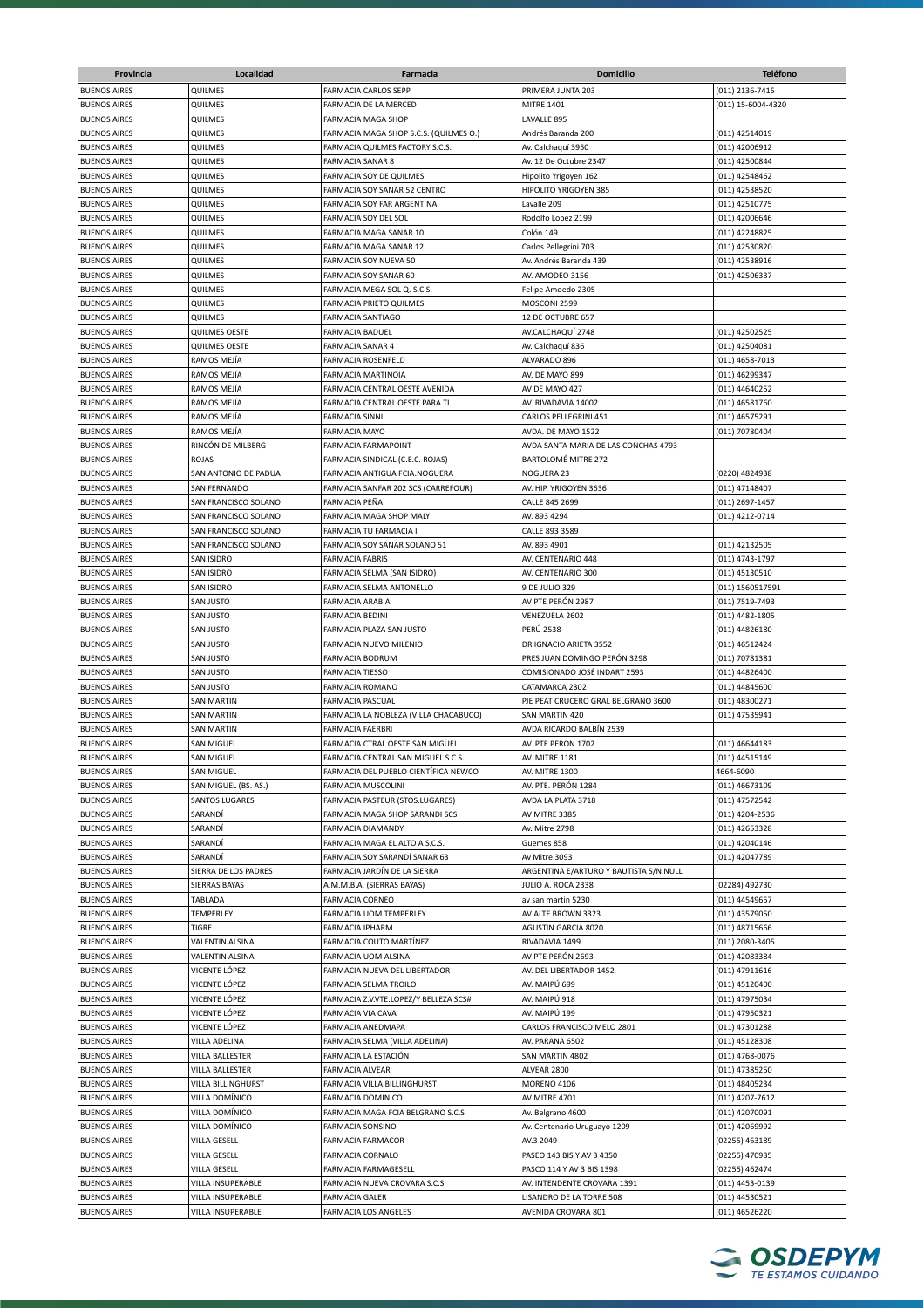| Provincia | Localidad | Farmacia | Domicilio | Teléfono |
|---|---|---|---|---|
| BUENOS AIRES | QUILMES | FARMACIA CARLOS SEPP | PRIMERA JUNTA 203 | (011) 2136-7415 |
| BUENOS AIRES | QUILMES | FARMACIA DE LA MERCED | MITRE 1401 | (011) 15-6004-4320 |
| BUENOS AIRES | QUILMES | FARMACIA MAGA SHOP | LAVALLE 895 | |
| BUENOS AIRES | QUILMES | FARMACIA MAGA SHOP S.C.S. (QUILMES O.) | Andrés Baranda 200 | (011) 42514019 |
| BUENOS AIRES | QUILMES | FARMACIA QUILMES FACTORY S.C.S. | Av. Calchaquí 3950 | (011) 42006912 |
| BUENOS AIRES | QUILMES | FARMACIA SANAR 8 | Av. 12 De Octubre 2347 | (011) 42500844 |
| BUENOS AIRES | QUILMES | FARMACIA SOY DE QUILMES | Hipolito Yrigoyen 162 | (011) 42548462 |
| BUENOS AIRES | QUILMES | FARMACIA SOY SANAR 52 CENTRO | HIPOLITO YRIGOYEN 385 | (011) 42538520 |
| BUENOS AIRES | QUILMES | FARMACIA SOY FAR ARGENTINA | Lavalle 209 | (011) 42510775 |
| BUENOS AIRES | QUILMES | FARMACIA SOY DEL SOL | Rodolfo Lopez 2199 | (011) 42006646 |
| BUENOS AIRES | QUILMES | FARMACIA MAGA SANAR 10 | Colón 149 | (011) 42248825 |
| BUENOS AIRES | QUILMES | FARMACIA MAGA SANAR 12 | Carlos Pellegrini 703 | (011) 42530820 |
| BUENOS AIRES | QUILMES | FARMACIA SOY NUEVA 50 | Av. Andrés Baranda 439 | (011) 42538916 |
| BUENOS AIRES | QUILMES | FARMACIA SOY SANAR 60 | AV. AMODEO 3156 | (011) 42506337 |
| BUENOS AIRES | QUILMES | FARMACIA MEGA SOL Q. S.C.S. | Felipe Amoedo 2305 | |
| BUENOS AIRES | QUILMES | FARMACIA PRIETO QUILMES | MOSCONI 2599 | |
| BUENOS AIRES | QUILMES | FARMACIA SANTIAGO | 12 DE OCTUBRE 657 | |
| BUENOS AIRES | QUILMES OESTE | FARMACIA BADUEL | AV.CALCHAQUÍ 2748 | (011) 42502525 |
| BUENOS AIRES | QUILMES OESTE | FARMACIA SANAR 4 | Av. Calchaquí 836 | (011) 42504081 |
| BUENOS AIRES | RAMOS MEJÍA | FARMACIA ROSENFELD | ALVARADO 896 | (011) 4658-7013 |
| BUENOS AIRES | RAMOS MEJÍA | FARMACIA MARTINOIA | AV. DE MAYO 899 | (011) 46299347 |
| BUENOS AIRES | RAMOS MEJÍA | FARMACIA CENTRAL OESTE AVENIDA | AV DE MAYO 427 | (011) 44640252 |
| BUENOS AIRES | RAMOS MEJÍA | FARMACIA CENTRAL OESTE PARA TI | AV. RIVADAVIA 14002 | (011) 46581760 |
| BUENOS AIRES | RAMOS MEJÍA | FARMACIA SINNI | CARLOS PELLEGRINI 451 | (011) 46575291 |
| BUENOS AIRES | RAMOS MEJÍA | FARMACIA MAYO | AVDA. DE MAYO 1522 | (011) 70780404 |
| BUENOS AIRES | RINCÓN DE MILBERG | FARMACIA FARMAPOINT | AVDA SANTA MARIA DE LAS CONCHAS 4793 | |
| BUENOS AIRES | ROJAS | FARMACIA SINDICAL (C.E.C. ROJAS) | BARTOLOMÉ MITRE 272 | |
| BUENOS AIRES | SAN ANTONIO DE PADUA | FARMACIA ANTIGUA FCIA.NOGUERA | NOGUERA 23 | (0220) 4824938 |
| BUENOS AIRES | SAN FERNANDO | FARMACIA SANFAR 202 SCS (CARREFOUR) | AV. HIP. YRIGOYEN 3636 | (011) 47148407 |
| BUENOS AIRES | SAN FRANCISCO SOLANO | FARMACIA PEÑA | CALLE 845 2699 | (011) 2697-1457 |
| BUENOS AIRES | SAN FRANCISCO SOLANO | FARMACIA MAGA SHOP MALY | AV. 893 4294 | (011) 4212-0714 |
| BUENOS AIRES | SAN FRANCISCO SOLANO | FARMACIA TU FARMACIA I | CALLE 893 3589 | |
| BUENOS AIRES | SAN FRANCISCO SOLANO | FARMACIA SOY SANAR SOLANO 51 | AV. 893 4901 | (011) 42132505 |
| BUENOS AIRES | SAN ISIDRO | FARMACIA FABRIS | AV. CENTENARIO 448 | (011) 4743-1797 |
| BUENOS AIRES | SAN ISIDRO | FARMACIA SELMA (SAN ISIDRO) | AV. CENTENARIO 300 | (011) 45130510 |
| BUENOS AIRES | SAN ISIDRO | FARMACIA SELMA ANTONELLO | 9 DE JULIO 329 | (011) 1560517591 |
| BUENOS AIRES | SAN JUSTO | FARMACIA ARABIA | AV PTE PERÓN 2987 | (011) 7519-7493 |
| BUENOS AIRES | SAN JUSTO | FARMACIA BEDINI | VENEZUELA 2602 | (011) 4482-1805 |
| BUENOS AIRES | SAN JUSTO | FARMACIA PLAZA SAN JUSTO | PERÚ 2538 | (011) 44826180 |
| BUENOS AIRES | SAN JUSTO | FARMACIA NUEVO MILENIO | DR IGNACIO ARIETA 3552 | (011) 46512424 |
| BUENOS AIRES | SAN JUSTO | FARMACIA BODRUM | PRES JUAN DOMINGO PERÓN 3298 | (011) 70781381 |
| BUENOS AIRES | SAN JUSTO | FARMACIA TIESSO | COMISIONADO JOSÉ INDART 2593 | (011) 44826400 |
| BUENOS AIRES | SAN JUSTO | FARMACIA ROMANO | CATAMARCA 2302 | (011) 44845600 |
| BUENOS AIRES | SAN MARTIN | FARMACIA PASCUAL | PJE PEAT CRUCERO GRAL BELGRANO 3600 | (011) 48300271 |
| BUENOS AIRES | SAN MARTIN | FARMACIA LA NOBLEZA (VILLA CHACABUCO) | SAN MARTIN 420 | (011) 47535941 |
| BUENOS AIRES | SAN MARTIN | FARMACIA FAERBRI | AVDA RICARDO BALBÍN 2539 | |
| BUENOS AIRES | SAN MIGUEL | FARMACIA CTRAL OESTE SAN MIGUEL | AV. PTE PERON 1702 | (011) 46644183 |
| BUENOS AIRES | SAN MIGUEL | FARMACIA CENTRAL SAN MIGUEL S.C.S. | AV. MITRE 1181 | (011) 44515149 |
| BUENOS AIRES | SAN MIGUEL | FARMACIA DEL PUEBLO CIENTÍFICA NEWCO | AV. MITRE 1300 | 4664-6090 |
| BUENOS AIRES | SAN MIGUEL (BS. AS.) | FARMACIA MUSCOLINI | AV. PTE. PERÓN 1284 | (011) 46673109 |
| BUENOS AIRES | SANTOS LUGARES | FARMACIA PASTEUR (STOS.LUGARES) | AVDA LA PLATA 3718 | (011) 47572542 |
| BUENOS AIRES | SARANDÍ | FARMACIA MAGA SHOP SARANDI SCS | AV MITRE 3385 | (011) 4204-2536 |
| BUENOS AIRES | SARANDÍ | FARMACIA DIAMANDY | Av. Mitre 2798 | (011) 42653328 |
| BUENOS AIRES | SARANDÍ | FARMACIA MAGA EL ALTO A S.C.S. | Guemes 858 | (011) 42040146 |
| BUENOS AIRES | SARANDÍ | FARMACIA SOY SARANDÍ SANAR 63 | Av Mitre 3093 | (011) 42047789 |
| BUENOS AIRES | SIERRA DE LOS PADRES | FARMACIA JARDÍN DE LA SIERRA | ARGENTINA E/ARTURO Y BAUTISTA S/N NULL | |
| BUENOS AIRES | SIERRAS BAYAS | A.M.M.B.A. (SIERRAS BAYAS) | JULIO A. ROCA 2338 | (02284) 492730 |
| BUENOS AIRES | TABLADA | FARMACIA CORNEO | av san martin 5230 | (011) 44549657 |
| BUENOS AIRES | TEMPERLEY | FARMACIA UOM TEMPERLEY | AV ALTE BROWN 3323 | (011) 43579050 |
| BUENOS AIRES | TIGRE | FARMACIA IPHARM | AGUSTIN GARCIA 8020 | (011) 48715666 |
| BUENOS AIRES | VALENTIN ALSINA | FARMACIA COUTO MARTÍNEZ | RIVADAVIA 1499 | (011) 2080-3405 |
| BUENOS AIRES | VALENTIN ALSINA | FARMACIA UOM ALSINA | AV PTE PERÓN 2693 | (011) 42083384 |
| BUENOS AIRES | VICENTE LÓPEZ | FARMACIA NUEVA DEL LIBERTADOR | AV. DEL LIBERTADOR 1452 | (011) 47911616 |
| BUENOS AIRES | VICENTE LÓPEZ | FARMACIA SELMA TROILO | AV. MAIPÚ 699 | (011) 45120400 |
| BUENOS AIRES | VICENTE LÓPEZ | FARMACIA Z.V.VTE.LOPEZ/Y BELLEZA SCS# | AV. MAIPÚ 918 | (011) 47975034 |
| BUENOS AIRES | VICENTE LÓPEZ | FARMACIA VIA CAVA | AV. MAIPÚ 199 | (011) 47950321 |
| BUENOS AIRES | VICENTE LÓPEZ | FARMACIA ANEDMAPA | CARLOS FRANCISCO MELO 2801 | (011) 47301288 |
| BUENOS AIRES | VILLA ADELINA | FARMACIA SELMA (VILLA ADELINA) | AV. PARANA 6502 | (011) 45128308 |
| BUENOS AIRES | VILLA BALLESTER | FARMACIA LA ESTACIÓN | SAN MARTIN 4802 | (011) 4768-0076 |
| BUENOS AIRES | VILLA BALLESTER | FARMACIA ALVEAR | ALVEAR 2800 | (011) 47385250 |
| BUENOS AIRES | VILLA BILLINGHURST | FARMACIA VILLA BILLINGHURST | MORENO 4106 | (011) 48405234 |
| BUENOS AIRES | VILLA DOMÍNICO | FARMACIA DOMINICO | AV MITRE 4701 | (011) 4207-7612 |
| BUENOS AIRES | VILLA DOMÍNICO | FARMACIA MAGA FCIA BELGRANO S.C.S | Av. Belgrano 4600 | (011) 42070091 |
| BUENOS AIRES | VILLA DOMÍNICO | FARMACIA SONSINO | Av. Centenario Uruguayo 1209 | (011) 42069992 |
| BUENOS AIRES | VILLA GESELL | FARMACIA FARMACOR | AV.3 2049 | (02255) 463189 |
| BUENOS AIRES | VILLA GESELL | FARMACIA CORNALO | PASEO 143 BIS Y AV 3 4350 | (02255) 470935 |
| BUENOS AIRES | VILLA GESELL | FARMACIA FARMAGESELL | PASCO 114 Y AV 3 BIS 1398 | (02255) 462474 |
| BUENOS AIRES | VILLA INSUPERABLE | FARMACIA NUEVA CROVARA S.C.S. | AV. INTENDENTE CROVARA 1391 | (011) 4453-0139 |
| BUENOS AIRES | VILLA INSUPERABLE | FARMACIA GALER | LISANDRO DE LA TORRE 508 | (011) 44530521 |
| BUENOS AIRES | VILLA INSUPERABLE | FARMACIA LOS ANGELES | AVENIDA CROVARA 801 | (011) 46526220 |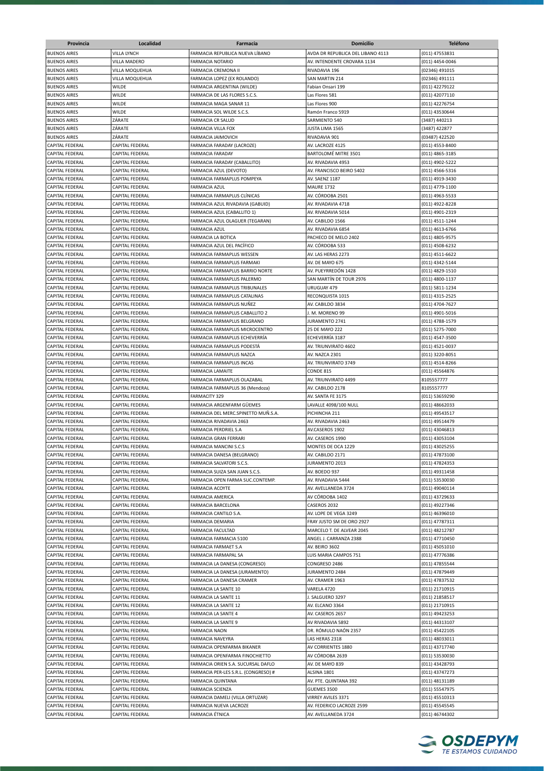| Provincia | Localidad | Farmacia | Domicilio | Teléfono |
|---|---|---|---|---|
| BUENOS AIRES | VILLA LYNCH | FARMACIA REPUBLICA NUEVA LÍBANO | AVDA DR REPUBLICA DEL LIBANO 4113 | (011) 47553831 |
| BUENOS AIRES | VILLA MADERO | FARMACIA NOTARIO | AV. INTENDENTE CROVARA 1134 | (011) 4454-0046 |
| BUENOS AIRES | VILLA MOQUEHUA | FARMACIA CREMONA II | RIVADAVIA 196 | (02346) 491015 |
| BUENOS AIRES | VILLA MOQUEHUA | FARMACIA LOPEZ (EX ROLANDO) | SAN MARTIN 214 | (02346) 491111 |
| BUENOS AIRES | WILDE | FARMACIA ARGENTINA (WILDE) | Fabian Onsari 199 | (011) 42279122 |
| BUENOS AIRES | WILDE | FARMACIA DE LAS FLORES S.C.S. | Las Flores 581 | (011) 42077110 |
| BUENOS AIRES | WILDE | FARMACIA MAGA SANAR 11 | Las Flores 900 | (011) 42276754 |
| BUENOS AIRES | WILDE | FARMACIA SOL WILDE S.C.S. | Ramón Franco 5919 | (011) 43530644 |
| BUENOS AIRES | ZÁRATE | FARMACIA CR SALUD | SARMIENTO 540 | (3487) 440213 |
| BUENOS AIRES | ZÁRATE | FARMACIA VILLA FOX | JUSTA LIMA 1565 | (3487) 422877 |
| BUENOS AIRES | ZÁRATE | FARMACIA JAIMOVICH | RIVADAVIA 901 | (03487) 422520 |
| CAPITAL FEDERAL | CAPITAL FEDERAL | FARMACIA FARADAY (LACROZE) | AV. LACROZE 4125 | (011) 4553-8400 |
| CAPITAL FEDERAL | CAPITAL FEDERAL | FARMACIA FARADAY | BARTOLOMÉ MITRE 3501 | (011) 4865-3185 |
| CAPITAL FEDERAL | CAPITAL FEDERAL | FARMACIA FARADAY (CABALLITO) | AV. RIVADAVIA 4953 | (011) 4902-5222 |
| CAPITAL FEDERAL | CAPITAL FEDERAL | FARMACIA AZUL (DEVOTO) | AV. FRANCISCO BEIRO 5402 | (011) 4566-5316 |
| CAPITAL FEDERAL | CAPITAL FEDERAL | FARMACIA FARMAPLUS POMPEYA | AV. SAENZ 1187 | (011) 4919-3430 |
| CAPITAL FEDERAL | CAPITAL FEDERAL | FARMACIA AZUL | MAURE 1732 | (011) 4779-1100 |
| CAPITAL FEDERAL | CAPITAL FEDERAL | FARMACIA FARMAPLUS CLÍNICAS | AV. CÓRDOBA 2501 | (011) 4963-5533 |
| CAPITAL FEDERAL | CAPITAL FEDERAL | FARMACIA AZUL RIVADAVIA (GABUID) | AV. RIVADAVIA 4718 | (011) 4922-8228 |
| CAPITAL FEDERAL | CAPITAL FEDERAL | FARMACIA AZUL (CABALLITO 1) | AV. RIVADAVIA 5014 | (011) 4901-2319 |
| CAPITAL FEDERAL | CAPITAL FEDERAL | FARMACIA AZUL OLAGUER (TEGARAN) | AV. CABILDO 1566 | (011) 4511-1244 |
| CAPITAL FEDERAL | CAPITAL FEDERAL | FARMACIA AZUL | AV. RIVADAVIA 6854 | (011) 4613-6766 |
| CAPITAL FEDERAL | CAPITAL FEDERAL | FARMACIA LA BOTICA | PACHECO DE MELO 2402 | (011) 4805-9575 |
| CAPITAL FEDERAL | CAPITAL FEDERAL | FARMACIA AZUL DEL PACÍFICO | AV. CÓRDOBA 533 | (011) 4508-6232 |
| CAPITAL FEDERAL | CAPITAL FEDERAL | FARMACIA FARMAPLUS WESSEN | AV. LAS HERAS 2273 | (011) 4511-6622 |
| CAPITAL FEDERAL | CAPITAL FEDERAL | FARMACIA FARMAPLUS FARMAKI | AV. DE MAYO 675 | (011) 4342-5144 |
| CAPITAL FEDERAL | CAPITAL FEDERAL | FARMACIA FARMAPLUS BARRIO NORTE | AV. PUEYRREDÓN 1428 | (011) 4829-1510 |
| CAPITAL FEDERAL | CAPITAL FEDERAL | FARMACIA FARMAPLUS PALERMO | SAN MARTÍN DE TOUR 2976 | (011) 4800-1137 |
| CAPITAL FEDERAL | CAPITAL FEDERAL | FARMACIA FARMAPLUS TRIBUNALES | URUGUAY 479 | (011) 5811-1234 |
| CAPITAL FEDERAL | CAPITAL FEDERAL | FARMACIA FARMAPLUS CATALINAS | RECONQUISTA 1015 | (011) 4315-2525 |
| CAPITAL FEDERAL | CAPITAL FEDERAL | FARMACIA FARMAPLUS NUÑEZ | AV. CABILDO 3834 | (011) 4704-7627 |
| CAPITAL FEDERAL | CAPITAL FEDERAL | FARMACIA FARMAPLUS CABALLITO 2 | J. M. MORENO 99 | (011) 4901-5016 |
| CAPITAL FEDERAL | CAPITAL FEDERAL | FARMACIA FARMAPLUS BELGRANO | JURAMENTO 2741 | (011) 4788-1579 |
| CAPITAL FEDERAL | CAPITAL FEDERAL | FARMACIA FARMAPLUS MICROCENTRO | 25 DE MAYO 222 | (011) 5275-7000 |
| CAPITAL FEDERAL | CAPITAL FEDERAL | FARMACIA FARMAPLUS ECHEVERRÍA | ECHEVERRÍA 3187 | (011) 4547-3500 |
| CAPITAL FEDERAL | CAPITAL FEDERAL | FARMACIA FARMAPLUS PODESTÁ | AV. TRIUNVIRATO 4602 | (011) 4521-0037 |
| CAPITAL FEDERAL | CAPITAL FEDERAL | FARMACIA FARMAPLUS NAZCA | AV. NAZCA 2301 | (011) 3220-8051 |
| CAPITAL FEDERAL | CAPITAL FEDERAL | FARMACIA FARMAPLUS INCAS | AV. TRIUNVIRATO 3749 | (011) 4514-8266 |
| CAPITAL FEDERAL | CAPITAL FEDERAL | FARMACIA LAMAITE | CONDE 815 | (011) 45564876 |
| CAPITAL FEDERAL | CAPITAL FEDERAL | FARMACIA FARMAPLUS OLAZABAL | AV. TRIUNVIRATO 4499 | 8105557777 |
| CAPITAL FEDERAL | CAPITAL FEDERAL | FARMACIA FARMAPLUS 36 (Mendoza) | AV. CABILDO 2178 | 8105557777 |
| CAPITAL FEDERAL | CAPITAL FEDERAL | FARMACITY 329 | AV. SANTA FE 3175 | (011) 53659290 |
| CAPITAL FEDERAL | CAPITAL FEDERAL | FARMACIA ARGENFARM GÜEMES | LAVALLE 4098/100 NULL | (011) 48662033 |
| CAPITAL FEDERAL | CAPITAL FEDERAL | FARMACIA DEL MERC.SPINETTO MUÑ.S.A. | PICHINCHA 211 | (011) 49543517 |
| CAPITAL FEDERAL | CAPITAL FEDERAL | FARMACIA RIVADAVIA 2463 | AV. RIVADAVIA 2463 | (011) 49514479 |
| CAPITAL FEDERAL | CAPITAL FEDERAL | FARMACIA PERDRIEL S.A | AV.CASEROS 1902 | (011) 43046813 |
| CAPITAL FEDERAL | CAPITAL FEDERAL | FARMACIA GRAN FERRARI | AV. CASEROS 1990 | (011) 43053104 |
| CAPITAL FEDERAL | CAPITAL FEDERAL | FARMACIA MANCINI S.C.S | MONTES DE OCA 1229 | (011) 43025255 |
| CAPITAL FEDERAL | CAPITAL FEDERAL | FARMACIA DANESA (BELGRANO) | AV. CABILDO 2171 | (011) 47873100 |
| CAPITAL FEDERAL | CAPITAL FEDERAL | FARMACIA SALVATORI S.C.S. | JURAMENTO 2013 | (011) 47824353 |
| CAPITAL FEDERAL | CAPITAL FEDERAL | FARMACIA SUIZA SAN JUAN S.C.S. | AV. BOEDO 937 | (011) 49311458 |
| CAPITAL FEDERAL | CAPITAL FEDERAL | FARMACIA OPEN FARMA SUC.CONTEMP. | AV. RIVADAVIA 5444 | (011) 53530030 |
| CAPITAL FEDERAL | CAPITAL FEDERAL | FARMACIA ACOYTE | AV. AVELLANEDA 3724 | (011) 49040114 |
| CAPITAL FEDERAL | CAPITAL FEDERAL | FARMACIA AMERICA | AV CÓRDOBA 1402 | (011) 43729633 |
| CAPITAL FEDERAL | CAPITAL FEDERAL | FARMACIA BARCELONA | CASEROS 2032 | (011) 49227346 |
| CAPITAL FEDERAL | CAPITAL FEDERAL | FARMACIA CANTILO S.A. | AV. LOPE DE VEGA 3249 | (011) 46396010 |
| CAPITAL FEDERAL | CAPITAL FEDERAL | FARMACIA DEMARIA | FRAY JUSTO SM DE ORO 2927 | (011) 47787311 |
| CAPITAL FEDERAL | CAPITAL FEDERAL | FARMACIA FACULTAD | MARCELO T. DE ALVEAR 2045 | (011) 48212787 |
| CAPITAL FEDERAL | CAPITAL FEDERAL | FARMACIA FARMACIA 5100 | ANGEL J. CARRANZA 2388 | (011) 47710450 |
| CAPITAL FEDERAL | CAPITAL FEDERAL | FARMACIA FARMAET S.A | AV. BEIRO 3602 | (011) 45051010 |
| CAPITAL FEDERAL | CAPITAL FEDERAL | FARMACIA FARMAPAL SA | LUIS MARIA CAMPOS 751 | (011) 47776386 |
| CAPITAL FEDERAL | CAPITAL FEDERAL | FARMACIA LA DANESA (CONGRESO) | CONGRESO 2486 | (011) 47855544 |
| CAPITAL FEDERAL | CAPITAL FEDERAL | FARMACIA LA DANESA (JURAMENTO) | JURAMENTO 2484 | (011) 47879449 |
| CAPITAL FEDERAL | CAPITAL FEDERAL | FARMACIA LA DANESA CRAMER | AV. CRAMER 1963 | (011) 47837532 |
| CAPITAL FEDERAL | CAPITAL FEDERAL | FARMACIA LA SANTE 10 | VARELA 4720 | (011) 21710915 |
| CAPITAL FEDERAL | CAPITAL FEDERAL | FARMACIA LA SANTE 11 | J. SALGUERO 3297 | (011) 21858517 |
| CAPITAL FEDERAL | CAPITAL FEDERAL | FARMACIA LA SANTE 12 | AV. ELCANO 3364 | (011) 21710915 |
| CAPITAL FEDERAL | CAPITAL FEDERAL | FARMACIA LA SANTE 4 | AV. CASEROS 2657 | (011) 49423253 |
| CAPITAL FEDERAL | CAPITAL FEDERAL | FARMACIA LA SANTE 9 | AV RIVADAVIA 5892 | (011) 44313107 |
| CAPITAL FEDERAL | CAPITAL FEDERAL | FARMACIA NAON | DR. RÓMULO NAÓN 2357 | (011) 45422105 |
| CAPITAL FEDERAL | CAPITAL FEDERAL | FARMACIA NAVEYRA | LAS HERAS 2318 | (011) 48033011 |
| CAPITAL FEDERAL | CAPITAL FEDERAL | FARMACIA OPENFARMA BIKANER | AV CORRIENTES 1880 | (011) 43717740 |
| CAPITAL FEDERAL | CAPITAL FEDERAL | FARMACIA OPENFARMA FINOCHIETTO | AV CÓRDOBA 2639 | (011) 53530030 |
| CAPITAL FEDERAL | CAPITAL FEDERAL | FARMACIA ORIEN S.A. SUCURSAL DAFLO | AV. DE MAYO 839 | (011) 43428793 |
| CAPITAL FEDERAL | CAPITAL FEDERAL | FARMACIA PER-LES S.R.L. (CONGRESO) # | ALSINA 1801 | (011) 43747273 |
| CAPITAL FEDERAL | CAPITAL FEDERAL | FARMACIA QUINTANA | AV. PTE. QUINTANA 392 | (011) 48131189 |
| CAPITAL FEDERAL | CAPITAL FEDERAL | FARMACIA SCIENZA | GUEMES 3500 | (011) 55547975 |
| CAPITAL FEDERAL | CAPITAL FEDERAL | FARMACIA DAMELI (VILLA ORTUZAR) | VIRREY AVILES 3371 | (011) 45510313 |
| CAPITAL FEDERAL | CAPITAL FEDERAL | FARMACIA NUEVA LACROZE | AV. FEDERICO LACROZE 2599 | (011) 45545545 |
| CAPITAL FEDERAL | CAPITAL FEDERAL | FARMACIA ÉTNICA | AV. AVELLANEDA 3724 | (011) 46744302 |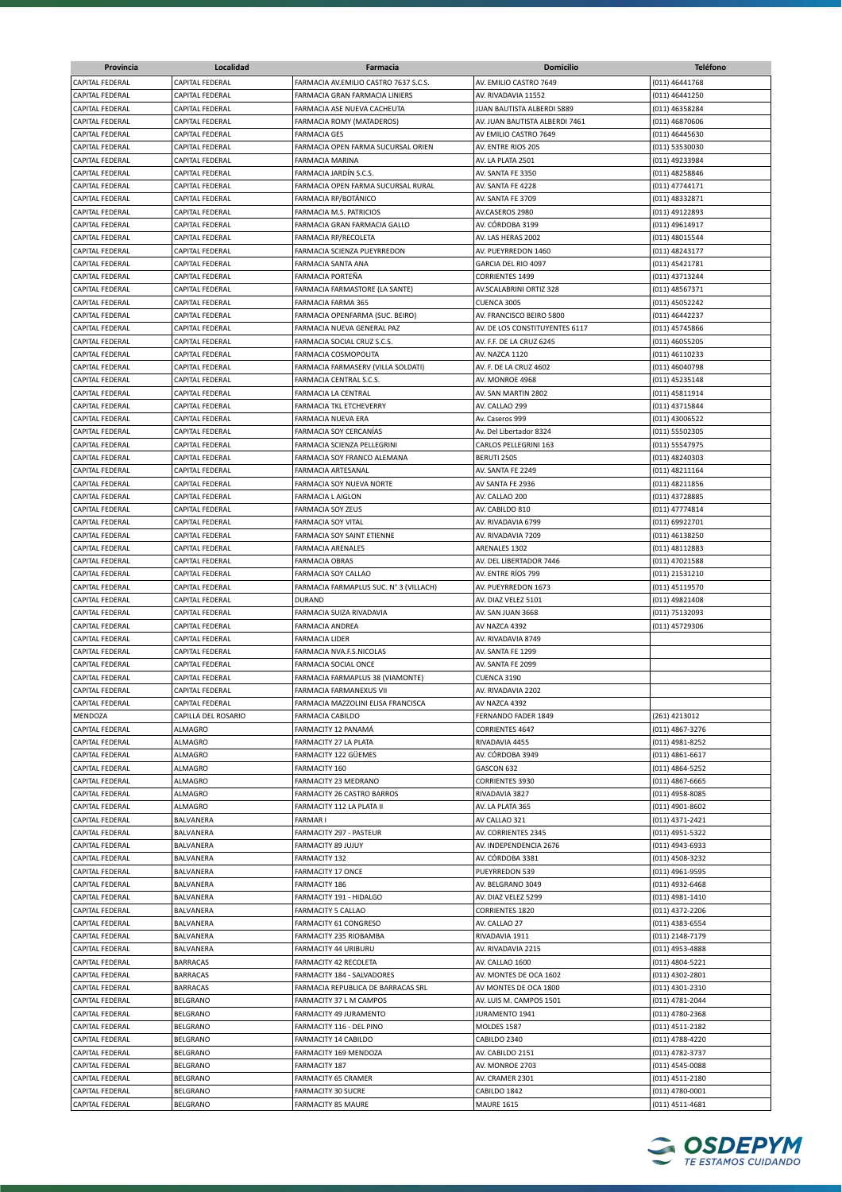| Provincia | Localidad | Farmacia | Domicilio | Teléfono |
|---|---|---|---|---|
| CAPITAL FEDERAL | CAPITAL FEDERAL | FARMACIA AV.EMILIO CASTRO 7637 S.C.S. | AV. EMILIO CASTRO 7649 | (011) 46441768 |
| CAPITAL FEDERAL | CAPITAL FEDERAL | FARMACIA GRAN FARMACIA LINIERS | AV. RIVADAVIA 11552 | (011) 46441250 |
| CAPITAL FEDERAL | CAPITAL FEDERAL | FARMACIA ASE NUEVA CACHEUTA | JUAN BAUTISTA ALBERDI 5889 | (011) 46358284 |
| CAPITAL FEDERAL | CAPITAL FEDERAL | FARMACIA ROMY (MATADEROS) | AV. JUAN BAUTISTA ALBERDI 7461 | (011) 46870606 |
| CAPITAL FEDERAL | CAPITAL FEDERAL | FARMACIA GES | AV EMILIO CASTRO 7649 | (011) 46445630 |
| CAPITAL FEDERAL | CAPITAL FEDERAL | FARMACIA OPEN FARMA SUCURSAL ORIEN | AV. ENTRE RIOS 205 | (011) 53530030 |
| CAPITAL FEDERAL | CAPITAL FEDERAL | FARMACIA MARINA | AV. LA PLATA 2501 | (011) 49233984 |
| CAPITAL FEDERAL | CAPITAL FEDERAL | FARMACIA JARDÍN S.C.S. | AV. SANTA FE 3350 | (011) 48258846 |
| CAPITAL FEDERAL | CAPITAL FEDERAL | FARMACIA OPEN FARMA SUCURSAL RURAL | AV. SANTA FE 4228 | (011) 47744171 |
| CAPITAL FEDERAL | CAPITAL FEDERAL | FARMACIA RP/BOTÁNICO | AV. SANTA FE 3709 | (011) 48332871 |
| CAPITAL FEDERAL | CAPITAL FEDERAL | FARMACIA M.S. PATRICIOS | AV.CASEROS 2980 | (011) 49122893 |
| CAPITAL FEDERAL | CAPITAL FEDERAL | FARMACIA GRAN FARMACIA GALLO | AV. CÓRDOBA 3199 | (011) 49614917 |
| CAPITAL FEDERAL | CAPITAL FEDERAL | FARMACIA RP/RECOLETA | AV. LAS HERAS 2002 | (011) 48015544 |
| CAPITAL FEDERAL | CAPITAL FEDERAL | FARMACIA SCIENZA PUEYRREDON | AV. PUEYRREDON 1460 | (011) 48243177 |
| CAPITAL FEDERAL | CAPITAL FEDERAL | FARMACIA SANTA ANA | GARCIA DEL RIO 4097 | (011) 45421781 |
| CAPITAL FEDERAL | CAPITAL FEDERAL | FARMACIA PORTEÑA | CORRIENTES 1499 | (011) 43713244 |
| CAPITAL FEDERAL | CAPITAL FEDERAL | FARMACIA FARMASTORE (LA SANTE) | AV.SCALABRINI ORTIZ 328 | (011) 48567371 |
| CAPITAL FEDERAL | CAPITAL FEDERAL | FARMACIA FARMA 365 | CUENCA 3005 | (011) 45052242 |
| CAPITAL FEDERAL | CAPITAL FEDERAL | FARMACIA OPENFARMA (SUC. BEIRO) | AV. FRANCISCO BEIRO 5800 | (011) 46442237 |
| CAPITAL FEDERAL | CAPITAL FEDERAL | FARMACIA NUEVA GENERAL PAZ | AV. DE LOS CONSTITUYENTES 6117 | (011) 45745866 |
| CAPITAL FEDERAL | CAPITAL FEDERAL | FARMACIA SOCIAL CRUZ S.C.S. | AV. F.F. DE LA CRUZ 6245 | (011) 46055205 |
| CAPITAL FEDERAL | CAPITAL FEDERAL | FARMACIA COSMOPOLITA | AV. NAZCA 1120 | (011) 46110233 |
| CAPITAL FEDERAL | CAPITAL FEDERAL | FARMACIA FARMASERV (VILLA SOLDATI) | AV. F. DE LA CRUZ 4602 | (011) 46040798 |
| CAPITAL FEDERAL | CAPITAL FEDERAL | FARMACIA CENTRAL S.C.S. | AV. MONROE 4968 | (011) 45235148 |
| CAPITAL FEDERAL | CAPITAL FEDERAL | FARMACIA LA CENTRAL | AV. SAN MARTIN 2802 | (011) 45811914 |
| CAPITAL FEDERAL | CAPITAL FEDERAL | FARMACIA TKL ETCHEVERRY | AV. CALLAO 299 | (011) 43715844 |
| CAPITAL FEDERAL | CAPITAL FEDERAL | FARMACIA NUEVA ERA | Av. Caseros 999 | (011) 43006522 |
| CAPITAL FEDERAL | CAPITAL FEDERAL | FARMACIA SOY CERCANÍAS | Av. Del Libertador 8324 | (011) 55502305 |
| CAPITAL FEDERAL | CAPITAL FEDERAL | FARMACIA SCIENZA PELLEGRINI | CARLOS PELLEGRINI 163 | (011) 55547975 |
| CAPITAL FEDERAL | CAPITAL FEDERAL | FARMACIA SOY FRANCO ALEMANA | BERUTI 2505 | (011) 48240303 |
| CAPITAL FEDERAL | CAPITAL FEDERAL | FARMACIA ARTESANAL | AV. SANTA FE 2249 | (011) 48211164 |
| CAPITAL FEDERAL | CAPITAL FEDERAL | FARMACIA SOY NUEVA NORTE | AV SANTA FE 2936 | (011) 48211856 |
| CAPITAL FEDERAL | CAPITAL FEDERAL | FARMACIA L AIGLON | AV. CALLAO 200 | (011) 43728885 |
| CAPITAL FEDERAL | CAPITAL FEDERAL | FARMACIA SOY ZEUS | AV. CABILDO 810 | (011) 47774814 |
| CAPITAL FEDERAL | CAPITAL FEDERAL | FARMACIA SOY VITAL | AV. RIVADAVIA 6799 | (011) 69922701 |
| CAPITAL FEDERAL | CAPITAL FEDERAL | FARMACIA SOY SAINT ETIENNE | AV. RIVADAVIA 7209 | (011) 46138250 |
| CAPITAL FEDERAL | CAPITAL FEDERAL | FARMACIA ARENALES | ARENALES 1302 | (011) 48112883 |
| CAPITAL FEDERAL | CAPITAL FEDERAL | FARMACIA OBRAS | AV. DEL LIBERTADOR 7446 | (011) 47021588 |
| CAPITAL FEDERAL | CAPITAL FEDERAL | FARMACIA SOY CALLAO | AV. ENTRE RÍOS 799 | (011) 21531210 |
| CAPITAL FEDERAL | CAPITAL FEDERAL | FARMACIA FARMAPLUS SUC. N° 3 (VILLACH) | AV. PUEYRREDON 1673 | (011) 45119570 |
| CAPITAL FEDERAL | CAPITAL FEDERAL | DURAND | AV. DIAZ VELEZ 5101 | (011) 49821408 |
| CAPITAL FEDERAL | CAPITAL FEDERAL | FARMACIA SUIZA RIVADAVIA | AV. SAN JUAN 3668 | (011) 75132093 |
| CAPITAL FEDERAL | CAPITAL FEDERAL | FARMACIA ANDREA | AV NAZCA 4392 | (011) 45729306 |
| CAPITAL FEDERAL | CAPITAL FEDERAL | FARMACIA LIDER | AV. RIVADAVIA 8749 | |
| CAPITAL FEDERAL | CAPITAL FEDERAL | FARMACIA NVA.F.S.NICOLAS | AV. SANTA FE 1299 | |
| CAPITAL FEDERAL | CAPITAL FEDERAL | FARMACIA SOCIAL ONCE | AV. SANTA FE 2099 | |
| CAPITAL FEDERAL | CAPITAL FEDERAL | FARMACIA FARMAPLUS 38 (VIAMONTE) | CUENCA 3190 | |
| CAPITAL FEDERAL | CAPITAL FEDERAL | FARMACIA FARMANEXUS VII | AV. RIVADAVIA 2202 | |
| CAPITAL FEDERAL | CAPITAL FEDERAL | FARMACIA MAZZOLINI ELISA FRANCISCA | AV NAZCA 4392 | |
| MENDOZA | CAPILLA DEL ROSARIO | FARMACIA CABILDO | FERNANDO FADER 1849 | (261) 4213012 |
| CAPITAL FEDERAL | ALMAGRO | FARMACITY 12 PANAMÁ | CORRIENTES 4647 | (011) 4867-3276 |
| CAPITAL FEDERAL | ALMAGRO | FARMACITY 27 LA PLATA | RIVADAVIA 4455 | (011) 4981-8252 |
| CAPITAL FEDERAL | ALMAGRO | FARMACITY 122 GÜEMES | AV. CÓRDOBA 3949 | (011) 4861-6617 |
| CAPITAL FEDERAL | ALMAGRO | FARMACITY 160 | GASCON 632 | (011) 4864-5252 |
| CAPITAL FEDERAL | ALMAGRO | FARMACITY 23 MEDRANO | CORRIENTES 3930 | (011) 4867-6665 |
| CAPITAL FEDERAL | ALMAGRO | FARMACITY 26 CASTRO BARROS | RIVADAVIA 3827 | (011) 4958-8085 |
| CAPITAL FEDERAL | ALMAGRO | FARMACITY 112 LA PLATA II | AV. LA PLATA 365 | (011) 4901-8602 |
| CAPITAL FEDERAL | BALVANERA | FARMAR I | AV CALLAO 321 | (011) 4371-2421 |
| CAPITAL FEDERAL | BALVANERA | FARMACITY 297 - PASTEUR | AV. CORRIENTES 2345 | (011) 4951-5322 |
| CAPITAL FEDERAL | BALVANERA | FARMACITY 89 JUJUY | AV. INDEPENDENCIA 2676 | (011) 4943-6933 |
| CAPITAL FEDERAL | BALVANERA | FARMACITY 132 | AV. CÓRDOBA 3381 | (011) 4508-3232 |
| CAPITAL FEDERAL | BALVANERA | FARMACITY 17 ONCE | PUEYRREDON 539 | (011) 4961-9595 |
| CAPITAL FEDERAL | BALVANERA | FARMACITY 186 | AV. BELGRANO 3049 | (011) 4932-6468 |
| CAPITAL FEDERAL | BALVANERA | FARMACITY 191 - HIDALGO | AV. DIAZ VELEZ 5299 | (011) 4981-1410 |
| CAPITAL FEDERAL | BALVANERA | FARMACITY 5 CALLAO | CORRIENTES 1820 | (011) 4372-2206 |
| CAPITAL FEDERAL | BALVANERA | FARMACITY 61 CONGRESO | AV. CALLAO 27 | (011) 4383-6554 |
| CAPITAL FEDERAL | BALVANERA | FARMACITY 235 RIOBAMBA | RIVADAVIA 1911 | (011) 2148-7179 |
| CAPITAL FEDERAL | BALVANERA | FARMACITY 44 URIBURU | AV. RIVADAVIA 2215 | (011) 4953-4888 |
| CAPITAL FEDERAL | BARRACAS | FARMACITY 42 RECOLETA | AV. CALLAO 1600 | (011) 4804-5221 |
| CAPITAL FEDERAL | BARRACAS | FARMACITY 184 - SALVADORES | AV. MONTES DE OCA 1602 | (011) 4302-2801 |
| CAPITAL FEDERAL | BARRACAS | FARMACIA REPUBLICA DE BARRACAS SRL | AV MONTES DE OCA 1800 | (011) 4301-2310 |
| CAPITAL FEDERAL | BELGRANO | FARMACITY 37 L M CAMPOS | AV. LUIS M. CAMPOS 1501 | (011) 4781-2044 |
| CAPITAL FEDERAL | BELGRANO | FARMACITY 49 JURAMENTO | JURAMENTO 1941 | (011) 4780-2368 |
| CAPITAL FEDERAL | BELGRANO | FARMACITY 116 - DEL PINO | MOLDES 1587 | (011) 4511-2182 |
| CAPITAL FEDERAL | BELGRANO | FARMACITY 14 CABILDO | CABILDO 2340 | (011) 4788-4220 |
| CAPITAL FEDERAL | BELGRANO | FARMACITY 169 MENDOZA | AV. CABILDO 2151 | (011) 4782-3737 |
| CAPITAL FEDERAL | BELGRANO | FARMACITY 187 | AV. MONROE 2703 | (011) 4545-0088 |
| CAPITAL FEDERAL | BELGRANO | FARMACITY 65 CRAMER | AV. CRAMER 2301 | (011) 4511-2180 |
| CAPITAL FEDERAL | BELGRANO | FARMACITY 30 SUCRE | CABILDO 1842 | (011) 4780-0001 |
| CAPITAL FEDERAL | BELGRANO | FARMACITY 85 MAURE | MAURE 1615 | (011) 4511-4681 |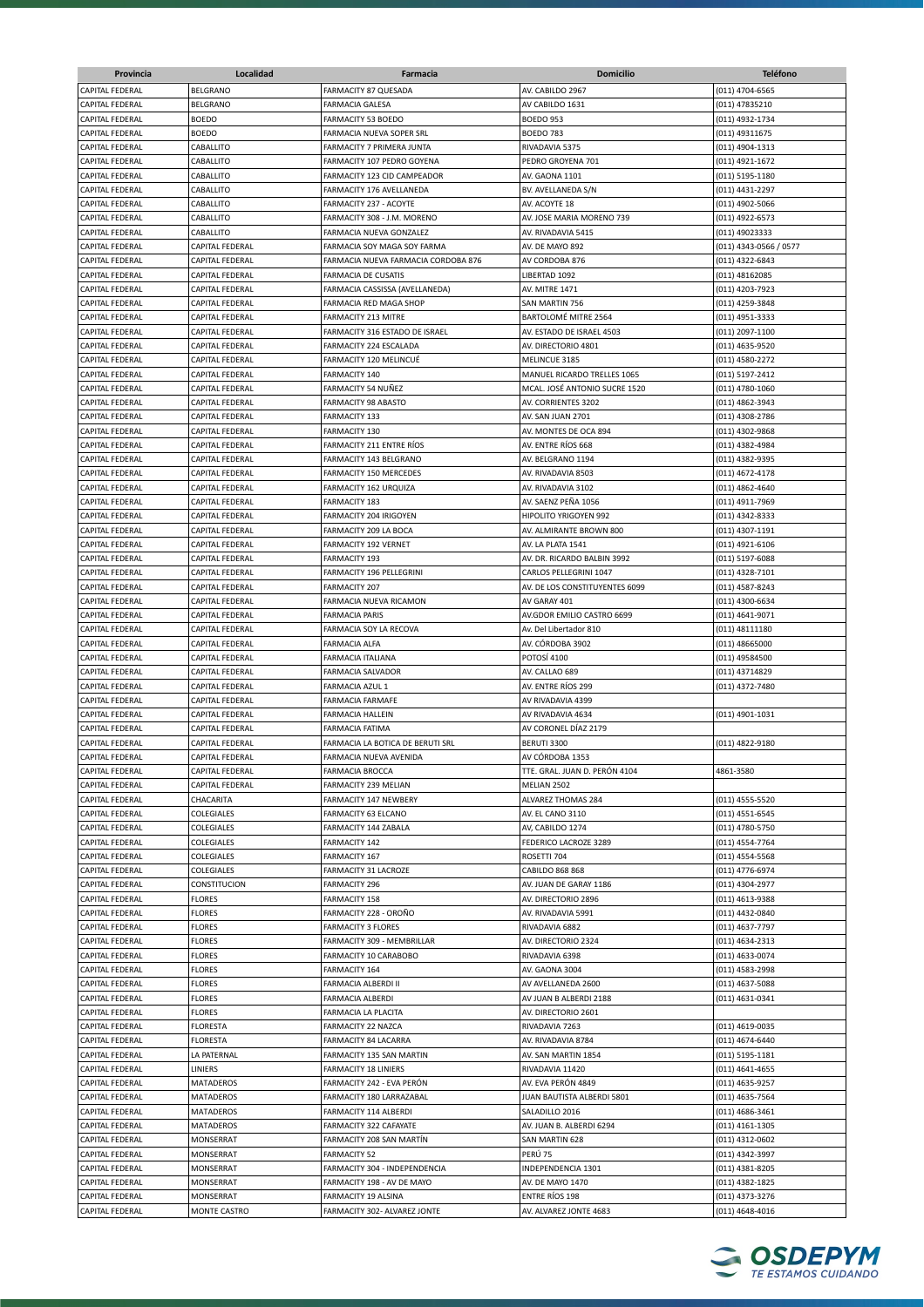| Provincia | Localidad | Farmacia | Domicilio | Teléfono |
|---|---|---|---|---|
| CAPITAL FEDERAL | BELGRANO | FARMACITY 87 QUESADA | AV. CABILDO 2967 | (011) 4704-6565 |
| CAPITAL FEDERAL | BELGRANO | FARMACIA GALESA | AV CABILDO 1631 | (011) 47835210 |
| CAPITAL FEDERAL | BOEDO | FARMACITY 53 BOEDO | BOEDO 953 | (011) 4932-1734 |
| CAPITAL FEDERAL | BOEDO | FARMACIA NUEVA SOPER SRL | BOEDO 783 | (011) 49311675 |
| CAPITAL FEDERAL | CABALLITO | FARMACITY 7 PRIMERA JUNTA | RIVADAVIA 5375 | (011) 4904-1313 |
| CAPITAL FEDERAL | CABALLITO | FARMACITY 107 PEDRO GOYENA | PEDRO GROYENA 701 | (011) 4921-1672 |
| CAPITAL FEDERAL | CABALLITO | FARMACITY 123 CID CAMPEADOR | AV. GAONA 1101 | (011) 5195-1180 |
| CAPITAL FEDERAL | CABALLITO | FARMACITY 176 AVELLANEDA | BV. AVELLANEDA S/N | (011) 4431-2297 |
| CAPITAL FEDERAL | CABALLITO | FARMACITY 237 - ACOYTE | AV. ACOYTE 18 | (011) 4902-5066 |
| CAPITAL FEDERAL | CABALLITO | FARMACITY 308 - J.M. MORENO | AV. JOSE MARIA MORENO 739 | (011) 4922-6573 |
| CAPITAL FEDERAL | CABALLITO | FARMACIA NUEVA GONZALEZ | AV. RIVADAVIA 5415 | (011) 49023333 |
| CAPITAL FEDERAL | CAPITAL FEDERAL | FARMACIA SOY MAGA SOY FARMA | AV. DE MAYO 892 | (011) 4343-0566 / 0577 |
| CAPITAL FEDERAL | CAPITAL FEDERAL | FARMACIA NUEVA FARMACIA CORDOBA 876 | AV CORDOBA 876 | (011) 4322-6843 |
| CAPITAL FEDERAL | CAPITAL FEDERAL | FARMACIA DE CUSATIS | LIBERTAD 1092 | (011) 48162085 |
| CAPITAL FEDERAL | CAPITAL FEDERAL | FARMACIA CASSISSA (AVELLANEDA) | AV. MITRE 1471 | (011) 4203-7923 |
| CAPITAL FEDERAL | CAPITAL FEDERAL | FARMACIA RED MAGA SHOP | SAN MARTIN 756 | (011) 4259-3848 |
| CAPITAL FEDERAL | CAPITAL FEDERAL | FARMACITY 213 MITRE | BARTOLOMÉ MITRE 2564 | (011) 4951-3333 |
| CAPITAL FEDERAL | CAPITAL FEDERAL | FARMACITY 316 ESTADO DE ISRAEL | AV. ESTADO DE ISRAEL 4503 | (011) 2097-1100 |
| CAPITAL FEDERAL | CAPITAL FEDERAL | FARMACITY 224 ESCALADA | AV. DIRECTORIO 4801 | (011) 4635-9520 |
| CAPITAL FEDERAL | CAPITAL FEDERAL | FARMACITY 120 MELINCUÉ | MELINCUE 3185 | (011) 4580-2272 |
| CAPITAL FEDERAL | CAPITAL FEDERAL | FARMACITY 140 | MANUEL RICARDO TRELLES 1065 | (011) 5197-2412 |
| CAPITAL FEDERAL | CAPITAL FEDERAL | FARMACITY 54 NUÑEZ | MCAL. JOSÉ ANTONIO SUCRE 1520 | (011) 4780-1060 |
| CAPITAL FEDERAL | CAPITAL FEDERAL | FARMACITY 98 ABASTO | AV. CORRIENTES 3202 | (011) 4862-3943 |
| CAPITAL FEDERAL | CAPITAL FEDERAL | FARMACITY 133 | AV. SAN JUAN 2701 | (011) 4308-2786 |
| CAPITAL FEDERAL | CAPITAL FEDERAL | FARMACITY 130 | AV. MONTES DE OCA 894 | (011) 4302-9868 |
| CAPITAL FEDERAL | CAPITAL FEDERAL | FARMACITY 211 ENTRE RÍOS | AV. ENTRE RÍOS 668 | (011) 4382-4984 |
| CAPITAL FEDERAL | CAPITAL FEDERAL | FARMACITY 143 BELGRANO | AV. BELGRANO 1194 | (011) 4382-9395 |
| CAPITAL FEDERAL | CAPITAL FEDERAL | FARMACITY 150 MERCEDES | AV. RIVADAVIA 8503 | (011) 4672-4178 |
| CAPITAL FEDERAL | CAPITAL FEDERAL | FARMACITY 162 URQUIZA | AV. RIVADAVIA 3102 | (011) 4862-4640 |
| CAPITAL FEDERAL | CAPITAL FEDERAL | FARMACITY 183 | AV. SAENZ PEÑA 1056 | (011) 4911-7969 |
| CAPITAL FEDERAL | CAPITAL FEDERAL | FARMACITY 204 IRIGOYEN | HIPOLITO YRIGOYEN 992 | (011) 4342-8333 |
| CAPITAL FEDERAL | CAPITAL FEDERAL | FARMACITY 209 LA BOCA | AV. ALMIRANTE BROWN 800 | (011) 4307-1191 |
| CAPITAL FEDERAL | CAPITAL FEDERAL | FARMACITY 192 VERNET | AV. LA PLATA 1541 | (011) 4921-6106 |
| CAPITAL FEDERAL | CAPITAL FEDERAL | FARMACITY 193 | AV. DR. RICARDO BALBIN 3992 | (011) 5197-6088 |
| CAPITAL FEDERAL | CAPITAL FEDERAL | FARMACITY 196 PELLEGRINI | CARLOS PELLEGRINI 1047 | (011) 4328-7101 |
| CAPITAL FEDERAL | CAPITAL FEDERAL | FARMACITY 207 | AV. DE LOS CONSTITUYENTES 6099 | (011) 4587-8243 |
| CAPITAL FEDERAL | CAPITAL FEDERAL | FARMACIA NUEVA RICAMON | AV GARAY 401 | (011) 4300-6634 |
| CAPITAL FEDERAL | CAPITAL FEDERAL | FARMACIA PARIS | AV.GDOR EMILIO CASTRO 6699 | (011) 4641-9071 |
| CAPITAL FEDERAL | CAPITAL FEDERAL | FARMACIA SOY LA RECOVA | Av. Del Libertador 810 | (011) 48111180 |
| CAPITAL FEDERAL | CAPITAL FEDERAL | FARMACIA ALFA | AV. CÓRDOBA 3902 | (011) 48665000 |
| CAPITAL FEDERAL | CAPITAL FEDERAL | FARMACIA ITALIANA | POTOSÍ 4100 | (011) 49584500 |
| CAPITAL FEDERAL | CAPITAL FEDERAL | FARMACIA SALVADOR | AV. CALLAO 689 | (011) 43714829 |
| CAPITAL FEDERAL | CAPITAL FEDERAL | FARMACIA AZUL 1 | AV. ENTRE RÍOS 299 | (011) 4372-7480 |
| CAPITAL FEDERAL | CAPITAL FEDERAL | FARMACIA FARMAFE | AV RIVADAVIA 4399 | |
| CAPITAL FEDERAL | CAPITAL FEDERAL | FARMACIA HALLEIN | AV RIVADAVIA 4634 | (011) 4901-1031 |
| CAPITAL FEDERAL | CAPITAL FEDERAL | FARMACIA FATIMA | AV CORONEL DÍAZ 2179 | |
| CAPITAL FEDERAL | CAPITAL FEDERAL | FARMACIA LA BOTICA DE BERUTI SRL | BERUTI 3300 | (011) 4822-9180 |
| CAPITAL FEDERAL | CAPITAL FEDERAL | FARMACIA NUEVA AVENIDA | AV CÓRDOBA 1353 | |
| CAPITAL FEDERAL | CAPITAL FEDERAL | FARMACIA BROCCA | TTE. GRAL. JUAN D. PERÓN 4104 | 4861-3580 |
| CAPITAL FEDERAL | CAPITAL FEDERAL | FARMACITY 239 MELIAN | MELIAN 2502 | |
| CAPITAL FEDERAL | CHACARITA | FARMACITY 147 NEWBERY | ALVAREZ THOMAS 284 | (011) 4555-5520 |
| CAPITAL FEDERAL | COLEGIALES | FARMACITY 63 ELCANO | AV. EL CANO 3110 | (011) 4551-6545 |
| CAPITAL FEDERAL | COLEGIALES | FARMACITY 144 ZABALA | AV, CABILDO 1274 | (011) 4780-5750 |
| CAPITAL FEDERAL | COLEGIALES | FARMACITY 142 | FEDERICO LACROZE 3289 | (011) 4554-7764 |
| CAPITAL FEDERAL | COLEGIALES | FARMACITY 167 | ROSETTI 704 | (011) 4554-5568 |
| CAPITAL FEDERAL | COLEGIALES | FARMACITY 31 LACROZE | CABILDO 868 868 | (011) 4776-6974 |
| CAPITAL FEDERAL | CONSTITUCION | FARMACITY 296 | AV. JUAN DE GARAY 1186 | (011) 4304-2977 |
| CAPITAL FEDERAL | FLORES | FARMACITY 158 | AV. DIRECTORIO 2896 | (011) 4613-9388 |
| CAPITAL FEDERAL | FLORES | FARMACITY 228 - OROÑO | AV. RIVADAVIA 5991 | (011) 4432-0840 |
| CAPITAL FEDERAL | FLORES | FARMACITY 3 FLORES | RIVADAVIA 6882 | (011) 4637-7797 |
| CAPITAL FEDERAL | FLORES | FARMACITY 309 - MEMBRILLAR | AV. DIRECTORIO 2324 | (011) 4634-2313 |
| CAPITAL FEDERAL | FLORES | FARMACITY 10 CARABOBO | RIVADAVIA 6398 | (011) 4633-0074 |
| CAPITAL FEDERAL | FLORES | FARMACITY 164 | AV. GAONA 3004 | (011) 4583-2998 |
| CAPITAL FEDERAL | FLORES | FARMACIA ALBERDI II | AV AVELLANEDA 2600 | (011) 4637-5088 |
| CAPITAL FEDERAL | FLORES | FARMACIA ALBERDI | AV JUAN B ALBERDI 2188 | (011) 4631-0341 |
| CAPITAL FEDERAL | FLORES | FARMACIA LA PLACITA | AV. DIRECTORIO 2601 | |
| CAPITAL FEDERAL | FLORESTA | FARMACITY 22 NAZCA | RIVADAVIA 7263 | (011) 4619-0035 |
| CAPITAL FEDERAL | FLORESTA | FARMACITY 84 LACARRA | AV. RIVADAVIA 8784 | (011) 4674-6440 |
| CAPITAL FEDERAL | LA PATERNAL | FARMACITY 135 SAN MARTIN | AV. SAN MARTIN 1854 | (011) 5195-1181 |
| CAPITAL FEDERAL | LINIERS | FARMACITY 18 LINIERS | RIVADAVIA 11420 | (011) 4641-4655 |
| CAPITAL FEDERAL | MATADEROS | FARMACITY 242 - EVA PERÓN | AV. EVA PERÓN 4849 | (011) 4635-9257 |
| CAPITAL FEDERAL | MATADEROS | FARMACITY 180 LARRAZABAL | JUAN BAUTISTA ALBERDI 5801 | (011) 4635-7564 |
| CAPITAL FEDERAL | MATADEROS | FARMACITY 114 ALBERDI | SALADILLO 2016 | (011) 4686-3461 |
| CAPITAL FEDERAL | MATADEROS | FARMACITY 322 CAFAYATE | AV. JUAN B. ALBERDI 6294 | (011) 4161-1305 |
| CAPITAL FEDERAL | MONSERRAT | FARMACITY 208 SAN MARTÍN | SAN MARTIN 628 | (011) 4312-0602 |
| CAPITAL FEDERAL | MONSERRAT | FARMACITY 52 | PERÚ 75 | (011) 4342-3997 |
| CAPITAL FEDERAL | MONSERRAT | FARMACITY 304 - INDEPENDENCIA | INDEPENDENCIA 1301 | (011) 4381-8205 |
| CAPITAL FEDERAL | MONSERRAT | FARMACITY 198 - AV DE MAYO | AV. DE MAYO 1470 | (011) 4382-1825 |
| CAPITAL FEDERAL | MONSERRAT | FARMACITY 19 ALSINA | ENTRE RÍOS 198 | (011) 4373-3276 |
| CAPITAL FEDERAL | MONTE CASTRO | FARMACITY 302- ALVAREZ JONTE | AV. ALVAREZ JONTE 4683 | (011) 4648-4016 |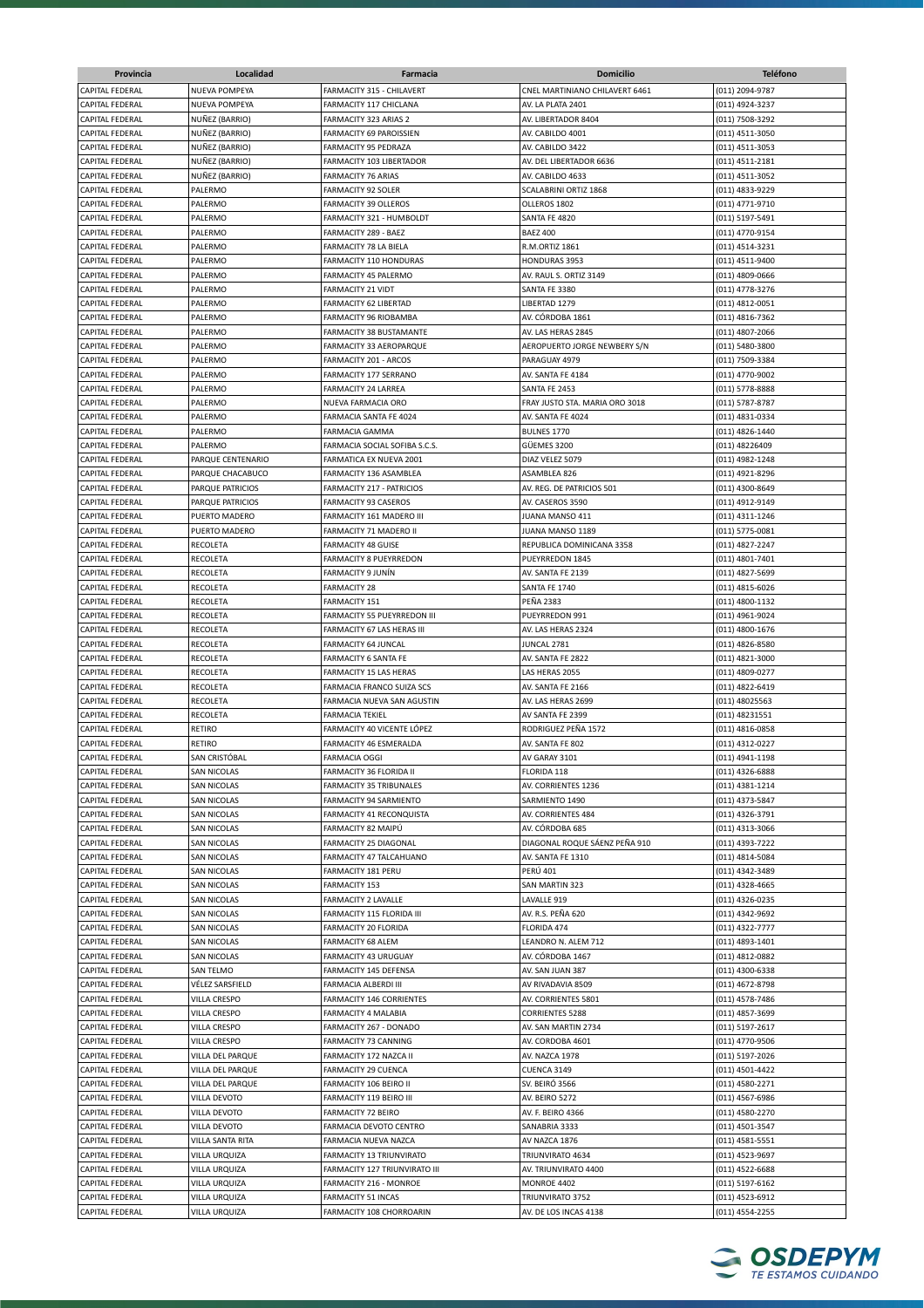| Provincia | Localidad | Farmacia | Domicilio | Teléfono |
|---|---|---|---|---|
| CAPITAL FEDERAL | NUEVA POMPEYA | FARMACITY 315 - CHILAVERT | CNEL MARTINIANO CHILAVERT 6461 | (011) 2094-9787 |
| CAPITAL FEDERAL | NUEVA POMPEYA | FARMACITY 117 CHICLANA | AV. LA PLATA 2401 | (011) 4924-3237 |
| CAPITAL FEDERAL | NUÑEZ (BARRIO) | FARMACITY 323 ARIAS 2 | AV. LIBERTADOR 8404 | (011) 7508-3292 |
| CAPITAL FEDERAL | NUÑEZ (BARRIO) | FARMACITY 69 PAROISSIEN | AV. CABILDO 4001 | (011) 4511-3050 |
| CAPITAL FEDERAL | NUÑEZ (BARRIO) | FARMACITY 95 PEDRAZA | AV. CABILDO 3422 | (011) 4511-3053 |
| CAPITAL FEDERAL | NUÑEZ (BARRIO) | FARMACITY 103 LIBERTADOR | AV. DEL LIBERTADOR 6636 | (011) 4511-2181 |
| CAPITAL FEDERAL | NUÑEZ (BARRIO) | FARMACITY 76 ARIAS | AV. CABILDO 4633 | (011) 4511-3052 |
| CAPITAL FEDERAL | PALERMO | FARMACITY 92 SOLER | SCALABRINI ORTIZ 1868 | (011) 4833-9229 |
| CAPITAL FEDERAL | PALERMO | FARMACITY 39 OLLEROS | OLLEROS 1802 | (011) 4771-9710 |
| CAPITAL FEDERAL | PALERMO | FARMACITY 321 - HUMBOLDT | SANTA FE 4820 | (011) 5197-5491 |
| CAPITAL FEDERAL | PALERMO | FARMACITY 289 - BAEZ | BAEZ 400 | (011) 4770-9154 |
| CAPITAL FEDERAL | PALERMO | FARMACITY 78 LA BIELA | R.M.ORTIZ 1861 | (011) 4514-3231 |
| CAPITAL FEDERAL | PALERMO | FARMACITY 110 HONDURAS | HONDURAS 3953 | (011) 4511-9400 |
| CAPITAL FEDERAL | PALERMO | FARMACITY 45 PALERMO | AV. RAUL S. ORTIZ 3149 | (011) 4809-0666 |
| CAPITAL FEDERAL | PALERMO | FARMACITY 21 VIDT | SANTA FE 3380 | (011) 4778-3276 |
| CAPITAL FEDERAL | PALERMO | FARMACITY 62 LIBERTAD | LIBERTAD 1279 | (011) 4812-0051 |
| CAPITAL FEDERAL | PALERMO | FARMACITY 96 RIOBAMBA | AV. CÓRDOBA 1861 | (011) 4816-7362 |
| CAPITAL FEDERAL | PALERMO | FARMACITY 38 BUSTAMANTE | AV. LAS HERAS 2845 | (011) 4807-2066 |
| CAPITAL FEDERAL | PALERMO | FARMACITY 33 AEROPARQUE | AEROPUERTO JORGE NEWBERY S/N | (011) 5480-3800 |
| CAPITAL FEDERAL | PALERMO | FARMACITY 201 - ARCOS | PARAGUAY 4979 | (011) 7509-3384 |
| CAPITAL FEDERAL | PALERMO | FARMACITY 177 SERRANO | AV. SANTA FE 4184 | (011) 4770-9002 |
| CAPITAL FEDERAL | PALERMO | FARMACITY 24 LARREA | SANTA FE 2453 | (011) 5778-8888 |
| CAPITAL FEDERAL | PALERMO | NUEVA FARMACIA ORO | FRAY JUSTO STA. MARIA ORO 3018 | (011) 5787-8787 |
| CAPITAL FEDERAL | PALERMO | FARMACIA SANTA FE 4024 | AV. SANTA FE 4024 | (011) 4831-0334 |
| CAPITAL FEDERAL | PALERMO | FARMACIA GAMMA | BULNES 1770 | (011) 4826-1440 |
| CAPITAL FEDERAL | PALERMO | FARMACIA SOCIAL SOFIBA S.C.S. | GÜEMES 3200 | (011) 48226409 |
| CAPITAL FEDERAL | PARQUE CENTENARIO | FARMATICA EX NUEVA 2001 | DIAZ VELEZ 5079 | (011) 4982-1248 |
| CAPITAL FEDERAL | PARQUE CHACABUCO | FARMACITY 136 ASAMBLEA | ASAMBLEA 826 | (011) 4921-8296 |
| CAPITAL FEDERAL | PARQUE PATRICIOS | FARMACITY 217 - PATRICIOS | AV. REG. DE PATRICIOS 501 | (011) 4300-8649 |
| CAPITAL FEDERAL | PARQUE PATRICIOS | FARMACITY 93 CASEROS | AV. CASEROS 3590 | (011) 4912-9149 |
| CAPITAL FEDERAL | PUERTO MADERO | FARMACITY 161 MADERO III | JUANA MANSO 411 | (011) 4311-1246 |
| CAPITAL FEDERAL | PUERTO MADERO | FARMACITY 71 MADERO II | JUANA MANSO 1189 | (011) 5775-0081 |
| CAPITAL FEDERAL | RECOLETA | FARMACITY 48 GUISE | REPUBLICA DOMINICANA 3358 | (011) 4827-2247 |
| CAPITAL FEDERAL | RECOLETA | FARMACITY 8 PUEYRREDON | PUEYRREDON 1845 | (011) 4801-7401 |
| CAPITAL FEDERAL | RECOLETA | FARMACITY 9 JUNÍN | AV. SANTA FE 2139 | (011) 4827-5699 |
| CAPITAL FEDERAL | RECOLETA | FARMACITY 28 | SANTA FE 1740 | (011) 4815-6026 |
| CAPITAL FEDERAL | RECOLETA | FARMACITY 151 | PEÑA 2383 | (011) 4800-1132 |
| CAPITAL FEDERAL | RECOLETA | FARMACITY 55 PUEYRREDON III | PUEYRREDON 991 | (011) 4961-9024 |
| CAPITAL FEDERAL | RECOLETA | FARMACITY 67 LAS HERAS III | AV. LAS HERAS 2324 | (011) 4800-1676 |
| CAPITAL FEDERAL | RECOLETA | FARMACITY 64 JUNCAL | JUNCAL 2781 | (011) 4826-8580 |
| CAPITAL FEDERAL | RECOLETA | FARMACITY 6 SANTA FE | AV. SANTA FE 2822 | (011) 4821-3000 |
| CAPITAL FEDERAL | RECOLETA | FARMACITY 15 LAS HERAS | LAS HERAS 2055 | (011) 4809-0277 |
| CAPITAL FEDERAL | RECOLETA | FARMACIA FRANCO SUIZA SCS | AV. SANTA FE 2166 | (011) 4822-6419 |
| CAPITAL FEDERAL | RECOLETA | FARMACIA NUEVA SAN AGUSTIN | AV. LAS HERAS 2699 | (011) 48025563 |
| CAPITAL FEDERAL | RECOLETA | FARMACIA TEKIEL | AV SANTA FE 2399 | (011) 48231551 |
| CAPITAL FEDERAL | RETIRO | FARMACITY 40 VICENTE LÓPEZ | RODRIGUEZ PEÑA 1572 | (011) 4816-0858 |
| CAPITAL FEDERAL | RETIRO | FARMACITY 46 ESMERALDA | AV. SANTA FE 802 | (011) 4312-0227 |
| CAPITAL FEDERAL | SAN CRISTÓBAL | FARMACIA OGGI | AV GARAY 3101 | (011) 4941-1198 |
| CAPITAL FEDERAL | SAN NICOLAS | FARMACITY 36 FLORIDA II | FLORIDA 118 | (011) 4326-6888 |
| CAPITAL FEDERAL | SAN NICOLAS | FARMACITY 35 TRIBUNALES | AV. CORRIENTES 1236 | (011) 4381-1214 |
| CAPITAL FEDERAL | SAN NICOLAS | FARMACITY 94 SARMIENTO | SARMIENTO 1490 | (011) 4373-5847 |
| CAPITAL FEDERAL | SAN NICOLAS | FARMACITY 41 RECONQUISTA | AV. CORRIENTES 484 | (011) 4326-3791 |
| CAPITAL FEDERAL | SAN NICOLAS | FARMACITY 82 MAIPÚ | AV. CÓRDOBA 685 | (011) 4313-3066 |
| CAPITAL FEDERAL | SAN NICOLAS | FARMACITY 25 DIAGONAL | DIAGONAL ROQUE SÁENZ PEÑA 910 | (011) 4393-7222 |
| CAPITAL FEDERAL | SAN NICOLAS | FARMACITY 47 TALCAHUANO | AV. SANTA FE 1310 | (011) 4814-5084 |
| CAPITAL FEDERAL | SAN NICOLAS | FARMACITY 181 PERU | PERÚ 401 | (011) 4342-3489 |
| CAPITAL FEDERAL | SAN NICOLAS | FARMACITY 153 | SAN MARTIN 323 | (011) 4328-4665 |
| CAPITAL FEDERAL | SAN NICOLAS | FARMACITY 2 LAVALLE | LAVALLE 919 | (011) 4326-0235 |
| CAPITAL FEDERAL | SAN NICOLAS | FARMACITY 115 FLORIDA III | AV. R.S. PEÑA 620 | (011) 4342-9692 |
| CAPITAL FEDERAL | SAN NICOLAS | FARMACITY 20 FLORIDA | FLORIDA 474 | (011) 4322-7777 |
| CAPITAL FEDERAL | SAN NICOLAS | FARMACITY 68 ALEM | LEANDRO N. ALEM 712 | (011) 4893-1401 |
| CAPITAL FEDERAL | SAN NICOLAS | FARMACITY 43 URUGUAY | AV. CÓRDOBA 1467 | (011) 4812-0882 |
| CAPITAL FEDERAL | SAN TELMO | FARMACITY 145 DEFENSA | AV. SAN JUAN 387 | (011) 4300-6338 |
| CAPITAL FEDERAL | VÉLEZ SARSFIELD | FARMACIA ALBERDI III | AV RIVADAVIA 8509 | (011) 4672-8798 |
| CAPITAL FEDERAL | VILLA CRESPO | FARMACITY 146 CORRIENTES | AV. CORRIENTES 5801 | (011) 4578-7486 |
| CAPITAL FEDERAL | VILLA CRESPO | FARMACITY 4 MALABIA | CORRIENTES 5288 | (011) 4857-3699 |
| CAPITAL FEDERAL | VILLA CRESPO | FARMACITY 267 - DONADO | AV. SAN MARTIN 2734 | (011) 5197-2617 |
| CAPITAL FEDERAL | VILLA CRESPO | FARMACITY 73 CANNING | AV. CORDOBA 4601 | (011) 4770-9506 |
| CAPITAL FEDERAL | VILLA DEL PARQUE | FARMACITY 172 NAZCA II | AV. NAZCA 1978 | (011) 5197-2026 |
| CAPITAL FEDERAL | VILLA DEL PARQUE | FARMACITY 29 CUENCA | CUENCA 3149 | (011) 4501-4422 |
| CAPITAL FEDERAL | VILLA DEL PARQUE | FARMACITY 106 BEIRO II | SV. BEIRÓ 3566 | (011) 4580-2271 |
| CAPITAL FEDERAL | VILLA DEVOTO | FARMACITY 119 BEIRO III | AV. BEIRO 5272 | (011) 4567-6986 |
| CAPITAL FEDERAL | VILLA DEVOTO | FARMACITY 72 BEIRO | AV. F. BEIRO 4366 | (011) 4580-2270 |
| CAPITAL FEDERAL | VILLA DEVOTO | FARMACIA DEVOTO CENTRO | SANABRIA 3333 | (011) 4501-3547 |
| CAPITAL FEDERAL | VILLA SANTA RITA | FARMACIA NUEVA NAZCA | AV NAZCA 1876 | (011) 4581-5551 |
| CAPITAL FEDERAL | VILLA URQUIZA | FARMACITY 13 TRIUNVIRATO | TRIUNVIRATO 4634 | (011) 4523-9697 |
| CAPITAL FEDERAL | VILLA URQUIZA | FARMACITY 127 TRIUNVIRATO III | AV. TRIUNVIRATO 4400 | (011) 4522-6688 |
| CAPITAL FEDERAL | VILLA URQUIZA | FARMACITY 216 - MONROE | MONROE 4402 | (011) 5197-6162 |
| CAPITAL FEDERAL | VILLA URQUIZA | FARMACITY 51 INCAS | TRIUNVIRATO 3752 | (011) 4523-6912 |
| CAPITAL FEDERAL | VILLA URQUIZA | FARMACITY 108 CHORROARIN | AV. DE LOS INCAS 4138 | (011) 4554-2255 |

OSDEPYM
TE ESTAMOS CUIDANDO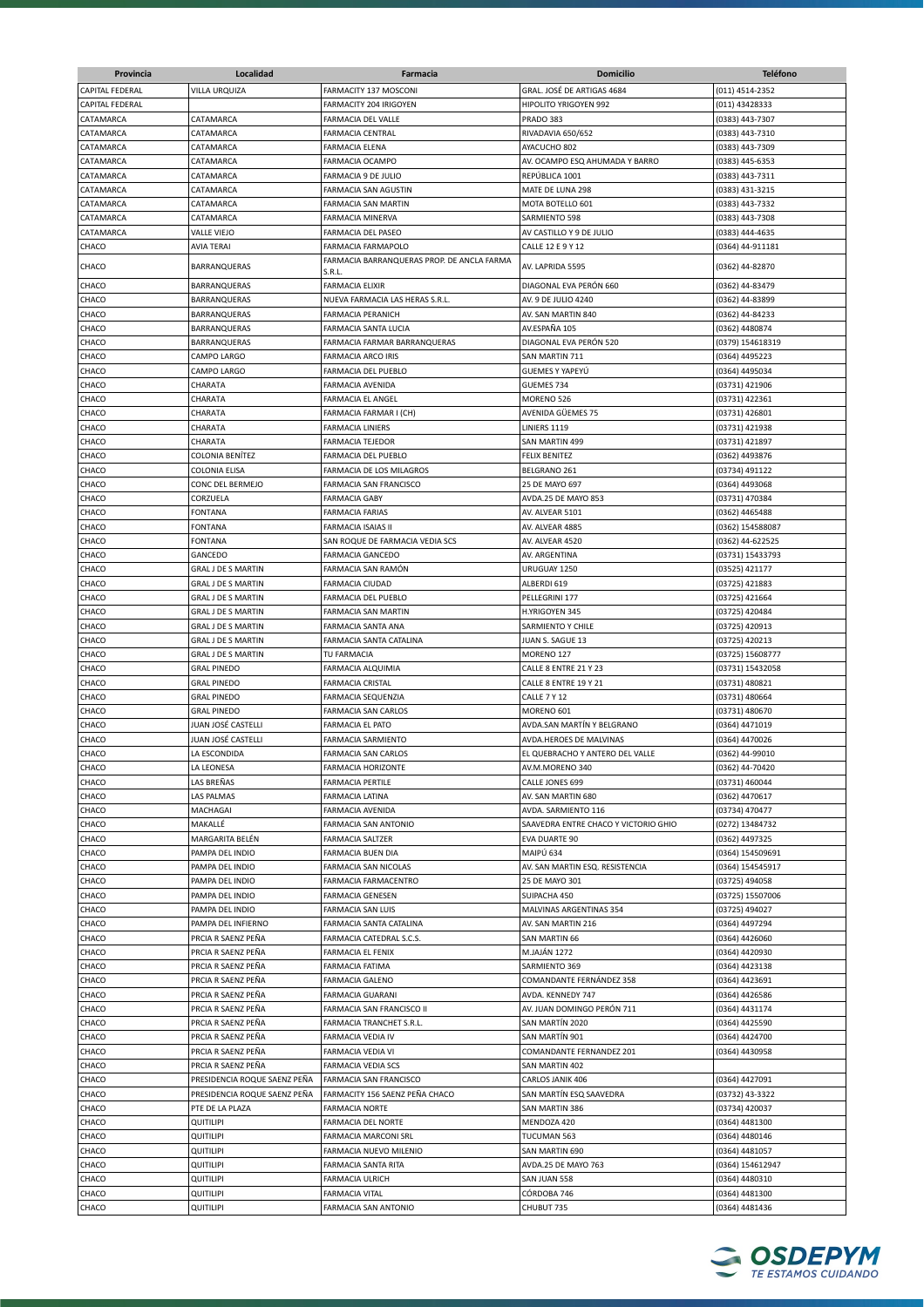| Provincia | Localidad | Farmacia | Domicilio | Teléfono |
|---|---|---|---|---|
| CAPITAL FEDERAL | VILLA URQUIZA | FARMACITY 137 MOSCONI | GRAL. JOSÉ DE ARTIGAS 4684 | (011) 4514-2352 |
| CAPITAL FEDERAL | | FARMACITY 204 IRIGOYEN | HIPOLITO YRIGOYEN 992 | (011) 43428333 |
| CATAMARCA | CATAMARCA | FARMACIA DEL VALLE | PRADO 383 | (0383) 443-7307 |
| CATAMARCA | CATAMARCA | FARMACIA CENTRAL | RIVADAVIA 650/652 | (0383) 443-7310 |
| CATAMARCA | CATAMARCA | FARMACIA ELENA | AYACUCHO 802 | (0383) 443-7309 |
| CATAMARCA | CATAMARCA | FARMACIA OCAMPO | AV. OCAMPO ESQ AHUMADA Y BARRO | (0383) 445-6353 |
| CATAMARCA | CATAMARCA | FARMACIA 9 DE JULIO | REPÚBLICA 1001 | (0383) 443-7311 |
| CATAMARCA | CATAMARCA | FARMACIA SAN AGUSTIN | MATE DE LUNA 298 | (0383) 431-3215 |
| CATAMARCA | CATAMARCA | FARMACIA SAN MARTIN | MOTA BOTELLO 601 | (0383) 443-7332 |
| CATAMARCA | CATAMARCA | FARMACIA MINERVA | SARMIENTO 598 | (0383) 443-7308 |
| CATAMARCA | VALLE VIEJO | FARMACIA DEL PASEO | AV CASTILLO Y 9 DE JULIO | (0383) 444-4635 |
| CHACO | AVIA TERAI | FARMACIA FARMAPOLO | CALLE 12 E 9 Y 12 | (0364) 44-911181 |
| CHACO | BARRANQUERAS | FARMACIA BARRANQUERAS PROP. DE ANCLA FARMA S.R.L. | AV. LAPRIDA 5595 | (0362) 44-82870 |
| CHACO | BARRANQUERAS | FARMACIA ELIXIR | DIAGONAL EVA PERÓN 660 | (0362) 44-83479 |
| CHACO | BARRANQUERAS | NUEVA FARMACIA LAS HERAS S.R.L. | AV. 9 DE JULIO 4240 | (0362) 44-83899 |
| CHACO | BARRANQUERAS | FARMACIA PERANICH | AV. SAN MARTIN 840 | (0362) 44-84233 |
| CHACO | BARRANQUERAS | FARMACIA SANTA LUCIA | AV.ESPAÑA 105 | (0362) 4480874 |
| CHACO | BARRANQUERAS | FARMACIA FARMAR BARRANQUERAS | DIAGONAL EVA PERÓN 520 | (0379) 154618319 |
| CHACO | CAMPO LARGO | FARMACIA ARCO IRIS | SAN MARTIN 711 | (0364) 4495223 |
| CHACO | CAMPO LARGO | FARMACIA DEL PUEBLO | GUEMES Y YAPEYÚ | (0364) 4495034 |
| CHACO | CHARATA | FARMACIA AVENIDA | GUEMES 734 | (03731) 421906 |
| CHACO | CHARATA | FARMACIA EL ANGEL | MORENO 526 | (03731) 422361 |
| CHACO | CHARATA | FARMACIA FARMAR I (CH) | AVENIDA GÜEMES 75 | (03731) 426801 |
| CHACO | CHARATA | FARMACIA LINIERS | LINIERS 1119 | (03731) 421938 |
| CHACO | CHARATA | FARMACIA TEJEDOR | SAN MARTIN 499 | (03731) 421897 |
| CHACO | COLONIA BENÍTEZ | FARMACIA DEL PUEBLO | FELIX BENITEZ | (0362) 4493876 |
| CHACO | COLONIA ELISA | FARMACIA DE LOS MILAGROS | BELGRANO 261 | (03734) 491122 |
| CHACO | CONC DEL BERMEJO | FARMACIA SAN FRANCISCO | 25 DE MAYO 697 | (0364) 4493068 |
| CHACO | CORZUELA | FARMACIA GABY | AVDA.25 DE MAYO 853 | (03731) 470384 |
| CHACO | FONTANA | FARMACIA FARIAS | AV. ALVEAR 5101 | (0362) 4465488 |
| CHACO | FONTANA | FARMACIA ISAIAS II | AV. ALVEAR 4885 | (0362) 154588087 |
| CHACO | FONTANA | SAN ROQUE DE FARMACIA VEDIA SCS | AV. ALVEAR 4520 | (0362) 44-622525 |
| CHACO | GANCEDO | FARMACIA GANCEDO | AV. ARGENTINA | (03731) 15433793 |
| CHACO | GRAL J DE S MARTIN | FARMACIA SAN RAMÓN | URUGUAY 1250 | (03525) 421177 |
| CHACO | GRAL J DE S MARTIN | FARMACIA CIUDAD | ALBERDI 619 | (03725) 421883 |
| CHACO | GRAL J DE S MARTIN | FARMACIA DEL PUEBLO | PELLEGRINI 177 | (03725) 421664 |
| CHACO | GRAL J DE S MARTIN | FARMACIA SAN MARTIN | H.YRIGOYEN 345 | (03725) 420484 |
| CHACO | GRAL J DE S MARTIN | FARMACIA SANTA ANA | SARMIENTO Y CHILE | (03725) 420913 |
| CHACO | GRAL J DE S MARTIN | FARMACIA SANTA CATALINA | JUAN S. SAGUE 13 | (03725) 420213 |
| CHACO | GRAL J DE S MARTIN | TU FARMACIA | MORENO 127 | (03725) 15608777 |
| CHACO | GRAL PINEDO | FARMACIA ALQUIMIA | CALLE 8 ENTRE 21 Y 23 | (03731) 15432058 |
| CHACO | GRAL PINEDO | FARMACIA CRISTAL | CALLE 8 ENTRE 19 Y 21 | (03731) 480821 |
| CHACO | GRAL PINEDO | FARMACIA SEQUENZIA | CALLE 7 Y 12 | (03731) 480664 |
| CHACO | GRAL PINEDO | FARMACIA SAN CARLOS | MORENO 601 | (03731) 480670 |
| CHACO | JUAN JOSÉ CASTELLI | FARMACIA EL PATO | AVDA.SAN MARTÍN Y BELGRANO | (0364) 4471019 |
| CHACO | JUAN JOSÉ CASTELLI | FARMACIA SARMIENTO | AVDA.HEROES DE MALVINAS | (0364) 4470026 |
| CHACO | LA ESCONDIDA | FARMACIA SAN CARLOS | EL QUEBRACHO Y ANTERO DEL VALLE | (0362) 44-99010 |
| CHACO | LA LEONESA | FARMACIA HORIZONTE | AV.M.MORENO 340 | (0362) 44-70420 |
| CHACO | LAS BREÑAS | FARMACIA PERTILE | CALLE JONES 699 | (03731) 460044 |
| CHACO | LAS PALMAS | FARMACIA LATINA | AV. SAN MARTIN 680 | (0362) 4470617 |
| CHACO | MACHAGAI | FARMACIA AVENIDA | AVDA. SARMIENTO 116 | (03734) 470477 |
| CHACO | MAKALLÉ | FARMACIA SAN ANTONIO | SAAVEDRA ENTRE CHACO Y VICTORIO GHIO | (0272) 13484732 |
| CHACO | MARGARITA BELÉN | FARMACIA SALTZER | EVA DUARTE 90 | (0362) 4497325 |
| CHACO | PAMPA DEL INDIO | FARMACIA BUEN DIA | MAIPÚ 634 | (0364) 154509691 |
| CHACO | PAMPA DEL INDIO | FARMACIA SAN NICOLAS | AV. SAN MARTIN ESQ. RESISTENCIA | (0364) 154545917 |
| CHACO | PAMPA DEL INDIO | FARMACIA FARMACENTRO | 25 DE MAYO 301 | (03725) 494058 |
| CHACO | PAMPA DEL INDIO | FARMACIA GENESEN | SUIPACHA 450 | (03725) 15507006 |
| CHACO | PAMPA DEL INDIO | FARMACIA SAN LUIS | MALVINAS ARGENTINAS 354 | (03725) 494027 |
| CHACO | PAMPA DEL INFIERNO | FARMACIA SANTA CATALINA | AV. SAN MARTIN 216 | (0364) 4497294 |
| CHACO | PRCIA R SAENZ PEÑA | FARMACIA CATEDRAL S.C.S. | SAN MARTIN 66 | (0364) 4426060 |
| CHACO | PRCIA R SAENZ PEÑA | FARMACIA EL FENIX | M.JAJÁN 1272 | (0364) 4420930 |
| CHACO | PRCIA R SAENZ PEÑA | FARMACIA FATIMA | SARMIENTO 369 | (0364) 4423138 |
| CHACO | PRCIA R SAENZ PEÑA | FARMACIA GALENO | COMANDANTE FERNÁNDEZ 358 | (0364) 4423691 |
| CHACO | PRCIA R SAENZ PEÑA | FARMACIA GUARANI | AVDA. KENNEDY 747 | (0364) 4426586 |
| CHACO | PRCIA R SAENZ PEÑA | FARMACIA SAN FRANCISCO II | AV. JUAN DOMINGO PERÓN 711 | (0364) 4431174 |
| CHACO | PRCIA R SAENZ PEÑA | FARMACIA TRANCHET S.R.L. | SAN MARTÍN 2020 | (0364) 4425590 |
| CHACO | PRCIA R SAENZ PEÑA | FARMACIA VEDIA IV | SAN MARTÍN 901 | (0364) 4424700 |
| CHACO | PRCIA R SAENZ PEÑA | FARMACIA VEDIA VI | COMANDANTE FERNANDEZ 201 | (0364) 4430958 |
| CHACO | PRCIA R SAENZ PEÑA | FARMACIA VEDIA SCS | SAN MARTIN 402 | |
| CHACO | PRESIDENCIA ROQUE SAENZ PEÑA | FARMACIA SAN FRANCISCO | CARLOS JANIK 406 | (0364) 4427091 |
| CHACO | PRESIDENCIA ROQUE SAENZ PEÑA | FARMACITY 156 SAENZ PEÑA CHACO | SAN MARTÍN ESQ SAAVEDRA | (03732) 43-3322 |
| CHACO | PTE DE LA PLAZA | FARMACIA NORTE | SAN MARTIN 386 | (03734) 420037 |
| CHACO | QUITILIPI | FARMACIA DEL NORTE | MENDOZA 420 | (0364) 4481300 |
| CHACO | QUITILIPI | FARMACIA MARCONI SRL | TUCUMAN 563 | (0364) 4480146 |
| CHACO | QUITILIPI | FARMACIA NUEVO MILENIO | SAN MARTIN 690 | (0364) 4481057 |
| CHACO | QUITILIPI | FARMACIA SANTA RITA | AVDA.25 DE MAYO 763 | (0364) 154612947 |
| CHACO | QUITILIPI | FARMACIA ULRICH | SAN JUAN 558 | (0364) 4480310 |
| CHACO | QUITILIPI | FARMACIA VITAL | CÓRDOBA 746 | (0364) 4481300 |
| CHACO | QUITILIPI | FARMACIA SAN ANTONIO | CHUBUT 735 | (0364) 4481436 |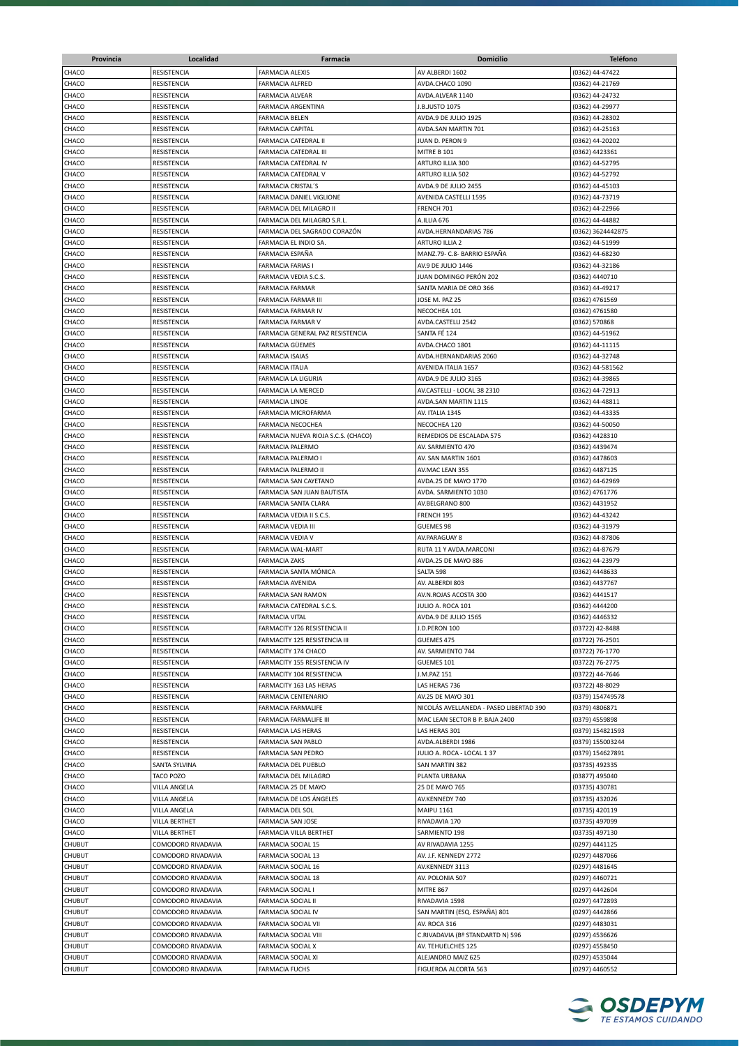| Provincia | Localidad | Farmacia | Domicilio | Teléfono |
|---|---|---|---|---|
| CHACO | RESISTENCIA | FARMACIA ALEXIS | AV ALBERDI 1602 | (0362) 44-47422 |
| CHACO | RESISTENCIA | FARMACIA ALFRED | AVDA.CHACO 1090 | (0362) 44-21769 |
| CHACO | RESISTENCIA | FARMACIA ALVEAR | AVDA.ALVEAR 1140 | (0362) 44-24732 |
| CHACO | RESISTENCIA | FARMACIA ARGENTINA | J.B.JUSTO 1075 | (0362) 44-29977 |
| CHACO | RESISTENCIA | FARMACIA BELEN | AVDA.9 DE JULIO 1925 | (0362) 44-28302 |
| CHACO | RESISTENCIA | FARMACIA CAPITAL | AVDA.SAN MARTIN 701 | (0362) 44-25163 |
| CHACO | RESISTENCIA | FARMACIA CATEDRAL II | JUAN D. PERON 9 | (0362) 44-20202 |
| CHACO | RESISTENCIA | FARMACIA CATEDRAL III | MITRE B 101 | (0362) 4423361 |
| CHACO | RESISTENCIA | FARMACIA CATEDRAL IV | ARTURO ILLIA 300 | (0362) 44-52795 |
| CHACO | RESISTENCIA | FARMACIA CATEDRAL V | ARTURO ILLIA 502 | (0362) 44-52792 |
| CHACO | RESISTENCIA | FARMACIA CRISTAL´S | AVDA.9 DE JULIO 2455 | (0362) 44-45103 |
| CHACO | RESISTENCIA | FARMACIA DANIEL VIGLIONE | AVENIDA CASTELLI 1595 | (0362) 44-73719 |
| CHACO | RESISTENCIA | FARMACIA DEL MILAGRO II | FRENCH 701 | (0362) 44-22966 |
| CHACO | RESISTENCIA | FARMACIA DEL MILAGRO S.R.L. | A.ILLIA 676 | (0362) 44-44882 |
| CHACO | RESISTENCIA | FARMACIA DEL SAGRADO CORAZÓN | AVDA.HERNANDARIAS 786 | (0362) 3624442875 |
| CHACO | RESISTENCIA | FARMACIA EL INDIO SA. | ARTURO ILLIA 2 | (0362) 44-51999 |
| CHACO | RESISTENCIA | FARMACIA ESPAÑA | MANZ.79- C.8- BARRIO ESPAÑA | (0362) 44-68230 |
| CHACO | RESISTENCIA | FARMACIA FARIAS I | AV.9 DE JULIO 1446 | (0362) 44-32186 |
| CHACO | RESISTENCIA | FARMACIA VEDIA S.C.S. | JUAN DOMINGO PERÓN 202 | (0362) 4440710 |
| CHACO | RESISTENCIA | FARMACIA FARMAR | SANTA MARIA DE ORO 366 | (0362) 44-49217 |
| CHACO | RESISTENCIA | FARMACIA FARMAR III | JOSE M. PAZ 25 | (0362) 4761569 |
| CHACO | RESISTENCIA | FARMACIA FARMAR IV | NECOCHEA 101 | (0362) 4761580 |
| CHACO | RESISTENCIA | FARMACIA FARMAR V | AVDA.CASTELLI 2542 | (0362) 570868 |
| CHACO | RESISTENCIA | FARMACIA GENERAL PAZ RESISTENCIA | SANTA FÉ 124 | (0362) 44-51962 |
| CHACO | RESISTENCIA | FARMACIA GÜEMES | AVDA.CHACO 1801 | (0362) 44-11115 |
| CHACO | RESISTENCIA | FARMACIA ISAIAS | AVDA.HERNANDARIAS 2060 | (0362) 44-32748 |
| CHACO | RESISTENCIA | FARMACIA ITALIA | AVENIDA ITALIA 1657 | (0362) 44-581562 |
| CHACO | RESISTENCIA | FARMACIA LA LIGURIA | AVDA.9 DE JULIO 3165 | (0362) 44-39865 |
| CHACO | RESISTENCIA | FARMACIA LA MERCED | AV.CASTELLI - LOCAL 38 2310 | (0362) 44-72913 |
| CHACO | RESISTENCIA | FARMACIA LINOE | AVDA.SAN MARTIN 1115 | (0362) 44-48811 |
| CHACO | RESISTENCIA | FARMACIA MICROFARMA | AV. ITALIA 1345 | (0362) 44-43335 |
| CHACO | RESISTENCIA | FARMACIA NECOCHEA | NECOCHEA 120 | (0362) 44-50050 |
| CHACO | RESISTENCIA | FARMACIA NUEVA RIOJA S.C.S. (CHACO) | REMEDIOS DE ESCALADA 575 | (0362) 4428310 |
| CHACO | RESISTENCIA | FARMACIA PALERMO | AV. SARMIENTO 470 | (0362) 4439474 |
| CHACO | RESISTENCIA | FARMACIA PALERMO I | AV. SAN MARTIN 1601 | (0362) 4478603 |
| CHACO | RESISTENCIA | FARMACIA PALERMO II | AV.MAC LEAN 355 | (0362) 4487125 |
| CHACO | RESISTENCIA | FARMACIA SAN CAYETANO | AVDA.25 DE MAYO 1770 | (0362) 44-62969 |
| CHACO | RESISTENCIA | FARMACIA SAN JUAN BAUTISTA | AVDA. SARMIENTO 1030 | (0362) 4761776 |
| CHACO | RESISTENCIA | FARMACIA SANTA CLARA | AV.BELGRANO 800 | (0362) 4431952 |
| CHACO | RESISTENCIA | FARMACIA VEDIA II S.C.S. | FRENCH 195 | (0362) 44-43242 |
| CHACO | RESISTENCIA | FARMACIA VEDIA III | GUEMES 98 | (0362) 44-31979 |
| CHACO | RESISTENCIA | FARMACIA VEDIA V | AV.PARAGUAY 8 | (0362) 44-87806 |
| CHACO | RESISTENCIA | FARMACIA WAL-MART | RUTA 11 Y AVDA.MARCONI | (0362) 44-87679 |
| CHACO | RESISTENCIA | FARMACIA ZAKS | AVDA.25 DE MAYO 886 | (0362) 44-23979 |
| CHACO | RESISTENCIA | FARMACIA SANTA MÓNICA | SALTA 598 | (0362) 4448633 |
| CHACO | RESISTENCIA | FARMACIA AVENIDA | AV. ALBERDI 803 | (0362) 4437767 |
| CHACO | RESISTENCIA | FARMACIA SAN RAMON | AV.N.ROJAS ACOSTA 300 | (0362) 4441517 |
| CHACO | RESISTENCIA | FARMACIA CATEDRAL S.C.S. | JULIO A. ROCA 101 | (0362) 4444200 |
| CHACO | RESISTENCIA | FARMACIA VITAL | AVDA.9 DE JULIO 1565 | (0362) 4446332 |
| CHACO | RESISTENCIA | FARMACITY 126 RESISTENCIA II | J.D.PERON 100 | (03722) 42-8488 |
| CHACO | RESISTENCIA | FARMACITY 125 RESISTENCIA III | GUEMES 475 | (03722) 76-2501 |
| CHACO | RESISTENCIA | FARMACITY 174 CHACO | AV. SARMIENTO 744 | (03722) 76-1770 |
| CHACO | RESISTENCIA | FARMACITY 155 RESISTENCIA IV | GUEMES 101 | (03722) 76-2775 |
| CHACO | RESISTENCIA | FARMACITY 104 RESISTENCIA | J.M.PAZ 151 | (03722) 44-7646 |
| CHACO | RESISTENCIA | FARMACITY 163 LAS HERAS | LAS HERAS 736 | (03722) 48-8029 |
| CHACO | RESISTENCIA | FARMACIA CENTENARIO | AV.25 DE MAYO 301 | (0379) 154749578 |
| CHACO | RESISTENCIA | FARMACIA FARMALIFE | NICOLÁS AVELLANEDA - PASEO LIBERTAD 390 | (0379) 4806871 |
| CHACO | RESISTENCIA | FARMACIA FARMALIFE III | MAC LEAN SECTOR B P. BAJA 2400 | (0379) 4559898 |
| CHACO | RESISTENCIA | FARMACIA LAS HERAS | LAS HERAS 301 | (0379) 154821593 |
| CHACO | RESISTENCIA | FARMACIA SAN PABLO | AVDA.ALBERDI 1986 | (0379) 155003244 |
| CHACO | RESISTENCIA | FARMACIA SAN PEDRO | JULIO A. ROCA - LOCAL 1 37 | (0379) 154627891 |
| CHACO | SANTA SYLVINA | FARMACIA DEL PUEBLO | SAN MARTIN 382 | (03735) 492335 |
| CHACO | TACO POZO | FARMACIA DEL MILAGRO | PLANTA URBANA | (03877) 495040 |
| CHACO | VILLA ANGELA | FARMACIA 25 DE MAYO | 25 DE MAYO 765 | (03735) 430781 |
| CHACO | VILLA ANGELA | FARMACIA DE LOS ÁNGELES | AV.KENNEDY 740 | (03735) 432026 |
| CHACO | VILLA ANGELA | FARMACIA DEL SOL | MAIPU 1161 | (03735) 420119 |
| CHACO | VILLA BERTHET | FARMACIA SAN JOSE | RIVADAVIA 170 | (03735) 497099 |
| CHACO | VILLA BERTHET | FARMACIA VILLA BERTHET | SARMIENTO 198 | (03735) 497130 |
| CHUBUT | COMODORO RIVADAVIA | FARMACIA SOCIAL 15 | AV RIVADAVIA 1255 | (0297) 4441125 |
| CHUBUT | COMODORO RIVADAVIA | FARMACIA SOCIAL 13 | AV. J.F. KENNEDY 2772 | (0297) 4487066 |
| CHUBUT | COMODORO RIVADAVIA | FARMACIA SOCIAL 16 | AV.KENNEDY 3113 | (0297) 4481645 |
| CHUBUT | COMODORO RIVADAVIA | FARMACIA SOCIAL 18 | AV. POLONIA 507 | (0297) 4460721 |
| CHUBUT | COMODORO RIVADAVIA | FARMACIA SOCIAL I | MITRE 867 | (0297) 4442604 |
| CHUBUT | COMODORO RIVADAVIA | FARMACIA SOCIAL II | RIVADAVIA 1598 | (0297) 4472893 |
| CHUBUT | COMODORO RIVADAVIA | FARMACIA SOCIAL IV | SAN MARTIN (ESQ. ESPAÑA) 801 | (0297) 4442866 |
| CHUBUT | COMODORO RIVADAVIA | FARMACIA SOCIAL VII | AV. ROCA 316 | (0297) 4483031 |
| CHUBUT | COMODORO RIVADAVIA | FARMACIA SOCIAL VIII | C.RIVADAVIA (Bº STANDARTD N) 596 | (0297) 4536626 |
| CHUBUT | COMODORO RIVADAVIA | FARMACIA SOCIAL X | AV. TEHUELCHES 125 | (0297) 4558450 |
| CHUBUT | COMODORO RIVADAVIA | FARMACIA SOCIAL XI | ALEJANDRO MAIZ 625 | (0297) 4535044 |
| CHUBUT | COMODORO RIVADAVIA | FARMACIA FUCHS | FIGUEROA ALCORTA 563 | (0297) 4460552 |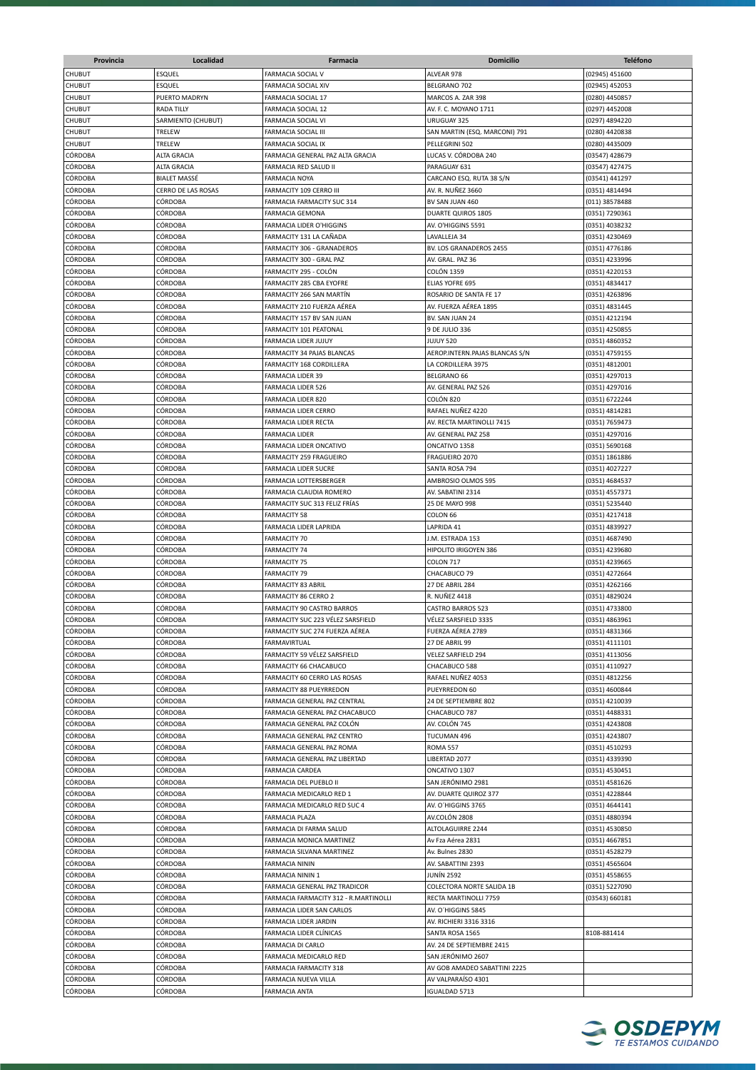| Provincia | Localidad | Farmacia | Domicilio | Teléfono |
|---|---|---|---|---|
| CHUBUT | ESQUEL | FARMACIA SOCIAL V | ALVEAR 978 | (02945) 451600 |
| CHUBUT | ESQUEL | FARMACIA SOCIAL XIV | BELGRANO 702 | (02945) 452053 |
| CHUBUT | PUERTO MADRYN | FARMACIA SOCIAL 17 | MARCOS A. ZAR 398 | (0280) 4450857 |
| CHUBUT | RADA TILLY | FARMACIA SOCIAL 12 | AV. F. C. MOYANO 1711 | (0297) 4452008 |
| CHUBUT | SARMIENTO (CHUBUT) | FARMACIA SOCIAL VI | URUGUAY 325 | (0297) 4894220 |
| CHUBUT | TRELEW | FARMACIA SOCIAL III | SAN MARTIN (ESQ. MARCONI) 791 | (0280) 4420838 |
| CHUBUT | TRELEW | FARMACIA SOCIAL IX | PELLEGRINI 502 | (0280) 4435009 |
| CÓRDOBA | ALTA GRACIA | FARMACIA GENERAL PAZ ALTA GRACIA | LUCAS V. CÓRDOBA 240 | (03547) 428679 |
| CÓRDOBA | ALTA GRACIA | FARMACIA RED SALUD II | PARAGUAY 631 | (03547) 427475 |
| CÓRDOBA | BIALET MASSÉ | FARMACIA NOYA | CARCANO ESQ. RUTA 38 S/N | (03541) 441297 |
| CÓRDOBA | CERRO DE LAS ROSAS | FARMACITY 109 CERRO III | AV. R. NUÑEZ 3660 | (0351) 4814494 |
| CÓRDOBA | CÓRDOBA | FARMACIA FARMACITY SUC 314 | BV SAN JUAN 460 | (011) 38578488 |
| CÓRDOBA | CÓRDOBA | FARMACIA GEMONA | DUARTE QUIROS 1805 | (0351) 7290361 |
| CÓRDOBA | CÓRDOBA | FARMACIA LIDER O'HIGGINS | AV. O'HIGGINS 5591 | (0351) 4038232 |
| CÓRDOBA | CÓRDOBA | FARMACITY 131 LA CAÑADA | LAVALLEJA 34 | (0351) 4230469 |
| CÓRDOBA | CÓRDOBA | FARMACITY 306 - GRANADEROS | BV. LOS GRANADEROS 2455 | (0351) 4776186 |
| CÓRDOBA | CÓRDOBA | FARMACITY 300 - GRAL PAZ | AV. GRAL. PAZ 36 | (0351) 4233996 |
| CÓRDOBA | CÓRDOBA | FARMACITY 295 - COLÓN | COLÓN 1359 | (0351) 4220153 |
| CÓRDOBA | CÓRDOBA | FARMACITY 285 CBA EYOFRE | ELIAS YOFRE 695 | (0351) 4834417 |
| CÓRDOBA | CÓRDOBA | FARMACITY 266 SAN MARTÍN | ROSARIO DE SANTA FE 17 | (0351) 4263896 |
| CÓRDOBA | CÓRDOBA | FARMACITY 210 FUERZA AÉREA | AV. FUERZA AÉREA 1895 | (0351) 4831445 |
| CÓRDOBA | CÓRDOBA | FARMACITY 157 BV SAN JUAN | BV. SAN JUAN 24 | (0351) 4212194 |
| CÓRDOBA | CÓRDOBA | FARMACITY 101 PEATONAL | 9 DE JULIO 336 | (0351) 4250855 |
| CÓRDOBA | CÓRDOBA | FARMACIA LIDER JUJUY | JUJUY 520 | (0351) 4860352 |
| CÓRDOBA | CÓRDOBA | FARMACITY 34 PAJAS BLANCAS | AEROP.INTERN.PAJAS BLANCAS S/N | (0351) 4759155 |
| CÓRDOBA | CÓRDOBA | FARMACITY 168 CORDILLERA | LA CORDILLERA 3975 | (0351) 4812001 |
| CÓRDOBA | CÓRDOBA | FARMACIA LIDER 39 | BELGRANO 66 | (0351) 4297013 |
| CÓRDOBA | CÓRDOBA | FARMACIA LIDER 526 | AV. GENERAL PAZ 526 | (0351) 4297016 |
| CÓRDOBA | CÓRDOBA | FARMACIA LIDER 820 | COLÓN 820 | (0351) 6722244 |
| CÓRDOBA | CÓRDOBA | FARMACIA LIDER CERRO | RAFAEL NUÑEZ 4220 | (0351) 4814281 |
| CÓRDOBA | CÓRDOBA | FARMACIA LIDER RECTA | AV. RECTA MARTINOLLI 7415 | (0351) 7659473 |
| CÓRDOBA | CÓRDOBA | FARMACIA LIDER | AV. GENERAL PAZ 258 | (0351) 4297016 |
| CÓRDOBA | CÓRDOBA | FARMACIA LIDER ONCATIVO | ONCATIVO 1358 | (0351) 5690168 |
| CÓRDOBA | CÓRDOBA | FARMACITY 259 FRAGUEIRO | FRAGUEIRO 2070 | (0351) 1861886 |
| CÓRDOBA | CÓRDOBA | FARMACIA LIDER SUCRE | SANTA ROSA 794 | (0351) 4027227 |
| CÓRDOBA | CÓRDOBA | FARMACIA LOTTERSBERGER | AMBROSIO OLMOS 595 | (0351) 4684537 |
| CÓRDOBA | CÓRDOBA | FARMACIA CLAUDIA ROMERO | AV. SABATINI 2314 | (0351) 4557371 |
| CÓRDOBA | CÓRDOBA | FARMACITY SUC 313 FELIZ FRÍAS | 25 DE MAYO 998 | (0351) 5235440 |
| CÓRDOBA | CÓRDOBA | FARMACITY 58 | COLON 66 | (0351) 4217418 |
| CÓRDOBA | CÓRDOBA | FARMACIA LIDER LAPRIDA | LAPRIDA 41 | (0351) 4839927 |
| CÓRDOBA | CÓRDOBA | FARMACITY 70 | J.M. ESTRADA 153 | (0351) 4687490 |
| CÓRDOBA | CÓRDOBA | FARMACITY 74 | HIPOLITO IRIGOYEN 386 | (0351) 4239680 |
| CÓRDOBA | CÓRDOBA | FARMACITY 75 | COLON 717 | (0351) 4239665 |
| CÓRDOBA | CÓRDOBA | FARMACITY 79 | CHACABUCO 79 | (0351) 4272664 |
| CÓRDOBA | CÓRDOBA | FARMACITY 83 ABRIL | 27 DE ABRIL 284 | (0351) 4262166 |
| CÓRDOBA | CÓRDOBA | FARMACITY 86 CERRO 2 | R. NUÑEZ 4418 | (0351) 4829024 |
| CÓRDOBA | CÓRDOBA | FARMACITY 90 CASTRO BARROS | CASTRO BARROS 523 | (0351) 4733800 |
| CÓRDOBA | CÓRDOBA | FARMACITY SUC 223 VÉLEZ SARSFIELD | VÉLEZ SARSFIELD 3335 | (0351) 4863961 |
| CÓRDOBA | CÓRDOBA | FARMACITY SUC 274 FUERZA AÉREA | FUERZA AÉREA 2789 | (0351) 4831366 |
| CÓRDOBA | CÓRDOBA | FARMAVIRTUAL | 27 DE ABRIL 99 | (0351) 4111101 |
| CÓRDOBA | CÓRDOBA | FARMACITY 59 VÉLEZ SARSFIELD | VELEZ SARFIELD 294 | (0351) 4113056 |
| CÓRDOBA | CÓRDOBA | FARMACITY 66 CHACABUCO | CHACABUCO 588 | (0351) 4110927 |
| CÓRDOBA | CÓRDOBA | FARMACITY 60 CERRO LAS ROSAS | RAFAEL NUÑEZ 4053 | (0351) 4812256 |
| CÓRDOBA | CÓRDOBA | FARMACITY 88 PUEYRREDON | PUEYRREDON 60 | (0351) 4600844 |
| CÓRDOBA | CÓRDOBA | FARMACIA GENERAL PAZ CENTRAL | 24 DE SEPTIEMBRE 802 | (0351) 4210039 |
| CÓRDOBA | CÓRDOBA | FARMACIA GENERAL PAZ CHACABUCO | CHACABUCO 787 | (0351) 4488331 |
| CÓRDOBA | CÓRDOBA | FARMACIA GENERAL PAZ COLÓN | AV. COLÓN 745 | (0351) 4243808 |
| CÓRDOBA | CÓRDOBA | FARMACIA GENERAL PAZ CENTRO | TUCUMAN 496 | (0351) 4243807 |
| CÓRDOBA | CÓRDOBA | FARMACIA GENERAL PAZ ROMA | ROMA 557 | (0351) 4510293 |
| CÓRDOBA | CÓRDOBA | FARMACIA GENERAL PAZ LIBERTAD | LIBERTAD 2077 | (0351) 4339390 |
| CÓRDOBA | CÓRDOBA | FARMACIA CARDEA | ONCATIVO 1307 | (0351) 4530451 |
| CÓRDOBA | CÓRDOBA | FARMACIA DEL PUEBLO II | SAN JERÓNIMO 2981 | (0351) 4581626 |
| CÓRDOBA | CÓRDOBA | FARMACIA MEDICARLO RED 1 | AV. DUARTE QUIROZ 377 | (0351) 4228844 |
| CÓRDOBA | CÓRDOBA | FARMACIA MEDICARLO RED SUC 4 | AV. O´HIGGINS 3765 | (0351) 4644141 |
| CÓRDOBA | CÓRDOBA | FARMACIA PLAZA | AV.COLÓN 2808 | (0351) 4880394 |
| CÓRDOBA | CÓRDOBA | FARMACIA DI FARMA SALUD | ALTOLAGUIRRE 2244 | (0351) 4530850 |
| CÓRDOBA | CÓRDOBA | FARMACIA MONICA MARTINEZ | Av Fza Aérea 2831 | (0351) 4667851 |
| CÓRDOBA | CÓRDOBA | FARMACIA SILVANA MARTINEZ | Av. Bulnes 2830 | (0351) 4528279 |
| CÓRDOBA | CÓRDOBA | FARMACIA NININ | AV. SABATTINI 2393 | (0351) 4565604 |
| CÓRDOBA | CÓRDOBA | FARMACIA NININ 1 | JUNÍN 2592 | (0351) 4558655 |
| CÓRDOBA | CÓRDOBA | FARMACIA GENERAL PAZ TRADICOR | COLECTORA NORTE SALIDA 1B | (0351) 5227090 |
| CÓRDOBA | CÓRDOBA | FARMACIA FARMACITY 312 - R.MARTINOLLI | RECTA MARTINOLLI 7759 | (03543) 660181 |
| CÓRDOBA | CÓRDOBA | FARMACIA LIDER SAN CARLOS | AV. O´HIGGINS 5845 | |
| CÓRDOBA | CÓRDOBA | FARMACIA LIDER JARDIN | AV. RICHIERI 3316 3316 | |
| CÓRDOBA | CÓRDOBA | FARMACIA LIDER CLÍNICAS | SANTA ROSA 1565 | 8108-881414 |
| CÓRDOBA | CÓRDOBA | FARMACIA DI CARLO | AV. 24 DE SEPTIEMBRE 2415 | |
| CÓRDOBA | CÓRDOBA | FARMACIA MEDICARLO RED | SAN JERÓNIMO 2607 | |
| CÓRDOBA | CÓRDOBA | FARMACIA FARMACITY 318 | AV GOB AMADEO SABATTINI 2225 | |
| CÓRDOBA | CÓRDOBA | FARMACIA NUEVA VILLA | AV VALPARAÍSO 4301 | |
| CÓRDOBA | CÓRDOBA | FARMACIA ANTA | IGUALDAD 5713 | |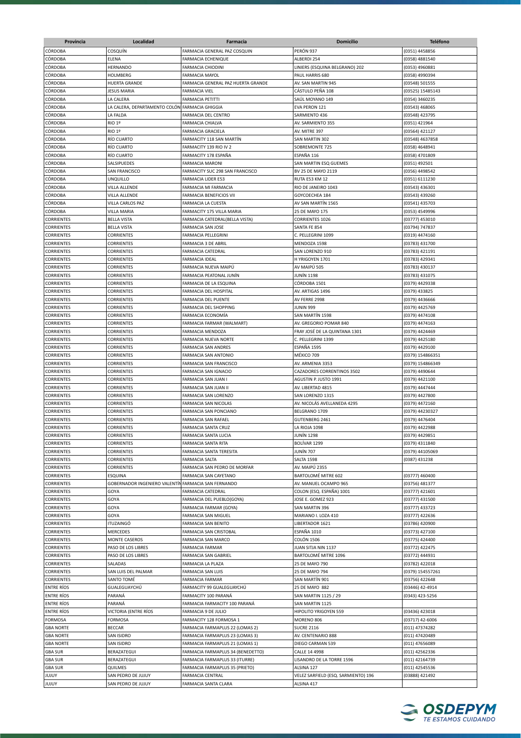| Provincia | Localidad | Farmacia | Domicilio | Teléfono |
|---|---|---|---|---|
| CÓRDOBA | COSQUÍN | FARMACIA GENERAL PAZ COSQUIN | PERÓN 937 | (0351) 4458856 |
| CÓRDOBA | ELENA | FARMACIA ECHENIQUE | ALBERDI 254 | (0358) 4881540 |
| CÓRDOBA | HERNANDO | FARMACIA CHIODINI | LINIERS (ESQUINA BELGRANO) 202 | (0353) 4960881 |
| CÓRDOBA | HOLMBERG | FARMACIA MAYOL | PAUL HARRIS 680 | (0358) 4990394 |
| CÓRDOBA | HUERTA GRANDE | FARMACIA GENERAL PAZ HUERTA GRANDE | AV. SAN MARTIN 945 | (03548) 501555 |
| CÓRDOBA | JESUS MARIA | FARMACIA VIEL | CÁSTULO PEÑA 108 | (03525) 15485143 |
| CÓRDOBA | LA CALERA | FARMACIA PETITTI | SAÚL MOYANO 149 | (0354) 3460235 |
| CÓRDOBA | LA CALERA, DEPARTAMENTO COLÓN | FARMACIA GHIGGIA | EVA PERON 121 | (03543) 468065 |
| CÓRDOBA | LA FALDA | FARMACIA DEL CENTRO | SARMIENTO 436 | (03548) 423795 |
| CÓRDOBA | RIO 1º | FARMACIA CHIALVA | AV. SARMIENTO 355 | (0351) 421964 |
| CÓRDOBA | RIO 1º | FARMACIA GRACIELA | AV. MITRE 397 | (03564) 421127 |
| CÓRDOBA | RÍO CUARTO | FARMACITY 118 SAN MARTÍN | SAN MARTIN 302 | (03548) 4637858 |
| CÓRDOBA | RÍO CUARTO | FARMACITY 139 RIO IV 2 | SOBREMONTE 725 | (0358) 4648941 |
| CÓRDOBA | RÍO CUARTO | FARMACITY 178 ESPAÑA | ESPAÑA 116 | (0358) 4701809 |
| CÓRDOBA | SALSIPUEDES | FARMACIA MARONI | SAN MARTIN ESQ GUEMES | (0351) 492501 |
| CÓRDOBA | SAN FRANCISCO | FARMACITY SUC 298 SAN FRANCISCO | BV 25 DE MAYO 2119 | (0356) 4498542 |
| CÓRDOBA | UNQUILLO | FARMACIA LIDER E53 | RUTA E53 KM 12 | (0351) 6111230 |
| CÓRDOBA | VILLA ALLENDE | FARMACIA MI FARMACIA | RIO DE JANEIRO 1043 | (03543) 436301 |
| CÓRDOBA | VILLA ALLENDE | FARMACIA BENEFICIOS VII | GOYCOECHEA 184 | (03543) 439260 |
| CÓRDOBA | VILLA CARLOS PAZ | FARMACIA LA CUESTA | AV SAN MARTÍN 1565 | (03541) 435703 |
| CÓRDOBA | VILLA MARIA | FARMACITY 175 VILLA MARIA | 25 DE MAYO 175 | (0353) 4549996 |
| CORRIENTES | BELLA VISTA | FARMACIA CATEDRAL(BELLA VISTA) | CORRIENTES 1026 | (03777) 453010 |
| CORRIENTES | BELLA VISTA | FARMACIA SAN JOSE | SANTA FE 854 | (03794) 747837 |
| CORRIENTES | CORRIENTES | FARMACIA PELLEGRINI | C. PELLEGRINI 1099 | (0319) 4474160 |
| CORRIENTES | CORRIENTES | FARMACIA 3 DE ABRIL | MENDOZA 1598 | (03783) 431700 |
| CORRIENTES | CORRIENTES | FARMACIA CATEDRAL | SAN LORENZO 910 | (03783) 421191 |
| CORRIENTES | CORRIENTES | FARMACIA IDEAL | H YRIGOYEN 1701 | (03783) 429341 |
| CORRIENTES | CORRIENTES | FARMACIA NUEVA MAIPÚ | AV MAIPÚ 505 | (03783) 430137 |
| CORRIENTES | CORRIENTES | FARMACIA PEATONAL JUNÍN | JUNÍN 1198 | (03783) 431075 |
| CORRIENTES | CORRIENTES | FARMACIA DE LA ESQUINA | CÓRDOBA 1501 | (0379) 4429338 |
| CORRIENTES | CORRIENTES | FARMACIA DEL HOSPITAL | AV. ARTIGAS 1496 | (0379) 433825 |
| CORRIENTES | CORRIENTES | FARMACIA DEL PUENTE | AV FERRE 2998 | (0379) 4436666 |
| CORRIENTES | CORRIENTES | FARMACIA DEL SHOPPING | JUNIN 999 | (0379) 4425769 |
| CORRIENTES | CORRIENTES | FARMACIA ECONOMÍA | SAN MARTÍN 1598 | (0379) 4474108 |
| CORRIENTES | CORRIENTES | FARMACIA FARMAR (WALMART) | AV. GREGORIO POMAR 840 | (0379) 4474163 |
| CORRIENTES | CORRIENTES | FARMACIA MENDOZA | FRAY JOSÉ DE LA QUINTANA 1301 | (0379) 4424469 |
| CORRIENTES | CORRIENTES | FARMACIA NUEVA NORTE | C. PELLEGRINI 1399 | (0379) 4425180 |
| CORRIENTES | CORRIENTES | FARMACIA SAN ANDRES | ESPAÑA 1595 | (0379) 4429100 |
| CORRIENTES | CORRIENTES | FARMACIA SAN ANTONIO | MÉXICO 709 | (0379) 154866351 |
| CORRIENTES | CORRIENTES | FARMACIA SAN FRANCISCO | AV. ARMENIA 3353 | (0379) 154866349 |
| CORRIENTES | CORRIENTES | FARMACIA SAN IGNACIO | CAZADORES CORRENTINOS 3502 | (0379) 4490644 |
| CORRIENTES | CORRIENTES | FARMACIA SAN JUAN I | AGUSTIN P. JUSTO 1991 | (0379) 4421100 |
| CORRIENTES | CORRIENTES | FARMACIA SAN JUAN II | AV. LIBERTAD 4815 | (0379) 4447444 |
| CORRIENTES | CORRIENTES | FARMACIA SAN LORENZO | SAN LORENZO 1315 | (0379) 4427800 |
| CORRIENTES | CORRIENTES | FARMACIA SAN NICOLAS | AV. NICOLÁS AVELLANEDA 4295 | (0379) 4472160 |
| CORRIENTES | CORRIENTES | FARMACIA SAN PONCIANO | BELGRANO 1709 | (0379) 44230327 |
| CORRIENTES | CORRIENTES | FARMACIA SAN RAFAEL | GUTENBERG 2461 | (0379) 4476404 |
| CORRIENTES | CORRIENTES | FARMACIA SANTA CRUZ | LA RIOJA 1098 | (0379) 4422988 |
| CORRIENTES | CORRIENTES | FARMACIA SANTA LUCIA | JUNÍN 1298 | (0379) 4429851 |
| CORRIENTES | CORRIENTES | FARMACIA SANTA RITA | BOLÍVAR 1299 | (0379) 4311840 |
| CORRIENTES | CORRIENTES | FARMACIA SANTA TERESITA | JUNÍN 707 | (0379) 44105069 |
| CORRIENTES | CORRIENTES | FARMACIA SALTA | SALTA 1598 | (0387) 431238 |
| CORRIENTES | CORRIENTES | FARMACIA SAN PEDRO DE MORFAR | AV. MAIPÚ 2355 | |
| CORRIENTES | ESQUINA | FARMACIA SAN CAYETANO | BARTOLOMÉ MITRE 602 | (03777) 460400 |
| CORRIENTES | GOBERNADOR INGENIERO VALENTÍN | FARMACIA SAN FERNANDO | AV. MANUEL OCAMPO 965 | (03756) 481377 |
| CORRIENTES | GOYA | FARMACIA CATEDRAL | COLON (ESQ. ESPAÑA) 1001 | (03777) 421601 |
| CORRIENTES | GOYA | FARMACIA DEL PUEBLO(GOYA) | JOSE E. GOMEZ 923 | (03777) 431500 |
| CORRIENTES | GOYA | FARMACIA FARMAR (GOYA) | SAN MARTIN 396 | (03777) 433723 |
| CORRIENTES | GOYA | FARMACIA SAN MIGUEL | MARIANO I. LOZA 410 | (03777) 422636 |
| CORRIENTES | ITUZAINGÓ | FARMACIA SAN BENITO | LIBERTADOR 1621 | (03786) 420900 |
| CORRIENTES | MERCEDES | FARMACIA SAN CRISTOBAL | ESPAÑA 1010 | (03773) 427100 |
| CORRIENTES | MONTE CASEROS | FARMACIA SAN MARCO | COLÓN 1506 | (03775) 424400 |
| CORRIENTES | PASO DE LOS LIBRES | FARMACIA FARMAR | JUAN SITJA NIN 1137 | (03772) 422475 |
| CORRIENTES | PASO DE LOS LIBRES | FARMACIA SAN GABRIEL | BARTOLOMÉ MITRE 1096 | (03772) 444931 |
| CORRIENTES | SALADAS | FARMACIA LA PLAZA | 25 DE MAYO 790 | (03782) 422018 |
| CORRIENTES | SAN LUIS DEL PALMAR | FARMACIA SAN LUIS | 25 DE MAYO 794 | (0379) 154557261 |
| CORRIENTES | SANTO TOMÉ | FARMACIA FARMAR | SAN MARTÍN 901 | (03756) 422648 |
| ENTRE RÍOS | GUALEGUAYCHÚ | FARMACITY 99 GUALEGUAYCHÚ | 25 DE MAYO 882 | (03446) 42-4914 |
| ENTRE RÍOS | PARANÁ | FARMACITY 100 PARANÁ | SAN MARTIN 1125 / 29 | (0343) 423-5256 |
| ENTRE RÍOS | PARANÁ | FARMACIA FARMACITY 100 PARANÁ | SAN MARTIN 1125 | |
| ENTRE RÍOS | VICTORIA (ENTRE RÍOS | FARMACIA 9 DE JULIO | HIPOLITO YRIGOYEN 559 | (03436) 423018 |
| FORMOSA | FORMOSA | FARMACITY 128 FORMOSA 1 | MORENO 806 | (03717) 42-6006 |
| GBA NORTE | BECCAR | FARMACIA FARMAPLUS 22 (LOMAS 2) | SUCRE 2116 | (011) 47374282 |
| GBA NORTE | SAN ISIDRO | FARMACIA FARMAPLUS 23 (LOMAS 3) | AV. CENTENARIO 888 | (011) 47420489 |
| GBA NORTE | SAN ISIDRO | FARMACIA FARMAPLUS 21 (LOMAS 1) | DIEGO CARMAN 539 | (011) 47656089 |
| GBA SUR | BERAZATEGUI | FARMACIA FARMAPLUS 34 (BENEDETTO) | CALLE 14 4998 | (011) 42562336 |
| GBA SUR | BERAZATEGUI | FARMACIA FARMAPLUS 33 (ITURRE) | LISANDRO DE LA TORRE 1596 | (011) 42164739 |
| GBA SUR | QUILMES | FARMACIA FARMAPLUS 35 (PRIETO) | ALSINA 127 | (011) 42545536 |
| JUJUY | SAN PEDRO DE JUJUY | FARMACIA CENTRAL | VELEZ SARFIELD (ESQ. SARMIENTO) 196 | (03888) 421492 |
| JUJUY | SAN PEDRO DE JUJUY | FARMACIA SANTA CLARA | ALSINA 417 | |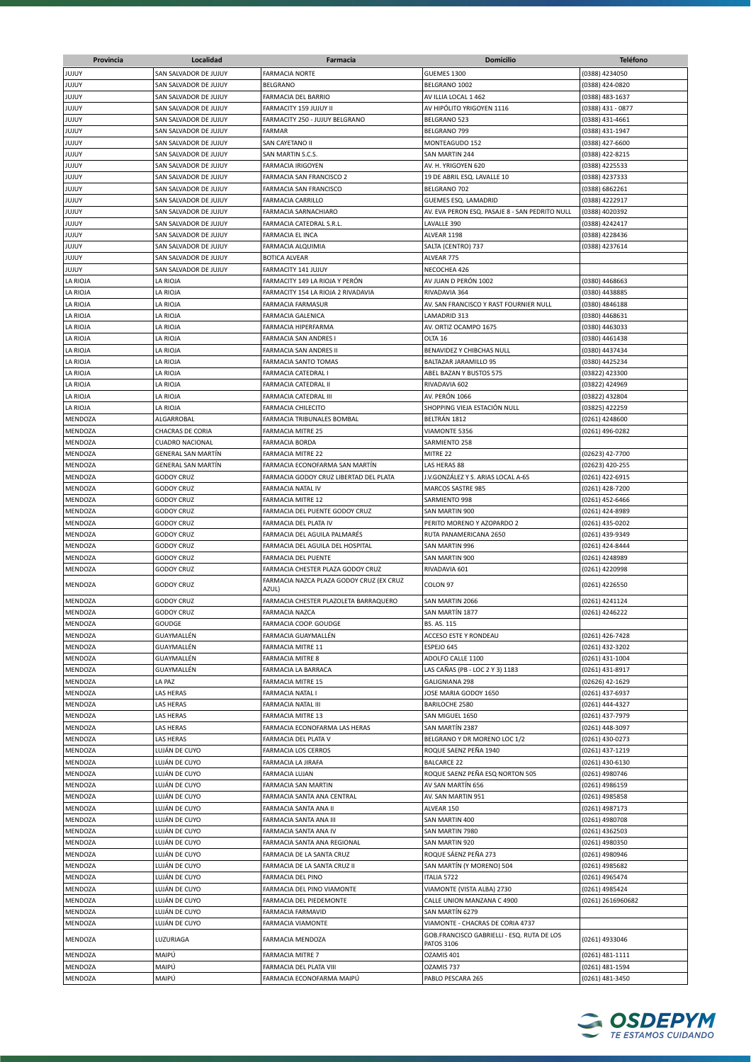| Provincia | Localidad | Farmacia | Domicilio | Teléfono |
|---|---|---|---|---|
| JUJUY | SAN SALVADOR DE JUJUY | FARMACIA NORTE | GUEMES 1300 | (0388) 4234050 |
| JUJUY | SAN SALVADOR DE JUJUY | BELGRANO | BELGRANO 1002 | (0388) 424-0820 |
| JUJUY | SAN SALVADOR DE JUJUY | FARMACIA DEL BARRIO | AV ILLIA LOCAL 1 462 | (0388) 483-1637 |
| JUJUY | SAN SALVADOR DE JUJUY | FARMACITY 159 JUJUY II | AV HIPÓLITO YRIGOYEN 1116 | (0388) 431 - 0877 |
| JUJUY | SAN SALVADOR DE JUJUY | FARMACITY 250 - JUJUY BELGRANO | BELGRANO 523 | (0388) 431-4661 |
| JUJUY | SAN SALVADOR DE JUJUY | FARMAR | BELGRANO 799 | (0388) 431-1947 |
| JUJUY | SAN SALVADOR DE JUJUY | SAN CAYETANO II | MONTEAGUDO 152 | (0388) 427-6600 |
| JUJUY | SAN SALVADOR DE JUJUY | SAN MARTIN S.C.S. | SAN MARTIN 244 | (0388) 422-8215 |
| JUJUY | SAN SALVADOR DE JUJUY | FARMACIA IRIGOYEN | AV. H. YRIGOYEN 620 | (0388) 4225533 |
| JUJUY | SAN SALVADOR DE JUJUY | FARMACIA SAN FRANCISCO 2 | 19 DE ABRIL ESQ. LAVALLE 10 | (0388) 4237333 |
| JUJUY | SAN SALVADOR DE JUJUY | FARMACIA SAN FRANCISCO | BELGRANO 702 | (0388) 6862261 |
| JUJUY | SAN SALVADOR DE JUJUY | FARMACIA CARRILLO | GUEMES ESQ. LAMADRID | (0388) 4222917 |
| JUJUY | SAN SALVADOR DE JUJUY | FARMACIA SARNACHIARO | AV. EVA PERON ESQ. PASAJE 8 - SAN PEDRITO NULL | (0388) 4020392 |
| JUJUY | SAN SALVADOR DE JUJUY | FARMACIA CATEDRAL S.R.L. | LAVALLE 390 | (0388) 4242417 |
| JUJUY | SAN SALVADOR DE JUJUY | FARMACIA EL INCA | ALVEAR 1198 | (0388) 4228436 |
| JUJUY | SAN SALVADOR DE JUJUY | FARMACIA ALQUIMIA | SALTA (CENTRO) 737 | (0388) 4237614 |
| JUJUY | SAN SALVADOR DE JUJUY | BOTICA ALVEAR | ALVEAR 775 | |
| JUJUY | SAN SALVADOR DE JUJUY | FARMACITY 141 JUJUY | NECOCHEA 426 | |
| LA RIOJA | LA RIOJA | FARMACITY 149 LA RIOJA Y PERÓN | AV JUAN D PERÓN 1002 | (0380) 4468663 |
| LA RIOJA | LA RIOJA | FARMACITY 154 LA RIOJA 2 RIVADAVIA | RIVADAVIA 364 | (0380) 4438885 |
| LA RIOJA | LA RIOJA | FARMACIA FARMASUR | AV. SAN FRANCISCO Y RAST FOURNIER NULL | (0380) 4846188 |
| LA RIOJA | LA RIOJA | FARMACIA GALENICA | LAMADRID 313 | (0380) 4468631 |
| LA RIOJA | LA RIOJA | FARMACIA HIPERFARMA | AV. ORTIZ OCAMPO 1675 | (0380) 4463033 |
| LA RIOJA | LA RIOJA | FARMACIA SAN ANDRES I | OLTA 16 | (0380) 4461438 |
| LA RIOJA | LA RIOJA | FARMACIA SAN ANDRES II | BENAVIDEZ Y CHIBCHAS NULL | (0380) 4437434 |
| LA RIOJA | LA RIOJA | FARMACIA SANTO TOMAS | BALTAZAR JARAMILLO 95 | (0380) 4425234 |
| LA RIOJA | LA RIOJA | FARMACIA CATEDRAL I | ABEL BAZAN Y BUSTOS 575 | (03822) 423300 |
| LA RIOJA | LA RIOJA | FARMACIA CATEDRAL II | RIVADAVIA 602 | (03822) 424969 |
| LA RIOJA | LA RIOJA | FARMACIA CATEDRAL III | AV. PERÓN 1066 | (03822) 432804 |
| LA RIOJA | LA RIOJA | FARMACIA CHILECITO | SHOPPING VIEJA ESTACIÓN NULL | (03825) 422259 |
| MENDOZA | ALGARROBAL | FARMACIA TRIBUNALES BOMBAL | BELTRÁN 1812 | (0261) 4248600 |
| MENDOZA | CHACRAS DE CORIA | FARMACIA MITRE 25 | VIAMONTE 5356 | (0261) 496-0282 |
| MENDOZA | CUADRO NACIONAL | FARMACIA BORDA | SARMIENTO 258 | |
| MENDOZA | GENERAL SAN MARTÍN | FARMACIA MITRE 22 | MITRE 22 | (02623) 42-7700 |
| MENDOZA | GENERAL SAN MARTÍN | FARMACIA ECONOFARMA SAN MARTÍN | LAS HERAS 88 | (02623) 420-255 |
| MENDOZA | GODOY CRUZ | FARMACIA GODOY CRUZ LIBERTAD DEL PLATA | J.V.GONZÁLEZ Y S. ARIAS LOCAL A-65 | (0261) 422-6915 |
| MENDOZA | GODOY CRUZ | FARMACIA NATAL IV | MARCOS SASTRE 985 | (0261) 428-7200 |
| MENDOZA | GODOY CRUZ | FARMACIA MITRE 12 | SARMIENTO 998 | (0261) 452-6466 |
| MENDOZA | GODOY CRUZ | FARMACIA DEL PUENTE GODOY CRUZ | SAN MARTIN 900 | (0261) 424-8989 |
| MENDOZA | GODOY CRUZ | FARMACIA DEL PLATA IV | PERITO MORENO Y AZOPARDO 2 | (0261) 435-0202 |
| MENDOZA | GODOY CRUZ | FARMACIA DEL AGUILA PALMARÉS | RUTA PANAMERICANA 2650 | (0261) 439-9349 |
| MENDOZA | GODOY CRUZ | FARMACIA DEL AGUILA DEL HOSPITAL | SAN MARTIN 996 | (0261) 424-8444 |
| MENDOZA | GODOY CRUZ | FARMACIA DEL PUENTE | SAN MARTIN 900 | (0261) 4248989 |
| MENDOZA | GODOY CRUZ | FARMACIA CHESTER PLAZA GODOY CRUZ | RIVADAVIA 601 | (0261) 4220998 |
| MENDOZA | GODOY CRUZ | FARMACIA NAZCA PLAZA GODOY CRUZ (EX CRUZ AZUL) | COLON 97 | (0261) 4226550 |
| MENDOZA | GODOY CRUZ | FARMACIA CHESTER PLAZOLETA BARRAQUERO | SAN MARTIN 2066 | (0261) 4241124 |
| MENDOZA | GODOY CRUZ | FARMACIA NAZCA | SAN MARTÍN 1877 | (0261) 4246222 |
| MENDOZA | GOUDGE | FARMACIA COOP. GOUDGE | BS. AS. 115 | |
| MENDOZA | GUAYMALLÉN | FARMACIA GUAYMALLÉN | ACCESO ESTE Y RONDEAU | (0261) 426-7428 |
| MENDOZA | GUAYMALLÉN | FARMACIA MITRE 11 | ESPEJO 645 | (0261) 432-3202 |
| MENDOZA | GUAYMALLÉN | FARMACIA MITRE 8 | ADOLFO CALLE 1100 | (0261) 431-1004 |
| MENDOZA | GUAYMALLÉN | FARMACIA LA BARRACA | LAS CAÑAS (PB - LOC 2 Y 3) 1183 | (0261) 431-8917 |
| MENDOZA | LA PAZ | FARMACIA MITRE 15 | GALIGNIANA 298 | (02626) 42-1629 |
| MENDOZA | LAS HERAS | FARMACIA NATAL I | JOSE MARIA GODOY 1650 | (0261) 437-6937 |
| MENDOZA | LAS HERAS | FARMACIA NATAL III | BARILOCHE 2580 | (0261) 444-4327 |
| MENDOZA | LAS HERAS | FARMACIA MITRE 13 | SAN MIGUEL 1650 | (0261) 437-7979 |
| MENDOZA | LAS HERAS | FARMACIA ECONOFARMA LAS HERAS | SAN MARTÍN 2387 | (0261) 448-3097 |
| MENDOZA | LAS HERAS | FARMACIA DEL PLATA V | BELGRANO Y DR MORENO LOC 1/2 | (0261) 430-0273 |
| MENDOZA | LUJÁN DE CUYO | FARMACIA LOS CERROS | ROQUE SAENZ PEÑA 1940 | (0261) 437-1219 |
| MENDOZA | LUJÁN DE CUYO | FARMACIA LA JIRAFA | BALCARCE 22 | (0261) 430-6130 |
| MENDOZA | LUJÁN DE CUYO | FARMACIA LUJAN | ROQUE SAENZ PEÑA ESQ NORTON 505 | (0261) 4980746 |
| MENDOZA | LUJÁN DE CUYO | FARMACIA SAN MARTIN | AV SAN MARTÍN 656 | (0261) 4986159 |
| MENDOZA | LUJÁN DE CUYO | FARMACIA SANTA ANA CENTRAL | AV. SAN MARTIN 951 | (0261) 4985858 |
| MENDOZA | LUJÁN DE CUYO | FARMACIA SANTA ANA II | ALVEAR 150 | (0261) 4987173 |
| MENDOZA | LUJÁN DE CUYO | FARMACIA SANTA ANA III | SAN MARTIN 400 | (0261) 4980708 |
| MENDOZA | LUJÁN DE CUYO | FARMACIA SANTA ANA IV | SAN MARTIN 7980 | (0261) 4362503 |
| MENDOZA | LUJÁN DE CUYO | FARMACIA SANTA ANA REGIONAL | SAN MARTIN 920 | (0261) 4980350 |
| MENDOZA | LUJÁN DE CUYO | FARMACIA DE LA SANTA CRUZ | ROQUE SÁENZ PEÑA 273 | (0261) 4980946 |
| MENDOZA | LUJÁN DE CUYO | FARMACIA DE LA SANTA CRUZ II | SAN MARTÍN (Y MORENO) 504 | (0261) 4985682 |
| MENDOZA | LUJÁN DE CUYO | FARMACIA DEL PINO | ITALIA 5722 | (0261) 4965474 |
| MENDOZA | LUJÁN DE CUYO | FARMACIA DEL PINO VIAMONTE | VIAMONTE (VISTA ALBA) 2730 | (0261) 4985424 |
| MENDOZA | LUJÁN DE CUYO | FARMACIA DEL PIEDEMONTE | CALLE UNION MANZANA C 4900 | (0261) 2616960682 |
| MENDOZA | LUJÁN DE CUYO | FARMACIA FARMAVID | SAN MARTÍN 6279 | |
| MENDOZA | LUJÁN DE CUYO | FARMACIA VIAMONTE | VIAMONTE - CHACRAS DE CORIA 4737 | |
| MENDOZA | LUZURIAGA | FARMACIA MENDOZA | GOB.FRANCISCO GABRIELLI - ESQ. RUTA DE LOS PATOS 3106 | (0261) 4933046 |
| MENDOZA | MAIPÚ | FARMACIA MITRE 7 | OZAMIS 401 | (0261) 481-1111 |
| MENDOZA | MAIPÚ | FARMACIA DEL PLATA VIII | OZAMIS 737 | (0261) 481-1594 |
| MENDOZA | MAIPÚ | FARMACIA ECONOFARMA MAIPÚ | PABLO PESCARA 265 | (0261) 481-3450 |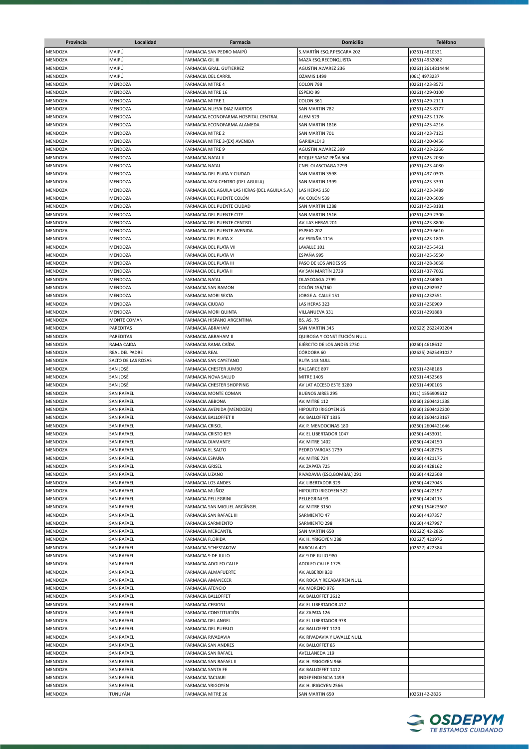| Provincia | Localidad | Farmacia | Domicilio | Teléfono |
|---|---|---|---|---|
| MENDOZA | MAIPÚ | FARMACIA SAN PEDRO MAIPÚ | S.MARTÍN ESQ.P.PESCARA 202 | (0261) 4810331 |
| MENDOZA | MAIPÚ | FARMACIA GIL III | MAZA ESQ.RECONQUISTA | (0261) 4932082 |
| MENDOZA | MAIPÚ | FARMACIA GRAL. GUTIERREZ | AGUSTIN ALVAREZ 236 | (0261) 2614814444 |
| MENDOZA | MAIPÚ | FARMACIA DEL CARRIL | OZAMIS 1499 | (061) 4973237 |
| MENDOZA | MENDOZA | FARMACIA MITRE 4 | COLON 798 | (0261) 423-8573 |
| MENDOZA | MENDOZA | FARMACIA MITRE 16 | ESPEJO 99 | (0261) 429-0100 |
| MENDOZA | MENDOZA | FARMACIA MITRE 1 | COLON 361 | (0261) 429-2111 |
| MENDOZA | MENDOZA | FARMACIA NUEVA DIAZ MARTOS | SAN MARTIN 782 | (0261) 423-8177 |
| MENDOZA | MENDOZA | FARMACIA ECONOFARMA HOSPITAL CENTRAL | ALEM 529 | (0261) 423-1176 |
| MENDOZA | MENDOZA | FARMACIA ECONOFARMA ALAMEDA | SAN MARTIN 1816 | (0261) 425-4216 |
| MENDOZA | MENDOZA | FARMACIA MITRE 2 | SAN MARTIN 701 | (0261) 423-7123 |
| MENDOZA | MENDOZA | FARMACIA MITRE 3-(EX) AVENIDA | GARIBALDI 3 | (0261) 420-0456 |
| MENDOZA | MENDOZA | FARMACIA MITRE 9 | AGUSTIN ALVAREZ 399 | (0261) 423-2266 |
| MENDOZA | MENDOZA | FARMACIA NATAL II | ROQUE SAENZ PEÑA 504 | (0261) 425-2030 |
| MENDOZA | MENDOZA | FARMACIA NATAL | CNEL OLASCOAGA 2799 | (0261) 423-4080 |
| MENDOZA | MENDOZA | FARMACIA DEL PLATA Y CIUDAD | SAN MARTIN 3598 | (0261) 437-0303 |
| MENDOZA | MENDOZA | FARMACIA MZA CENTRO (DEL AGUILA) | SAN MARTIN 1399 | (0261) 423-3391 |
| MENDOZA | MENDOZA | FARMACIA DEL AGUILA LAS HERAS (DEL AGUILA S.A.) | LAS HERAS 150 | (0261) 423-3489 |
| MENDOZA | MENDOZA | FARMACIA DEL PUENTE COLÓN | AV. COLÓN 539 | (0261) 420-5009 |
| MENDOZA | MENDOZA | FARMACIA DEL PUENTE CIUDAD | SAN MARTIN 1288 | (0261) 425-8181 |
| MENDOZA | MENDOZA | FARMACIA DEL PUENTE CITY | SAN MARTIN 1516 | (0261) 429-2300 |
| MENDOZA | MENDOZA | FARMACIA DEL PUENTE CENTRO | AV. LAS HERAS 201 | (0261) 423-8800 |
| MENDOZA | MENDOZA | FARMACIA DEL PUENTE AVENIDA | ESPEJO 202 | (0261) 429-6610 |
| MENDOZA | MENDOZA | FARMACIA DEL PLATA X | AV ESPAÑA 1116 | (0261) 423-1803 |
| MENDOZA | MENDOZA | FARMACIA DEL PLATA VII | LAVALLE 101 | (0261) 425-5461 |
| MENDOZA | MENDOZA | FARMACIA DEL PLATA VI | ESPAÑA 995 | (0261) 425-5550 |
| MENDOZA | MENDOZA | FARMACIA DEL PLATA III | PASO DE LOS ANDES 95 | (0261) 428-3058 |
| MENDOZA | MENDOZA | FARMACIA DEL PLATA II | AV SAN MARTÍN 2739 | (0261) 437-7002 |
| MENDOZA | MENDOZA | FARMACIA NATAL | OLASCOAGA 2799 | (0261) 4234080 |
| MENDOZA | MENDOZA | FARMACIA SAN RAMON | COLÓN 156/160 | (0261) 4292937 |
| MENDOZA | MENDOZA | FARMACIA MORI SEXTA | JORGE A. CALLE 151 | (0261) 4232551 |
| MENDOZA | MENDOZA | FARMACIA CIUDAD | LAS HERAS 323 | (0261) 4250909 |
| MENDOZA | MENDOZA | FARMACIA MORI QUINTA | VILLANUEVA 331 | (0261) 4291888 |
| MENDOZA | MONTE COMAN | FARMACIA HISPANO ARGENTINA | BS. AS. 75 | |
| MENDOZA | PAREDITAS | FARMACIA ABRAHAM | SAN MARTIN 345 | (02622) 2622493204 |
| MENDOZA | PAREDITAS | FARMACIA ABRAHAM II | QUIROGA Y CONSTITUCIÓN NULL | |
| MENDOZA | RAMA CAIDA | FARMACIA RAMA CAÍDA | EJÉRCITO DE LOS ANDES 2750 | (0260) 4618612 |
| MENDOZA | REAL DEL PADRE | FARMACIA REAL | CÓRDOBA 60 | (02625) 2625491027 |
| MENDOZA | SALTO DE LAS ROSAS | FARMACIA SAN CAYETANO | RUTA 143 NULL | |
| MENDOZA | SAN JOSÉ | FARMACIA CHESTER JUMBO | BALCARCE 897 | (0261) 4248188 |
| MENDOZA | SAN JOSÉ | FARMACIA NOVA SALUD | MITRE 1405 | (0261) 4452568 |
| MENDOZA | SAN JOSÉ | FARMACIA CHESTER SHOPPING | AV LAT ACCESO ESTE 3280 | (0261) 4490106 |
| MENDOZA | SAN RAFAEL | FARMACIA MONTE COMAN | BUENOS AIRES 295 | (011) 1556909612 |
| MENDOZA | SAN RAFAEL | FARMACIA ABBONA | AV. MITRE 112 | (0260) 2604421238 |
| MENDOZA | SAN RAFAEL | FARMACIA AVENIDA (MENDOZA) | HIPOLITO IRIGOYEN 25 | (0260) 2604422200 |
| MENDOZA | SAN RAFAEL | FARMACIA BALLOFFET II | AV. BALLOFFET 1835 | (0260) 2604423167 |
| MENDOZA | SAN RAFAEL | FARMACIA CRISOL | AV. P. MENDOCINAS 180 | (0260) 2604421646 |
| MENDOZA | SAN RAFAEL | FARMACIA CRISTO REY | AV. EL LIBERTADOR 1047 | (0260) 4433011 |
| MENDOZA | SAN RAFAEL | FARMACIA DIAMANTE | AV. MITRE 1402 | (0260) 4424150 |
| MENDOZA | SAN RAFAEL | FARMACIA EL SALTO | PEDRO VARGAS 1739 | (0260) 4428733 |
| MENDOZA | SAN RAFAEL | FARMACIA ESPAÑA | AV. MITRE 724 | (0260) 4421175 |
| MENDOZA | SAN RAFAEL | FARMACIA GRISEL | AV. ZAPATA 725 | (0260) 4428162 |
| MENDOZA | SAN RAFAEL | FARMACIA LIZANO | RIVADAVIA (ESQ.BOMBAL) 291 | (0260) 4422508 |
| MENDOZA | SAN RAFAEL | FARMACIA LOS ANDES | AV. LIBERTADOR 329 | (0260) 4427043 |
| MENDOZA | SAN RAFAEL | FARMACIA MUÑOZ | HIPOLITO IRIGOYEN 522 | (0260) 4422197 |
| MENDOZA | SAN RAFAEL | FARMACIA PELLEGRINI | PELLEGRINI 93 | (0260) 4424115 |
| MENDOZA | SAN RAFAEL | FARMACIA SAN MIGUEL ARCÁNGEL | AV. MITRE 3150 | (0260) 154623607 |
| MENDOZA | SAN RAFAEL | FARMACIA SAN RAFAEL III | SARMIENTO 47 | (0260) 4437357 |
| MENDOZA | SAN RAFAEL | FARMACIA SARMIENTO | SARMIENTO 298 | (0260) 4427997 |
| MENDOZA | SAN RAFAEL | FARMACIA MERCANTIL | SAN MARTIN 650 | (02622) 42-2826 |
| MENDOZA | SAN RAFAEL | FARMACIA FLORIDA | AV. H. YRIGOYEN 288 | (02627) 421976 |
| MENDOZA | SAN RAFAEL | FARMACIA SCHESTAKOW | BARCALA 421 | (02627) 422384 |
| MENDOZA | SAN RAFAEL | FARMACIA 9 DE JULIO | AV. 9 DE JULIO 980 | |
| MENDOZA | SAN RAFAEL | FARMACIA ADOLFO CALLE | ADOLFO CALLE 1725 | |
| MENDOZA | SAN RAFAEL | FARMACIA ALMAFUERTE | AV. ALBERDI 830 | |
| MENDOZA | SAN RAFAEL | FARMACIA AMANECER | AV. ROCA Y RECABARREN NULL | |
| MENDOZA | SAN RAFAEL | FARMACIA ATENCIO | AV. MORENO 976 | |
| MENDOZA | SAN RAFAEL | FARMACIA BALLOFFET | AV. BALLOFFET 2612 | |
| MENDOZA | SAN RAFAEL | FARMACIA CERIONI | AV. EL LIBERTADOR 417 | |
| MENDOZA | SAN RAFAEL | FARMACIA CONSTITUCIÓN | AV. ZAPATA 126 | |
| MENDOZA | SAN RAFAEL | FARMACIA DEL ANGEL | AV. EL LIBERTADOR 978 | |
| MENDOZA | SAN RAFAEL | FARMACIA DEL PUEBLO | AV. BALLOFFET 1120 | |
| MENDOZA | SAN RAFAEL | FARMACIA RIVADAVIA | AV. RIVADAVIA Y LAVALLE NULL | |
| MENDOZA | SAN RAFAEL | FARMACIA SAN ANDRES | AV. BALLOFFET 85 | |
| MENDOZA | SAN RAFAEL | FARMACIA SAN RAFAEL | AVELLANEDA 119 | |
| MENDOZA | SAN RAFAEL | FARMACIA SAN RAFAEL II | AV. H. YRIGOYEN 966 | |
| MENDOZA | SAN RAFAEL | FARMACIA SANTA FE | AV. BALLOFFET 1412 | |
| MENDOZA | SAN RAFAEL | FARMACIA TACUARI | INDEPENDENCIA 1499 | |
| MENDOZA | SAN RAFAEL | FARMACIA YRIGOYEN | AV. H. IRIGOYEN 2566 | |
| MENDOZA | TUNUYÁN | FARMACIA MITRE 26 | SAN MARTIN 650 | (0261) 42-2826 |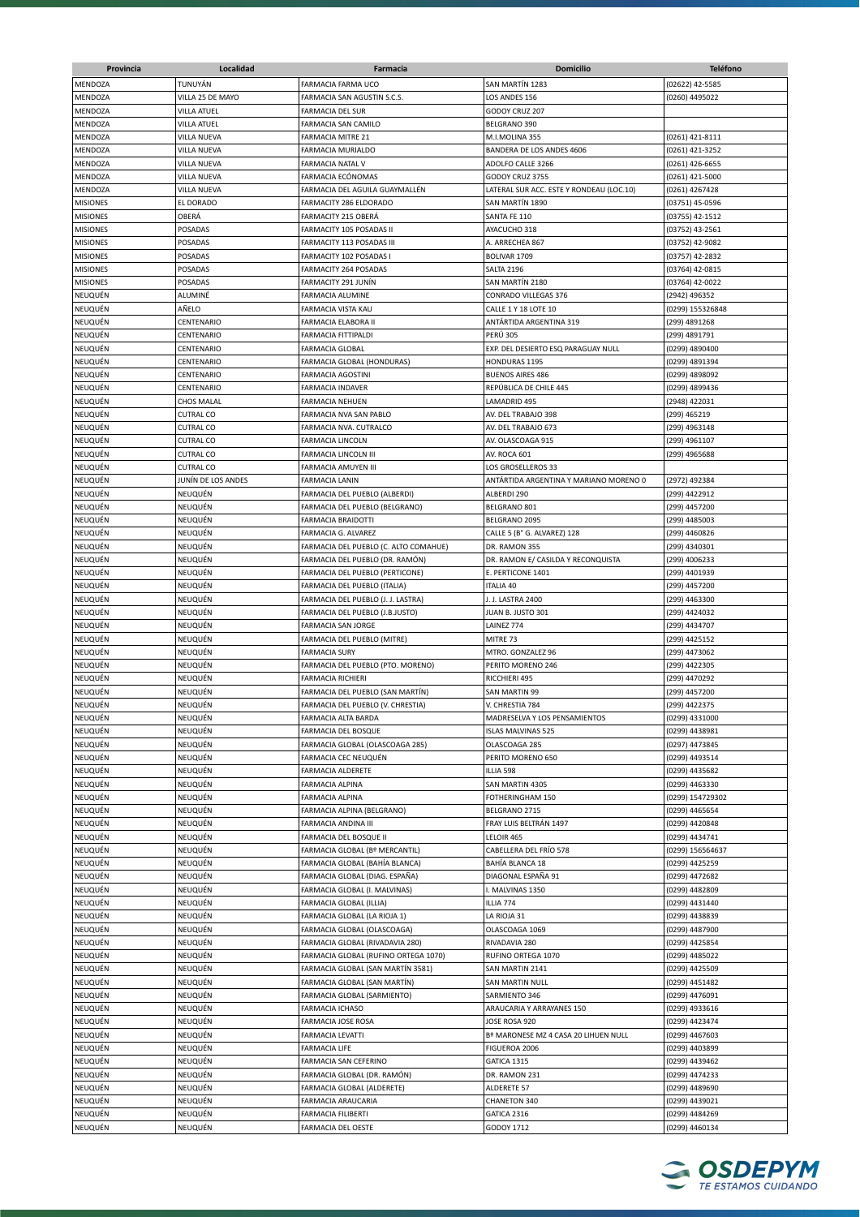| Provincia | Localidad | Farmacia | Domicilio | Teléfono |
|---|---|---|---|---|
| MENDOZA | TUNUYÁN | FARMACIA FARMA UCO | SAN MARTÍN 1283 | (02622) 42-5585 |
| MENDOZA | VILLA 25 DE MAYO | FARMACIA SAN AGUSTIN S.C.S. | LOS ANDES 156 | (0260) 4495022 |
| MENDOZA | VILLA ATUEL | FARMACIA DEL SUR | GODOY CRUZ 207 | |
| MENDOZA | VILLA ATUEL | FARMACIA SAN CAMILO | BELGRANO 390 | |
| MENDOZA | VILLA NUEVA | FARMACIA MITRE 21 | M.I.MOLINA 355 | (0261) 421-8111 |
| MENDOZA | VILLA NUEVA | FARMACIA MURIALDO | BANDERA DE LOS ANDES 4606 | (0261) 421-3252 |
| MENDOZA | VILLA NUEVA | FARMACIA NATAL V | ADOLFO CALLE 3266 | (0261) 426-6655 |
| MENDOZA | VILLA NUEVA | FARMACIA ECÓNOMAS | GODOY CRUZ 3755 | (0261) 421-5000 |
| MENDOZA | VILLA NUEVA | FARMACIA DEL AGUILA GUAYMALLÉN | LATERAL SUR ACC. ESTE Y RONDEAU (LOC.10) | (0261) 4267428 |
| MISIONES | EL DORADO | FARMACITY 286 ELDORADO | SAN MARTÍN 1890 | (03751) 45-0596 |
| MISIONES | OBERÁ | FARMACITY 215 OBERÁ | SANTA FE 110 | (03755) 42-1512 |
| MISIONES | POSADAS | FARMACITY 105 POSADAS II | AYACUCHO 318 | (03752) 43-2561 |
| MISIONES | POSADAS | FARMACITY 113 POSADAS III | A. ARRECHEA 867 | (03752) 42-9082 |
| MISIONES | POSADAS | FARMACITY 102 POSADAS I | BOLIVAR 1709 | (03757) 42-2832 |
| MISIONES | POSADAS | FARMACITY 264 POSADAS | SALTA 2196 | (03764) 42-0815 |
| MISIONES | POSADAS | FARMACITY 291 JUNÍN | SAN MARTÍN 2180 | (03764) 42-0022 |
| NEUQUÉN | ALUMINÉ | FARMACIA ALUMINE | CONRADO VILLEGAS 376 | (2942) 496352 |
| NEUQUÉN | AÑELO | FARMACIA VISTA KAU | CALLE 1 Y 18 LOTE 10 | (0299) 155326848 |
| NEUQUÉN | CENTENARIO | FARMACIA ELABORA II | ANTÁRTIDA ARGENTINA 319 | (299) 4891268 |
| NEUQUÉN | CENTENARIO | FARMACIA FITTIPALDI | PERÚ 305 | (299) 4891791 |
| NEUQUÉN | CENTENARIO | FARMACIA GLOBAL | EXP. DEL DESIERTO ESQ PARAGUAY NULL | (0299) 4890400 |
| NEUQUÉN | CENTENARIO | FARMACIA GLOBAL (HONDURAS) | HONDURAS 1195 | (0299) 4891394 |
| NEUQUÉN | CENTENARIO | FARMACIA AGOSTINI | BUENOS AIRES 486 | (0299) 4898092 |
| NEUQUÉN | CENTENARIO | FARMACIA INDAVER | REPÚBLICA DE CHILE 445 | (0299) 4899436 |
| NEUQUÉN | CHOS MALAL | FARMACIA NEHUEN | LAMADRID 495 | (2948) 422031 |
| NEUQUÉN | CUTRAL CO | FARMACIA NVA SAN PABLO | AV. DEL TRABAJO 398 | (299) 465219 |
| NEUQUÉN | CUTRAL CO | FARMACIA NVA. CUTRALCO | AV. DEL TRABAJO 673 | (299) 4963148 |
| NEUQUÉN | CUTRAL CO | FARMACIA LINCOLN | AV. OLASCOAGA 915 | (299) 4961107 |
| NEUQUÉN | CUTRAL CO | FARMACIA LINCOLN III | AV. ROCA 601 | (299) 4965688 |
| NEUQUÉN | CUTRAL CO | FARMACIA AMUYEN III | LOS GROSELLEROS 33 | |
| NEUQUÉN | JUNÍN DE LOS ANDES | FARMACIA LANIN | ANTÁRTIDA ARGENTINA Y MARIANO MORENO 0 | (2972) 492384 |
| NEUQUÉN | NEUQUÉN | FARMACIA DEL PUEBLO (ALBERDI) | ALBERDI 290 | (299) 4422912 |
| NEUQUÉN | NEUQUÉN | FARMACIA DEL PUEBLO (BELGRANO) | BELGRANO 801 | (299) 4457200 |
| NEUQUÉN | NEUQUÉN | FARMACIA BRAIDOTTI | BELGRANO 2095 | (299) 4485003 |
| NEUQUÉN | NEUQUÉN | FARMACIA G. ALVAREZ | CALLE 5 (B° G. ALVAREZ) 128 | (299) 4460826 |
| NEUQUÉN | NEUQUÉN | FARMACIA DEL PUEBLO (C. ALTO COMAHUE) | DR. RAMON 355 | (299) 4340301 |
| NEUQUÉN | NEUQUÉN | FARMACIA DEL PUEBLO (DR. RAMÓN) | DR. RAMON E/ CASILDA Y RECONQUISTA | (299) 4006233 |
| NEUQUÉN | NEUQUÉN | FARMACIA DEL PUEBLO (PERTICONE) | E. PERTICONE 1401 | (299) 4401939 |
| NEUQUÉN | NEUQUÉN | FARMACIA DEL PUEBLO (ITALIA) | ITALIA 40 | (299) 4457200 |
| NEUQUÉN | NEUQUÉN | FARMACIA DEL PUEBLO (J. J. LASTRA) | J. J. LASTRA 2400 | (299) 4463300 |
| NEUQUÉN | NEUQUÉN | FARMACIA DEL PUEBLO (J.B.JUSTO) | JUAN B. JUSTO 301 | (299) 4424032 |
| NEUQUÉN | NEUQUÉN | FARMACIA SAN JORGE | LAINEZ 774 | (299) 4434707 |
| NEUQUÉN | NEUQUÉN | FARMACIA DEL PUEBLO (MITRE) | MITRE 73 | (299) 4425152 |
| NEUQUÉN | NEUQUÉN | FARMACIA SURY | MTRO. GONZALEZ 96 | (299) 4473062 |
| NEUQUÉN | NEUQUÉN | FARMACIA DEL PUEBLO (PTO. MORENO) | PERITO MORENO 246 | (299) 4422305 |
| NEUQUÉN | NEUQUÉN | FARMACIA RICHIERI | RICCHIERI 495 | (299) 4470292 |
| NEUQUÉN | NEUQUÉN | FARMACIA DEL PUEBLO (SAN MARTÍN) | SAN MARTIN 99 | (299) 4457200 |
| NEUQUÉN | NEUQUÉN | FARMACIA DEL PUEBLO (V. CHRESTIA) | V. CHRESTIA 784 | (299) 4422375 |
| NEUQUÉN | NEUQUÉN | FARMACIA ALTA BARDA | MADRESELVA Y LOS PENSAMIENTOS | (0299) 4331000 |
| NEUQUÉN | NEUQUÉN | FARMACIA DEL BOSQUE | ISLAS MALVINAS 525 | (0299) 4438981 |
| NEUQUÉN | NEUQUÉN | FARMACIA GLOBAL (OLASCOAGA 285) | OLASCOAGA 285 | (0297) 4473845 |
| NEUQUÉN | NEUQUÉN | FARMACIA CEC NEUQUÉN | PERITO MORENO 650 | (0299) 4493514 |
| NEUQUÉN | NEUQUÉN | FARMACIA ALDERETE | ILLIA 598 | (0299) 4435682 |
| NEUQUÉN | NEUQUÉN | FARMACIA ALPINA | SAN MARTIN 4305 | (0299) 4463330 |
| NEUQUÉN | NEUQUÉN | FARMACIA ALPINA | FOTHERINGHAM 150 | (0299) 154729302 |
| NEUQUÉN | NEUQUÉN | FARMACIA ALPINA (BELGRANO) | BELGRANO 2715 | (0299) 4465654 |
| NEUQUÉN | NEUQUÉN | FARMACIA ANDINA III | FRAY LUIS BELTRÁN 1497 | (0299) 4420848 |
| NEUQUÉN | NEUQUÉN | FARMACIA DEL BOSQUE II | LELOIR 465 | (0299) 4434741 |
| NEUQUÉN | NEUQUÉN | FARMACIA GLOBAL (Bº MERCANTIL) | CABELLERA DEL FRÍO 578 | (0299) 156564637 |
| NEUQUÉN | NEUQUÉN | FARMACIA GLOBAL (BAHÍA BLANCA) | BAHÍA BLANCA 18 | (0299) 4425259 |
| NEUQUÉN | NEUQUÉN | FARMACIA GLOBAL (DIAG. ESPAÑA) | DIAGONAL ESPAÑA 91 | (0299) 4472682 |
| NEUQUÉN | NEUQUÉN | FARMACIA GLOBAL (I. MALVINAS) | I. MALVINAS 1350 | (0299) 4482809 |
| NEUQUÉN | NEUQUÉN | FARMACIA GLOBAL (ILLIA) | ILLIA 774 | (0299) 4431440 |
| NEUQUÉN | NEUQUÉN | FARMACIA GLOBAL (LA RIOJA 1) | LA RIOJA 31 | (0299) 4438839 |
| NEUQUÉN | NEUQUÉN | FARMACIA GLOBAL (OLASCOAGA) | OLASCOAGA 1069 | (0299) 4487900 |
| NEUQUÉN | NEUQUÉN | FARMACIA GLOBAL (RIVADAVIA 280) | RIVADAVIA 280 | (0299) 4425854 |
| NEUQUÉN | NEUQUÉN | FARMACIA GLOBAL (RUFINO ORTEGA 1070) | RUFINO ORTEGA 1070 | (0299) 4485022 |
| NEUQUÉN | NEUQUÉN | FARMACIA GLOBAL (SAN MARTÍN 3581) | SAN MARTIN 2141 | (0299) 4425509 |
| NEUQUÉN | NEUQUÉN | FARMACIA GLOBAL (SAN MARTÍN) | SAN MARTIN NULL | (0299) 4451482 |
| NEUQUÉN | NEUQUÉN | FARMACIA GLOBAL (SARMIENTO) | SARMIENTO 346 | (0299) 4476091 |
| NEUQUÉN | NEUQUÉN | FARMACIA ICHASO | ARAUCARIA Y ARRAYANES 150 | (0299) 4933616 |
| NEUQUÉN | NEUQUÉN | FARMACIA JOSE ROSA | JOSE ROSA 920 | (0299) 4423474 |
| NEUQUÉN | NEUQUÉN | FARMACIA LEVATTI | Bº MARONESE MZ 4 CASA 20 LIHUEN NULL | (0299) 4467603 |
| NEUQUÉN | NEUQUÉN | FARMACIA LIFE | FIGUEROA 2006 | (0299) 4403899 |
| NEUQUÉN | NEUQUÉN | FARMACIA SAN CEFERINO | GATICA 1315 | (0299) 4439462 |
| NEUQUÉN | NEUQUÉN | FARMACIA GLOBAL (DR. RAMÓN) | DR. RAMON 231 | (0299) 4474233 |
| NEUQUÉN | NEUQUÉN | FARMACIA GLOBAL (ALDERETE) | ALDERETE 57 | (0299) 4489690 |
| NEUQUÉN | NEUQUÉN | FARMACIA ARAUCARIA | CHANETON 340 | (0299) 4439021 |
| NEUQUÉN | NEUQUÉN | FARMACIA FILIBERTI | GATICA 2316 | (0299) 4484269 |
| NEUQUÉN | NEUQUÉN | FARMACIA DEL OESTE | GODOY 1712 | (0299) 4460134 |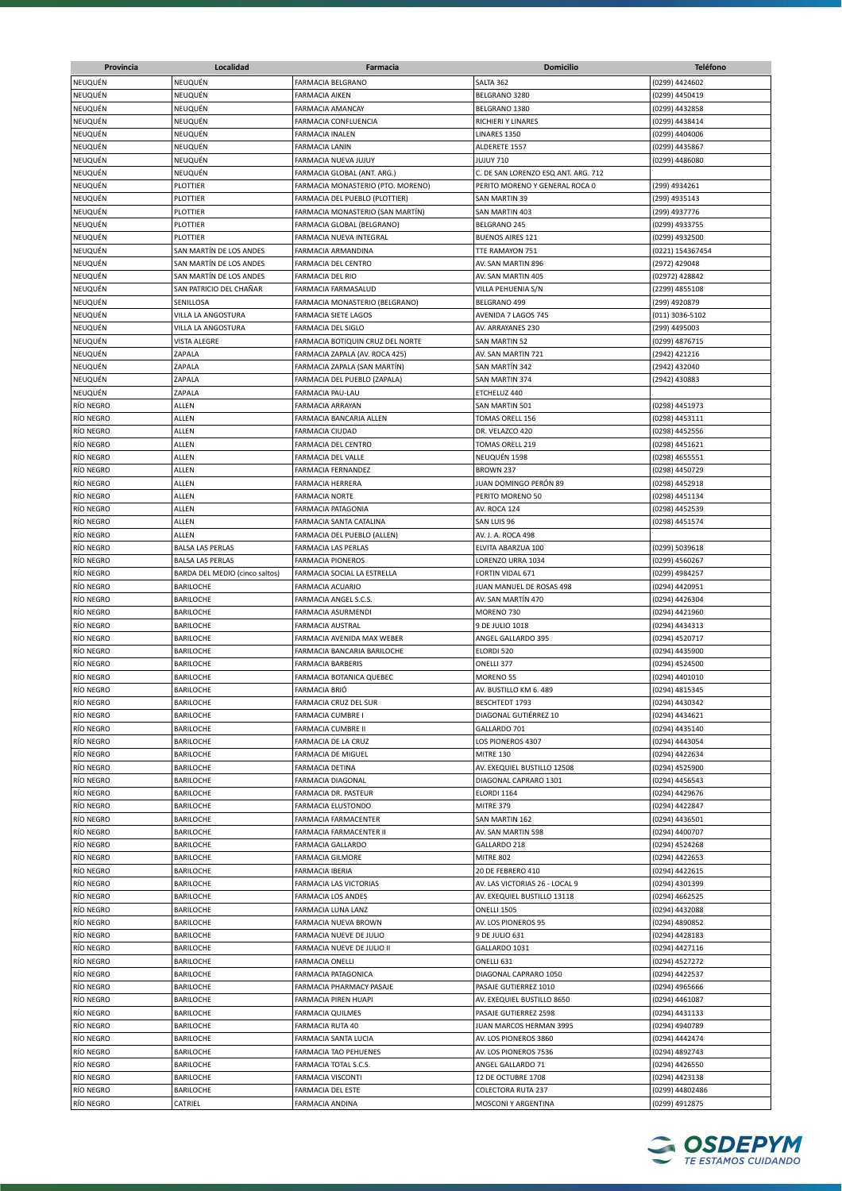| Provincia | Localidad | Farmacia | Domicilio | Teléfono |
|---|---|---|---|---|
| NEUQUÉN | NEUQUÉN | FARMACIA BELGRANO | SALTA 362 | (0299) 4424602 |
| NEUQUÉN | NEUQUÉN | FARMACIA AIKEN | BELGRANO 3280 | (0299) 4450419 |
| NEUQUÉN | NEUQUÉN | FARMACIA AMANCAY | BELGRANO 1380 | (0299) 4432858 |
| NEUQUÉN | NEUQUÉN | FARMACIA CONFLUENCIA | RICHIERI Y LINARES | (0299) 4438414 |
| NEUQUÉN | NEUQUÉN | FARMACIA INALEN | LINARES 1350 | (0299) 4404006 |
| NEUQUÉN | NEUQUÉN | FARMACIA LANIN | ALDERETE 1557 | (0299) 4435867 |
| NEUQUÉN | NEUQUÉN | FARMACIA NUEVA JUJUY | JUJUY 710 | (0299) 4486080 |
| NEUQUÉN | NEUQUÉN | FARMACIA GLOBAL (ANT. ARG.) | C. DE SAN LORENZO ESQ ANT. ARG. 712 | |
| NEUQUÉN | PLOTTIER | FARMACIA MONASTERIO (PTO. MORENO) | PERITO MORENO Y GENERAL ROCA 0 | (299) 4934261 |
| NEUQUÉN | PLOTTIER | FARMACIA DEL PUEBLO (PLOTTIER) | SAN MARTIN 39 | (299) 4935143 |
| NEUQUÉN | PLOTTIER | FARMACIA MONASTERIO (SAN MARTÍN) | SAN MARTIN 403 | (299) 4937776 |
| NEUQUÉN | PLOTTIER | FARMACIA GLOBAL (BELGRANO) | BELGRANO 245 | (0299) 4933755 |
| NEUQUÉN | PLOTTIER | FARMACIA NUEVA INTEGRAL | BUENOS AIRES 121 | (0299) 4932500 |
| NEUQUÉN | SAN MARTÍN DE LOS ANDES | FARMACIA ARMANDINA | TTE RAMAYON 751 | (0221) 154367454 |
| NEUQUÉN | SAN MARTÍN DE LOS ANDES | FARMACIA DEL CENTRO | AV. SAN MARTIN 896 | (2972) 429048 |
| NEUQUÉN | SAN MARTÍN DE LOS ANDES | FARMACIA DEL RIO | AV. SAN MARTIN 405 | (02972) 428842 |
| NEUQUÉN | SAN PATRICIO DEL CHAÑAR | FARMACIA FARMASALUD | VILLA PEHUENIA S/N | (2299) 4855108 |
| NEUQUÉN | SENILLOSA | FARMACIA MONASTERIO (BELGRANO) | BELGRANO 499 | (299) 4920879 |
| NEUQUÉN | VILLA LA ANGOSTURA | FARMACIA SIETE LAGOS | AVENIDA 7 LAGOS 745 | (011) 3036-5102 |
| NEUQUÉN | VILLA LA ANGOSTURA | FARMACIA DEL SIGLO | AV. ARRAYANES 230 | (299) 4495003 |
| NEUQUÉN | VISTA ALEGRE | FARMACIA BOTIQUIN CRUZ DEL NORTE | SAN MARTIN 52 | (0299) 4876715 |
| NEUQUÉN | ZAPALA | FARMACIA ZAPALA (AV. ROCA 425) | AV. SAN MARTIN 721 | (2942) 421216 |
| NEUQUÉN | ZAPALA | FARMACIA ZAPALA (SAN MARTÍN) | SAN MARTÍN 342 | (2942) 432040 |
| NEUQUÉN | ZAPALA | FARMACIA DEL PUEBLO (ZAPALA) | SAN MARTIN 374 | (2942) 430883 |
| NEUQUÉN | ZAPALA | FARMACIA PAU-LAU | ETCHELUZ 440 | |
| RÍO NEGRO | ALLEN | FARMACIA ARRAYAN | SAN MARTIN 501 | (0298) 4451973 |
| RÍO NEGRO | ALLEN | FARMACIA BANCARIA ALLEN | TOMAS ORELL 156 | (0298) 4453111 |
| RÍO NEGRO | ALLEN | FARMACIA CIUDAD | DR. VELAZCO 420 | (0298) 4452556 |
| RÍO NEGRO | ALLEN | FARMACIA DEL CENTRO | TOMAS ORELL 219 | (0298) 4451621 |
| RÍO NEGRO | ALLEN | FARMACIA DEL VALLE | NEUQUÉN 1598 | (0298) 4655551 |
| RÍO NEGRO | ALLEN | FARMACIA FERNANDEZ | BROWN 237 | (0298) 4450729 |
| RÍO NEGRO | ALLEN | FARMACIA HERRERA | JUAN DOMINGO PERÓN 89 | (0298) 4452918 |
| RÍO NEGRO | ALLEN | FARMACIA NORTE | PERITO MORENO 50 | (0298) 4451134 |
| RÍO NEGRO | ALLEN | FARMACIA PATAGONIA | AV. ROCA 124 | (0298) 4452539 |
| RÍO NEGRO | ALLEN | FARMACIA SANTA CATALINA | SAN LUIS 96 | (0298) 4451574 |
| RÍO NEGRO | ALLEN | FARMACIA DEL PUEBLO (ALLEN) | AV. J. A. ROCA 498 | |
| RÍO NEGRO | BALSA LAS PERLAS | FARMACIA LAS PERLAS | ELVITA ABARZUA 100 | (0299) 5039618 |
| RÍO NEGRO | BALSA LAS PERLAS | FARMACIA PIONEROS | LORENZO URRA 1034 | (0299) 4560267 |
| RÍO NEGRO | BARDA DEL MEDIO (cinco saltos) | FARMACIA SOCIAL LA ESTRELLA | FORTIN VIDAL 671 | (0299) 4984257 |
| RÍO NEGRO | BARILOCHE | FARMACIA ACUARIO | JUAN MANUEL DE ROSAS 498 | (0294) 4420951 |
| RÍO NEGRO | BARILOCHE | FARMACIA ANGEL S.C.S. | AV. SAN MARTÍN 470 | (0294) 4426304 |
| RÍO NEGRO | BARILOCHE | FARMACIA ASURMENDI | MORENO 730 | (0294) 4421960 |
| RÍO NEGRO | BARILOCHE | FARMACIA AUSTRAL | 9 DE JULIO 1018 | (0294) 4434313 |
| RÍO NEGRO | BARILOCHE | FARMACIA AVENIDA MAX WEBER | ANGEL GALLARDO 395 | (0294) 4520717 |
| RÍO NEGRO | BARILOCHE | FARMACIA BANCARIA BARILOCHE | ELORDI 520 | (0294) 4435900 |
| RÍO NEGRO | BARILOCHE | FARMACIA BARBERIS | ONELLI 377 | (0294) 4524500 |
| RÍO NEGRO | BARILOCHE | FARMACIA BOTANICA QUEBEC | MORENO 55 | (0294) 4401010 |
| RÍO NEGRO | BARILOCHE | FARMACIA BRIÓ | AV. BUSTILLO KM 6. 489 | (0294) 4815345 |
| RÍO NEGRO | BARILOCHE | FARMACIA CRUZ DEL SUR | BESCHTEDT 1793 | (0294) 4430342 |
| RÍO NEGRO | BARILOCHE | FARMACIA CUMBRE I | DIAGONAL GUTIÉRREZ 10 | (0294) 4434621 |
| RÍO NEGRO | BARILOCHE | FARMACIA CUMBRE II | GALLARDO 701 | (0294) 4435140 |
| RÍO NEGRO | BARILOCHE | FARMACIA DE LA CRUZ | LOS PIONEROS 4307 | (0294) 4443054 |
| RÍO NEGRO | BARILOCHE | FARMACIA DE MIGUEL | MITRE 130 | (0294) 4422634 |
| RÍO NEGRO | BARILOCHE | FARMACIA DETINA | AV. EXEQUIEL BUSTILLO 12508 | (0294) 4525900 |
| RÍO NEGRO | BARILOCHE | FARMACIA DIAGONAL | DIAGONAL CAPRARO 1301 | (0294) 4456543 |
| RÍO NEGRO | BARILOCHE | FARMACIA DR. PASTEUR | ELORDI 1164 | (0294) 4429676 |
| RÍO NEGRO | BARILOCHE | FARMACIA ELUSTONDO | MITRE 379 | (0294) 4422847 |
| RÍO NEGRO | BARILOCHE | FARMACIA FARMACENTER | SAN MARTIN 162 | (0294) 4436501 |
| RÍO NEGRO | BARILOCHE | FARMACIA FARMACENTER II | AV. SAN MARTIN 598 | (0294) 4400707 |
| RÍO NEGRO | BARILOCHE | FARMACIA GALLARDO | GALLARDO 218 | (0294) 4524268 |
| RÍO NEGRO | BARILOCHE | FARMACIA GILMORE | MITRE 802 | (0294) 4422653 |
| RÍO NEGRO | BARILOCHE | FARMACIA IBERIA | 20 DE FEBRERO 410 | (0294) 4422615 |
| RÍO NEGRO | BARILOCHE | FARMACIA LAS VICTORIAS | AV. LAS VICTORIAS 26 - LOCAL 9 | (0294) 4301399 |
| RÍO NEGRO | BARILOCHE | FARMACIA LOS ANDES | AV. EXEQUIEL BUSTILLO 13118 | (0294) 4662525 |
| RÍO NEGRO | BARILOCHE | FARMACIA LUNA LANZ | ONELLI 1505 | (0294) 4432088 |
| RÍO NEGRO | BARILOCHE | FARMACIA NUEVA BROWN | AV. LOS PIONEROS 95 | (0294) 4890852 |
| RÍO NEGRO | BARILOCHE | FARMACIA NUEVE DE JULIO | 9 DE JULIO 631 | (0294) 4428183 |
| RÍO NEGRO | BARILOCHE | FARMACIA NUEVE DE JULIO II | GALLARDO 1031 | (0294) 4427116 |
| RÍO NEGRO | BARILOCHE | FARMACIA ONELLI | ONELLI 631 | (0294) 4527272 |
| RÍO NEGRO | BARILOCHE | FARMACIA PATAGONICA | DIAGONAL CAPRARO 1050 | (0294) 4422537 |
| RÍO NEGRO | BARILOCHE | FARMACIA PHARMACY PASAJE | PASAJE GUTIERREZ 1010 | (0294) 4965666 |
| RÍO NEGRO | BARILOCHE | FARMACIA PIREN HUAPI | AV. EXEQUIEL BUSTILLO 8650 | (0294) 4461087 |
| RÍO NEGRO | BARILOCHE | FARMACIA QUILMES | PASAJE GUTIERREZ 2598 | (0294) 4431133 |
| RÍO NEGRO | BARILOCHE | FARMACIA RUTA 40 | JUAN MARCOS HERMAN 3995 | (0294) 4940789 |
| RÍO NEGRO | BARILOCHE | FARMACIA SANTA LUCIA | AV. LOS PIONEROS 3860 | (0294) 4442474 |
| RÍO NEGRO | BARILOCHE | FARMACIA TAO PEHUENES | AV. LOS PIONEROS 7536 | (0294) 4892743 |
| RÍO NEGRO | BARILOCHE | FARMACIA TOTAL S.C.S. | ANGEL GALLARDO 71 | (0294) 4426550 |
| RÍO NEGRO | BARILOCHE | FARMACIA VISCONTI | 12 DE OCTUBRE 1708 | (0294) 4423138 |
| RÍO NEGRO | BARILOCHE | FARMACIA DEL ESTE | COLECTORA RUTA 237 | (0299) 44802486 |
| RÍO NEGRO | CATRIEL | FARMACIA ANDINA | MOSCONI Y ARGENTINA | (0299) 4912875 |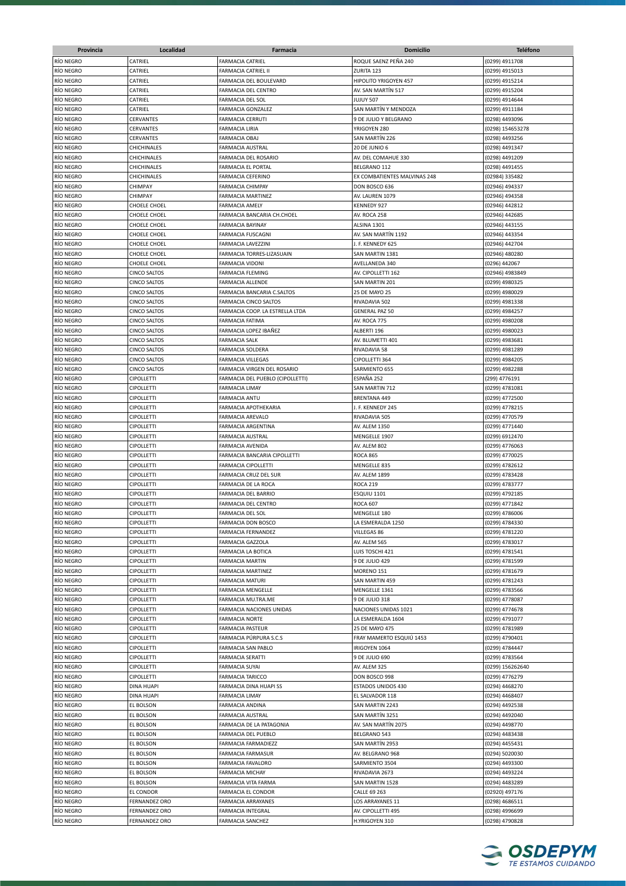| Provincia | Localidad | Farmacia | Domicilio | Teléfono |
|---|---|---|---|---|
| RÍO NEGRO | CATRIEL | FARMACIA CATRIEL | ROQUE SAENZ PEÑA 240 | (0299) 4911708 |
| RÍO NEGRO | CATRIEL | FARMACIA CATRIEL II | ZURITA 123 | (0299) 4915013 |
| RÍO NEGRO | CATRIEL | FARMACIA DEL BOULEVARD | HIPOLITO YRIGOYEN 457 | (0299) 4915214 |
| RÍO NEGRO | CATRIEL | FARMACIA DEL CENTRO | AV. SAN MARTÍN 517 | (0299) 4915204 |
| RÍO NEGRO | CATRIEL | FARMACIA DEL SOL | JUJUY 507 | (0299) 4914644 |
| RÍO NEGRO | CATRIEL | FARMACIA GONZALEZ | SAN MARTÍN Y MENDOZA | (0299) 4911184 |
| RÍO NEGRO | CERVANTES | FARMACIA CERRUTI | 9 DE JULIO Y BELGRANO | (0298) 4493096 |
| RÍO NEGRO | CERVANTES | FARMACIA LIRIA | YRIGOYEN 280 | (0298) 154653278 |
| RÍO NEGRO | CERVANTES | FARMACIA OBAJ | SAN MARTÍN 226 | (0298) 4493256 |
| RÍO NEGRO | CHICHINALES | FARMACIA AUSTRAL | 20 DE JUNIO 6 | (0298) 4491347 |
| RÍO NEGRO | CHICHINALES | FARMACIA DEL ROSARIO | AV. DEL COMAHUE 330 | (0298) 4491209 |
| RÍO NEGRO | CHICHINALES | FARMACIA EL PORTAL | BELGRANO 112 | (0298) 4491455 |
| RÍO NEGRO | CHICHINALES | FARMACIA CEFERINO | EX COMBATIENTES MALVINAS 248 | (02984) 335482 |
| RÍO NEGRO | CHIMPAY | FARMACIA CHIMPAY | DON BOSCO 636 | (02946) 494337 |
| RÍO NEGRO | CHIMPAY | FARMACIA MARTINEZ | AV. LAUREN 1079 | (02946) 494358 |
| RÍO NEGRO | CHOELE CHOEL | FARMACIA AMELY | KENNEDY 927 | (02946) 442812 |
| RÍO NEGRO | CHOELE CHOEL | FARMACIA BANCARIA CH.CHOEL | AV. ROCA 258 | (02946) 442685 |
| RÍO NEGRO | CHOELE CHOEL | FARMACIA BAYINAY | ALSINA 1301 | (02946) 443155 |
| RÍO NEGRO | CHOELE CHOEL | FARMACIA FUSCAGNI | AV. SAN MARTÍN 1192 | (02946) 443354 |
| RÍO NEGRO | CHOELE CHOEL | FARMACIA LAVEZZINI | J. F. KENNEDY 625 | (02946) 442704 |
| RÍO NEGRO | CHOELE CHOEL | FARMACIA TORRES-LIZASUAIN | SAN MARTIN 1381 | (02946) 480280 |
| RÍO NEGRO | CHOELE CHOEL | FARMACIA VIDONI | AVELLANEDA 340 | (0296) 442067 |
| RÍO NEGRO | CINCO SALTOS | FARMACIA FLEMING | AV. CIPOLLETTI 162 | (02946) 4983849 |
| RÍO NEGRO | CINCO SALTOS | FARMACIA ALLENDE | SAN MARTIN 201 | (0299) 4980325 |
| RÍO NEGRO | CINCO SALTOS | FARMACIA BANCARIA C.SALTOS | 25 DE MAYO 25 | (0299) 4980029 |
| RÍO NEGRO | CINCO SALTOS | FARMACIA CINCO SALTOS | RIVADAVIA 502 | (0299) 4981338 |
| RÍO NEGRO | CINCO SALTOS | FARMACIA COOP. LA ESTRELLA LTDA | GENERAL PAZ 50 | (0299) 4984257 |
| RÍO NEGRO | CINCO SALTOS | FARMACIA FATIMA | AV. ROCA 775 | (0299) 4980208 |
| RÍO NEGRO | CINCO SALTOS | FARMACIA LOPEZ IBAÑEZ | ALBERTI 196 | (0299) 4980023 |
| RÍO NEGRO | CINCO SALTOS | FARMACIA SALK | AV. BLUMETTI 401 | (0299) 4983681 |
| RÍO NEGRO | CINCO SALTOS | FARMACIA SOLDERA | RIVADAVIA 58 | (0299) 4981289 |
| RÍO NEGRO | CINCO SALTOS | FARMACIA VILLEGAS | CIPOLLETTI 364 | (0299) 4984205 |
| RÍO NEGRO | CINCO SALTOS | FARMACIA VIRGEN DEL ROSARIO | SARMIENTO 655 | (0299) 4982288 |
| RÍO NEGRO | CIPOLLETTI | FARMACIA DEL PUEBLO (CIPOLLETTI) | ESPAÑA 252 | (299) 4776191 |
| RÍO NEGRO | CIPOLLETTI | FARMACIA LIMAY | SAN MARTIN 712 | (0299) 4781081 |
| RÍO NEGRO | CIPOLLETTI | FARMACIA ANTU | BRENTANA 449 | (0299) 4772500 |
| RÍO NEGRO | CIPOLLETTI | FARMACIA APOTHEKARIA | J. F. KENNEDY 245 | (0299) 4778215 |
| RÍO NEGRO | CIPOLLETTI | FARMACIA AREVALO | RIVADAVIA 505 | (0299) 4770579 |
| RÍO NEGRO | CIPOLLETTI | FARMACIA ARGENTINA | AV. ALEM 1350 | (0299) 4771440 |
| RÍO NEGRO | CIPOLLETTI | FARMACIA AUSTRAL | MENGELLE 1907 | (0299) 6912470 |
| RÍO NEGRO | CIPOLLETTI | FARMACIA AVENIDA | AV. ALEM 802 | (0299) 4776063 |
| RÍO NEGRO | CIPOLLETTI | FARMACIA BANCARIA CIPOLLETTI | ROCA 865 | (0299) 4770025 |
| RÍO NEGRO | CIPOLLETTI | FARMACIA CIPOLLETTI | MENGELLE 835 | (0299) 4782612 |
| RÍO NEGRO | CIPOLLETTI | FARMACIA CRUZ DEL SUR | AV. ALEM 1899 | (0299) 4783428 |
| RÍO NEGRO | CIPOLLETTI | FARMACIA DE LA ROCA | ROCA 219 | (0299) 4783777 |
| RÍO NEGRO | CIPOLLETTI | FARMACIA DEL BARRIO | ESQUIU 1101 | (0299) 4792185 |
| RÍO NEGRO | CIPOLLETTI | FARMACIA DEL CENTRO | ROCA 607 | (0299) 4771842 |
| RÍO NEGRO | CIPOLLETTI | FARMACIA DEL SOL | MENGELLE 180 | (0299) 4786006 |
| RÍO NEGRO | CIPOLLETTI | FARMACIA DON BOSCO | LA ESMERALDA 1250 | (0299) 4784330 |
| RÍO NEGRO | CIPOLLETTI | FARMACIA FERNANDEZ | VILLEGAS 86 | (0299) 4781220 |
| RÍO NEGRO | CIPOLLETTI | FARMACIA GAZZOLA | AV. ALEM 565 | (0299) 4783017 |
| RÍO NEGRO | CIPOLLETTI | FARMACIA LA BOTICA | LUIS TOSCHI 421 | (0299) 4781541 |
| RÍO NEGRO | CIPOLLETTI | FARMACIA MARTIN | 9 DE JULIO 429 | (0299) 4781599 |
| RÍO NEGRO | CIPOLLETTI | FARMACIA MARTINEZ | MORENO 151 | (0299) 4781679 |
| RÍO NEGRO | CIPOLLETTI | FARMACIA MATURI | SAN MARTIN 459 | (0299) 4781243 |
| RÍO NEGRO | CIPOLLETTI | FARMACIA MENGELLE | MENGELLE 1361 | (0299) 4783566 |
| RÍO NEGRO | CIPOLLETTI | FARMACIA MU.TRA.ME | 9 DE JULIO 318 | (0299) 4778087 |
| RÍO NEGRO | CIPOLLETTI | FARMACIA NACIONES UNIDAS | NACIONES UNIDAS 1021 | (0299) 4774678 |
| RÍO NEGRO | CIPOLLETTI | FARMACIA NORTE | LA ESMERALDA 1604 | (0299) 4791077 |
| RÍO NEGRO | CIPOLLETTI | FARMACIA PASTEUR | 25 DE MAYO 475 | (0299) 4781989 |
| RÍO NEGRO | CIPOLLETTI | FARMACIA PÚRPURA S.C.S | FRAY MAMERTO ESQUIÚ 1453 | (0299) 4790401 |
| RÍO NEGRO | CIPOLLETTI | FARMACIA SAN PABLO | IRIGOYEN 1064 | (0299) 4784447 |
| RÍO NEGRO | CIPOLLETTI | FARMACIA SERATTI | 9 DE JULIO 690 | (0299) 4783564 |
| RÍO NEGRO | CIPOLLETTI | FARMACIA SUYAI | AV. ALEM 325 | (0299) 156262640 |
| RÍO NEGRO | CIPOLLETTI | FARMACIA TARICCO | DON BOSCO 998 | (0299) 4776279 |
| RÍO NEGRO | DINA HUAPI | FARMACIA DINA HUAPI SS | ESTADOS UNIDOS 430 | (0294) 4468270 |
| RÍO NEGRO | DINA HUAPI | FARMACIA LIMAY | EL SALVADOR 118 | (0294) 4468407 |
| RÍO NEGRO | EL BOLSON | FARMACIA ANDINA | SAN MARTIN 2243 | (0294) 4492538 |
| RÍO NEGRO | EL BOLSON | FARMACIA AUSTRAL | SAN MARTÍN 3251 | (0294) 4492040 |
| RÍO NEGRO | EL BOLSON | FARMACIA DE LA PATAGONIA | AV. SAN MARTÍN 2075 | (0294) 4498770 |
| RÍO NEGRO | EL BOLSON | FARMACIA DEL PUEBLO | BELGRANO 543 | (0294) 4483438 |
| RÍO NEGRO | EL BOLSON | FARMACIA FARMADIEZZ | SAN MARTÍN 2953 | (0294) 4455431 |
| RÍO NEGRO | EL BOLSON | FARMACIA FARMASUR | AV. BELGRANO 968 | (0294) 5020030 |
| RÍO NEGRO | EL BOLSON | FARMACIA FAVALORO | SARMIENTO 3504 | (0294) 4493300 |
| RÍO NEGRO | EL BOLSON | FARMACIA MICHAY | RIVADAVIA 2673 | (0294) 4493224 |
| RÍO NEGRO | EL BOLSON | FARMACIA VITA FARMA | SAN MARTIN 1528 | (0294) 4483289 |
| RÍO NEGRO | EL CONDOR | FARMACIA EL CONDOR | CALLE 69 263 | (02920) 497176 |
| RÍO NEGRO | FERNANDEZ ORO | FARMACIA ARRAYANES | LOS ARRAYANES 11 | (0298) 4686511 |
| RÍO NEGRO | FERNANDEZ ORO | FARMACIA INTEGRAL | AV. CIPOLLETTI 495 | (0298) 4996699 |
| RÍO NEGRO | FERNANDEZ ORO | FARMACIA SANCHEZ | H.YRIGOYEN 310 | (0298) 4790828 |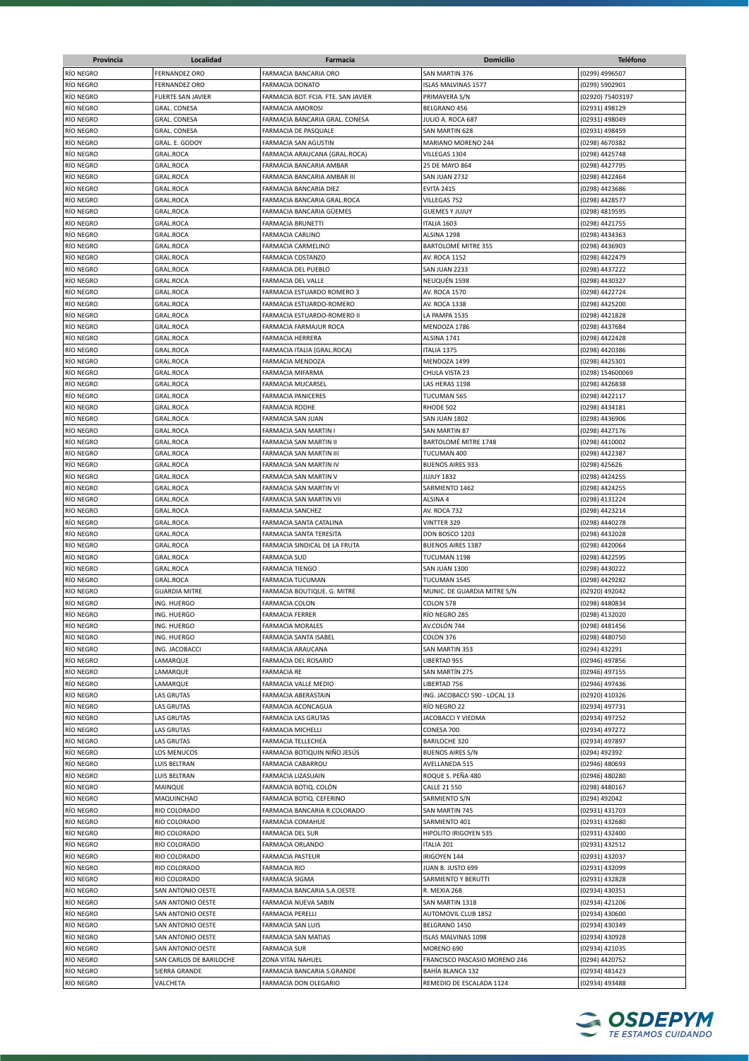| Provincia | Localidad | Farmacia | Domicilio | Teléfono |
|---|---|---|---|---|
| RÍO NEGRO | FERNANDEZ ORO | FARMACIA BANCARIA ORO | SAN MARTIN 376 | (0299) 4996507 |
| RÍO NEGRO | FERNANDEZ ORO | FARMACIA DONATO | ISLAS MALVINAS 1577 | (0299) 5902901 |
| RÍO NEGRO | FUERTE SAN JAVIER | FARMACIA BOT. FCIA. FTE. SAN JAVIER | PRIMAVERA S/N | (02920) 75403197 |
| RÍO NEGRO | GRAL. CONESA | FARMACIA AMOROSI | BELGRANO 456 | (02931) 498129 |
| RÍO NEGRO | GRAL. CONESA | FARMACIA BANCARIA GRAL. CONESA | JULIO A. ROCA 687 | (02931) 498049 |
| RÍO NEGRO | GRAL. CONESA | FARMACIA DE PASQUALE | SAN MARTIN 628 | (02931) 498459 |
| RÍO NEGRO | GRAL. E. GODOY | FARMACIA SAN AGUSTIN | MARIANO MORENO 244 | (0298) 4670382 |
| RÍO NEGRO | GRAL.ROCA | FARMACIA ARAUCANA (GRAL.ROCA) | VILLEGAS 1304 | (0298) 4425748 |
| RÍO NEGRO | GRAL.ROCA | FARMACIA BANCARIA AMBAR | 25 DE MAYO 864 | (0298) 4427795 |
| RÍO NEGRO | GRAL.ROCA | FARMACIA BANCARIA AMBAR III | SAN JUAN 2732 | (0298) 4422464 |
| RÍO NEGRO | GRAL.ROCA | FARMACIA BANCARIA DIEZ | EVITA 2415 | (0298) 4423686 |
| RÍO NEGRO | GRAL.ROCA | FARMACIA BANCARIA GRAL.ROCA | VILLEGAS 752 | (0298) 4428577 |
| RÍO NEGRO | GRAL.ROCA | FARMACIA BANCARIA GÜEMES | GUEMES Y JUJUY | (0298) 4819595 |
| RÍO NEGRO | GRAL.ROCA | FARMACIA BRUNETTI | ITALIA 1603 | (0298) 4421755 |
| RÍO NEGRO | GRAL.ROCA | FARMACIA CARLINO | ALSINA 1298 | (0298) 4434363 |
| RÍO NEGRO | GRAL.ROCA | FARMACIA CARMELINO | BARTOLOMÉ MITRE 355 | (0298) 4436903 |
| RÍO NEGRO | GRAL.ROCA | FARMACIA COSTANZO | AV. ROCA 1152 | (0298) 4422479 |
| RÍO NEGRO | GRAL.ROCA | FARMACIA DEL PUEBLO | SAN JUAN 2233 | (0298) 4437222 |
| RÍO NEGRO | GRAL.ROCA | FARMACIA DEL VALLE | NEUQUÉN 1598 | (0298) 4430327 |
| RÍO NEGRO | GRAL.ROCA | FARMACIA ESTUARDO ROMERO 3 | AV. ROCA 1570 | (0298) 4422724 |
| RÍO NEGRO | GRAL.ROCA | FARMACIA ESTUARDO-ROMERO | AV. ROCA 1338 | (0298) 4425200 |
| RÍO NEGRO | GRAL.ROCA | FARMACIA ESTUARDO-ROMERO II | LA PAMPA 1535 | (0298) 4421828 |
| RÍO NEGRO | GRAL.ROCA | FARMACIA FARMAJUR ROCA | MENDOZA 1786 | (0298) 4437684 |
| RÍO NEGRO | GRAL.ROCA | FARMACIA HERRERA | ALSINA 1741 | (0298) 4422428 |
| RÍO NEGRO | GRAL.ROCA | FARMACIA ITALIA (GRAL.ROCA) | ITALIA 1375 | (0298) 4420386 |
| RÍO NEGRO | GRAL.ROCA | FARMACIA MENDOZA | MENDOZA 1499 | (0298) 4425301 |
| RÍO NEGRO | GRAL.ROCA | FARMACIA MIFARMA | CHULA VISTA 23 | (0298) 154600069 |
| RÍO NEGRO | GRAL.ROCA | FARMACIA MUCARSEL | LAS HERAS 1198 | (0298) 4426838 |
| RÍO NEGRO | GRAL.ROCA | FARMACIA PANICERES | TUCUMAN 565 | (0298) 4422117 |
| RÍO NEGRO | GRAL.ROCA | FARMACIA RODHE | RHODE 502 | (0298) 4434181 |
| RÍO NEGRO | GRAL.ROCA | FARMACIA SAN JUAN | SAN JUAN 1802 | (0298) 4436906 |
| RÍO NEGRO | GRAL.ROCA | FARMACIA SAN MARTIN I | SAN MARTIN 87 | (0298) 4427176 |
| RÍO NEGRO | GRAL.ROCA | FARMACIA SAN MARTIN II | BARTOLOMÉ MITRE 1748 | (0298) 4410002 |
| RÍO NEGRO | GRAL.ROCA | FARMACIA SAN MARTIN III | TUCUMAN 400 | (0298) 4422387 |
| RÍO NEGRO | GRAL.ROCA | FARMACIA SAN MARTIN IV | BUENOS AIRES 933 | (0298) 425626 |
| RÍO NEGRO | GRAL.ROCA | FARMACIA SAN MARTIN V | JUJUY 1832 | (0298) 4424255 |
| RÍO NEGRO | GRAL.ROCA | FARMACIA SAN MARTIN VI | SARMIENTO 1462 | (0298) 4424255 |
| RÍO NEGRO | GRAL.ROCA | FARMACIA SAN MARTIN VII | ALSINA 4 | (0298) 4131224 |
| RÍO NEGRO | GRAL.ROCA | FARMACIA SANCHEZ | AV. ROCA 732 | (0298) 4423214 |
| RÍO NEGRO | GRAL.ROCA | FARMACIA SANTA CATALINA | VINTTER 329 | (0298) 4440278 |
| RÍO NEGRO | GRAL.ROCA | FARMACIA SANTA TERESITA | DON BOSCO 1203 | (0298) 4432028 |
| RÍO NEGRO | GRAL.ROCA | FARMACIA SINDICAL DE LA FRUTA | BUENOS AIRES 1387 | (0298) 4420064 |
| RÍO NEGRO | GRAL.ROCA | FARMACIA SUD | TUCUMAN 1198 | (0298) 4422595 |
| RÍO NEGRO | GRAL.ROCA | FARMACIA TIENGO | SAN JUAN 1300 | (0298) 4430222 |
| RÍO NEGRO | GRAL.ROCA | FARMACIA TUCUMAN | TUCUMAN 1545 | (0298) 4429282 |
| RÍO NEGRO | GUARDIA MITRE | FARMACIA BOUTIQUE. G. MITRE | MUNIC. DE GUARDIA MITRE S/N | (02920) 492042 |
| RÍO NEGRO | ING. HUERGO | FARMACIA COLON | COLON 578 | (0298) 4480834 |
| RÍO NEGRO | ING. HUERGO | FARMACIA FERRER | RÍO NEGRO 285 | (0298) 4132020 |
| RÍO NEGRO | ING. HUERGO | FARMACIA MORALES | AV.COLÓN 744 | (0298) 4481456 |
| RÍO NEGRO | ING. HUERGO | FARMACIA SANTA ISABEL | COLON 376 | (0298) 4480750 |
| RÍO NEGRO | ING. JACOBACCI | FARMACIA ARAUCANA | SAN MARTIN 353 | (0294) 432291 |
| RÍO NEGRO | LAMARQUE | FARMACIA DEL ROSARIO | LIBERTAD 955 | (02946) 497856 |
| RÍO NEGRO | LAMARQUE | FARMACIA RE | SAN MARTÍN 275 | (02946) 497155 |
| RÍO NEGRO | LAMARQUE | FARMACIA VALLE MEDIO | LIBERTAD 756 | (02946) 497436 |
| RÍO NEGRO | LAS GRUTAS | FARMACIA ABERASTAIN | ING. JACOBACCI 590 - LOCAL 13 | (02920) 410326 |
| RÍO NEGRO | LAS GRUTAS | FARMACIA ACONCAGUA | RÍO NEGRO 22 | (02934) 497731 |
| RÍO NEGRO | LAS GRUTAS | FARMACIA LAS GRUTAS | JACOBACCI Y VIEDMA | (02934) 497252 |
| RÍO NEGRO | LAS GRUTAS | FARMACIA MICHELLI | CONESA 700 | (02934) 497272 |
| RÍO NEGRO | LAS GRUTAS | FARMACIA TELLECHEA | BARILOCHE 320 | (02934) 497897 |
| RÍO NEGRO | LOS MENUCOS | FARMACIA BOTIQUIN NIÑO JESÚS | BUENOS AIRES S/N | (0294) 492392 |
| RÍO NEGRO | LUIS BELTRAN | FARMACIA CABARROU | AVELLANEDA 515 | (02946) 480693 |
| RÍO NEGRO | LUIS BELTRAN | FARMACIA LIZASUAIN | ROQUE S. PEÑA 480 | (02946) 480280 |
| RÍO NEGRO | MAINQUE | FARMACIA BOTIQ. COLÓN | CALLE 21 550 | (0298) 4480167 |
| RÍO NEGRO | MAQUINCHAO | FARMACIA BOTIQ. CEFERINO | SARMIENTO S/N | (0294) 492042 |
| RÍO NEGRO | RIO COLORADO | FARMACIA BANCARIA R.COLORADO | SAN MARTIN 745 | (02931) 431703 |
| RÍO NEGRO | RIO COLORADO | FARMACIA COMAHUE | SARMIENTO 401 | (02931) 432680 |
| RÍO NEGRO | RIO COLORADO | FARMACIA DEL SUR | HIPOLITO IRIGOYEN 535 | (02931) 432400 |
| RÍO NEGRO | RIO COLORADO | FARMACIA ORLANDO | ITALIA 201 | (02931) 432512 |
| RÍO NEGRO | RIO COLORADO | FARMACIA PASTEUR | IRIGOYEN 144 | (02931) 432037 |
| RÍO NEGRO | RIO COLORADO | FARMACIA RIO | JUAN B. JUSTO 699 | (02931) 432099 |
| RÍO NEGRO | RIO COLORADO | FARMACIA SIGMA | SARMIENTO Y BERUTTI | (02931) 432828 |
| RÍO NEGRO | SAN ANTONIO OESTE | FARMACIA BANCARIA S.A.OESTE | R. MEXIA 268 | (02934) 430351 |
| RÍO NEGRO | SAN ANTONIO OESTE | FARMACIA NUEVA SABIN | SAN MARTIN 1318 | (02934) 421206 |
| RÍO NEGRO | SAN ANTONIO OESTE | FARMACIA PERELLI | AUTOMOVIL CLUB 1852 | (02934) 430600 |
| RÍO NEGRO | SAN ANTONIO OESTE | FARMACIA SAN LUIS | BELGRANO 1450 | (02934) 430349 |
| RÍO NEGRO | SAN ANTONIO OESTE | FARMACIA SAN MATIAS | ISLAS MALVINAS 1098 | (02934) 430928 |
| RÍO NEGRO | SAN ANTONIO OESTE | FARMACIA SUR | MORENO 690 | (02934) 421035 |
| RÍO NEGRO | SAN CARLOS DE BARILOCHE | ZONA VITAL NAHUEL | FRANCISCO PASCASIO MORENO 246 | (0294) 4420752 |
| RÍO NEGRO | SIERRA GRANDE | FARMACIA BANCARIA S.GRANDE | BAHÍA BLANCA 132 | (02934) 481423 |
| RÍO NEGRO | VALCHETA | FARMACIA DON OLEGARIO | REMEDIO DE ESCALADA 1124 | (02934) 493488 |

OSDEPYM
TE ESTAMOS CUIDANDO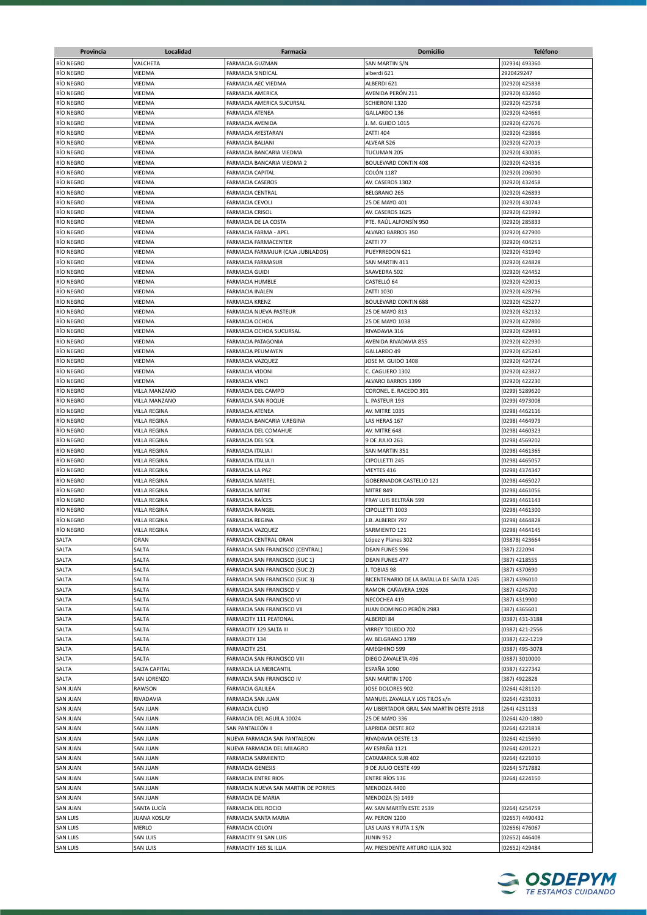| Provincia | Localidad | Farmacia | Domicilio | Teléfono |
|---|---|---|---|---|
| RÍO NEGRO | VALCHETA | FARMACIA GUZMAN | SAN MARTIN S/N | (02934) 493360 |
| RÍO NEGRO | VIEDMA | FARMACIA SINDICAL | alberdi 621 | 2920429247 |
| RÍO NEGRO | VIEDMA | FARMACIA AEC VIEDMA | ALBERDI 621 | (02920) 425838 |
| RÍO NEGRO | VIEDMA | FARMACIA AMERICA | AVENIDA PERÓN 211 | (02920) 432460 |
| RÍO NEGRO | VIEDMA | FARMACIA AMERICA SUCURSAL | SCHIERONI 1320 | (02920) 425758 |
| RÍO NEGRO | VIEDMA | FARMACIA ATENEA | GALLARDO 136 | (02920) 424669 |
| RÍO NEGRO | VIEDMA | FARMACIA AVENIDA | J. M. GUIDO 1015 | (02920) 427676 |
| RÍO NEGRO | VIEDMA | FARMACIA AYESTARAN | ZATTI 404 | (02920) 423866 |
| RÍO NEGRO | VIEDMA | FARMACIA BALIANI | ALVEAR 526 | (02920) 427019 |
| RÍO NEGRO | VIEDMA | FARMACIA BANCARIA VIEDMA | TUCUMAN 205 | (02920) 430085 |
| RÍO NEGRO | VIEDMA | FARMACIA BANCARIA VIEDMA 2 | BOULEVARD CONTIN 408 | (02920) 424316 |
| RÍO NEGRO | VIEDMA | FARMACIA CAPITAL | COLÓN 1187 | (02920) 206090 |
| RÍO NEGRO | VIEDMA | FARMACIA CASEROS | AV. CASEROS 1302 | (02920) 432458 |
| RÍO NEGRO | VIEDMA | FARMACIA CENTRAL | BELGRANO 265 | (02920) 426893 |
| RÍO NEGRO | VIEDMA | FARMACIA CEVOLI | 25 DE MAYO 401 | (02920) 430743 |
| RÍO NEGRO | VIEDMA | FARMACIA CRISOL | AV. CASEROS 1625 | (02920) 421992 |
| RÍO NEGRO | VIEDMA | FARMACIA DE LA COSTA | PTE. RAÚL ALFONSÍN 950 | (02920) 285833 |
| RÍO NEGRO | VIEDMA | FARMACIA FARMA - APEL | ALVARO BARROS 350 | (02920) 427900 |
| RÍO NEGRO | VIEDMA | FARMACIA FARMACENTER | ZATTI 77 | (02920) 404251 |
| RÍO NEGRO | VIEDMA | FARMACIA FARMAJUR (CAJA JUBILADOS) | PUEYRREDON 621 | (02920) 431940 |
| RÍO NEGRO | VIEDMA | FARMACIA FARMASUR | SAN MARTIN 411 | (02920) 424828 |
| RÍO NEGRO | VIEDMA | FARMACIA GUIDI | SAAVEDRA 502 | (02920) 424452 |
| RÍO NEGRO | VIEDMA | FARMACIA HUMBLE | CASTELLÓ 64 | (02920) 429015 |
| RÍO NEGRO | VIEDMA | FARMACIA INALEN | ZATTI 1030 | (02920) 428796 |
| RÍO NEGRO | VIEDMA | FARMACIA KRENZ | BOULEVARD CONTIN 688 | (02920) 425277 |
| RÍO NEGRO | VIEDMA | FARMACIA NUEVA PASTEUR | 25 DE MAYO 813 | (02920) 432132 |
| RÍO NEGRO | VIEDMA | FARMACIA OCHOA | 25 DE MAYO 1038 | (02920) 427800 |
| RÍO NEGRO | VIEDMA | FARMACIA OCHOA SUCURSAL | RIVADAVIA 316 | (02920) 429491 |
| RÍO NEGRO | VIEDMA | FARMACIA PATAGONIA | AVENIDA RIVADAVIA 855 | (02920) 422930 |
| RÍO NEGRO | VIEDMA | FARMACIA PEUMAYEN | GALLARDO 49 | (02920) 425243 |
| RÍO NEGRO | VIEDMA | FARMACIA VAZQUEZ | JOSE M. GUIDO 1408 | (02920) 424724 |
| RÍO NEGRO | VIEDMA | FARMACIA VIDONI | C. CAGLIERO 1302 | (02920) 423827 |
| RÍO NEGRO | VIEDMA | FARMACIA VINCI | ALVARO BARROS 1399 | (02920) 422230 |
| RÍO NEGRO | VILLA MANZANO | FARMACIA DEL CAMPO | CORONEL E. RACEDO 391 | (0299) 5289620 |
| RÍO NEGRO | VILLA MANZANO | FARMACIA SAN ROQUE | L. PASTEUR 193 | (0299) 4973008 |
| RÍO NEGRO | VILLA REGINA | FARMACIA ATENEA | AV. MITRE 1035 | (0298) 4462116 |
| RÍO NEGRO | VILLA REGINA | FARMACIA BANCARIA V.REGINA | LAS HERAS 167 | (0298) 4464979 |
| RÍO NEGRO | VILLA REGINA | FARMACIA DEL COMAHUE | AV. MITRE 648 | (0298) 4460323 |
| RÍO NEGRO | VILLA REGINA | FARMACIA DEL SOL | 9 DE JULIO 263 | (0298) 4569202 |
| RÍO NEGRO | VILLA REGINA | FARMACIA ITALIA I | SAN MARTIN 351 | (0298) 4461365 |
| RÍO NEGRO | VILLA REGINA | FARMACIA ITALIA II | CIPOLLETTI 245 | (0298) 4465057 |
| RÍO NEGRO | VILLA REGINA | FARMACIA LA PAZ | VIEYTES 416 | (0298) 4374347 |
| RÍO NEGRO | VILLA REGINA | FARMACIA MARTEL | GOBERNADOR CASTELLO 121 | (0298) 4465027 |
| RÍO NEGRO | VILLA REGINA | FARMACIA MITRE | MITRE 849 | (0298) 4461056 |
| RÍO NEGRO | VILLA REGINA | FARMACIA RAÍCES | FRAY LUIS BELTRÁN 599 | (0298) 4461143 |
| RÍO NEGRO | VILLA REGINA | FARMACIA RANGEL | CIPOLLETTI 1003 | (0298) 4461300 |
| RÍO NEGRO | VILLA REGINA | FARMACIA REGINA | J.B. ALBERDI 797 | (0298) 4464828 |
| RÍO NEGRO | VILLA REGINA | FARMACIA VAZQUEZ | SARMIENTO 121 | (0298) 4464145 |
| SALTA | ORAN | FARMACIA CENTRAL ORAN | López y Planes 302 | (03878) 423664 |
| SALTA | SALTA | FARMACIA SAN FRANCISCO (CENTRAL) | DEAN FUNES 596 | (387) 222094 |
| SALTA | SALTA | FARMACIA SAN FRANCISCO (SUC 1) | DEAN FUNES 477 | (387) 4218555 |
| SALTA | SALTA | FARMACIA SAN FRANCISCO (SUC 2) | J. TOBIAS 98 | (387) 4370690 |
| SALTA | SALTA | FARMACIA SAN FRANCISCO (SUC 3) | BICENTENARIO DE LA BATALLA DE SALTA 1245 | (387) 4396010 |
| SALTA | SALTA | FARMACIA SAN FRANCISCO V | RAMON CAÑAVERA 1926 | (387) 4245700 |
| SALTA | SALTA | FARMACIA SAN FRANCISCO VI | NECOCHEA 419 | (387) 4319900 |
| SALTA | SALTA | FARMACIA SAN FRANCISCO VII | JUAN DOMINGO PERÓN 2983 | (387) 4365601 |
| SALTA | SALTA | FARMACITY 111 PEATONAL | ALBERDI 84 | (0387) 431-3188 |
| SALTA | SALTA | FARMACITY 129 SALTA III | VIRREY TOLEDO 702 | (0387) 421-2556 |
| SALTA | SALTA | FARMACITY 134 | AV. BELGRANO 1789 | (0387) 422-1219 |
| SALTA | SALTA | FARMACITY 251 | AMEGHINO 599 | (0387) 495-3078 |
| SALTA | SALTA | FARMACIA SAN FRANCISCO VIII | DIEGO ZAVALETA 496 | (0387) 3010000 |
| SALTA | SALTA CAPITAL | FARMACIA LA MERCANTIL | ESPAÑA 1090 | (0387) 4227342 |
| SALTA | SAN LORENZO | FARMACIA SAN FRANCISCO IV | SAN MARTIN 1700 | (387) 4922828 |
| SAN JUAN | RAWSON | FARMACIA GALILEA | JOSE DOLORES 902 | (0264) 4281120 |
| SAN JUAN | RIVADAVIA | FARMACIA SAN JUAN | MANUEL ZAVALLA Y LOS TILOS s/n | (0264) 4231033 |
| SAN JUAN | SAN JUAN | FARMACIA CUYO | AV LIBERTADOR GRAL SAN MARTÍN OESTE 2918 | (264) 4231133 |
| SAN JUAN | SAN JUAN | FARMACIA DEL AGUILA 10024 | 25 DE MAYO 336 | (0264) 420-1880 |
| SAN JUAN | SAN JUAN | SAN PANTALEÓN II | LAPRIDA OESTE 802 | (0264) 4221818 |
| SAN JUAN | SAN JUAN | NUEVA FARMACIA SAN PANTALEON | RIVADAVIA OESTE 13 | (0264) 4215690 |
| SAN JUAN | SAN JUAN | NUEVA FARMACIA DEL MILAGRO | AV ESPAÑA 1121 | (0264) 4201221 |
| SAN JUAN | SAN JUAN | FARMACIA SARMIENTO | CATAMARCA SUR 402 | (0264) 4221010 |
| SAN JUAN | SAN JUAN | FARMACIA GENESIS | 9 DE JULIO OESTE 499 | (0264) 5717882 |
| SAN JUAN | SAN JUAN | FARMACIA ENTRE RIOS | ENTRE RÍOS 136 | (0264) 4224150 |
| SAN JUAN | SAN JUAN | FARMACIA NUEVA SAN MARTIN DE PORRES | MENDOZA 4400 | |
| SAN JUAN | SAN JUAN | FARMACIA DE MARIA | MENDOZA (S) 1499 | |
| SAN JUAN | SANTA LUCÍA | FARMACIA DEL ROCIO | AV. SAN MARTÍN ESTE 2539 | (0264) 4254759 |
| SAN LUIS | JUANA KOSLAY | FARMACIA SANTA MARIA | AV. PERON 1200 | (02657) 4490432 |
| SAN LUIS | MERLO | FARMACIA COLON | LAS LAJAS Y RUTA 1 S/N | (02656) 476067 |
| SAN LUIS | SAN LUIS | FARMACITY 91 SAN LUIS | JUNIN 952 | (02652) 446408 |
| SAN LUIS | SAN LUIS | FARMACITY 165 SL ILLIA | AV. PRESIDENTE ARTURO ILLIA 302 | (02652) 429484 |

OSDEPYM
TE ESTAMOS CUIDANDO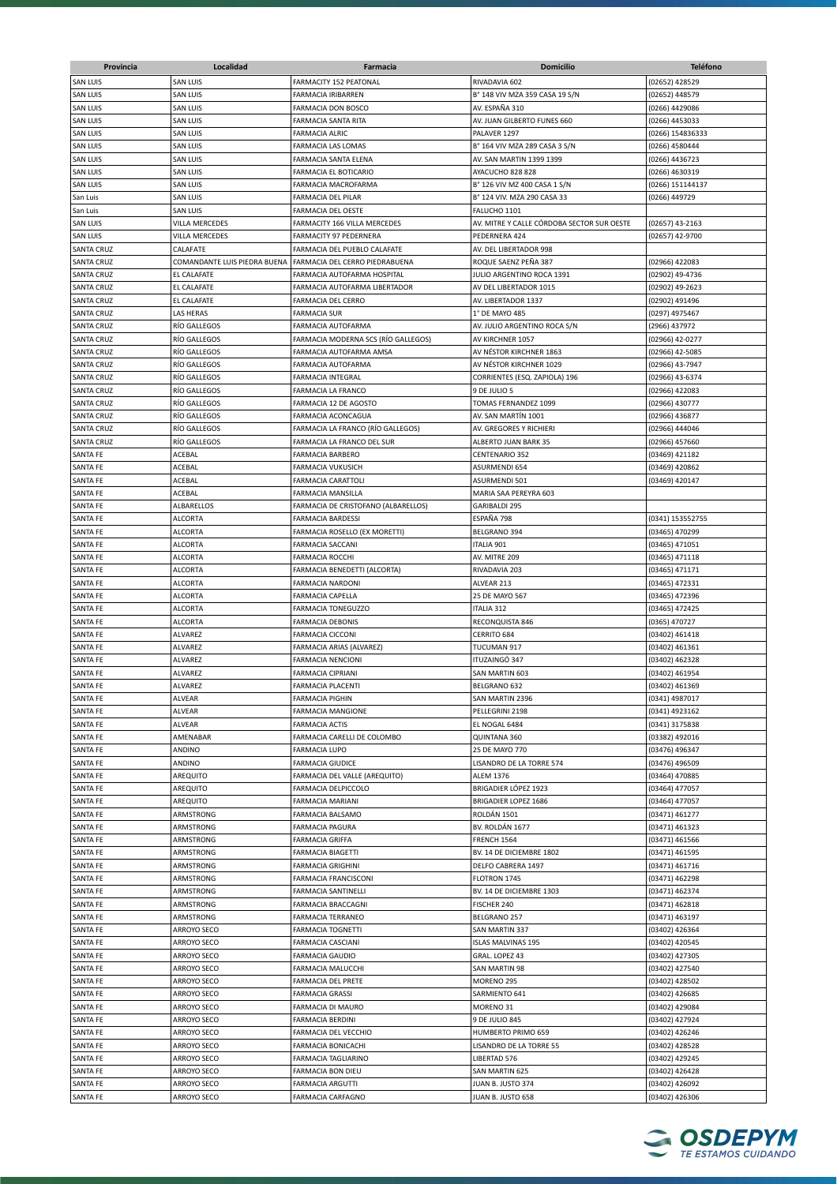| Provincia | Localidad | Farmacia | Domicilio | Teléfono |
|---|---|---|---|---|
| SAN LUIS | SAN LUIS | FARMACITY 152 PEATONAL | RIVADAVIA 602 | (02652) 428529 |
| SAN LUIS | SAN LUIS | FARMACIA IRIBARREN | B° 148 VIV MZA 359 CASA 19 S/N | (02652) 448579 |
| SAN LUIS | SAN LUIS | FARMACIA DON BOSCO | AV. ESPAÑA 310 | (0266) 4429086 |
| SAN LUIS | SAN LUIS | FARMACIA SANTA RITA | AV. JUAN GILBERTO FUNES 660 | (0266) 4453033 |
| SAN LUIS | SAN LUIS | FARMACIA ALRIC | PALAVER 1297 | (0266) 154836333 |
| SAN LUIS | SAN LUIS | FARMACIA LAS LOMAS | B° 164 VIV MZA 289 CASA 3 S/N | (0266) 4580444 |
| SAN LUIS | SAN LUIS | FARMACIA SANTA ELENA | AV. SAN MARTIN 1399 1399 | (0266) 4436723 |
| SAN LUIS | SAN LUIS | FARMACIA EL BOTICARIO | AYACUCHO 828 828 | (0266) 4630319 |
| SAN LUIS | SAN LUIS | FARMACIA MACROFARMA | B° 126 VIV MZ 400 CASA 1 S/N | (0266) 151144137 |
| San Luis | SAN LUIS | FARMACIA DEL PILAR | B° 124 VIV. MZA 290 CASA 33 | (0266) 449729 |
| San Luis | SAN LUIS | FARMACIA DEL OESTE | FALUCHO 1101 | |
| SAN LUIS | VILLA MERCEDES | FARMACITY 166 VILLA MERCEDES | AV. MITRE Y CALLE CÓRDOBA SECTOR SUR OESTE | (02657) 43-2163 |
| SAN LUIS | VILLA MERCEDES | FARMACITY 97 PEDERNERA | PEDERNERA 424 | (02657) 42-9700 |
| SANTA CRUZ | CALAFATE | FARMACIA DEL PUEBLO CALAFATE | AV. DEL LIBERTADOR 998 | |
| SANTA CRUZ | COMANDANTE LUIS PIEDRA BUENA | FARMACIA DEL CERRO PIEDRABUENA | ROQUE SAENZ PEÑA 387 | (02966) 422083 |
| SANTA CRUZ | EL CALAFATE | FARMACIA AUTOFARMA HOSPITAL | JULIO ARGENTINO ROCA 1391 | (02902) 49-4736 |
| SANTA CRUZ | EL CALAFATE | FARMACIA AUTOFARMA LIBERTADOR | AV DEL LIBERTADOR 1015 | (02902) 49-2623 |
| SANTA CRUZ | EL CALAFATE | FARMACIA DEL CERRO | AV. LIBERTADOR 1337 | (02902) 491496 |
| SANTA CRUZ | LAS HERAS | FARMACIA SUR | 1° DE MAYO 485 | (0297) 4975467 |
| SANTA CRUZ | RÍO GALLEGOS | FARMACIA AUTOFARMA | AV. JULIO ARGENTINO ROCA S/N | (2966) 437972 |
| SANTA CRUZ | RÍO GALLEGOS | FARMACIA MODERNA SCS (RÍO GALLEGOS) | AV KIRCHNER 1057 | (02966) 42-0277 |
| SANTA CRUZ | RÍO GALLEGOS | FARMACIA AUTOFARMA AMSA | AV NÉSTOR KIRCHNER 1863 | (02966) 42-5085 |
| SANTA CRUZ | RÍO GALLEGOS | FARMACIA AUTOFARMA | AV NÉSTOR KIRCHNER 1029 | (02966) 43-7947 |
| SANTA CRUZ | RÍO GALLEGOS | FARMACIA INTEGRAL | CORRIENTES (ESQ. ZAPIOLA) 196 | (02966) 43-6374 |
| SANTA CRUZ | RÍO GALLEGOS | FARMACIA LA FRANCO | 9 DE JULIO 5 | (02966) 422083 |
| SANTA CRUZ | RÍO GALLEGOS | FARMACIA 12 DE AGOSTO | TOMAS FERNANDEZ 1099 | (02966) 430777 |
| SANTA CRUZ | RÍO GALLEGOS | FARMACIA ACONCAGUA | AV. SAN MARTÍN 1001 | (02966) 436877 |
| SANTA CRUZ | RÍO GALLEGOS | FARMACIA LA FRANCO (RÍO GALLEGOS) | AV. GREGORES Y RICHIERI | (02966) 444046 |
| SANTA CRUZ | RÍO GALLEGOS | FARMACIA LA FRANCO DEL SUR | ALBERTO JUAN BARK 35 | (02966) 457660 |
| SANTA FE | ACEBAL | FARMACIA BARBERO | CENTENARIO 352 | (03469) 421182 |
| SANTA FE | ACEBAL | FARMACIA VUKUSICH | ASURMENDI 654 | (03469) 420862 |
| SANTA FE | ACEBAL | FARMACIA CARATTOLI | ASURMENDI 501 | (03469) 420147 |
| SANTA FE | ACEBAL | FARMACIA MANSILLA | MARIA SAA PEREYRA 603 | |
| SANTA FE | ALBARELLOS | FARMACIA DE CRISTOFANO (ALBARELLOS) | GARIBALDI 295 | |
| SANTA FE | ALCORTA | FARMACIA BARDESSI | ESPAÑA 798 | (0341) 153552755 |
| SANTA FE | ALCORTA | FARMACIA ROSELLO (EX MORETTI) | BELGRANO 394 | (03465) 470299 |
| SANTA FE | ALCORTA | FARMACIA SACCANI | ITALIA 901 | (03465) 471051 |
| SANTA FE | ALCORTA | FARMACIA ROCCHI | AV. MITRE 209 | (03465) 471118 |
| SANTA FE | ALCORTA | FARMACIA BENEDETTI (ALCORTA) | RIVADAVIA 203 | (03465) 471171 |
| SANTA FE | ALCORTA | FARMACIA NARDONI | ALVEAR 213 | (03465) 472331 |
| SANTA FE | ALCORTA | FARMACIA CAPELLA | 25 DE MAYO 567 | (03465) 472396 |
| SANTA FE | ALCORTA | FARMACIA TONEGUZZO | ITALIA 312 | (03465) 472425 |
| SANTA FE | ALCORTA | FARMACIA DEBONIS | RECONQUISTA 846 | (0365) 470727 |
| SANTA FE | ALVAREZ | FARMACIA CICCONI | CERRITO 684 | (03402) 461418 |
| SANTA FE | ALVAREZ | FARMACIA ARIAS (ALVAREZ) | TUCUMAN 917 | (03402) 461361 |
| SANTA FE | ALVAREZ | FARMACIA NENCIONI | ITUZAINGÓ 347 | (03402) 462328 |
| SANTA FE | ALVAREZ | FARMACIA CIPRIANI | SAN MARTIN 603 | (03402) 461954 |
| SANTA FE | ALVAREZ | FARMACIA PLACENTI | BELGRANO 632 | (03402) 461369 |
| SANTA FE | ALVEAR | FARMACIA PIGHIN | SAN MARTIN 2396 | (0341) 4987017 |
| SANTA FE | ALVEAR | FARMACIA MANGIONE | PELLEGRINI 2198 | (0341) 4923162 |
| SANTA FE | ALVEAR | FARMACIA ACTIS | EL NOGAL 6484 | (0341) 3175838 |
| SANTA FE | AMENABAR | FARMACIA CARELLI DE COLOMBO | QUINTANA 360 | (03382) 492016 |
| SANTA FE | ANDINO | FARMACIA LUPO | 25 DE MAYO 770 | (03476) 496347 |
| SANTA FE | ANDINO | FARMACIA GIUDICE | LISANDRO DE LA TORRE 574 | (03476) 496509 |
| SANTA FE | AREQUITO | FARMACIA DEL VALLE (AREQUITO) | ALEM 1376 | (03464) 470885 |
| SANTA FE | AREQUITO | FARMACIA DELPICCOLO | BRIGADIER LÓPEZ 1923 | (03464) 477057 |
| SANTA FE | AREQUITO | FARMACIA MARIANI | BRIGADIER LOPEZ 1686 | (03464) 477057 |
| SANTA FE | ARMSTRONG | FARMACIA BALSAMO | ROLDÁN 1501 | (03471) 461277 |
| SANTA FE | ARMSTRONG | FARMACIA PAGURA | BV. ROLDÁN 1677 | (03471) 461323 |
| SANTA FE | ARMSTRONG | FARMACIA GRIFFA | FRENCH 1564 | (03471) 461566 |
| SANTA FE | ARMSTRONG | FARMACIA BIAGETTI | BV. 14 DE DICIEMBRE 1802 | (03471) 461595 |
| SANTA FE | ARMSTRONG | FARMACIA GRIGHINI | DELFO CABRERA 1497 | (03471) 461716 |
| SANTA FE | ARMSTRONG | FARMACIA FRANCISCONI | FLOTRON 1745 | (03471) 462298 |
| SANTA FE | ARMSTRONG | FARMACIA SANTINELLI | BV. 14 DE DICIEMBRE 1303 | (03471) 462374 |
| SANTA FE | ARMSTRONG | FARMACIA BRACCAGNI | FISCHER 240 | (03471) 462818 |
| SANTA FE | ARMSTRONG | FARMACIA TERRANEO | BELGRANO 257 | (03471) 463197 |
| SANTA FE | ARROYO SECO | FARMACIA TOGNETTI | SAN MARTIN 337 | (03402) 426364 |
| SANTA FE | ARROYO SECO | FARMACIA CASCIANI | ISLAS MALVINAS 195 | (03402) 420545 |
| SANTA FE | ARROYO SECO | FARMACIA GAUDIO | GRAL. LOPEZ 43 | (03402) 427305 |
| SANTA FE | ARROYO SECO | FARMACIA MALUCCHI | SAN MARTIN 98 | (03402) 427540 |
| SANTA FE | ARROYO SECO | FARMACIA DEL PRETE | MORENO 295 | (03402) 428502 |
| SANTA FE | ARROYO SECO | FARMACIA GRASSI | SARMIENTO 641 | (03402) 426685 |
| SANTA FE | ARROYO SECO | FARMACIA DI MAURO | MORENO 31 | (03402) 429084 |
| SANTA FE | ARROYO SECO | FARMACIA BERDINI | 9 DE JULIO 845 | (03402) 427924 |
| SANTA FE | ARROYO SECO | FARMACIA DEL VECCHIO | HUMBERTO PRIMO 659 | (03402) 426246 |
| SANTA FE | ARROYO SECO | FARMACIA BONICACHI | LISANDRO DE LA TORRE 55 | (03402) 428528 |
| SANTA FE | ARROYO SECO | FARMACIA TAGLIARINO | LIBERTAD 576 | (03402) 429245 |
| SANTA FE | ARROYO SECO | FARMACIA BON DIEU | SAN MARTIN 625 | (03402) 426428 |
| SANTA FE | ARROYO SECO | FARMACIA ARGUTTI | JUAN B. JUSTO 374 | (03402) 426092 |
| SANTA FE | ARROYO SECO | FARMACIA CARFAGNO | JUAN B. JUSTO 658 | (03402) 426306 |

OSDEPYM TE ESTAMOS CUIDANDO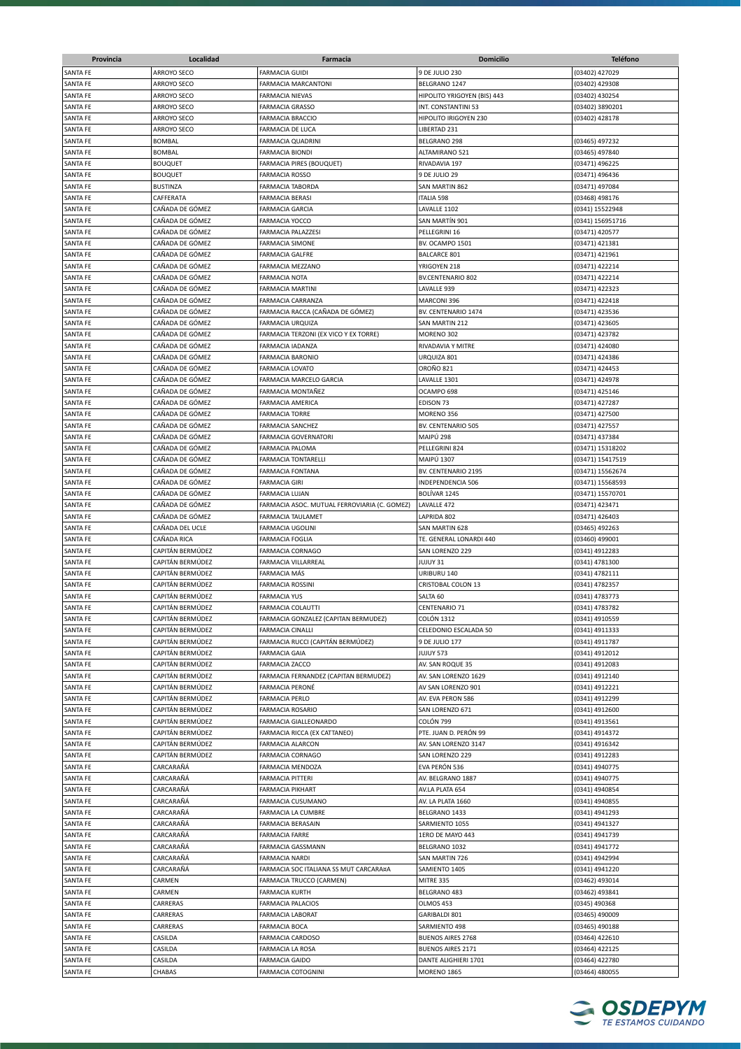| Provincia | Localidad | Farmacia | Domicilio | Teléfono |
|---|---|---|---|---|
| SANTA FE | ARROYO SECO | FARMACIA GUIDI | 9 DE JULIO 230 | (03402) 427029 |
| SANTA FE | ARROYO SECO | FARMACIA MARCANTONI | BELGRANO 1247 | (03402) 429308 |
| SANTA FE | ARROYO SECO | FARMACIA NIEVAS | HIPOLITO YRIGOYEN (BIS) 443 | (03402) 430254 |
| SANTA FE | ARROYO SECO | FARMACIA GRASSO | INT. CONSTANTINI 53 | (03402) 3890201 |
| SANTA FE | ARROYO SECO | FARMACIA BRACCIO | HIPOLITO IRIGOYEN 230 | (03402) 428178 |
| SANTA FE | ARROYO SECO | FARMACIA DE LUCA | LIBERTAD 231 | |
| SANTA FE | BOMBAL | FARMACIA QUADRINI | BELGRANO 298 | (03465) 497232 |
| SANTA FE | BOMBAL | FARMACIA BIONDI | ALTAMIRANO 521 | (03465) 497840 |
| SANTA FE | BOUQUET | FARMACIA PIRES (BOUQUET) | RIVADAVIA 197 | (03471) 496225 |
| SANTA FE | BOUQUET | FARMACIA ROSSO | 9 DE JULIO 29 | (03471) 496436 |
| SANTA FE | BUSTINZA | FARMACIA TABORDA | SAN MARTIN 862 | (03471) 497084 |
| SANTA FE | CAFFERATA | FARMACIA BERASI | ITALIA 598 | (03468) 498176 |
| SANTA FE | CAÑADA DE GÓMEZ | FARMACIA GARCIA | LAVALLE 1102 | (0341) 15522948 |
| SANTA FE | CAÑADA DE GÓMEZ | FARMACIA YOCCO | SAN MARTÍN 901 | (0341) 156951716 |
| SANTA FE | CAÑADA DE GÓMEZ | FARMACIA PALAZZESI | PELLEGRINI 16 | (03471) 420577 |
| SANTA FE | CAÑADA DE GÓMEZ | FARMACIA SIMONE | BV. OCAMPO 1501 | (03471) 421381 |
| SANTA FE | CAÑADA DE GÓMEZ | FARMACIA GALFRE | BALCARCE 801 | (03471) 421961 |
| SANTA FE | CAÑADA DE GÓMEZ | FARMACIA MEZZANO | YRIGOYEN 218 | (03471) 422214 |
| SANTA FE | CAÑADA DE GÓMEZ | FARMACIA NOTA | BV.CENTENARIO 802 | (03471) 422214 |
| SANTA FE | CAÑADA DE GÓMEZ | FARMACIA MARTINI | LAVALLE 939 | (03471) 422323 |
| SANTA FE | CAÑADA DE GÓMEZ | FARMACIA CARRANZA | MARCONI 396 | (03471) 422418 |
| SANTA FE | CAÑADA DE GÓMEZ | FARMACIA RACCA (CAÑADA DE GÓMEZ) | BV. CENTENARIO 1474 | (03471) 423536 |
| SANTA FE | CAÑADA DE GÓMEZ | FARMACIA URQUIZA | SAN MARTIN 212 | (03471) 423605 |
| SANTA FE | CAÑADA DE GÓMEZ | FARMACIA TERZONI (EX VICO Y EX TORRE) | MORENO 302 | (03471) 423782 |
| SANTA FE | CAÑADA DE GÓMEZ | FARMACIA IADANZA | RIVADAVIA Y MITRE | (03471) 424080 |
| SANTA FE | CAÑADA DE GÓMEZ | FARMACIA BARONIO | URQUIZA 801 | (03471) 424386 |
| SANTA FE | CAÑADA DE GÓMEZ | FARMACIA LOVATO | OROÑO 821 | (03471) 424453 |
| SANTA FE | CAÑADA DE GÓMEZ | FARMACIA MARCELO GARCIA | LAVALLE 1301 | (03471) 424978 |
| SANTA FE | CAÑADA DE GÓMEZ | FARMACIA MONTAÑEZ | OCAMPO 698 | (03471) 425146 |
| SANTA FE | CAÑADA DE GÓMEZ | FARMACIA AMERICA | EDISON 73 | (03471) 427287 |
| SANTA FE | CAÑADA DE GÓMEZ | FARMACIA TORRE | MORENO 356 | (03471) 427500 |
| SANTA FE | CAÑADA DE GÓMEZ | FARMACIA SANCHEZ | BV. CENTENARIO 505 | (03471) 427557 |
| SANTA FE | CAÑADA DE GÓMEZ | FARMACIA GOVERNATORI | MAIPÚ 298 | (03471) 437384 |
| SANTA FE | CAÑADA DE GÓMEZ | FARMACIA PALOMA | PELLEGRINI 824 | (03471) 15318202 |
| SANTA FE | CAÑADA DE GÓMEZ | FARMACIA TONTARELLI | MAIPÚ 1307 | (03471) 15417519 |
| SANTA FE | CAÑADA DE GÓMEZ | FARMACIA FONTANA | BV. CENTENARIO 2195 | (03471) 15562674 |
| SANTA FE | CAÑADA DE GÓMEZ | FARMACIA GIRI | INDEPENDENCIA 506 | (03471) 15568593 |
| SANTA FE | CAÑADA DE GÓMEZ | FARMACIA LUJAN | BOLÍVAR 1245 | (03471) 15570701 |
| SANTA FE | CAÑADA DE GÓMEZ | FARMACIA ASOC. MUTUAL FERROVIARIA (C. GOMEZ) | LAVALLE 472 | (03471) 423471 |
| SANTA FE | CAÑADA DE GÓMEZ | FARMACIA TAULAMET | LAPRIDA 802 | (03471) 426403 |
| SANTA FE | CAÑADA DEL UCLE | FARMACIA UGOLINI | SAN MARTIN 628 | (03465) 492263 |
| SANTA FE | CAÑADA RICA | FARMACIA FOGLIA | TE. GENERAL LONARDI 440 | (03460) 499001 |
| SANTA FE | CAPITÁN BERMÚDEZ | FARMACIA CORNAGO | SAN LORENZO 229 | (0341) 4912283 |
| SANTA FE | CAPITÁN BERMÚDEZ | FARMACIA VILLARREAL | JUJUY 31 | (0341) 4781300 |
| SANTA FE | CAPITÁN BERMÚDEZ | FARMACIA MÁS | URIBURU 140 | (0341) 4782111 |
| SANTA FE | CAPITÁN BERMÚDEZ | FARMACIA ROSSINI | CRISTOBAL COLON 13 | (0341) 4782357 |
| SANTA FE | CAPITÁN BERMÚDEZ | FARMACIA YUS | SALTA 60 | (0341) 4783773 |
| SANTA FE | CAPITÁN BERMÚDEZ | FARMACIA COLAUTTI | CENTENARIO 71 | (0341) 4783782 |
| SANTA FE | CAPITÁN BERMÚDEZ | FARMACIA GONZALEZ (CAPITAN BERMUDEZ) | COLÓN 1312 | (0341) 4910559 |
| SANTA FE | CAPITÁN BERMÚDEZ | FARMACIA CINALLI | CELEDONIO ESCALADA 50 | (0341) 4911333 |
| SANTA FE | CAPITÁN BERMÚDEZ | FARMACIA RUCCI (CAPITÁN BERMÚDEZ) | 9 DE JULIO 177 | (0341) 4911787 |
| SANTA FE | CAPITÁN BERMÚDEZ | FARMACIA GAIA | JUJUY 573 | (0341) 4912012 |
| SANTA FE | CAPITÁN BERMÚDEZ | FARMACIA ZACCO | AV. SAN ROQUE 35 | (0341) 4912083 |
| SANTA FE | CAPITÁN BERMÚDEZ | FARMACIA FERNANDEZ (CAPITAN BERMUDEZ) | AV. SAN LORENZO 1629 | (0341) 4912140 |
| SANTA FE | CAPITÁN BERMÚDEZ | FARMACIA PERONÉ | AV SAN LORENZO 901 | (0341) 4912221 |
| SANTA FE | CAPITÁN BERMÚDEZ | FARMACIA PERLO | AV. EVA PERON 586 | (0341) 4912299 |
| SANTA FE | CAPITÁN BERMÚDEZ | FARMACIA ROSARIO | SAN LORENZO 671 | (0341) 4912600 |
| SANTA FE | CAPITÁN BERMÚDEZ | FARMACIA GIALLEONARDO | COLÓN 799 | (0341) 4913561 |
| SANTA FE | CAPITÁN BERMÚDEZ | FARMACIA RICCA (EX CATTANEO) | PTE. JUAN D. PERÓN 99 | (0341) 4914372 |
| SANTA FE | CAPITÁN BERMÚDEZ | FARMACIA ALARCON | AV. SAN LORENZO 3147 | (0341) 4916342 |
| SANTA FE | CAPITÁN BERMÚDEZ | FARMACIA CORNAGO | SAN LORENZO 229 | (0341) 4912283 |
| SANTA FE | CARCARAÑÁ | FARMACIA MENDOZA | EVA PERÓN 536 | (0341) 4940775 |
| SANTA FE | CARCARAÑÁ | FARMACIA PITTERI | AV. BELGRANO 1887 | (0341) 4940775 |
| SANTA FE | CARCARAÑÁ | FARMACIA PIKHART | AV.LA PLATA 654 | (0341) 4940854 |
| SANTA FE | CARCARAÑÁ | FARMACIA CUSUMANO | AV. LA PLATA 1660 | (0341) 4940855 |
| SANTA FE | CARCARAÑÁ | FARMACIA LA CUMBRE | BELGRANO 1433 | (0341) 4941293 |
| SANTA FE | CARCARAÑÁ | FARMACIA BERASAIN | SARMIENTO 1055 | (0341) 4941327 |
| SANTA FE | CARCARAÑÁ | FARMACIA FARRE | 1ERO DE MAYO 443 | (0341) 4941739 |
| SANTA FE | CARCARAÑÁ | FARMACIA GASSMANN | BELGRANO 1032 | (0341) 4941772 |
| SANTA FE | CARCARAÑÁ | FARMACIA NARDI | SAN MARTIN 726 | (0341) 4942994 |
| SANTA FE | CARCARAÑÁ | FARMACIA SOC ITALIANA SS MUT CARCARA¤A | SAMIENTO 1405 | (0341) 4941220 |
| SANTA FE | CARMEN | FARMACIA TRUCCO (CARMEN) | MITRE 335 | (03462) 493014 |
| SANTA FE | CARMEN | FARMACIA KURTH | BELGRANO 483 | (03462) 493841 |
| SANTA FE | CARRERAS | FARMACIA PALACIOS | OLMOS 453 | (0345) 490368 |
| SANTA FE | CARRERAS | FARMACIA LABORAT | GARIBALDI 801 | (03465) 490009 |
| SANTA FE | CARRERAS | FARMACIA BOCA | SARMIENTO 498 | (03465) 490188 |
| SANTA FE | CASILDA | FARMACIA CARDOSO | BUENOS AIRES 2768 | (03464) 422610 |
| SANTA FE | CASILDA | FARMACIA LA ROSA | BUENOS AIRES 2171 | (03464) 422125 |
| SANTA FE | CASILDA | FARMACIA GAIDO | DANTE ALIGHIERI 1701 | (03464) 422780 |
| SANTA FE | CHABAS | FARMACIA COTOGNINI | MORENO 1865 | (03464) 480055 |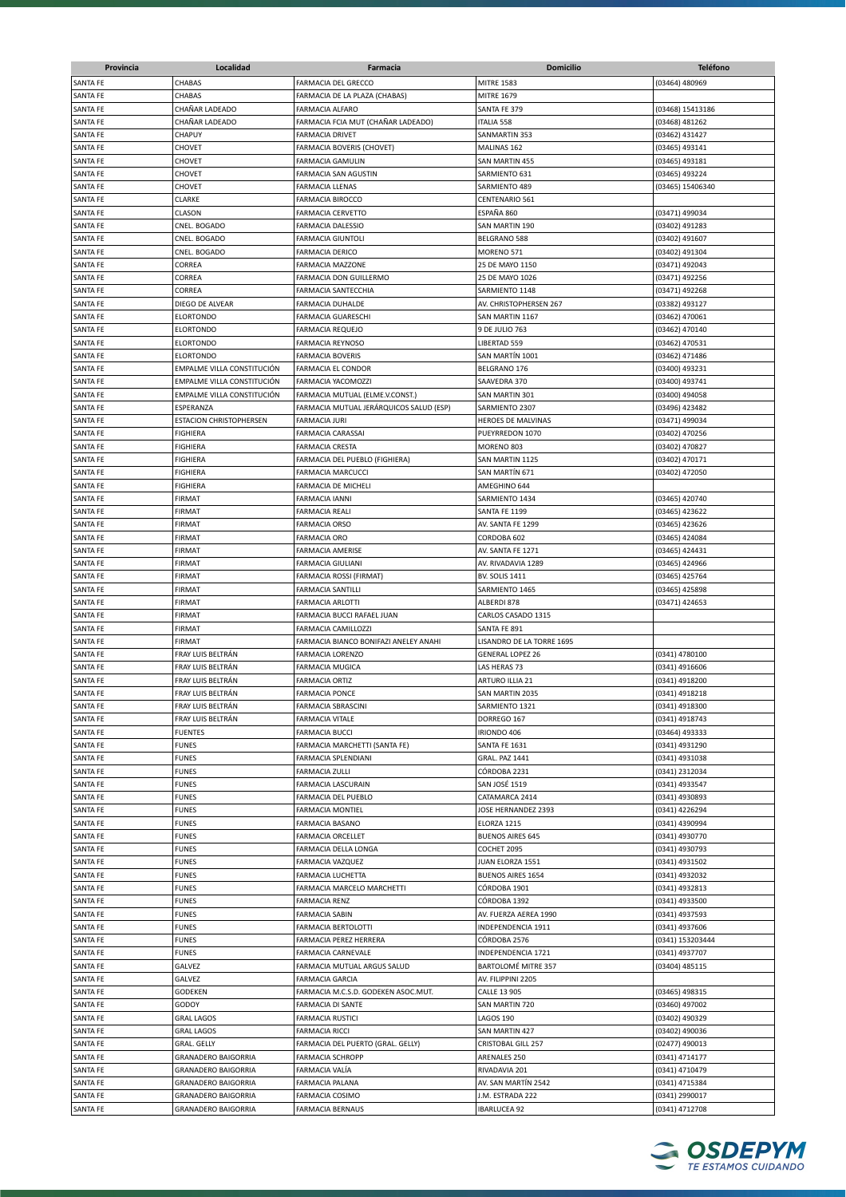| Provincia | Localidad | Farmacia | Domicilio | Teléfono |
|---|---|---|---|---|
| SANTA FE | CHABAS | FARMACIA DEL GRECCO | MITRE 1583 | (03464) 480969 |
| SANTA FE | CHABAS | FARMACIA DE LA PLAZA (CHABAS) | MITRE 1679 | |
| SANTA FE | CHAÑAR LADEADO | FARMACIA ALFARO | SANTA FE 379 | (03468) 15413186 |
| SANTA FE | CHAÑAR LADEADO | FARMACIA FCIA MUT (CHAÑAR LADEADO) | ITALIA 558 | (03468) 481262 |
| SANTA FE | CHAPUY | FARMACIA DRIVET | SANMARTIN 353 | (03462) 431427 |
| SANTA FE | CHOVET | FARMACIA BOVERIS (CHOVET) | MALINAS 162 | (03465) 493141 |
| SANTA FE | CHOVET | FARMACIA GAMULIN | SAN MARTIN 455 | (03465) 493181 |
| SANTA FE | CHOVET | FARMACIA SAN AGUSTIN | SARMIENTO 631 | (03465) 493224 |
| SANTA FE | CHOVET | FARMACIA LLENAS | SARMIENTO 489 | (03465) 15406340 |
| SANTA FE | CLARKE | FARMACIA BIROCCO | CENTENARIO 561 | |
| SANTA FE | CLASON | FARMACIA CERVETTO | ESPAÑA 860 | (03471) 499034 |
| SANTA FE | CNEL. BOGADO | FARMACIA DALESSIO | SAN MARTIN 190 | (03402) 491283 |
| SANTA FE | CNEL. BOGADO | FARMACIA GIUNTOLI | BELGRANO 588 | (03402) 491607 |
| SANTA FE | CNEL. BOGADO | FARMACIA DERICO | MORENO 571 | (03402) 491304 |
| SANTA FE | CORREA | FARMACIA MAZZONE | 25 DE MAYO 1150 | (03471) 492043 |
| SANTA FE | CORREA | FARMACIA DON GUILLERMO | 25 DE MAYO 1026 | (03471) 492256 |
| SANTA FE | CORREA | FARMACIA SANTECCHIA | SARMIENTO 1148 | (03471) 492268 |
| SANTA FE | DIEGO DE ALVEAR | FARMACIA DUHALDE | AV. CHRISTOPHERSEN 267 | (03382) 493127 |
| SANTA FE | ELORTONDO | FARMACIA GUARESCHI | SAN MARTIN 1167 | (03462) 470061 |
| SANTA FE | ELORTONDO | FARMACIA REQUEJO | 9 DE JULIO 763 | (03462) 470140 |
| SANTA FE | ELORTONDO | FARMACIA REYNOSO | LIBERTAD 559 | (03462) 470531 |
| SANTA FE | ELORTONDO | FARMACIA BOVERIS | SAN MARTÍN 1001 | (03462) 471486 |
| SANTA FE | EMPALME VILLA CONSTITUCIÓN | FARMACIA EL CONDOR | BELGRANO 176 | (03400) 493231 |
| SANTA FE | EMPALME VILLA CONSTITUCIÓN | FARMACIA YACOMOZZI | SAAVEDRA 370 | (03400) 493741 |
| SANTA FE | EMPALME VILLA CONSTITUCIÓN | FARMACIA MUTUAL (ELME.V.CONST.) | SAN MARTIN 301 | (03400) 494058 |
| SANTA FE | ESPERANZA | FARMACIA MUTUAL JERÁRQUICOS SALUD (ESP) | SARMIENTO 2307 | (03496) 423482 |
| SANTA FE | ESTACION CHRISTOPHERSEN | FARMACIA JURI | HEROES DE MALVINAS | (03471) 499034 |
| SANTA FE | FIGHIERA | FARMACIA CARASSAI | PUEYRREDON 1070 | (03402) 470256 |
| SANTA FE | FIGHIERA | FARMACIA CRESTA | MORENO 803 | (03402) 470827 |
| SANTA FE | FIGHIERA | FARMACIA DEL PUEBLO (FIGHIERA) | SAN MARTIN 1125 | (03402) 470171 |
| SANTA FE | FIGHIERA | FARMACIA MARCUCCI | SAN MARTÍN 671 | (03402) 472050 |
| SANTA FE | FIGHIERA | FARMACIA DE MICHELI | AMEGHINO 644 | |
| SANTA FE | FIRMAT | FARMACIA IANNI | SARMIENTO 1434 | (03465) 420740 |
| SANTA FE | FIRMAT | FARMACIA REALI | SANTA FE 1199 | (03465) 423622 |
| SANTA FE | FIRMAT | FARMACIA ORSO | AV. SANTA FE 1299 | (03465) 423626 |
| SANTA FE | FIRMAT | FARMACIA ORO | CORDOBA 602 | (03465) 424084 |
| SANTA FE | FIRMAT | FARMACIA AMERISE | AV. SANTA FE 1271 | (03465) 424431 |
| SANTA FE | FIRMAT | FARMACIA GIULIANI | AV. RIVADAVIA 1289 | (03465) 424966 |
| SANTA FE | FIRMAT | FARMACIA ROSSI (FIRMAT) | BV. SOLIS 1411 | (03465) 425764 |
| SANTA FE | FIRMAT | FARMACIA SANTILLI | SARMIENTO 1465 | (03465) 425898 |
| SANTA FE | FIRMAT | FARMACIA ARLOTTI | ALBERDI 878 | (03471) 424653 |
| SANTA FE | FIRMAT | FARMACIA BUCCI RAFAEL JUAN | CARLOS CASADO 1315 | |
| SANTA FE | FIRMAT | FARMACIA CAMILLOZZI | SANTA FE 891 | |
| SANTA FE | FIRMAT | FARMACIA BIANCO BONIFAZI ANELEY ANAHI | LISANDRO DE LA TORRE 1695 | |
| SANTA FE | FRAY LUIS BELTRÁN | FARMACIA LORENZO | GENERAL LOPEZ 26 | (0341) 4780100 |
| SANTA FE | FRAY LUIS BELTRÁN | FARMACIA MUGICA | LAS HERAS 73 | (0341) 4916606 |
| SANTA FE | FRAY LUIS BELTRÁN | FARMACIA ORTIZ | ARTURO ILLIA 21 | (0341) 4918200 |
| SANTA FE | FRAY LUIS BELTRÁN | FARMACIA PONCE | SAN MARTIN 2035 | (0341) 4918218 |
| SANTA FE | FRAY LUIS BELTRÁN | FARMACIA SBRASCINI | SARMIENTO 1321 | (0341) 4918300 |
| SANTA FE | FRAY LUIS BELTRÁN | FARMACIA VITALE | DORREGO 167 | (0341) 4918743 |
| SANTA FE | FUENTES | FARMACIA BUCCI | IRIONDO 406 | (03464) 493333 |
| SANTA FE | FUNES | FARMACIA MARCHETTI (SANTA FE) | SANTA FE 1631 | (0341) 4931290 |
| SANTA FE | FUNES | FARMACIA SPLENDIANI | GRAL. PAZ 1441 | (0341) 4931038 |
| SANTA FE | FUNES | FARMACIA ZULLI | CÓRDOBA 2231 | (0341) 2312034 |
| SANTA FE | FUNES | FARMACIA LASCURAIN | SAN JOSÉ 1519 | (0341) 4933547 |
| SANTA FE | FUNES | FARMACIA DEL PUEBLO | CATAMARCA 2414 | (0341) 4930893 |
| SANTA FE | FUNES | FARMACIA MONTIEL | JOSE HERNANDEZ 2393 | (0341) 4226294 |
| SANTA FE | FUNES | FARMACIA BASANO | ELORZA 1215 | (0341) 4390994 |
| SANTA FE | FUNES | FARMACIA ORCELLET | BUENOS AIRES 645 | (0341) 4930770 |
| SANTA FE | FUNES | FARMACIA DELLA LONGA | COCHET 2095 | (0341) 4930793 |
| SANTA FE | FUNES | FARMACIA VAZQUEZ | JUAN ELORZA 1551 | (0341) 4931502 |
| SANTA FE | FUNES | FARMACIA LUCHETTA | BUENOS AIRES 1654 | (0341) 4932032 |
| SANTA FE | FUNES | FARMACIA MARCELO MARCHETTI | CÓRDOBA 1901 | (0341) 4932813 |
| SANTA FE | FUNES | FARMACIA RENZ | CÓRDOBA 1392 | (0341) 4933500 |
| SANTA FE | FUNES | FARMACIA SABIN | AV. FUERZA AEREA 1990 | (0341) 4937593 |
| SANTA FE | FUNES | FARMACIA BERTOLOTTI | INDEPENDENCIA 1911 | (0341) 4937606 |
| SANTA FE | FUNES | FARMACIA PEREZ HERRERA | CÓRDOBA 2576 | (0341) 153203444 |
| SANTA FE | FUNES | FARMACIA CARNEVALE | INDEPENDENCIA 1721 | (0341) 4937707 |
| SANTA FE | GALVEZ | FARMACIA MUTUAL ARGUS SALUD | BARTOLOMÉ MITRE 357 | (03404) 485115 |
| SANTA FE | GALVEZ | FARMACIA GARCIA | AV. FILIPPINI 2205 | |
| SANTA FE | GODEKEN | FARMACIA M.C.S.D. GODEKEN ASOC.MUT. | CALLE 13 905 | (03465) 498315 |
| SANTA FE | GODOY | FARMACIA DI SANTE | SAN MARTIN 720 | (03460) 497002 |
| SANTA FE | GRAL LAGOS | FARMACIA RUSTICI | LAGOS 190 | (03402) 490329 |
| SANTA FE | GRAL LAGOS | FARMACIA RICCI | SAN MARTIN 427 | (03402) 490036 |
| SANTA FE | GRAL. GELLY | FARMACIA DEL PUERTO (GRAL. GELLY) | CRISTOBAL GILL 257 | (02477) 490013 |
| SANTA FE | GRANADERO BAIGORRIA | FARMACIA SCHROPP | ARENALES 250 | (0341) 4714177 |
| SANTA FE | GRANADERO BAIGORRIA | FARMACIA VALÍA | RIVADAVIA 201 | (0341) 4710479 |
| SANTA FE | GRANADERO BAIGORRIA | FARMACIA PALANA | AV. SAN MARTÍN 2542 | (0341) 4715384 |
| SANTA FE | GRANADERO BAIGORRIA | FARMACIA COSIMO | J.M. ESTRADA 222 | (0341) 2990017 |
| SANTA FE | GRANADERO BAIGORRIA | FARMACIA BERNAUS | IBARLUCEA 92 | (0341) 4712708 |

OSDEPYM
TE ESTAMOS CUIDANDO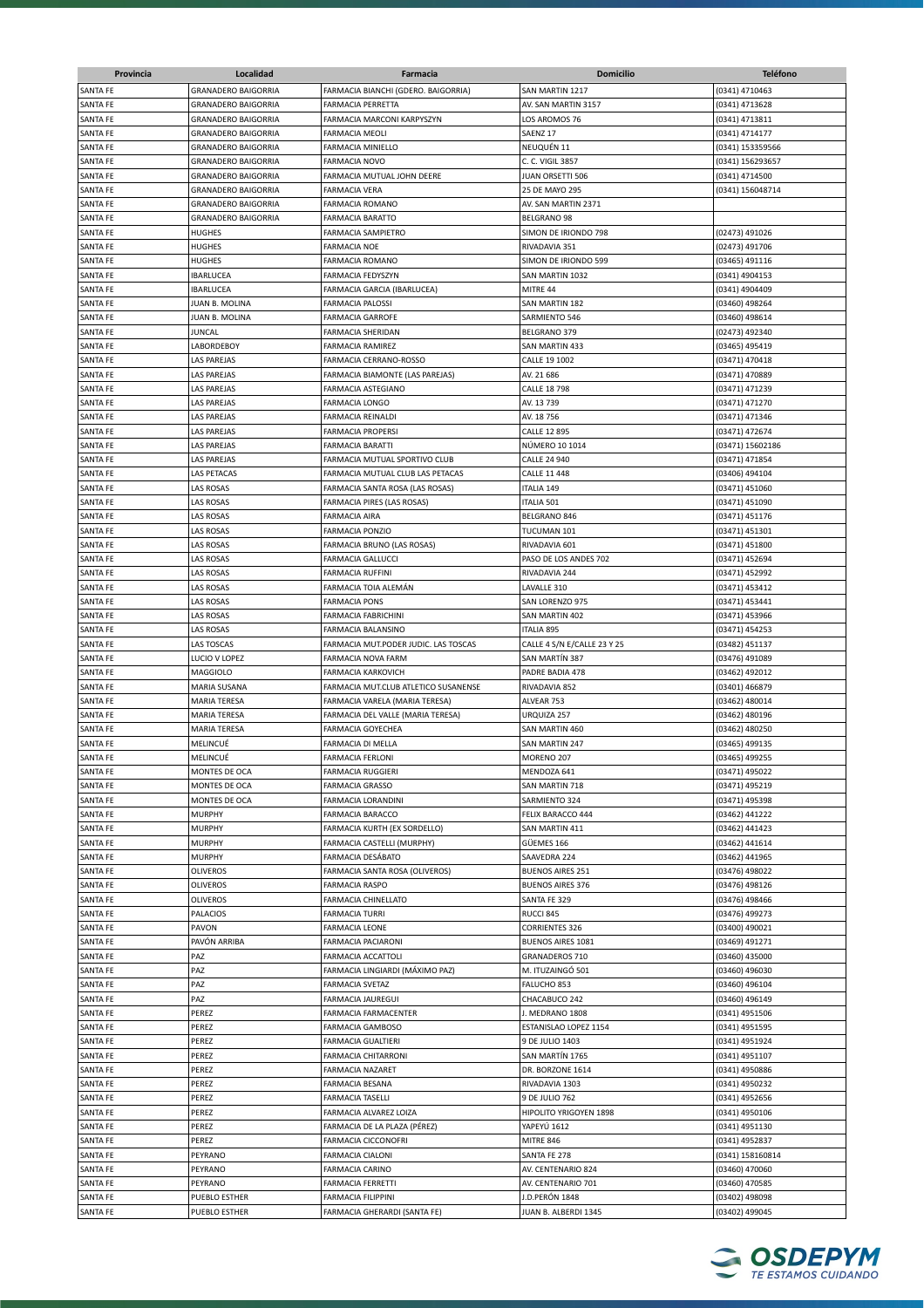| Provincia | Localidad | Farmacia | Domicilio | Teléfono |
|---|---|---|---|---|
| SANTA FE | GRANADERO BAIGORRIA | FARMACIA BIANCHI (GDERO. BAIGORRIA) | SAN MARTIN 1217 | (0341) 4710463 |
| SANTA FE | GRANADERO BAIGORRIA | FARMACIA PERRETTA | AV. SAN MARTIN 3157 | (0341) 4713628 |
| SANTA FE | GRANADERO BAIGORRIA | FARMACIA MARCONI KARPYSZYN | LOS AROMOS 76 | (0341) 4713811 |
| SANTA FE | GRANADERO BAIGORRIA | FARMACIA MEOLI | SAENZ 17 | (0341) 4714177 |
| SANTA FE | GRANADERO BAIGORRIA | FARMACIA MINIELLO | NEUQUÉN 11 | (0341) 153359566 |
| SANTA FE | GRANADERO BAIGORRIA | FARMACIA NOVO | C. C. VIGIL 3857 | (0341) 156293657 |
| SANTA FE | GRANADERO BAIGORRIA | FARMACIA MUTUAL JOHN DEERE | JUAN ORSETTI 506 | (0341) 4714500 |
| SANTA FE | GRANADERO BAIGORRIA | FARMACIA VERA | 25 DE MAYO 295 | (0341) 156048714 |
| SANTA FE | GRANADERO BAIGORRIA | FARMACIA ROMANO | AV. SAN MARTIN 2371 | |
| SANTA FE | GRANADERO BAIGORRIA | FARMACIA BARATTO | BELGRANO 98 | |
| SANTA FE | HUGHES | FARMACIA SAMPIETRO | SIMON DE IRIONDO 798 | (02473) 491026 |
| SANTA FE | HUGHES | FARMACIA NOE | RIVADAVIA 351 | (02473) 491706 |
| SANTA FE | HUGHES | FARMACIA ROMANO | SIMON DE IRIONDO 599 | (03465) 491116 |
| SANTA FE | IBARLUCEA | FARMACIA FEDYSZYN | SAN MARTIN 1032 | (0341) 4904153 |
| SANTA FE | IBARLUCEA | FARMACIA GARCIA (IBARLUCEA) | MITRE 44 | (0341) 4904409 |
| SANTA FE | JUAN B. MOLINA | FARMACIA PALOSSI | SAN MARTIN 182 | (03460) 498264 |
| SANTA FE | JUAN B. MOLINA | FARMACIA GARROFE | SARMIENTO 546 | (03460) 498614 |
| SANTA FE | JUNCAL | FARMACIA SHERIDAN | BELGRANO 379 | (02473) 492340 |
| SANTA FE | LABORDEBOY | FARMACIA RAMIREZ | SAN MARTIN 433 | (03465) 495419 |
| SANTA FE | LAS PAREJAS | FARMACIA CERRANO-ROSSO | CALLE 19 1002 | (03471) 470418 |
| SANTA FE | LAS PAREJAS | FARMACIA BIAMONTE (LAS PAREJAS) | AV. 21 686 | (03471) 470889 |
| SANTA FE | LAS PAREJAS | FARMACIA ASTEGIANO | CALLE 18 798 | (03471) 471239 |
| SANTA FE | LAS PAREJAS | FARMACIA LONGO | AV. 13 739 | (03471) 471270 |
| SANTA FE | LAS PAREJAS | FARMACIA REINALDI | AV. 18 756 | (03471) 471346 |
| SANTA FE | LAS PAREJAS | FARMACIA PROPERSI | CALLE 12 895 | (03471) 472674 |
| SANTA FE | LAS PAREJAS | FARMACIA BARATTI | NÚMERO 10 1014 | (03471) 15602186 |
| SANTA FE | LAS PAREJAS | FARMACIA MUTUAL SPORTIVO CLUB | CALLE 24 940 | (03471) 471854 |
| SANTA FE | LAS PETACAS | FARMACIA MUTUAL CLUB LAS PETACAS | CALLE 11 448 | (03406) 494104 |
| SANTA FE | LAS ROSAS | FARMACIA SANTA ROSA (LAS ROSAS) | ITALIA 149 | (03471) 451060 |
| SANTA FE | LAS ROSAS | FARMACIA PIRES (LAS ROSAS) | ITALIA 501 | (03471) 451090 |
| SANTA FE | LAS ROSAS | FARMACIA AIRA | BELGRANO 846 | (03471) 451176 |
| SANTA FE | LAS ROSAS | FARMACIA PONZIO | TUCUMAN 101 | (03471) 451301 |
| SANTA FE | LAS ROSAS | FARMACIA BRUNO (LAS ROSAS) | RIVADAVIA 601 | (03471) 451800 |
| SANTA FE | LAS ROSAS | FARMACIA GALLUCCI | PASO DE LOS ANDES 702 | (03471) 452694 |
| SANTA FE | LAS ROSAS | FARMACIA RUFFINI | RIVADAVIA 244 | (03471) 452992 |
| SANTA FE | LAS ROSAS | FARMACIA TOIA ALEMÁN | LAVALLE 310 | (03471) 453412 |
| SANTA FE | LAS ROSAS | FARMACIA PONS | SAN LORENZO 975 | (03471) 453441 |
| SANTA FE | LAS ROSAS | FARMACIA FABRICHINI | SAN MARTIN 402 | (03471) 453966 |
| SANTA FE | LAS ROSAS | FARMACIA BALANSINO | ITALIA 895 | (03471) 454253 |
| SANTA FE | LAS TOSCAS | FARMACIA MUT.PODER JUDIC. LAS TOSCAS | CALLE 4 S/N E/CALLE 23 Y 25 | (03482) 451137 |
| SANTA FE | LUCIO V LOPEZ | FARMACIA NOVA FARM | SAN MARTÍN 387 | (03476) 491089 |
| SANTA FE | MAGGIOLO | FARMACIA KARKOVICH | PADRE BADIA 478 | (03462) 492012 |
| SANTA FE | MARIA SUSANA | FARMACIA MUT.CLUB ATLETICO SUSANENSE | RIVADAVIA 852 | (03401) 466879 |
| SANTA FE | MARIA TERESA | FARMACIA VARELA (MARIA TERESA) | ALVEAR 753 | (03462) 480014 |
| SANTA FE | MARIA TERESA | FARMACIA DEL VALLE (MARIA TERESA) | URQUIZA 257 | (03462) 480196 |
| SANTA FE | MARIA TERESA | FARMACIA GOYECHEA | SAN MARTIN 460 | (03462) 480250 |
| SANTA FE | MELINCUÉ | FARMACIA DI MELLA | SAN MARTIN 247 | (03465) 499135 |
| SANTA FE | MELINCUÉ | FARMACIA FERLONI | MORENO 207 | (03465) 499255 |
| SANTA FE | MONTES DE OCA | FARMACIA RUGGIERI | MENDOZA 641 | (03471) 495022 |
| SANTA FE | MONTES DE OCA | FARMACIA GRASSO | SAN MARTIN 718 | (03471) 495219 |
| SANTA FE | MONTES DE OCA | FARMACIA LORANDINI | SARMIENTO 324 | (03471) 495398 |
| SANTA FE | MURPHY | FARMACIA BARACCO | FELIX BARACCO 444 | (03462) 441222 |
| SANTA FE | MURPHY | FARMACIA KURTH (EX SORDELLO) | SAN MARTIN 411 | (03462) 441423 |
| SANTA FE | MURPHY | FARMACIA CASTELLI (MURPHY) | GÜEMES 166 | (03462) 441614 |
| SANTA FE | MURPHY | FARMACIA DESÁBATO | SAAVEDRA 224 | (03462) 441965 |
| SANTA FE | OLIVEROS | FARMACIA SANTA ROSA (OLIVEROS) | BUENOS AIRES 251 | (03476) 498022 |
| SANTA FE | OLIVEROS | FARMACIA RASPO | BUENOS AIRES 376 | (03476) 498126 |
| SANTA FE | OLIVEROS | FARMACIA CHINELLATO | SANTA FE 329 | (03476) 498466 |
| SANTA FE | PALACIOS | FARMACIA TURRI | RUCCI 845 | (03476) 499273 |
| SANTA FE | PAVON | FARMACIA LEONE | CORRIENTES 326 | (03400) 490021 |
| SANTA FE | PAVÓN ARRIBA | FARMACIA PACIARONI | BUENOS AIRES 1081 | (03469) 491271 |
| SANTA FE | PAZ | FARMACIA ACCATTOLI | GRANADEROS 710 | (03460) 435000 |
| SANTA FE | PAZ | FARMACIA LINGIARDI (MÁXIMO PAZ) | M. ITUZAINGÓ 501 | (03460) 496030 |
| SANTA FE | PAZ | FARMACIA SVETAZ | FALUCHO 853 | (03460) 496104 |
| SANTA FE | PAZ | FARMACIA JAUREGUI | CHACABUCO 242 | (03460) 496149 |
| SANTA FE | PEREZ | FARMACIA FARMACENTER | J. MEDRANO 1808 | (0341) 4951506 |
| SANTA FE | PEREZ | FARMACIA GAMBOSO | ESTANISLAO LOPEZ 1154 | (0341) 4951595 |
| SANTA FE | PEREZ | FARMACIA GUALTIERI | 9 DE JULIO 1403 | (0341) 4951924 |
| SANTA FE | PEREZ | FARMACIA CHITARRONI | SAN MARTÍN 1765 | (0341) 4951107 |
| SANTA FE | PEREZ | FARMACIA NAZARET | DR. BORZONE 1614 | (0341) 4950886 |
| SANTA FE | PEREZ | FARMACIA BESANA | RIVADAVIA 1303 | (0341) 4950232 |
| SANTA FE | PEREZ | FARMACIA TASELLI | 9 DE JULIO 762 | (0341) 4952656 |
| SANTA FE | PEREZ | FARMACIA ALVAREZ LOIZA | HIPOLITO YRIGOYEN 1898 | (0341) 4950106 |
| SANTA FE | PEREZ | FARMACIA DE LA PLAZA (PÉREZ) | YAPEYÚ 1612 | (0341) 4951130 |
| SANTA FE | PEREZ | FARMACIA CICCONOFRI | MITRE 846 | (0341) 4952837 |
| SANTA FE | PEYRANO | FARMACIA CIALONI | SANTA FE 278 | (0341) 158160814 |
| SANTA FE | PEYRANO | FARMACIA CARINO | AV. CENTENARIO 824 | (03460) 470060 |
| SANTA FE | PEYRANO | FARMACIA FERRETTI | AV. CENTENARIO 701 | (03460) 470585 |
| SANTA FE | PUEBLO ESTHER | FARMACIA FILIPPINI | J.D.PERÓN 1848 | (03402) 498098 |
| SANTA FE | PUEBLO ESTHER | FARMACIA GHERARDI (SANTA FE) | JUAN B. ALBERDI 1345 | (03402) 499045 |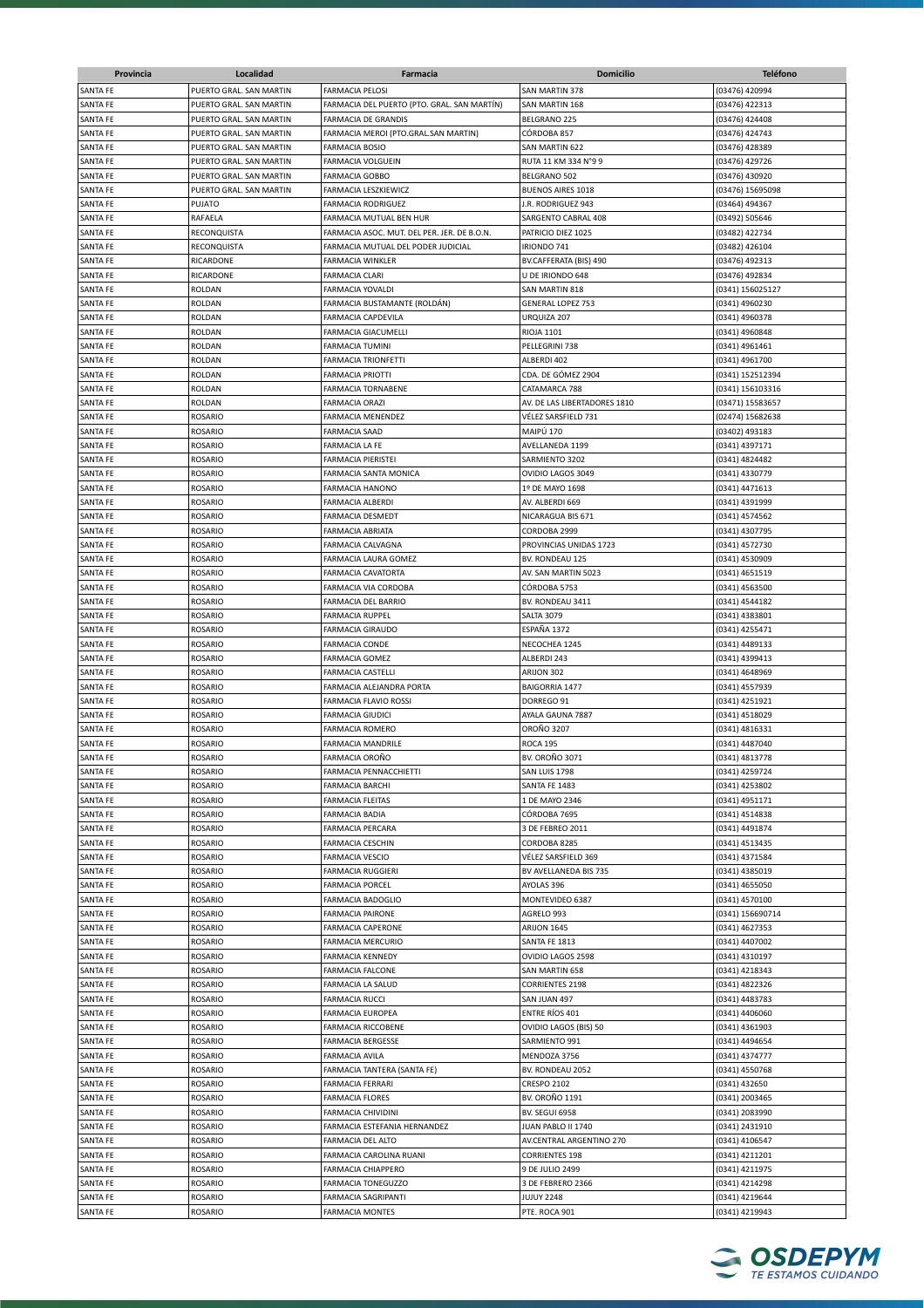| Provincia | Localidad | Farmacia | Domicilio | Teléfono |
|---|---|---|---|---|
| SANTA FE | PUERTO GRAL. SAN MARTIN | FARMACIA PELOSI | SAN MARTIN 378 | (03476) 420994 |
| SANTA FE | PUERTO GRAL. SAN MARTIN | FARMACIA DEL PUERTO (PTO. GRAL. SAN MARTÍN) | SAN MARTIN 168 | (03476) 422313 |
| SANTA FE | PUERTO GRAL. SAN MARTIN | FARMACIA DE GRANDIS | BELGRANO 225 | (03476) 424408 |
| SANTA FE | PUERTO GRAL. SAN MARTIN | FARMACIA MEROI (PTO.GRAL.SAN MARTIN) | CÓRDOBA 857 | (03476) 424743 |
| SANTA FE | PUERTO GRAL. SAN MARTIN | FARMACIA BOSIO | SAN MARTIN 622 | (03476) 428389 |
| SANTA FE | PUERTO GRAL. SAN MARTIN | FARMACIA VOLGUEIN | RUTA 11 KM 334 N°9 9 | (03476) 429726 |
| SANTA FE | PUERTO GRAL. SAN MARTIN | FARMACIA GOBBO | BELGRANO 502 | (03476) 430920 |
| SANTA FE | PUERTO GRAL. SAN MARTIN | FARMACIA LESZKIEWICZ | BUENOS AIRES 1018 | (03476) 15695098 |
| SANTA FE | PUJATO | FARMACIA RODRIGUEZ | J.R. RODRIGUEZ 943 | (03464) 494367 |
| SANTA FE | RAFAELA | FARMACIA MUTUAL BEN HUR | SARGENTO CABRAL 408 | (03492) 505646 |
| SANTA FE | RECONQUISTA | FARMACIA ASOC. MUT. DEL PER. JER. DE B.O.N. | PATRICIO DIEZ 1025 | (03482) 422734 |
| SANTA FE | RECONQUISTA | FARMACIA MUTUAL DEL PODER JUDICIAL | IRIONDO 741 | (03482) 426104 |
| SANTA FE | RICARDONE | FARMACIA WINKLER | BV.CAFFERATA (BIS) 490 | (03476) 492313 |
| SANTA FE | RICARDONE | FARMACIA CLARI | U DE IRIONDO 648 | (03476) 492834 |
| SANTA FE | ROLDAN | FARMACIA YOVALDI | SAN MARTIN 818 | (0341) 156025127 |
| SANTA FE | ROLDAN | FARMACIA BUSTAMANTE (ROLDÁN) | GENERAL LOPEZ 753 | (0341) 4960230 |
| SANTA FE | ROLDAN | FARMACIA CAPDEVILA | URQUIZA 207 | (0341) 4960378 |
| SANTA FE | ROLDAN | FARMACIA GIACUMELLI | RIOJA 1101 | (0341) 4960848 |
| SANTA FE | ROLDAN | FARMACIA TUMINI | PELLEGRINI 738 | (0341) 4961461 |
| SANTA FE | ROLDAN | FARMACIA TRIONFETTI | ALBERDI 402 | (0341) 4961700 |
| SANTA FE | ROLDAN | FARMACIA PRIOTTI | CDA. DE GÓMEZ 2904 | (0341) 152512394 |
| SANTA FE | ROLDAN | FARMACIA TORNABENE | CATAMARCA 788 | (0341) 156103316 |
| SANTA FE | ROLDAN | FARMACIA ORAZI | AV. DE LAS LIBERTADORES 1810 | (03471) 15583657 |
| SANTA FE | ROSARIO | FARMACIA MENENDEZ | VÉLEZ SARSFIELD 731 | (02474) 15682638 |
| SANTA FE | ROSARIO | FARMACIA SAAD | MAIPÚ 170 | (03402) 493183 |
| SANTA FE | ROSARIO | FARMACIA LA FE | AVELLANEDA 1199 | (0341) 4397171 |
| SANTA FE | ROSARIO | FARMACIA PIERISTEI | SARMIENTO 3202 | (0341) 4824482 |
| SANTA FE | ROSARIO | FARMACIA SANTA MONICA | OVIDIO LAGOS 3049 | (0341) 4330779 |
| SANTA FE | ROSARIO | FARMACIA HANONO | 1º DE MAYO 1698 | (0341) 4471613 |
| SANTA FE | ROSARIO | FARMACIA ALBERDI | AV. ALBERDI 669 | (0341) 4391999 |
| SANTA FE | ROSARIO | FARMACIA DESMEDT | NICARAGUA BIS 671 | (0341) 4574562 |
| SANTA FE | ROSARIO | FARMACIA ABRIATA | CORDOBA 2999 | (0341) 4307795 |
| SANTA FE | ROSARIO | FARMACIA CALVAGNA | PROVINCIAS UNIDAS 1723 | (0341) 4572730 |
| SANTA FE | ROSARIO | FARMACIA LAURA GOMEZ | BV. RONDEAU 125 | (0341) 4530909 |
| SANTA FE | ROSARIO | FARMACIA CAVATORTA | AV. SAN MARTIN 5023 | (0341) 4651519 |
| SANTA FE | ROSARIO | FARMACIA VIA CORDOBA | CÓRDOBA 5753 | (0341) 4563500 |
| SANTA FE | ROSARIO | FARMACIA DEL BARRIO | BV. RONDEAU 3411 | (0341) 4544182 |
| SANTA FE | ROSARIO | FARMACIA RUPPEL | SALTA 3079 | (0341) 4383801 |
| SANTA FE | ROSARIO | FARMACIA GIRAUDO | ESPAÑA 1372 | (0341) 4255471 |
| SANTA FE | ROSARIO | FARMACIA CONDE | NECOCHEA 1245 | (0341) 4489133 |
| SANTA FE | ROSARIO | FARMACIA GOMEZ | ALBERDI 243 | (0341) 4399413 |
| SANTA FE | ROSARIO | FARMACIA CASTELLI | ARIJON 302 | (0341) 4648969 |
| SANTA FE | ROSARIO | FARMACIA ALEJANDRA PORTA | BAIGORRIA 1477 | (0341) 4557939 |
| SANTA FE | ROSARIO | FARMACIA FLAVIO ROSSI | DORREGO 91 | (0341) 4251921 |
| SANTA FE | ROSARIO | FARMACIA GIUDICI | AYALA GAUNA 7887 | (0341) 4518029 |
| SANTA FE | ROSARIO | FARMACIA ROMERO | OROÑO 3207 | (0341) 4816331 |
| SANTA FE | ROSARIO | FARMACIA MANDRILE | ROCA 195 | (0341) 4487040 |
| SANTA FE | ROSARIO | FARMACIA OROÑO | BV. OROÑO 3071 | (0341) 4813778 |
| SANTA FE | ROSARIO | FARMACIA PENNACCHIETTI | SAN LUIS 1798 | (0341) 4259724 |
| SANTA FE | ROSARIO | FARMACIA BARCHI | SANTA FE 1483 | (0341) 4253802 |
| SANTA FE | ROSARIO | FARMACIA FLEITAS | 1 DE MAYO 2346 | (0341) 4951171 |
| SANTA FE | ROSARIO | FARMACIA BADIA | CÓRDOBA 7695 | (0341) 4514838 |
| SANTA FE | ROSARIO | FARMACIA PERCARA | 3 DE FEBRERO 2011 | (0341) 4491874 |
| SANTA FE | ROSARIO | FARMACIA CESCHIN | CORDOBA 8285 | (0341) 4513435 |
| SANTA FE | ROSARIO | FARMACIA VESCIO | VÉLEZ SARSFIELD 369 | (0341) 4371584 |
| SANTA FE | ROSARIO | FARMACIA RUGGIERI | BV AVELLANEDA BIS 735 | (0341) 4385019 |
| SANTA FE | ROSARIO | FARMACIA PORCEL | AYOLAS 396 | (0341) 4655050 |
| SANTA FE | ROSARIO | FARMACIA BADOGLIO | MONTEVIDEO 6387 | (0341) 4570100 |
| SANTA FE | ROSARIO | FARMACIA PAIRONE | AGRELO 993 | (0341) 156690714 |
| SANTA FE | ROSARIO | FARMACIA CAPERONE | ARIJON 1645 | (0341) 4627353 |
| SANTA FE | ROSARIO | FARMACIA MERCURIO | SANTA FE 1813 | (0341) 4407002 |
| SANTA FE | ROSARIO | FARMACIA KENNEDY | OVIDIO LAGOS 2598 | (0341) 4310197 |
| SANTA FE | ROSARIO | FARMACIA FALCONE | SAN MARTIN 658 | (0341) 4218343 |
| SANTA FE | ROSARIO | FARMACIA LA SALUD | CORRIENTES 2198 | (0341) 4822326 |
| SANTA FE | ROSARIO | FARMACIA RUCCI | SAN JUAN 497 | (0341) 4483783 |
| SANTA FE | ROSARIO | FARMACIA EUROPEA | ENTRE RÍOS 401 | (0341) 4406060 |
| SANTA FE | ROSARIO | FARMACIA RICCOBENE | OVIDIO LAGOS (BIS) 50 | (0341) 4361903 |
| SANTA FE | ROSARIO | FARMACIA BERGESSE | SARMIENTO 991 | (0341) 4494654 |
| SANTA FE | ROSARIO | FARMACIA AVILA | MENDOZA 3756 | (0341) 4374777 |
| SANTA FE | ROSARIO | FARMACIA TANTERA (SANTA FE) | BV. RONDEAU 2052 | (0341) 4550768 |
| SANTA FE | ROSARIO | FARMACIA FERRARI | CRESPO 2102 | (0341) 432650 |
| SANTA FE | ROSARIO | FARMACIA FLORES | BV. OROÑO 1191 | (0341) 2003465 |
| SANTA FE | ROSARIO | FARMACIA CHIVIDINI | BV. SEGUI 6958 | (0341) 2083990 |
| SANTA FE | ROSARIO | FARMACIA ESTEFANIA HERNANDEZ | JUAN PABLO II 1740 | (0341) 2431910 |
| SANTA FE | ROSARIO | FARMACIA DEL ALTO | AV.CENTRAL ARGENTINO 270 | (0341) 4106547 |
| SANTA FE | ROSARIO | FARMACIA CAROLINA RUANI | CORRIENTES 198 | (0341) 4211201 |
| SANTA FE | ROSARIO | FARMACIA CHIAPPERO | 9 DE JULIO 2499 | (0341) 4211975 |
| SANTA FE | ROSARIO | FARMACIA TONEGUZZO | 3 DE FEBRERO 2366 | (0341) 4214298 |
| SANTA FE | ROSARIO | FARMACIA SAGRIPANTI | JUJUY 2248 | (0341) 4219644 |
| SANTA FE | ROSARIO | FARMACIA MONTES | PTE. ROCA 901 | (0341) 4219943 |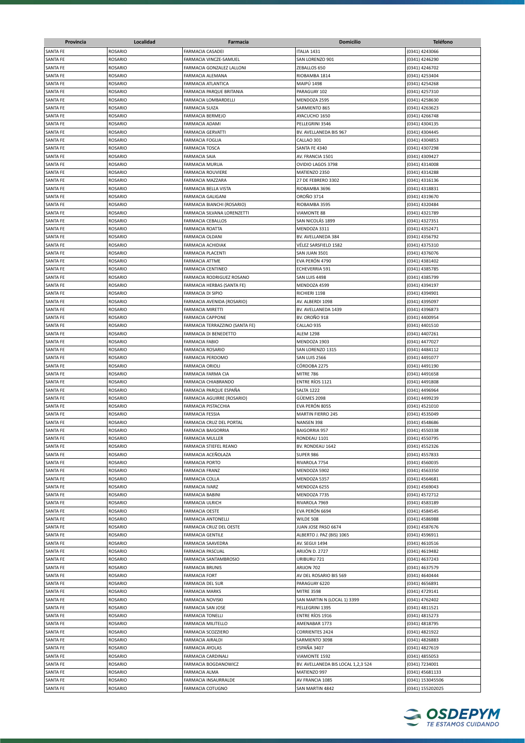| Provincia | Localidad | Farmacia | Domicilio | Teléfono |
|---|---|---|---|---|
| SANTA FE | ROSARIO | FARMACIA CASADEI | ITALIA 1431 | (0341) 4243066 |
| SANTA FE | ROSARIO | FARMACIA VINCZE-SAMUEL | SAN LORENZO 901 | (0341) 4246290 |
| SANTA FE | ROSARIO | FARMACIA GONZALEZ LALLONI | ZEBALLOS 650 | (0341) 4246702 |
| SANTA FE | ROSARIO | FARMACIA ALEMANA | RIOBAMBA 1814 | (0341) 4253404 |
| SANTA FE | ROSARIO | FARMACIA ATLANTICA | MAIPÚ 1498 | (0341) 4254268 |
| SANTA FE | ROSARIO | FARMACIA PARQUE BRITANIA | PARAGUAY 102 | (0341) 4257310 |
| SANTA FE | ROSARIO | FARMACIA LOMBARDELLI | MENDOZA 2595 | (0341) 4258630 |
| SANTA FE | ROSARIO | FARMACIA SUIZA | SARMIENTO 865 | (0341) 4263623 |
| SANTA FE | ROSARIO | FARMACIA BERMEJO | AYACUCHO 1650 | (0341) 4266748 |
| SANTA FE | ROSARIO | FARMACIA ADAMI | PELLEGRINI 3546 | (0341) 4304135 |
| SANTA FE | ROSARIO | FARMACIA GERVATTI | BV. AVELLANEDA BIS 967 | (0341) 4304445 |
| SANTA FE | ROSARIO | FARMACIA FOGLIA | CALLAO 301 | (0341) 4304853 |
| SANTA FE | ROSARIO | FARMACIA TOSCA | SANTA FE 4340 | (0341) 4307298 |
| SANTA FE | ROSARIO | FARMACIA SAIA | AV. FRANCIA 1501 | (0341) 4309427 |
| SANTA FE | ROSARIO | FARMACIA MURUA | OVIDIO LAGOS 3798 | (0341) 4314008 |
| SANTA FE | ROSARIO | FARMACIA ROUVIERE | MATIENZO 2350 | (0341) 4314288 |
| SANTA FE | ROSARIO | FARMACIA MAZZARA | 27 DE FEBRERO 3302 | (0341) 4316136 |
| SANTA FE | ROSARIO | FARMACIA BELLA VISTA | RIOBAMBA 3696 | (0341) 4318831 |
| SANTA FE | ROSARIO | FARMACIA GALIGANI | OROÑO 3714 | (0341) 4319670 |
| SANTA FE | ROSARIO | FARMACIA BIANCHI (ROSARIO) | RIOBAMBA 3595 | (0341) 4320484 |
| SANTA FE | ROSARIO | FARMACIA SILVANA LORENZETTI | VIAMONTE 88 | (0341) 4321789 |
| SANTA FE | ROSARIO | FARMACIA CEBALLOS | SAN NICOLÁS 1899 | (0341) 4327351 |
| SANTA FE | ROSARIO | FARMACIA ROATTA | MENDOZA 3311 | (0341) 4352471 |
| SANTA FE | ROSARIO | FARMACIA OLDANI | BV. AVELLANEDA 384 | (0341) 4356792 |
| SANTA FE | ROSARIO | FARMACIA ACHIDIAK | VÉLEZ SARSFIELD 1582 | (0341) 4375310 |
| SANTA FE | ROSARIO | FARMACIA PLACENTI | SAN JUAN 3501 | (0341) 4376076 |
| SANTA FE | ROSARIO | FARMACIA ATTME | EVA PERÓN 4790 | (0341) 4381402 |
| SANTA FE | ROSARIO | FARMACIA CENTINEO | ECHEVERRIA 591 | (0341) 4385785 |
| SANTA FE | ROSARIO | FARMACIA RODRIGUEZ ROSANO | SAN LUIS 4498 | (0341) 4385799 |
| SANTA FE | ROSARIO | FARMACIA HERBAS (SANTA FE) | MENDOZA 4599 | (0341) 4394197 |
| SANTA FE | ROSARIO | FARMACIA DI SIPIO | RICHIERI 1198 | (0341) 4394901 |
| SANTA FE | ROSARIO | FARMACIA AVENIDA (ROSARIO) | AV. ALBERDI 1098 | (0341) 4395097 |
| SANTA FE | ROSARIO | FARMACIA MIRETTI | BV. AVELLANEDA 1439 | (0341) 4396873 |
| SANTA FE | ROSARIO | FARMACIA CAPPONE | BV. OROÑO 918 | (0341) 4400954 |
| SANTA FE | ROSARIO | FARMACIA TERRAZZINO (SANTA FE) | CALLAO 935 | (0341) 4401510 |
| SANTA FE | ROSARIO | FARMACIA DI BENEDETTO | ALEM 1298 | (0341) 4407261 |
| SANTA FE | ROSARIO | FARMACIA FABIO | MENDOZA 1903 | (0341) 4477027 |
| SANTA FE | ROSARIO | FARMACIA ROSARIO | SAN LORENZO 1315 | (0341) 4484112 |
| SANTA FE | ROSARIO | FARMACIA PERDOMO | SAN LUIS 2566 | (0341) 4491077 |
| SANTA FE | ROSARIO | FARMACIA ORIOLI | CÓRDOBA 2275 | (0341) 4491190 |
| SANTA FE | ROSARIO | FARMACIA FARMA CIA | MITRE 786 | (0341) 4491658 |
| SANTA FE | ROSARIO | FARMACIA CHIABRANDO | ENTRE RÍOS 1121 | (0341) 4491808 |
| SANTA FE | ROSARIO | FARMACIA PARQUE ESPAÑA | SALTA 1222 | (0341) 4496964 |
| SANTA FE | ROSARIO | FARMACIA AGUIRRE (ROSARIO) | GÜEMES 2098 | (0341) 4499239 |
| SANTA FE | ROSARIO | FARMACIA PISTACCHIA | EVA PERÓN 8055 | (0341) 4521010 |
| SANTA FE | ROSARIO | FARMACIA FESSIA | MARTIN FIERRO 245 | (0341) 4535049 |
| SANTA FE | ROSARIO | FARMACIA CRUZ DEL PORTAL | NANSEN 398 | (0341) 4548686 |
| SANTA FE | ROSARIO | FARMACIA BAIGORRIA | BAIGORRIA 957 | (0341) 4550338 |
| SANTA FE | ROSARIO | FARMACIA MULLER | RONDEAU 1101 | (0341) 4550795 |
| SANTA FE | ROSARIO | FARMACIA STIEFEL REANO | BV. RONDEAU 1642 | (0341) 4552326 |
| SANTA FE | ROSARIO | FARMACIA ACEÑOLAZA | SUPER 986 | (0341) 4557833 |
| SANTA FE | ROSARIO | FARMACIA PORTO | RIVAROLA 7754 | (0341) 4560035 |
| SANTA FE | ROSARIO | FARMACIA FRANZ | MENDOZA 5902 | (0341) 4563350 |
| SANTA FE | ROSARIO | FARMACIA COLLA | MENDOZA 5357 | (0341) 4564681 |
| SANTA FE | ROSARIO | FARMACIA IVARZ | MENDOZA 6255 | (0341) 4569043 |
| SANTA FE | ROSARIO | FARMACIA BABINI | MENDOZA 7735 | (0341) 4572712 |
| SANTA FE | ROSARIO | FARMACIA ULRICH | RIVAROLA 7969 | (0341) 4583189 |
| SANTA FE | ROSARIO | FARMACIA OESTE | EVA PERÓN 6694 | (0341) 4584545 |
| SANTA FE | ROSARIO | FARMACIA ANTONELLI | WILDE 508 | (0341) 4586988 |
| SANTA FE | ROSARIO | FARMACIA CRUZ DEL OESTE | JUAN JOSE PASO 6674 | (0341) 4587676 |
| SANTA FE | ROSARIO | FARMACIA GENTILE | ALBERTO J. PAZ (BIS) 1065 | (0341) 4596911 |
| SANTA FE | ROSARIO | FARMACIA SAAVEDRA | AV. SEGUI 1494 | (0341) 4610516 |
| SANTA FE | ROSARIO | FARMACIA PASCUAL | ARIJÓN D. 2727 | (0341) 4619482 |
| SANTA FE | ROSARIO | FARMACIA SANTAMBROSIO | URIBURU 721 | (0341) 4637243 |
| SANTA FE | ROSARIO | FARMACIA BRUNIS | ARIJON 702 | (0341) 4637579 |
| SANTA FE | ROSARIO | FARMACIA FORT | AV DEL ROSARIO BIS 569 | (0341) 4640444 |
| SANTA FE | ROSARIO | FARMACIA DEL SUR | PARAGUAY 6220 | (0341) 4656891 |
| SANTA FE | ROSARIO | FARMACIA MARKS | MITRE 3598 | (0341) 4729141 |
| SANTA FE | ROSARIO | FARMACIA NOVISKI | SAN MARTIN N (LOCAL 1) 3399 | (0341) 4762402 |
| SANTA FE | ROSARIO | FARMACIA SAN JOSE | PELLEGRINI 1395 | (0341) 4811521 |
| SANTA FE | ROSARIO | FARMACIA TONELLI | ENTRE RÍOS 1916 | (0341) 4815273 |
| SANTA FE | ROSARIO | FARMACIA MILITELLO | AMENABAR 1773 | (0341) 4818795 |
| SANTA FE | ROSARIO | FARMACIA SCOZZIERO | CORRIENTES 2424 | (0341) 4821922 |
| SANTA FE | ROSARIO | FARMACIA AIRALDI | SARMIENTO 3098 | (0341) 4826883 |
| SANTA FE | ROSARIO | FARMACIA AYOLAS | ESPAÑA 3407 | (0341) 4827619 |
| SANTA FE | ROSARIO | FARMACIA CARDINALI | VIAMONTE 1592 | (0341) 4855053 |
| SANTA FE | ROSARIO | FARMACIA BOGDANOWICZ | BV. AVELLANEDA BIS LOCAL 1,2,3 524 | (0341) 7234001 |
| SANTA FE | ROSARIO | FARMACIA ALMA | MATIENZO 997 | (0341) 45681133 |
| SANTA FE | ROSARIO | FARMACIA INSAURRALDE | AV FRANCIA 1085 | (0341) 153045506 |
| SANTA FE | ROSARIO | FARMACIA COTUGNO | SAN MARTIN 4842 | (0341) 155202025 |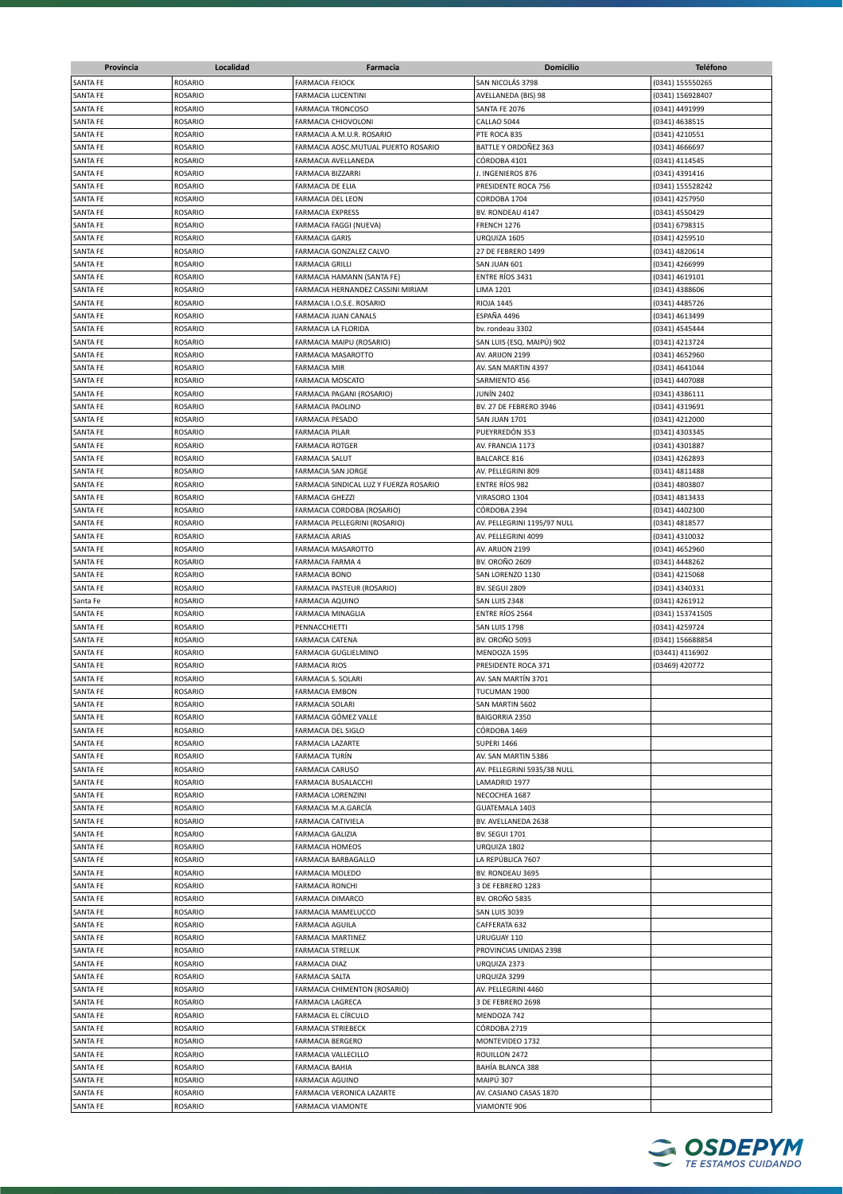| Provincia | Localidad | Farmacia | Domicilio | Teléfono |
|---|---|---|---|---|
| SANTA FE | ROSARIO | FARMACIA FEIOCK | SAN NICOLÁS 3798 | (0341) 155550265 |
| SANTA FE | ROSARIO | FARMACIA LUCENTINI | AVELLANEDA (BIS) 98 | (0341) 156928407 |
| SANTA FE | ROSARIO | FARMACIA TRONCOSO | SANTA FE 2076 | (0341) 4491999 |
| SANTA FE | ROSARIO | FARMACIA CHIOVOLONI | CALLAO 5044 | (0341) 4638515 |
| SANTA FE | ROSARIO | FARMACIA A.M.U.R. ROSARIO | PTE ROCA 835 | (0341) 4210551 |
| SANTA FE | ROSARIO | FARMACIA AOSC.MUTUAL PUERTO ROSARIO | BATTLE Y ORDOÑEZ 363 | (0341) 4666697 |
| SANTA FE | ROSARIO | FARMACIA AVELLANEDA | CÓRDOBA 4101 | (0341) 4114545 |
| SANTA FE | ROSARIO | FARMACIA BIZZARRI | J. INGENIEROS 876 | (0341) 4391416 |
| SANTA FE | ROSARIO | FARMACIA DE ELIA | PRESIDENTE ROCA 756 | (0341) 155528242 |
| SANTA FE | ROSARIO | FARMACIA DEL LEON | CORDOBA 1704 | (0341) 4257950 |
| SANTA FE | ROSARIO | FARMACIA EXPRESS | BV. RONDEAU 4147 | (0341) 4550429 |
| SANTA FE | ROSARIO | FARMACIA FAGGI (NUEVA) | FRENCH 1276 | (0341) 6798315 |
| SANTA FE | ROSARIO | FARMACIA GARIS | URQUIZA 1605 | (0341) 4259510 |
| SANTA FE | ROSARIO | FARMACIA GONZALEZ CALVO | 27 DE FEBRERO 1499 | (0341) 4820614 |
| SANTA FE | ROSARIO | FARMACIA GRILLI | SAN JUAN 601 | (0341) 4266999 |
| SANTA FE | ROSARIO | FARMACIA HAMANN (SANTA FE) | ENTRE RÍOS 3431 | (0341) 4619101 |
| SANTA FE | ROSARIO | FARMACIA HERNANDEZ CASSINI MIRIAM | LIMA 1201 | (0341) 4388606 |
| SANTA FE | ROSARIO | FARMACIA I.O.S.E. ROSARIO | RIOJA 1445 | (0341) 4485726 |
| SANTA FE | ROSARIO | FARMACIA JUAN CANALS | ESPAÑA 4496 | (0341) 4613499 |
| SANTA FE | ROSARIO | FARMACIA LA FLORIDA | bv. rondeau 3302 | (0341) 4545444 |
| SANTA FE | ROSARIO | FARMACIA MAIPU (ROSARIO) | SAN LUIS (ESQ. MAIPÚ) 902 | (0341) 4213724 |
| SANTA FE | ROSARIO | FARMACIA MASAROTTO | AV. ARIJON 2199 | (0341) 4652960 |
| SANTA FE | ROSARIO | FARMACIA MIR | AV. SAN MARTIN 4397 | (0341) 4641044 |
| SANTA FE | ROSARIO | FARMACIA MOSCATO | SARMIENTO 456 | (0341) 4407088 |
| SANTA FE | ROSARIO | FARMACIA PAGANI (ROSARIO) | JUNÍN 2402 | (0341) 4386111 |
| SANTA FE | ROSARIO | FARMACIA PAOLINO | BV. 27 DE FEBRERO 3946 | (0341) 4319691 |
| SANTA FE | ROSARIO | FARMACIA PESADO | SAN JUAN 1701 | (0341) 4212000 |
| SANTA FE | ROSARIO | FARMACIA PILAR | PUEYRREDÓN 353 | (0341) 4303345 |
| SANTA FE | ROSARIO | FARMACIA ROTGER | AV. FRANCIA 1173 | (0341) 4301887 |
| SANTA FE | ROSARIO | FARMACIA SALUT | BALCARCE 816 | (0341) 4262893 |
| SANTA FE | ROSARIO | FARMACIA SAN JORGE | AV. PELLEGRINI 809 | (0341) 4811488 |
| SANTA FE | ROSARIO | FARMACIA SINDICAL LUZ Y FUERZA ROSARIO | ENTRE RÍOS 982 | (0341) 4803807 |
| SANTA FE | ROSARIO | FARMACIA GHEZZI | VIRASORO 1304 | (0341) 4813433 |
| SANTA FE | ROSARIO | FARMACIA CORDOBA (ROSARIO) | CÓRDOBA 2394 | (0341) 4402300 |
| SANTA FE | ROSARIO | FARMACIA PELLEGRINI (ROSARIO) | AV. PELLEGRINI 1195/97 NULL | (0341) 4818577 |
| SANTA FE | ROSARIO | FARMACIA ARIAS | AV. PELLEGRINI 4099 | (0341) 4310032 |
| SANTA FE | ROSARIO | FARMACIA MASAROTTO | AV. ARIJON 2199 | (0341) 4652960 |
| SANTA FE | ROSARIO | FARMACIA FARMA 4 | BV. OROÑO 2609 | (0341) 4448262 |
| SANTA FE | ROSARIO | FARMACIA BONO | SAN LORENZO 1130 | (0341) 4215068 |
| SANTA FE | ROSARIO | FARMACIA PASTEUR (ROSARIO) | BV. SEGUI 2809 | (0341) 4340331 |
| Santa Fe | ROSARIO | FARMACIA AQUINO | SAN LUIS 2348 | (0341) 4261912 |
| SANTA FE | ROSARIO | FARMACIA MINAGLIA | ENTRE RÍOS 2564 | (0341) 153741505 |
| SANTA FE | ROSARIO | PENNACCHIETTI | SAN LUIS 1798 | (0341) 4259724 |
| SANTA FE | ROSARIO | FARMACIA CATENA | BV. OROÑO 5093 | (0341) 156688854 |
| SANTA FE | ROSARIO | FARMACIA GUGLIELMINO | MENDOZA 1595 | (03441) 4116902 |
| SANTA FE | ROSARIO | FARMACIA RIOS | PRESIDENTE ROCA 371 | (03469) 420772 |
| SANTA FE | ROSARIO | FARMACIA S. SOLARI | AV. SAN MARTÍN 3701 | |
| SANTA FE | ROSARIO | FARMACIA EMBON | TUCUMAN 1900 | |
| SANTA FE | ROSARIO | FARMACIA SOLARI | SAN MARTIN 5602 | |
| SANTA FE | ROSARIO | FARMACIA GÓMEZ VALLE | BAIGORRIA 2350 | |
| SANTA FE | ROSARIO | FARMACIA DEL SIGLO | CÓRDOBA 1469 | |
| SANTA FE | ROSARIO | FARMACIA LAZARTE | SUPERI 1466 | |
| SANTA FE | ROSARIO | FARMACIA TURÍN | AV. SAN MARTIN 5386 | |
| SANTA FE | ROSARIO | FARMACIA CARUSO | AV. PELLEGRINI 5935/38 NULL | |
| SANTA FE | ROSARIO | FARMACIA BUSALACCHI | LAMADRID 1977 | |
| SANTA FE | ROSARIO | FARMACIA LORENZINI | NECOCHEA 1687 | |
| SANTA FE | ROSARIO | FARMACIA M.A.GARCÍA | GUATEMALA 1403 | |
| SANTA FE | ROSARIO | FARMACIA CATIVIELA | BV. AVELLANEDA 2638 | |
| SANTA FE | ROSARIO | FARMACIA GALIZIA | BV. SEGUI 1701 | |
| SANTA FE | ROSARIO | FARMACIA HOMEOS | URQUIZA 1802 | |
| SANTA FE | ROSARIO | FARMACIA BARBAGALLO | LA REPÚBLICA 7607 | |
| SANTA FE | ROSARIO | FARMACIA MOLEDO | BV. RONDEAU 3695 | |
| SANTA FE | ROSARIO | FARMACIA RONCHI | 3 DE FEBRERO 1283 | |
| SANTA FE | ROSARIO | FARMACIA DIMARCO | BV. OROÑO 5835 | |
| SANTA FE | ROSARIO | FARMACIA MAMELUCCO | SAN LUIS 3039 | |
| SANTA FE | ROSARIO | FARMACIA AGUILA | CAFFERATA 632 | |
| SANTA FE | ROSARIO | FARMACIA MARTINEZ | URUGUAY 110 | |
| SANTA FE | ROSARIO | FARMACIA STRELUK | PROVINCIAS UNIDAS 2398 | |
| SANTA FE | ROSARIO | FARMACIA DIAZ | URQUIZA 2373 | |
| SANTA FE | ROSARIO | FARMACIA SALTA | URQUIZA 3299 | |
| SANTA FE | ROSARIO | FARMACIA CHIMENTON (ROSARIO) | AV. PELLEGRINI 4460 | |
| SANTA FE | ROSARIO | FARMACIA LAGRECA | 3 DE FEBRERO 2698 | |
| SANTA FE | ROSARIO | FARMACIA EL CÍRCULO | MENDOZA 742 | |
| SANTA FE | ROSARIO | FARMACIA STRIEBECK | CÓRDOBA 2719 | |
| SANTA FE | ROSARIO | FARMACIA BERGERO | MONTEVIDEO 1732 | |
| SANTA FE | ROSARIO | FARMACIA VALLECILLO | ROUILLON 2472 | |
| SANTA FE | ROSARIO | FARMACIA BAHIA | BAHÍA BLANCA 388 | |
| SANTA FE | ROSARIO | FARMACIA AGUINO | MAIPÚ 307 | |
| SANTA FE | ROSARIO | FARMACIA VERONICA LAZARTE | AV. CASIANO CASAS 1870 | |
| SANTA FE | ROSARIO | FARMACIA VIAMONTE | VIAMONTE 906 | |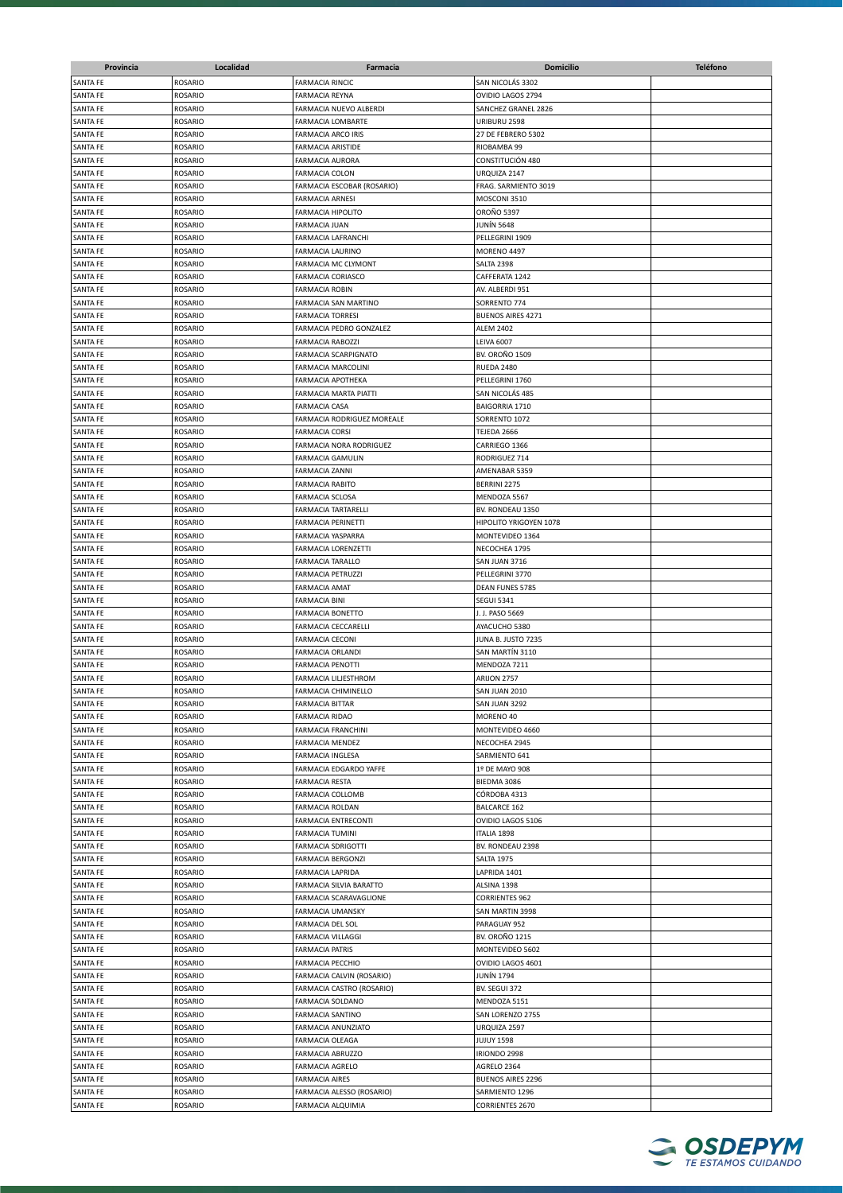| Provincia | Localidad | Farmacia | Domicilio | Teléfono |
|---|---|---|---|---|
| SANTA FE | ROSARIO | FARMACIA RINCIC | SAN NICOLÁS 3302 | |
| SANTA FE | ROSARIO | FARMACIA REYNA | OVIDIO LAGOS 2794 | |
| SANTA FE | ROSARIO | FARMACIA NUEVO ALBERDI | SANCHEZ GRANEL 2826 | |
| SANTA FE | ROSARIO | FARMACIA LOMBARTE | URIBURU 2598 | |
| SANTA FE | ROSARIO | FARMACIA ARCO IRIS | 27 DE FEBRERO 5302 | |
| SANTA FE | ROSARIO | FARMACIA ARISTIDE | RIOBAMBA 99 | |
| SANTA FE | ROSARIO | FARMACIA AURORA | CONSTITUCIÓN 480 | |
| SANTA FE | ROSARIO | FARMACIA COLON | URQUIZA 2147 | |
| SANTA FE | ROSARIO | FARMACIA ESCOBAR (ROSARIO) | FRAG. SARMIENTO 3019 | |
| SANTA FE | ROSARIO | FARMACIA ARNESI | MOSCONI 3510 | |
| SANTA FE | ROSARIO | FARMACIA HIPOLITO | OROÑO 5397 | |
| SANTA FE | ROSARIO | FARMACIA JUAN | JUNÍN 5648 | |
| SANTA FE | ROSARIO | FARMACIA LAFRANCHI | PELLEGRINI 1909 | |
| SANTA FE | ROSARIO | FARMACIA LAURINO | MORENO 4497 | |
| SANTA FE | ROSARIO | FARMACIA MC CLYMONT | SALTA 2398 | |
| SANTA FE | ROSARIO | FARMACIA CORIASCO | CAFFERATA 1242 | |
| SANTA FE | ROSARIO | FARMACIA ROBIN | AV. ALBERDI 951 | |
| SANTA FE | ROSARIO | FARMACIA SAN MARTINO | SORRENTO 774 | |
| SANTA FE | ROSARIO | FARMACIA TORRESI | BUENOS AIRES 4271 | |
| SANTA FE | ROSARIO | FARMACIA PEDRO GONZALEZ | ALEM 2402 | |
| SANTA FE | ROSARIO | FARMACIA RABOZZI | LEIVA 6007 | |
| SANTA FE | ROSARIO | FARMACIA SCARPIGNATO | BV. OROÑO 1509 | |
| SANTA FE | ROSARIO | FARMACIA MARCOLINI | RUEDA 2480 | |
| SANTA FE | ROSARIO | FARMACIA APOTHEKA | PELLEGRINI 1760 | |
| SANTA FE | ROSARIO | FARMACIA MARTA PIATTI | SAN NICOLÁS 485 | |
| SANTA FE | ROSARIO | FARMACIA CASA | BAIGORRIA 1710 | |
| SANTA FE | ROSARIO | FARMACIA RODRIGUEZ MOREALE | SORRENTO 1072 | |
| SANTA FE | ROSARIO | FARMACIA CORSI | TEJEDA 2666 | |
| SANTA FE | ROSARIO | FARMACIA NORA RODRIGUEZ | CARRIEGO 1366 | |
| SANTA FE | ROSARIO | FARMACIA GAMULIN | RODRIGUEZ 714 | |
| SANTA FE | ROSARIO | FARMACIA ZANNI | AMENABAR 5359 | |
| SANTA FE | ROSARIO | FARMACIA RABITO | BERRINI 2275 | |
| SANTA FE | ROSARIO | FARMACIA SCLOSA | MENDOZA 5567 | |
| SANTA FE | ROSARIO | FARMACIA TARTARELLI | BV. RONDEAU 1350 | |
| SANTA FE | ROSARIO | FARMACIA PERINETTI | HIPOLITO YRIGOYEN 1078 | |
| SANTA FE | ROSARIO | FARMACIA YASPARRA | MONTEVIDEO 1364 | |
| SANTA FE | ROSARIO | FARMACIA LORENZETTI | NECOCHEA 1795 | |
| SANTA FE | ROSARIO | FARMACIA TARALLO | SAN JUAN 3716 | |
| SANTA FE | ROSARIO | FARMACIA PETRUZZI | PELLEGRINI 3770 | |
| SANTA FE | ROSARIO | FARMACIA AMAT | DEAN FUNES 5785 | |
| SANTA FE | ROSARIO | FARMACIA BINI | SEGUI 5341 | |
| SANTA FE | ROSARIO | FARMACIA BONETTO | J. J. PASO 5669 | |
| SANTA FE | ROSARIO | FARMACIA CECCARELLI | AYACUCHO 5380 | |
| SANTA FE | ROSARIO | FARMACIA CECONI | JUNA B. JUSTO 7235 | |
| SANTA FE | ROSARIO | FARMACIA ORLANDI | SAN MARTÍN 3110 | |
| SANTA FE | ROSARIO | FARMACIA PENOTTI | MENDOZA 7211 | |
| SANTA FE | ROSARIO | FARMACIA LILJESTHROM | ARIJON 2757 | |
| SANTA FE | ROSARIO | FARMACIA CHIMINELLO | SAN JUAN 2010 | |
| SANTA FE | ROSARIO | FARMACIA BITTAR | SAN JUAN 3292 | |
| SANTA FE | ROSARIO | FARMACIA RIDAO | MORENO 40 | |
| SANTA FE | ROSARIO | FARMACIA FRANCHINI | MONTEVIDEO 4660 | |
| SANTA FE | ROSARIO | FARMACIA MENDEZ | NECOCHEA 2945 | |
| SANTA FE | ROSARIO | FARMACIA INGLESA | SARMIENTO 641 | |
| SANTA FE | ROSARIO | FARMACIA EDGARDO YAFFE | 1º DE MAYO 908 | |
| SANTA FE | ROSARIO | FARMACIA RESTA | BIEDMA 3086 | |
| SANTA FE | ROSARIO | FARMACIA COLLOMB | CÓRDOBA 4313 | |
| SANTA FE | ROSARIO | FARMACIA ROLDAN | BALCARCE 162 | |
| SANTA FE | ROSARIO | FARMACIA ENTRECONTI | OVIDIO LAGOS 5106 | |
| SANTA FE | ROSARIO | FARMACIA TUMINI | ITALIA 1898 | |
| SANTA FE | ROSARIO | FARMACIA SDRIGOTTI | BV. RONDEAU 2398 | |
| SANTA FE | ROSARIO | FARMACIA BERGONZI | SALTA 1975 | |
| SANTA FE | ROSARIO | FARMACIA LAPRIDA | LAPRIDA 1401 | |
| SANTA FE | ROSARIO | FARMACIA SILVIA BARATTO | ALSINA 1398 | |
| SANTA FE | ROSARIO | FARMACIA SCARAVAGLIONE | CORRIENTES 962 | |
| SANTA FE | ROSARIO | FARMACIA UMANSKY | SAN MARTIN 3998 | |
| SANTA FE | ROSARIO | FARMACIA DEL SOL | PARAGUAY 952 | |
| SANTA FE | ROSARIO | FARMACIA VILLAGGI | BV. OROÑO 1215 | |
| SANTA FE | ROSARIO | FARMACIA PATRIS | MONTEVIDEO 5602 | |
| SANTA FE | ROSARIO | FARMACIA PECCHIO | OVIDIO LAGOS 4601 | |
| SANTA FE | ROSARIO | FARMACIA CALVIN (ROSARIO) | JUNÍN 1794 | |
| SANTA FE | ROSARIO | FARMACIA CASTRO (ROSARIO) | BV. SEGUI 372 | |
| SANTA FE | ROSARIO | FARMACIA SOLDANO | MENDOZA 5151 | |
| SANTA FE | ROSARIO | FARMACIA SANTINO | SAN LORENZO 2755 | |
| SANTA FE | ROSARIO | FARMACIA ANUNZIATO | URQUIZA 2597 | |
| SANTA FE | ROSARIO | FARMACIA OLEAGA | JUJUY 1598 | |
| SANTA FE | ROSARIO | FARMACIA ABRUZZO | IRIONDO 2998 | |
| SANTA FE | ROSARIO | FARMACIA AGRELO | AGRELO 2364 | |
| SANTA FE | ROSARIO | FARMACIA AIRES | BUENOS AIRES 2296 | |
| SANTA FE | ROSARIO | FARMACIA ALESSO (ROSARIO) | SARMIENTO 1296 | |
| SANTA FE | ROSARIO | FARMACIA ALQUIMIA | CORRIENTES 2670 | |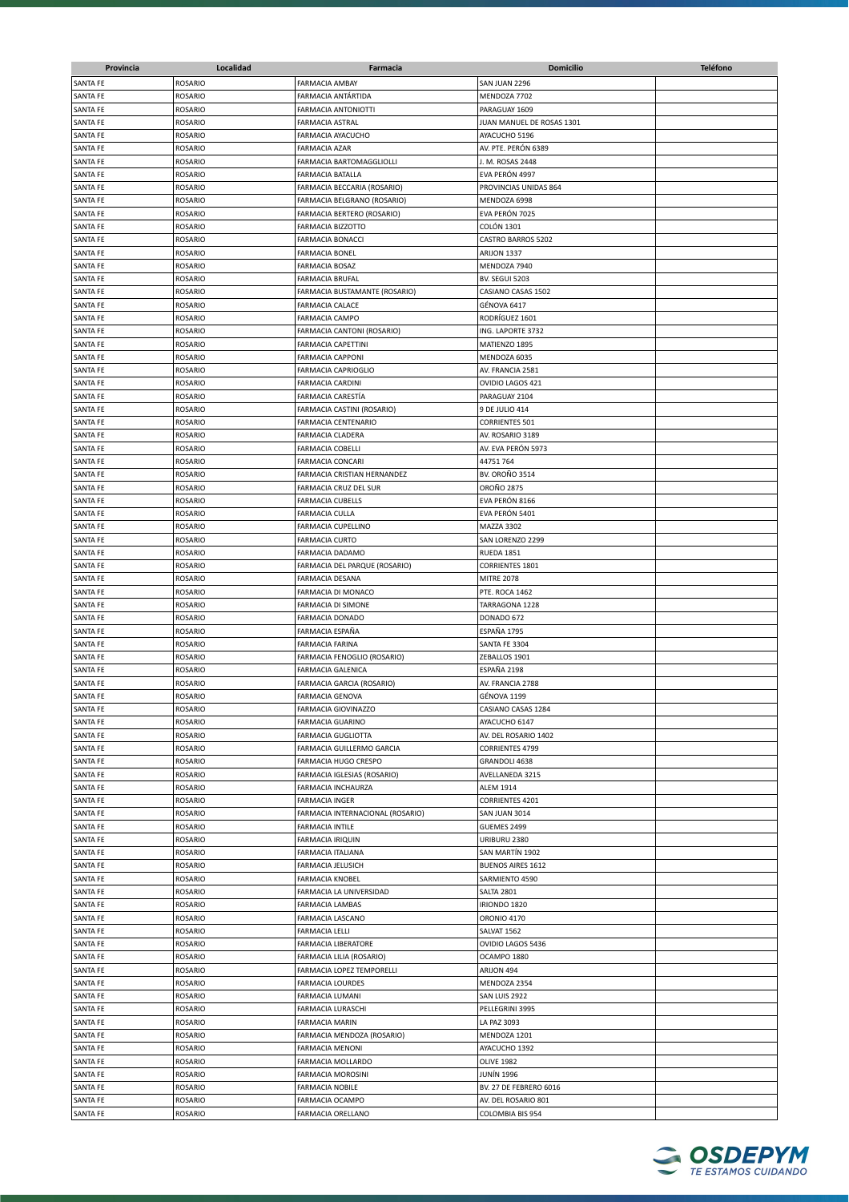| Provincia | Localidad | Farmacia | Domicilio | Teléfono |
|---|---|---|---|---|
| SANTA FE | ROSARIO | FARMACIA AMBAY | SAN JUAN 2296 | |
| SANTA FE | ROSARIO | FARMACIA ANTÁRTIDA | MENDOZA 7702 | |
| SANTA FE | ROSARIO | FARMACIA ANTONIOTTI | PARAGUAY 1609 | |
| SANTA FE | ROSARIO | FARMACIA ASTRAL | JUAN MANUEL DE ROSAS 1301 | |
| SANTA FE | ROSARIO | FARMACIA AYACUCHO | AYACUCHO 5196 | |
| SANTA FE | ROSARIO | FARMACIA AZAR | AV. PTE. PERÓN 6389 | |
| SANTA FE | ROSARIO | FARMACIA BARTOMAGGLIOLLI | J. M. ROSAS 2448 | |
| SANTA FE | ROSARIO | FARMACIA BATALLA | EVA PERÓN 4997 | |
| SANTA FE | ROSARIO | FARMACIA BECCARIA (ROSARIO) | PROVINCIAS UNIDAS 864 | |
| SANTA FE | ROSARIO | FARMACIA BELGRANO (ROSARIO) | MENDOZA 6998 | |
| SANTA FE | ROSARIO | FARMACIA BERTERO (ROSARIO) | EVA PERÓN 7025 | |
| SANTA FE | ROSARIO | FARMACIA BIZZOTTO | COLÓN 1301 | |
| SANTA FE | ROSARIO | FARMACIA BONACCI | CASTRO BARROS 5202 | |
| SANTA FE | ROSARIO | FARMACIA BONEL | ARIJON 1337 | |
| SANTA FE | ROSARIO | FARMACIA BOSAZ | MENDOZA 7940 | |
| SANTA FE | ROSARIO | FARMACIA BRUFAL | BV. SEGUI 5203 | |
| SANTA FE | ROSARIO | FARMACIA BUSTAMANTE (ROSARIO) | CASIANO CASAS 1502 | |
| SANTA FE | ROSARIO | FARMACIA CALACE | GÉNOVA 6417 | |
| SANTA FE | ROSARIO | FARMACIA CAMPO | RODRÍGUEZ 1601 | |
| SANTA FE | ROSARIO | FARMACIA CANTONI (ROSARIO) | ING. LAPORTE 3732 | |
| SANTA FE | ROSARIO | FARMACIA CAPETTINI | MATIENZO 1895 | |
| SANTA FE | ROSARIO | FARMACIA CAPPONI | MENDOZA 6035 | |
| SANTA FE | ROSARIO | FARMACIA CAPRIOGLIO | AV. FRANCIA 2581 | |
| SANTA FE | ROSARIO | FARMACIA CARDINI | OVIDIO LAGOS 421 | |
| SANTA FE | ROSARIO | FARMACIA CARESTÍA | PARAGUAY 2104 | |
| SANTA FE | ROSARIO | FARMACIA CASTINI (ROSARIO) | 9 DE JULIO 414 | |
| SANTA FE | ROSARIO | FARMACIA CENTENARIO | CORRIENTES 501 | |
| SANTA FE | ROSARIO | FARMACIA CLADERA | AV. ROSARIO 3189 | |
| SANTA FE | ROSARIO | FARMACIA COBELLI | AV. EVA PERÓN 5973 | |
| SANTA FE | ROSARIO | FARMACIA CONCARI | 44751 764 | |
| SANTA FE | ROSARIO | FARMACIA CRISTIAN HERNANDEZ | BV. OROÑO 3514 | |
| SANTA FE | ROSARIO | FARMACIA CRUZ DEL SUR | OROÑO 2875 | |
| SANTA FE | ROSARIO | FARMACIA CUBELLS | EVA PERÓN 8166 | |
| SANTA FE | ROSARIO | FARMACIA CULLA | EVA PERÓN 5401 | |
| SANTA FE | ROSARIO | FARMACIA CUPELLINO | MAZZA 3302 | |
| SANTA FE | ROSARIO | FARMACIA CURTO | SAN LORENZO 2299 | |
| SANTA FE | ROSARIO | FARMACIA DADAMO | RUEDA 1851 | |
| SANTA FE | ROSARIO | FARMACIA DEL PARQUE (ROSARIO) | CORRIENTES 1801 | |
| SANTA FE | ROSARIO | FARMACIA DESANA | MITRE 2078 | |
| SANTA FE | ROSARIO | FARMACIA DI MONACO | PTE. ROCA 1462 | |
| SANTA FE | ROSARIO | FARMACIA DI SIMONE | TARRAGONA 1228 | |
| SANTA FE | ROSARIO | FARMACIA DONADO | DONADO 672 | |
| SANTA FE | ROSARIO | FARMACIA ESPAÑA | ESPAÑA 1795 | |
| SANTA FE | ROSARIO | FARMACIA FARINA | SANTA FE 3304 | |
| SANTA FE | ROSARIO | FARMACIA FENOGLIO (ROSARIO) | ZEBALLOS 1901 | |
| SANTA FE | ROSARIO | FARMACIA GALENICA | ESPAÑA 2198 | |
| SANTA FE | ROSARIO | FARMACIA GARCIA (ROSARIO) | AV. FRANCIA 2788 | |
| SANTA FE | ROSARIO | FARMACIA GENOVA | GÉNOVA 1199 | |
| SANTA FE | ROSARIO | FARMACIA GIOVINAZZO | CASIANO CASAS 1284 | |
| SANTA FE | ROSARIO | FARMACIA GUARINO | AYACUCHO 6147 | |
| SANTA FE | ROSARIO | FARMACIA GUGLIOTTA | AV. DEL ROSARIO 1402 | |
| SANTA FE | ROSARIO | FARMACIA GUILLERMO GARCIA | CORRIENTES 4799 | |
| SANTA FE | ROSARIO | FARMACIA HUGO CRESPO | GRANDOLI 4638 | |
| SANTA FE | ROSARIO | FARMACIA IGLESIAS (ROSARIO) | AVELLANEDA 3215 | |
| SANTA FE | ROSARIO | FARMACIA INCHAURZA | ALEM 1914 | |
| SANTA FE | ROSARIO | FARMACIA INGER | CORRIENTES 4201 | |
| SANTA FE | ROSARIO | FARMACIA INTERNACIONAL (ROSARIO) | SAN JUAN 3014 | |
| SANTA FE | ROSARIO | FARMACIA INTILE | GUEMES 2499 | |
| SANTA FE | ROSARIO | FARMACIA IRIQUIN | URIBURU 2380 | |
| SANTA FE | ROSARIO | FARMACIA ITALIANA | SAN MARTÍN 1902 | |
| SANTA FE | ROSARIO | FARMACIA JELUSICH | BUENOS AIRES 1612 | |
| SANTA FE | ROSARIO | FARMACIA KNOBEL | SARMIENTO 4590 | |
| SANTA FE | ROSARIO | FARMACIA LA UNIVERSIDAD | SALTA 2801 | |
| SANTA FE | ROSARIO | FARMACIA LAMBAS | IRIONDO 1820 | |
| SANTA FE | ROSARIO | FARMACIA LASCANO | ORONIO 4170 | |
| SANTA FE | ROSARIO | FARMACIA LELLI | SALVAT 1562 | |
| SANTA FE | ROSARIO | FARMACIA LIBERATORE | OVIDIO LAGOS 5436 | |
| SANTA FE | ROSARIO | FARMACIA LILIA (ROSARIO) | OCAMPO 1880 | |
| SANTA FE | ROSARIO | FARMACIA LOPEZ TEMPORELLI | ARIJON 494 | |
| SANTA FE | ROSARIO | FARMACIA LOURDES | MENDOZA 2354 | |
| SANTA FE | ROSARIO | FARMACIA LUMANI | SAN LUIS 2922 | |
| SANTA FE | ROSARIO | FARMACIA LURASCHI | PELLEGRINI 3995 | |
| SANTA FE | ROSARIO | FARMACIA MARIN | LA PAZ 3093 | |
| SANTA FE | ROSARIO | FARMACIA MENDOZA (ROSARIO) | MENDOZA 1201 | |
| SANTA FE | ROSARIO | FARMACIA MENONI | AYACUCHO 1392 | |
| SANTA FE | ROSARIO | FARMACIA MOLLARDO | OLIVE 1982 | |
| SANTA FE | ROSARIO | FARMACIA MOROSINI | JUNÍN 1996 | |
| SANTA FE | ROSARIO | FARMACIA NOBILE | BV. 27 DE FEBRERO 6016 | |
| SANTA FE | ROSARIO | FARMACIA OCAMPO | AV. DEL ROSARIO 801 | |
| SANTA FE | ROSARIO | FARMACIA ORELLANO | COLOMBIA BIS 954 | |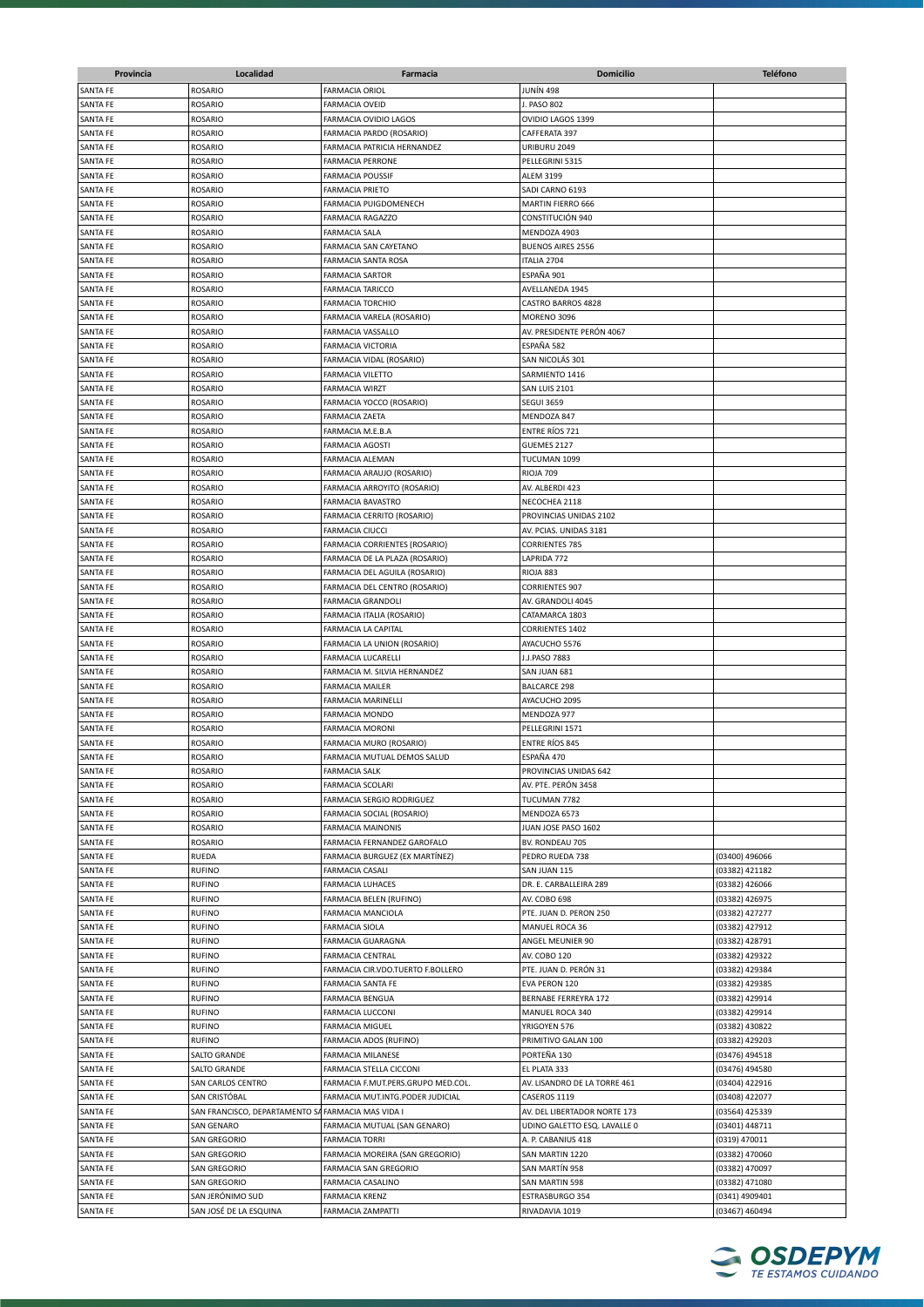| Provincia | Localidad | Farmacia | Domicilio | Teléfono |
|---|---|---|---|---|
| SANTA FE | ROSARIO | FARMACIA ORIOL | JUNÍN 498 | |
| SANTA FE | ROSARIO | FARMACIA OVEID | J. PASO 802 | |
| SANTA FE | ROSARIO | FARMACIA OVIDIO LAGOS | OVIDIO LAGOS 1399 | |
| SANTA FE | ROSARIO | FARMACIA PARDO (ROSARIO) | CAFFERATA 397 | |
| SANTA FE | ROSARIO | FARMACIA PATRICIA HERNANDEZ | URIBURU 2049 | |
| SANTA FE | ROSARIO | FARMACIA PERRONE | PELLEGRINI 5315 | |
| SANTA FE | ROSARIO | FARMACIA POUSSIF | ALEM 3199 | |
| SANTA FE | ROSARIO | FARMACIA PRIETO | SADI CARNO 6193 | |
| SANTA FE | ROSARIO | FARMACIA PUIGDOMENECH | MARTIN FIERRO 666 | |
| SANTA FE | ROSARIO | FARMACIA RAGAZZO | CONSTITUCIÓN 940 | |
| SANTA FE | ROSARIO | FARMACIA SALA | MENDOZA 4903 | |
| SANTA FE | ROSARIO | FARMACIA SAN CAYETANO | BUENOS AIRES 2556 | |
| SANTA FE | ROSARIO | FARMACIA SANTA ROSA | ITALIA 2704 | |
| SANTA FE | ROSARIO | FARMACIA SARTOR | ESPAÑA 901 | |
| SANTA FE | ROSARIO | FARMACIA TARICCO | AVELLANEDA 1945 | |
| SANTA FE | ROSARIO | FARMACIA TORCHIO | CASTRO BARROS 4828 | |
| SANTA FE | ROSARIO | FARMACIA VARELA (ROSARIO) | MORENO 3096 | |
| SANTA FE | ROSARIO | FARMACIA VASSALLO | AV. PRESIDENTE PERÓN 4067 | |
| SANTA FE | ROSARIO | FARMACIA VICTORIA | ESPAÑA 582 | |
| SANTA FE | ROSARIO | FARMACIA VIDAL (ROSARIO) | SAN NICOLÁS 301 | |
| SANTA FE | ROSARIO | FARMACIA VILETTO | SARMIENTO 1416 | |
| SANTA FE | ROSARIO | FARMACIA WIRZT | SAN LUIS 2101 | |
| SANTA FE | ROSARIO | FARMACIA YOCCO (ROSARIO) | SEGUI 3659 | |
| SANTA FE | ROSARIO | FARMACIA ZAETA | MENDOZA 847 | |
| SANTA FE | ROSARIO | FARMACIA M.E.B.A | ENTRE RÍOS 721 | |
| SANTA FE | ROSARIO | FARMACIA AGOSTI | GUEMES 2127 | |
| SANTA FE | ROSARIO | FARMACIA ALEMAN | TUCUMAN 1099 | |
| SANTA FE | ROSARIO | FARMACIA ARAUJO (ROSARIO) | RIOJA 709 | |
| SANTA FE | ROSARIO | FARMACIA ARROYITO (ROSARIO) | AV. ALBERDI 423 | |
| SANTA FE | ROSARIO | FARMACIA BAVASTRO | NECOCHEA 2118 | |
| SANTA FE | ROSARIO | FARMACIA CERRITO (ROSARIO) | PROVINCIAS UNIDAS 2102 | |
| SANTA FE | ROSARIO | FARMACIA CIUCCI | AV. PCIAS. UNIDAS 3181 | |
| SANTA FE | ROSARIO | FARMACIA CORRIENTES (ROSARIO) | CORRIENTES 785 | |
| SANTA FE | ROSARIO | FARMACIA DE LA PLAZA (ROSARIO) | LAPRIDA 772 | |
| SANTA FE | ROSARIO | FARMACIA DEL AGUILA (ROSARIO) | RIOJA 883 | |
| SANTA FE | ROSARIO | FARMACIA DEL CENTRO (ROSARIO) | CORRIENTES 907 | |
| SANTA FE | ROSARIO | FARMACIA GRANDOLI | AV. GRANDOLI 4045 | |
| SANTA FE | ROSARIO | FARMACIA ITALIA (ROSARIO) | CATAMARCA 1803 | |
| SANTA FE | ROSARIO | FARMACIA LA CAPITAL | CORRIENTES 1402 | |
| SANTA FE | ROSARIO | FARMACIA LA UNION (ROSARIO) | AYACUCHO 5576 | |
| SANTA FE | ROSARIO | FARMACIA LUCARELLI | J.J.PASO 7883 | |
| SANTA FE | ROSARIO | FARMACIA M. SILVIA HERNANDEZ | SAN JUAN 681 | |
| SANTA FE | ROSARIO | FARMACIA MAILER | BALCARCE 298 | |
| SANTA FE | ROSARIO | FARMACIA MARINELLI | AYACUCHO 2095 | |
| SANTA FE | ROSARIO | FARMACIA MONDO | MENDOZA 977 | |
| SANTA FE | ROSARIO | FARMACIA MORONI | PELLEGRINI 1571 | |
| SANTA FE | ROSARIO | FARMACIA MURO (ROSARIO) | ENTRE RÍOS 845 | |
| SANTA FE | ROSARIO | FARMACIA MUTUAL DEMOS SALUD | ESPAÑA 470 | |
| SANTA FE | ROSARIO | FARMACIA SALK | PROVINCIAS UNIDAS 642 | |
| SANTA FE | ROSARIO | FARMACIA SCOLARI | AV. PTE. PERÓN 3458 | |
| SANTA FE | ROSARIO | FARMACIA SERGIO RODRIGUEZ | TUCUMAN 7782 | |
| SANTA FE | ROSARIO | FARMACIA SOCIAL (ROSARIO) | MENDOZA 6573 | |
| SANTA FE | ROSARIO | FARMACIA MAINONIS | JUAN JOSE PASO 1602 | |
| SANTA FE | ROSARIO | FARMACIA FERNANDEZ GAROFALO | BV. RONDEAU 705 | |
| SANTA FE | RUEDA | FARMACIA BURGUEZ (EX MARTÍNEZ) | PEDRO RUEDA 738 | (03400) 496066 |
| SANTA FE | RUFINO | FARMACIA CASALI | SAN JUAN 115 | (03382) 421182 |
| SANTA FE | RUFINO | FARMACIA LUHACES | DR. E. CARBALLEIRA 289 | (03382) 426066 |
| SANTA FE | RUFINO | FARMACIA BELEN (RUFINO) | AV. COBO 698 | (03382) 426975 |
| SANTA FE | RUFINO | FARMACIA MANCIOLA | PTE. JUAN D. PERON 250 | (03382) 427277 |
| SANTA FE | RUFINO | FARMACIA SIOLA | MANUEL ROCA 36 | (03382) 427912 |
| SANTA FE | RUFINO | FARMACIA GUARAGNA | ANGEL MEUNIER 90 | (03382) 428791 |
| SANTA FE | RUFINO | FARMACIA CENTRAL | AV. COBO 120 | (03382) 429322 |
| SANTA FE | RUFINO | FARMACIA CIR.VDO.TUERTO F.BOLLERO | PTE. JUAN D. PERÓN 31 | (03382) 429384 |
| SANTA FE | RUFINO | FARMACIA SANTA FE | EVA PERON 120 | (03382) 429385 |
| SANTA FE | RUFINO | FARMACIA BENGUA | BERNABE FERREYRA 172 | (03382) 429914 |
| SANTA FE | RUFINO | FARMACIA LUCCONI | MANUEL ROCA 340 | (03382) 429914 |
| SANTA FE | RUFINO | FARMACIA MIGUEL | YRIGOYEN 576 | (03382) 430822 |
| SANTA FE | RUFINO | FARMACIA ADOS (RUFINO) | PRIMITIVO GALAN 100 | (03382) 429203 |
| SANTA FE | SALTO GRANDE | FARMACIA MILANESE | PORTEÑA 130 | (03476) 494518 |
| SANTA FE | SALTO GRANDE | FARMACIA STELLA CICCONI | EL PLATA 333 | (03476) 494580 |
| SANTA FE | SAN CARLOS CENTRO | FARMACIA F.MUT.PERS.GRUPO MED.COL. | AV. LISANDRO DE LA TORRE 461 | (03404) 422916 |
| SANTA FE | SAN CRISTÓBAL | FARMACIA MUT.INTG.PODER JUDICIAL | CASEROS 1119 | (03408) 422077 |
| SANTA FE | SAN FRANCISCO, DEPARTAMENTO SA | FARMACIA MAS VIDA I | AV. DEL LIBERTADOR NORTE 173 | (03564) 425339 |
| SANTA FE | SAN GENARO | FARMACIA MUTUAL (SAN GENARO) | UDINO GALETTO ESQ. LAVALLE 0 | (03401) 448711 |
| SANTA FE | SAN GREGORIO | FARMACIA TORRI | A. P. CABANIUS 418 | (0319) 470011 |
| SANTA FE | SAN GREGORIO | FARMACIA MOREIRA (SAN GREGORIO) | SAN MARTIN 1220 | (03382) 470060 |
| SANTA FE | SAN GREGORIO | FARMACIA SAN GREGORIO | SAN MARTÍN 958 | (03382) 470097 |
| SANTA FE | SAN GREGORIO | FARMACIA CASALINO | SAN MARTIN 598 | (03382) 471080 |
| SANTA FE | SAN JERÓNIMO SUD | FARMACIA KRENZ | ESTRASBURGO 354 | (0341) 4909401 |
| SANTA FE | SAN JOSÉ DE LA ESQUINA | FARMACIA ZAMPATTI | RIVADAVIA 1019 | (03467) 460494 |

OSDEPYM
TE ESTAMOS CUIDANDO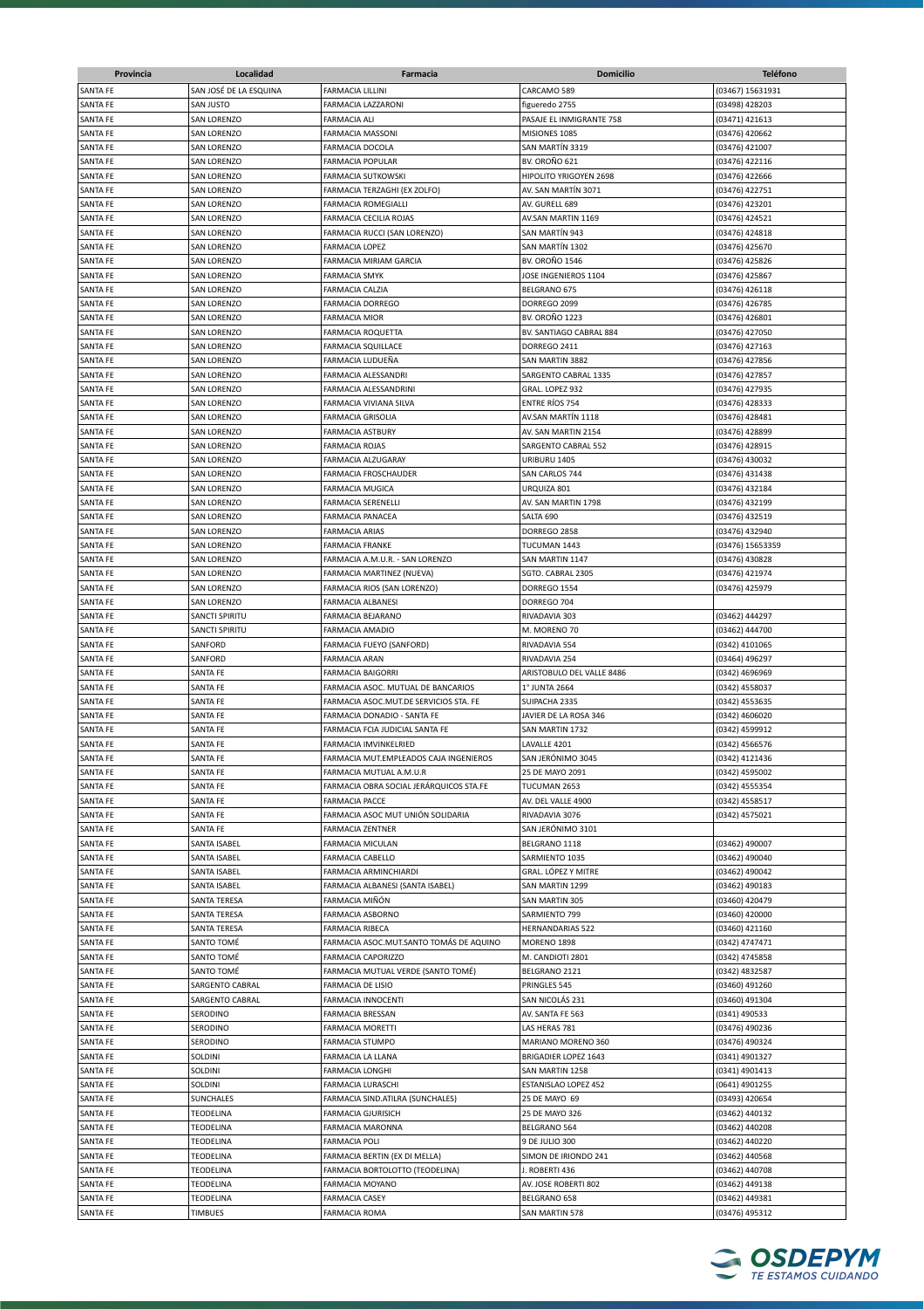| Provincia | Localidad | Farmacia | Domicilio | Teléfono |
|---|---|---|---|---|
| SANTA FE | SAN JOSÉ DE LA ESQUINA | FARMACIA LILLINI | CARCAMO 589 | (03467) 15631931 |
| SANTA FE | SAN JUSTO | FARMACIA LAZZARONI | figueredo 2755 | (03498) 428203 |
| SANTA FE | SAN LORENZO | FARMACIA ALI | PASAJE EL INMIGRANTE 758 | (03471) 421613 |
| SANTA FE | SAN LORENZO | FARMACIA MASSONI | MISIONES 1085 | (03476) 420662 |
| SANTA FE | SAN LORENZO | FARMACIA DOCOLA | SAN MARTÍN 3319 | (03476) 421007 |
| SANTA FE | SAN LORENZO | FARMACIA POPULAR | BV. OROÑO 621 | (03476) 422116 |
| SANTA FE | SAN LORENZO | FARMACIA SUTKOWSKI | HIPOLITO YRIGOYEN 2698 | (03476) 422666 |
| SANTA FE | SAN LORENZO | FARMACIA TERZAGHI (EX ZOLFO) | AV. SAN MARTÍN 3071 | (03476) 422751 |
| SANTA FE | SAN LORENZO | FARMACIA ROMEGIALLI | AV. GURELL 689 | (03476) 423201 |
| SANTA FE | SAN LORENZO | FARMACIA CECILIA ROJAS | AV.SAN MARTIN 1169 | (03476) 424521 |
| SANTA FE | SAN LORENZO | FARMACIA RUCCI (SAN LORENZO) | SAN MARTÍN 943 | (03476) 424818 |
| SANTA FE | SAN LORENZO | FARMACIA LOPEZ | SAN MARTÍN 1302 | (03476) 425670 |
| SANTA FE | SAN LORENZO | FARMACIA MIRIAM GARCIA | BV. OROÑO 1546 | (03476) 425826 |
| SANTA FE | SAN LORENZO | FARMACIA SMYK | JOSE INGENIEROS 1104 | (03476) 425867 |
| SANTA FE | SAN LORENZO | FARMACIA CALZIA | BELGRANO 675 | (03476) 426118 |
| SANTA FE | SAN LORENZO | FARMACIA DORREGO | DORREGO 2099 | (03476) 426785 |
| SANTA FE | SAN LORENZO | FARMACIA MIOR | BV. OROÑO 1223 | (03476) 426801 |
| SANTA FE | SAN LORENZO | FARMACIA ROQUETTA | BV. SANTIAGO CABRAL 884 | (03476) 427050 |
| SANTA FE | SAN LORENZO | FARMACIA SQUILLACE | DORREGO 2411 | (03476) 427163 |
| SANTA FE | SAN LORENZO | FARMACIA LUDUEÑA | SAN MARTIN 3882 | (03476) 427856 |
| SANTA FE | SAN LORENZO | FARMACIA ALESSANDRI | SARGENTO CABRAL 1335 | (03476) 427857 |
| SANTA FE | SAN LORENZO | FARMACIA ALESSANDRINI | GRAL. LOPEZ 932 | (03476) 427935 |
| SANTA FE | SAN LORENZO | FARMACIA VIVIANA SILVA | ENTRE RÍOS 754 | (03476) 428333 |
| SANTA FE | SAN LORENZO | FARMACIA GRISOLIA | AV.SAN MARTÍN 1118 | (03476) 428481 |
| SANTA FE | SAN LORENZO | FARMACIA ASTBURY | AV. SAN MARTIN 2154 | (03476) 428899 |
| SANTA FE | SAN LORENZO | FARMACIA ROJAS | SARGENTO CABRAL 552 | (03476) 428915 |
| SANTA FE | SAN LORENZO | FARMACIA ALZUGARAY | URIBURU 1405 | (03476) 430032 |
| SANTA FE | SAN LORENZO | FARMACIA FROSCHAUDER | SAN CARLOS 744 | (03476) 431438 |
| SANTA FE | SAN LORENZO | FARMACIA MUGICA | URQUIZA 801 | (03476) 432184 |
| SANTA FE | SAN LORENZO | FARMACIA SERENELLI | AV. SAN MARTIN 1798 | (03476) 432199 |
| SANTA FE | SAN LORENZO | FARMACIA PANACEA | SALTA 690 | (03476) 432519 |
| SANTA FE | SAN LORENZO | FARMACIA ARIAS | DORREGO 2858 | (03476) 432940 |
| SANTA FE | SAN LORENZO | FARMACIA FRANKE | TUCUMAN 1443 | (03476) 15653359 |
| SANTA FE | SAN LORENZO | FARMACIA A.M.U.R. - SAN LORENZO | SAN MARTIN 1147 | (03476) 430828 |
| SANTA FE | SAN LORENZO | FARMACIA MARTINEZ (NUEVA) | SGTO. CABRAL 2305 | (03476) 421974 |
| SANTA FE | SAN LORENZO | FARMACIA RIOS (SAN LORENZO) | DORREGO 1554 | (03476) 425979 |
| SANTA FE | SAN LORENZO | FARMACIA ALBANESI | DORREGO 704 | |
| SANTA FE | SANCTI SPIRITU | FARMACIA BEJARANO | RIVADAVIA 303 | (03462) 444297 |
| SANTA FE | SANCTI SPIRITU | FARMACIA AMADIO | M. MORENO 70 | (03462) 444700 |
| SANTA FE | SANFORD | FARMACIA FUEYO (SANFORD) | RIVADAVIA 554 | (0342) 4101065 |
| SANTA FE | SANFORD | FARMACIA ARAN | RIVADAVIA 254 | (03464) 496297 |
| SANTA FE | SANTA FE | FARMACIA BAIGORRI | ARISTOBULO DEL VALLE 8486 | (0342) 4696969 |
| SANTA FE | SANTA FE | FARMACIA ASOC. MUTUAL DE BANCARIOS | 1° JUNTA 2664 | (0342) 4558037 |
| SANTA FE | SANTA FE | FARMACIA ASOC.MUT.DE SERVICIOS STA. FE | SUIPACHA 2335 | (0342) 4553635 |
| SANTA FE | SANTA FE | FARMACIA DONADIO - SANTA FE | JAVIER DE LA ROSA 346 | (0342) 4606020 |
| SANTA FE | SANTA FE | FARMACIA FCIA JUDICIAL SANTA FE | SAN MARTIN 1732 | (0342) 4599912 |
| SANTA FE | SANTA FE | FARMACIA IMVINKELRIED | LAVALLE 4201 | (0342) 4566576 |
| SANTA FE | SANTA FE | FARMACIA MUT.EMPLEADOS CAJA INGENIEROS | SAN JERÓNIMO 3045 | (0342) 4121436 |
| SANTA FE | SANTA FE | FARMACIA MUTUAL A.M.U.R | 25 DE MAYO 2091 | (0342) 4595002 |
| SANTA FE | SANTA FE | FARMACIA OBRA SOCIAL JERÁRQUICOS STA.FE | TUCUMAN 2653 | (0342) 4555354 |
| SANTA FE | SANTA FE | FARMACIA PACCE | AV. DEL VALLE 4900 | (0342) 4558517 |
| SANTA FE | SANTA FE | FARMACIA ASOC MUT UNIÓN SOLIDARIA | RIVADAVIA 3076 | (0342) 4575021 |
| SANTA FE | SANTA FE | FARMACIA ZENTNER | SAN JERÓNIMO 3101 | |
| SANTA FE | SANTA ISABEL | FARMACIA MICULAN | BELGRANO 1118 | (03462) 490007 |
| SANTA FE | SANTA ISABEL | FARMACIA CABELLO | SARMIENTO 1035 | (03462) 490040 |
| SANTA FE | SANTA ISABEL | FARMACIA ARMINCHIARDI | GRAL. LÓPEZ Y MITRE | (03462) 490042 |
| SANTA FE | SANTA ISABEL | FARMACIA ALBANESI (SANTA ISABEL) | SAN MARTIN 1299 | (03462) 490183 |
| SANTA FE | SANTA TERESA | FARMACIA MIÑÓN | SAN MARTIN 305 | (03460) 420479 |
| SANTA FE | SANTA TERESA | FARMACIA ASBORNO | SARMIENTO 799 | (03460) 420000 |
| SANTA FE | SANTA TERESA | FARMACIA RIBECA | HERNANDARIAS 522 | (03460) 421160 |
| SANTA FE | SANTO TOMÉ | FARMACIA ASOC.MUT.SANTO TOMÁS DE AQUINO | MORENO 1898 | (0342) 4747471 |
| SANTA FE | SANTO TOMÉ | FARMACIA CAPORIZZO | M. CANDIOTI 2801 | (0342) 4745858 |
| SANTA FE | SANTO TOMÉ | FARMACIA MUTUAL VERDE (SANTO TOMÉ) | BELGRANO 2121 | (0342) 4832587 |
| SANTA FE | SARGENTO CABRAL | FARMACIA DE LISIO | PRINGLES 545 | (03460) 491260 |
| SANTA FE | SARGENTO CABRAL | FARMACIA INNOCENTI | SAN NICOLÁS 231 | (03460) 491304 |
| SANTA FE | SERODINO | FARMACIA BRESSAN | AV. SANTA FE 563 | (0341) 490533 |
| SANTA FE | SERODINO | FARMACIA MORETTI | LAS HERAS 781 | (03476) 490236 |
| SANTA FE | SERODINO | FARMACIA STUMPO | MARIANO MORENO 360 | (03476) 490324 |
| SANTA FE | SOLDINI | FARMACIA LA LLANA | BRIGADIER LOPEZ 1643 | (0341) 4901327 |
| SANTA FE | SOLDINI | FARMACIA LONGHI | SAN MARTIN 1258 | (0341) 4901413 |
| SANTA FE | SOLDINI | FARMACIA LURASCHI | ESTANISLAO LOPEZ 452 | (0641) 4901255 |
| SANTA FE | SUNCHALES | FARMACIA SIND.ATILRA (SUNCHALES) | 25 DE MAYO 69 | (03493) 420654 |
| SANTA FE | TEODELINA | FARMACIA GJURISICH | 25 DE MAYO 326 | (03462) 440132 |
| SANTA FE | TEODELINA | FARMACIA MARONNA | BELGRANO 564 | (03462) 440208 |
| SANTA FE | TEODELINA | FARMACIA POLI | 9 DE JULIO 300 | (03462) 440220 |
| SANTA FE | TEODELINA | FARMACIA BERTIN (EX DI MELLA) | SIMON DE IRIONDO 241 | (03462) 440568 |
| SANTA FE | TEODELINA | FARMACIA BORTOLOTTO (TEODELINA) | J. ROBERTI 436 | (03462) 440708 |
| SANTA FE | TEODELINA | FARMACIA MOYANO | AV. JOSE ROBERTI 802 | (03462) 449138 |
| SANTA FE | TEODELINA | FARMACIA CASEY | BELGRANO 658 | (03462) 449381 |
| SANTA FE | TIMBUES | FARMACIA ROMA | SAN MARTIN 578 | (03476) 495312 |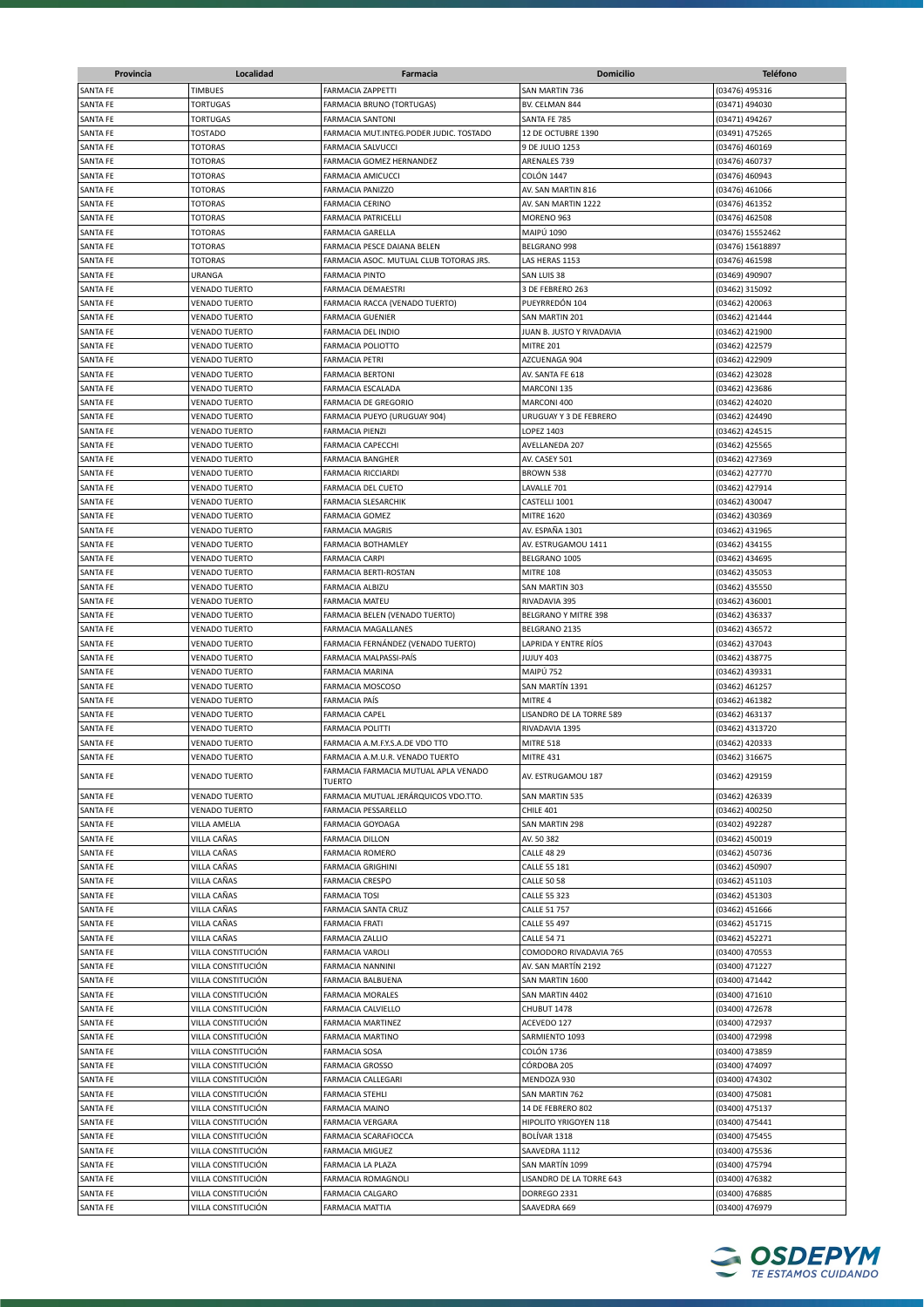| Provincia | Localidad | Farmacia | Domicilio | Teléfono |
|---|---|---|---|---|
| SANTA FE | TIMBUES | FARMACIA ZAPPETTI | SAN MARTIN 736 | (03476) 495316 |
| SANTA FE | TORTUGAS | FARMACIA BRUNO (TORTUGAS) | BV. CELMAN 844 | (03471) 494030 |
| SANTA FE | TORTUGAS | FARMACIA SANTONI | SANTA FE 785 | (03471) 494267 |
| SANTA FE | TOSTADO | FARMACIA MUT.INTEG.PODER JUDIC. TOSTADO | 12 DE OCTUBRE 1390 | (03491) 475265 |
| SANTA FE | TOTORAS | FARMACIA SALVUCCI | 9 DE JULIO 1253 | (03476) 460169 |
| SANTA FE | TOTORAS | FARMACIA GOMEZ HERNANDEZ | ARENALES 739 | (03476) 460737 |
| SANTA FE | TOTORAS | FARMACIA AMICUCCI | COLÓN 1447 | (03476) 460943 |
| SANTA FE | TOTORAS | FARMACIA PANIZZO | AV. SAN MARTIN 816 | (03476) 461066 |
| SANTA FE | TOTORAS | FARMACIA CERINO | AV. SAN MARTIN 1222 | (03476) 461352 |
| SANTA FE | TOTORAS | FARMACIA PATRICELLI | MORENO 963 | (03476) 462508 |
| SANTA FE | TOTORAS | FARMACIA GARELLA | MAIPÚ 1090 | (03476) 15552462 |
| SANTA FE | TOTORAS | FARMACIA PESCE DAIANA BELEN | BELGRANO 998 | (03476) 15618897 |
| SANTA FE | TOTORAS | FARMACIA ASOC. MUTUAL CLUB TOTORAS JRS. | LAS HERAS 1153 | (03476) 461598 |
| SANTA FE | URANGA | FARMACIA PINTO | SAN LUIS 38 | (03469) 490907 |
| SANTA FE | VENADO TUERTO | FARMACIA DEMAESTRI | 3 DE FEBRERO 263 | (03462) 315092 |
| SANTA FE | VENADO TUERTO | FARMACIA RACCA (VENADO TUERTO) | PUEYRREDÓN 104 | (03462) 420063 |
| SANTA FE | VENADO TUERTO | FARMACIA GUENIER | SAN MARTIN 201 | (03462) 421444 |
| SANTA FE | VENADO TUERTO | FARMACIA DEL INDIO | JUAN B. JUSTO Y RIVADAVIA | (03462) 421900 |
| SANTA FE | VENADO TUERTO | FARMACIA POLIOTTO | MITRE 201 | (03462) 422579 |
| SANTA FE | VENADO TUERTO | FARMACIA PETRI | AZCUENAGA 904 | (03462) 422909 |
| SANTA FE | VENADO TUERTO | FARMACIA BERTONI | AV. SANTA FE 618 | (03462) 423028 |
| SANTA FE | VENADO TUERTO | FARMACIA ESCALADA | MARCONI 135 | (03462) 423686 |
| SANTA FE | VENADO TUERTO | FARMACIA DE GREGORIO | MARCONI 400 | (03462) 424020 |
| SANTA FE | VENADO TUERTO | FARMACIA PUEYO (URUGUAY 904) | URUGUAY Y 3 DE FEBRERO | (03462) 424490 |
| SANTA FE | VENADO TUERTO | FARMACIA PIENZI | LOPEZ 1403 | (03462) 424515 |
| SANTA FE | VENADO TUERTO | FARMACIA CAPECCHI | AVELLANEDA 207 | (03462) 425565 |
| SANTA FE | VENADO TUERTO | FARMACIA BANGHER | AV. CASEY 501 | (03462) 427369 |
| SANTA FE | VENADO TUERTO | FARMACIA RICCIARDI | BROWN 538 | (03462) 427770 |
| SANTA FE | VENADO TUERTO | FARMACIA DEL CUETO | LAVALLE 701 | (03462) 427914 |
| SANTA FE | VENADO TUERTO | FARMACIA SLESARCHIK | CASTELLI 1001 | (03462) 430047 |
| SANTA FE | VENADO TUERTO | FARMACIA GOMEZ | MITRE 1620 | (03462) 430369 |
| SANTA FE | VENADO TUERTO | FARMACIA MAGRIS | AV. ESPAÑA 1301 | (03462) 431965 |
| SANTA FE | VENADO TUERTO | FARMACIA BOTHAMLEY | AV. ESTRUGAMOU 1411 | (03462) 434155 |
| SANTA FE | VENADO TUERTO | FARMACIA CARPI | BELGRANO 1005 | (03462) 434695 |
| SANTA FE | VENADO TUERTO | FARMACIA BERTI-ROSTAN | MITRE 108 | (03462) 435053 |
| SANTA FE | VENADO TUERTO | FARMACIA ALBIZU | SAN MARTIN 303 | (03462) 435550 |
| SANTA FE | VENADO TUERTO | FARMACIA MATEU | RIVADAVIA 395 | (03462) 436001 |
| SANTA FE | VENADO TUERTO | FARMACIA BELEN (VENADO TUERTO) | BELGRANO Y MITRE 398 | (03462) 436337 |
| SANTA FE | VENADO TUERTO | FARMACIA MAGALLANES | BELGRANO 2135 | (03462) 436572 |
| SANTA FE | VENADO TUERTO | FARMACIA FERNÁNDEZ (VENADO TUERTO) | LAPRIDA Y ENTRE RÍOS | (03462) 437043 |
| SANTA FE | VENADO TUERTO | FARMACIA MALPASSI-PAÍS | JUJUY 403 | (03462) 438775 |
| SANTA FE | VENADO TUERTO | FARMACIA MARINA | MAIPÚ 752 | (03462) 439331 |
| SANTA FE | VENADO TUERTO | FARMACIA MOSCOSO | SAN MARTÍN 1391 | (03462) 461257 |
| SANTA FE | VENADO TUERTO | FARMACIA PAÍS | MITRE 4 | (03462) 461382 |
| SANTA FE | VENADO TUERTO | FARMACIA CAPEL | LISANDRO DE LA TORRE 589 | (03462) 463137 |
| SANTA FE | VENADO TUERTO | FARMACIA POLITTI | RIVADAVIA 1395 | (03462) 4313720 |
| SANTA FE | VENADO TUERTO | FARMACIA A.M.F.Y.S.A.DE VDO TTO | MITRE 518 | (03462) 420333 |
| SANTA FE | VENADO TUERTO | FARMACIA A.M.U.R. VENADO TUERTO | MITRE 431 | (03462) 316675 |
| SANTA FE | VENADO TUERTO | FARMACIA FARMACIA MUTUAL APLA VENADO TUERTO | AV. ESTRUGAMOU 187 | (03462) 429159 |
| SANTA FE | VENADO TUERTO | FARMACIA MUTUAL JERÁRQUICOS VDO.TTO. | SAN MARTIN 535 | (03462) 426339 |
| SANTA FE | VENADO TUERTO | FARMACIA PESSARELLO | CHILE 401 | (03462) 400250 |
| SANTA FE | VILLA AMELIA | FARMACIA GOYOAGA | SAN MARTIN 298 | (03402) 492287 |
| SANTA FE | VILLA CAÑAS | FARMACIA DILLON | AV. 50 382 | (03462) 450019 |
| SANTA FE | VILLA CAÑAS | FARMACIA ROMERO | CALLE 48 29 | (03462) 450736 |
| SANTA FE | VILLA CAÑAS | FARMACIA GRIGHINI | CALLE 55 181 | (03462) 450907 |
| SANTA FE | VILLA CAÑAS | FARMACIA CRESPO | CALLE 50 58 | (03462) 451103 |
| SANTA FE | VILLA CAÑAS | FARMACIA TOSI | CALLE 55 323 | (03462) 451303 |
| SANTA FE | VILLA CAÑAS | FARMACIA SANTA CRUZ | CALLE 51 757 | (03462) 451666 |
| SANTA FE | VILLA CAÑAS | FARMACIA FRATI | CALLE 55 497 | (03462) 451715 |
| SANTA FE | VILLA CAÑAS | FARMACIA ZALLIO | CALLE 54 71 | (03462) 452271 |
| SANTA FE | VILLA CONSTITUCIÓN | FARMACIA VAROLI | COMODORO RIVADAVIA 765 | (03400) 470553 |
| SANTA FE | VILLA CONSTITUCIÓN | FARMACIA NANNINI | AV. SAN MARTÍN 2192 | (03400) 471227 |
| SANTA FE | VILLA CONSTITUCIÓN | FARMACIA BALBUENA | SAN MARTIN 1600 | (03400) 471442 |
| SANTA FE | VILLA CONSTITUCIÓN | FARMACIA MORALES | SAN MARTIN 4402 | (03400) 471610 |
| SANTA FE | VILLA CONSTITUCIÓN | FARMACIA CALVIELLO | CHUBUT 1478 | (03400) 472678 |
| SANTA FE | VILLA CONSTITUCIÓN | FARMACIA MARTINEZ | ACEVEDO 127 | (03400) 472937 |
| SANTA FE | VILLA CONSTITUCIÓN | FARMACIA MARTINO | SARMIENTO 1093 | (03400) 472998 |
| SANTA FE | VILLA CONSTITUCIÓN | FARMACIA SOSA | COLÓN 1736 | (03400) 473859 |
| SANTA FE | VILLA CONSTITUCIÓN | FARMACIA GROSSO | CÓRDOBA 205 | (03400) 474097 |
| SANTA FE | VILLA CONSTITUCIÓN | FARMACIA CALLEGARI | MENDOZA 930 | (03400) 474302 |
| SANTA FE | VILLA CONSTITUCIÓN | FARMACIA STEHLI | SAN MARTIN 762 | (03400) 475081 |
| SANTA FE | VILLA CONSTITUCIÓN | FARMACIA MAINO | 14 DE FEBRERO 802 | (03400) 475137 |
| SANTA FE | VILLA CONSTITUCIÓN | FARMACIA VERGARA | HIPOLITO YRIGOYEN 118 | (03400) 475441 |
| SANTA FE | VILLA CONSTITUCIÓN | FARMACIA SCARAFIOCCA | BOLÍVAR 1318 | (03400) 475455 |
| SANTA FE | VILLA CONSTITUCIÓN | FARMACIA MIGUEZ | SAAVEDRA 1112 | (03400) 475536 |
| SANTA FE | VILLA CONSTITUCIÓN | FARMACIA LA PLAZA | SAN MARTÍN 1099 | (03400) 475794 |
| SANTA FE | VILLA CONSTITUCIÓN | FARMACIA ROMAGNOLI | LISANDRO DE LA TORRE 643 | (03400) 476382 |
| SANTA FE | VILLA CONSTITUCIÓN | FARMACIA CALGARO | DORREGO 2331 | (03400) 476885 |
| SANTA FE | VILLA CONSTITUCIÓN | FARMACIA MATTIA | SAAVEDRA 669 | (03400) 476979 |

OSDEPYM
TE ESTAMOS CUIDANDO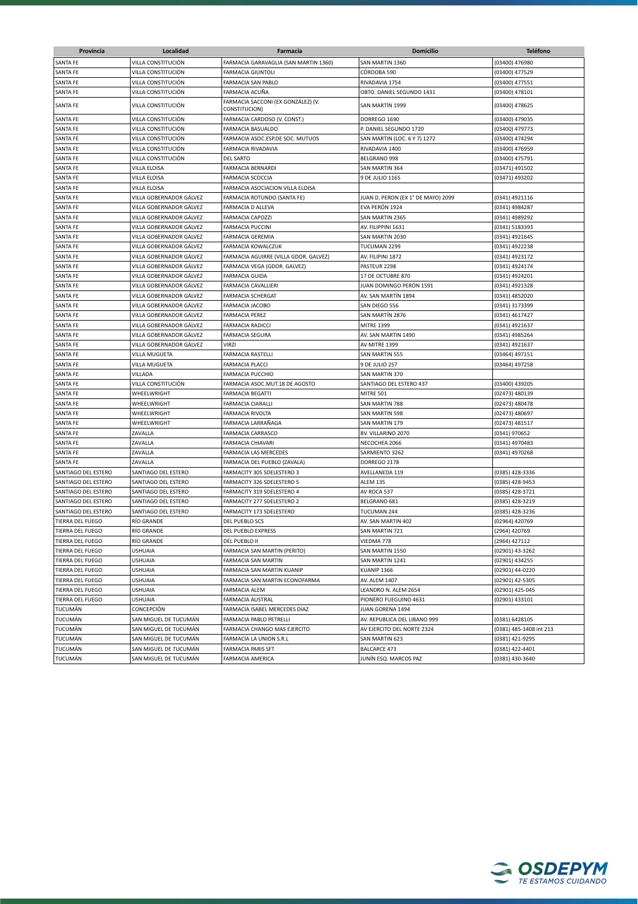| Provincia | Localidad | Farmacia | Domicilio | Teléfono |
|---|---|---|---|---|
| SANTA FE | VILLA CONSTITUCIÓN | FARMACIA GARAVAGLIA (SAN MARTIN 1360) | SAN MARTIN 1360 | (03400) 476980 |
| SANTA FE | VILLA CONSTITUCIÓN | FARMACIA GIUNTOLI | CÓRDOBA 590 | (03400) 477529 |
| SANTA FE | VILLA CONSTITUCIÓN | FARMACIA SAN PABLO | RIVADAVIA 1754 | (03400) 477551 |
| SANTA FE | VILLA CONSTITUCIÓN | FARMACIA ACUÑA | OBTO. DANIEL SEGUNDO 1431 | (03400) 478101 |
| SANTA FE | VILLA CONSTITUCIÓN | FARMACIA SACCONI (EX GONZÁLEZ) (V. CONSTITUCION) | SAN MARTÍN 1999 | (03400) 478625 |
| SANTA FE | VILLA CONSTITUCIÓN | FARMACIA CARDOSO (V. CONST.) | DORREGO 1690 | (03400) 479035 |
| SANTA FE | VILLA CONSTITUCIÓN | FARMACIA BASUALDO | P. DANIEL SEGUNDO 1720 | (03400) 479773 |
| SANTA FE | VILLA CONSTITUCIÓN | FARMACIA ASOC.ESP.DE SOC. MUTUOS | SAN MARTIN (LOC. 6 Y 7) 1272 | (03400) 474294 |
| SANTA FE | VILLA CONSTITUCIÓN | FARMACIA RIVADAVIA | RIVADAVIA 1400 | (03400) 476959 |
| SANTA FE | VILLA CONSTITUCIÓN | DEL SARTO | BELGRANO 998 | (03400) 475791 |
| SANTA FE | VILLA ELOISA | FARMACIA BERNARDI | SAN MARTIN 364 | (03471) 491502 |
| SANTA FE | VILLA ELOISA | FARMACIA SCOCCIA | 9 DE JULIO 1165 | (03471) 493202 |
| SANTA FE | VILLA ELOISA | FARMACIA ASOCIACION VILLA ELOISA | | |
| SANTA FE | VILLA GOBERNADOR GÁLVEZ | FARMACIA ROTUNDO (SANTA FE) | JUAN D. PERON (EX 1° DE MAYO) 2099 | (0341) 4921116 |
| SANTA FE | VILLA GOBERNADOR GÁLVEZ | FARMACIA D ALLEVA | EVA PERÓN 1924 | (0341) 4984287 |
| SANTA FE | VILLA GOBERNADOR GÁLVEZ | FARMACIA CAPOZZI | SAN MARTIN 2365 | (0341) 4989292 |
| SANTA FE | VILLA GOBERNADOR GÁLVEZ | FARMACIA PUCCINI | AV. FILIPPINI 1631 | (0341) 5183393 |
| SANTA FE | VILLA GOBERNADOR GÁLVEZ | FARMACIA GEREMIA | SAN MARTIN 2030 | (0341) 4921645 |
| SANTA FE | VILLA GOBERNADOR GÁLVEZ | FARMACIA KOWALCZUK | TUCUMAN 2299 | (0341) 4922238 |
| SANTA FE | VILLA GOBERNADOR GÁLVEZ | FARMACIA AGUIRRE (VILLA GDOR. GALVEZ) | AV. FILIPINI 1872 | (0341) 4923172 |
| SANTA FE | VILLA GOBERNADOR GÁLVEZ | FARMACIA VEGA (GDOR. GALVEZ) | PASTEUR 2298 | (0341) 4924174 |
| SANTA FE | VILLA GOBERNADOR GÁLVEZ | FARMACIA GUIDA | 17 DE OCTUBRE 870 | (0341) 4924201 |
| SANTA FE | VILLA GOBERNADOR GÁLVEZ | FARMACIA CAVALLIERI | JUAN DOMINGO PERÓN 1591 | (0341) 4921328 |
| SANTA FE | VILLA GOBERNADOR GÁLVEZ | FARMACIA SCHERGAT | AV. SAN MARTÍN 1894 | (0341) 4852020 |
| SANTA FE | VILLA GOBERNADOR GÁLVEZ | FARMACIA JACOBO | SAN DIEGO 556 | (0341) 3173399 |
| SANTA FE | VILLA GOBERNADOR GÁLVEZ | FARMACIA PEREZ | SAN MARTÍN 2876 | (0341) 4617427 |
| SANTA FE | VILLA GOBERNADOR GÁLVEZ | FARMACIA RADICCI | MITRE 1399 | (0341) 4921637 |
| SANTA FE | VILLA GOBERNADOR GÁLVEZ | FARMACIA SEGURA | AV. SAN MARTIN 1490 | (0341) 4985264 |
| SANTA FE | VILLA GOBERNADOR GÁLVEZ | VIRZI | AV MITRE 1399 | (0341) 4921637 |
| SANTA FE | VILLA MUGUETA | FARMACIA RASTELLI | SAN MARTIN 555 | (03464) 497151 |
| SANTA FE | VILLA MUGUETA | FARMACIA PLACCI | 9 DE JULIO 257 | (03464) 497258 |
| SANTA FE | VILLADA | FARMACIA PUCCHIO | SAN MARTIN 370 | |
| SANTA FE | VILLA CONSTITUCIÓN | FARMACIA ASOC.MUT.18 DE AGOSTO | SANTIAGO DEL ESTERO 437 | (03400) 439205 |
| SANTA FE | WHEELWRIGHT | FARMACIA BEGATTI | MITRE 501 | (02473) 480139 |
| SANTA FE | WHEELWRIGHT | FARMACIA CIARALLI | SAN MARTIN 788 | (02473) 480478 |
| SANTA FE | WHEELWRIGHT | FARMACIA RIVOLTA | SAN MARTIN 598 | (02473) 480697 |
| SANTA FE | WHEELWRIGHT | FARMACIA LARRAÑAGA | SAN MARTIN 179 | (02473) 481517 |
| SANTA FE | ZAVALLA | FARMACIA CARRASCO | BV. VILLARINO 2070 | (0341) 970652 |
| SANTA FE | ZAVALLA | FARMACIA CHIAVARI | NECOCHEA 2066 | (0341) 4970483 |
| SANTA FE | ZAVALLA | FARMACIA LAS MERCEDES | SARMIENTO 3262 | (0341) 4970268 |
| SANTA FE | ZAVALLA | FARMACIA DEL PUEBLO (ZAVALA) | DORREGO 2178 | |
| SANTIAGO DEL ESTERO | SANTIAGO DEL ESTERO | FARMACITY 305 SDELESTERO 3 | AVELLANEDA 119 | (0385) 428-3336 |
| SANTIAGO DEL ESTERO | SANTIAGO DEL ESTERO | FARMACITY 326 SDELESTERO 5 | ALEM 135 | (0385) 428-9453 |
| SANTIAGO DEL ESTERO | SANTIAGO DEL ESTERO | FARMACITY 319 SDELESTERO 4 | AV ROCA 537 | (0385) 428-3721 |
| SANTIAGO DEL ESTERO | SANTIAGO DEL ESTERO | FARMACITY 277 SDELESTERO 2 | BELGRANO 681 | (0385) 428-3219 |
| SANTIAGO DEL ESTERO | SANTIAGO DEL ESTERO | FARMACITY 173 SDELESTERO | TUCUMAN 244 | (0385) 428-3236 |
| TIERRA DEL FUEGO | RÍO GRANDE | DEL PUEBLO SCS | AV. SAN MARTIN 402 | (02964) 420769 |
| TIERRA DEL FUEGO | RÍO GRANDE | DEL PUEBLO EXPRESS | SAN MARTIN 721 | (2964) 420769 |
| TIERRA DEL FUEGO | RÍO GRANDE | DEL PUEBLO II | VIEDMA 778 | (2964) 427112 |
| TIERRA DEL FUEGO | USHUAIA | FARMACIA SAN MARTIN (PERITO) | SAN MARTIN 1550 | (02901) 43-3262 |
| TIERRA DEL FUEGO | USHUAIA | FARMACIA SAN MARTIN | SAN MARTIN 1241 | (02901) 434255 |
| TIERRA DEL FUEGO | USHUAIA | FARMACIA SAN MARTIN KUANIP | KUANIP 1366 | (02901) 44-0220 |
| TIERRA DEL FUEGO | USHUAIA | FARMACIA SAN MARTIN ECONOFARMA | AV. ALEM 1407 | (02901) 42-5305 |
| TIERRA DEL FUEGO | USHUAIA | FARMACIA ALEM | LEANDRO N. ALEM 2654 | (02901) 425-045 |
| TIERRA DEL FUEGO | USHUAIA | FARMACIA AUSTRAL | PIONERO FUEGUINO 4631 | (02901) 433101 |
| TUCUMÁN | CONCEPCIÓN | FARMACIA ISABEL MERCEDES DIAZ | JUAN GORENA 1494 | |
| TUCUMÁN | SAN MIGUEL DE TUCUMÁN | FARMACIA PABLO PETRELLI | AV. REPUBLICA DEL LIBANO 999 | (0381) 6428105 |
| TUCUMÁN | SAN MIGUEL DE TUCUMÁN | FARMACIA CHANGO MAS EJERCITO | AV EJERCITO DEL NORTE 2324 | (0381) 485-3408 int 213 |
| TUCUMÁN | SAN MIGUEL DE TUCUMÁN | FARMACIA LA UNION S.R.L | SAN MARTIN 623 | (0381) 421-9295 |
| TUCUMÁN | SAN MIGUEL DE TUCUMÁN | FARMACIA PARIS SFT | BALCARCE 473 | (0381) 422-4401 |
| TUCUMÁN | SAN MIGUEL DE TUCUMÁN | FARMACIA AMERICA | JUNÍN ESQ. MARCOS PAZ | (0381) 430-3640 |